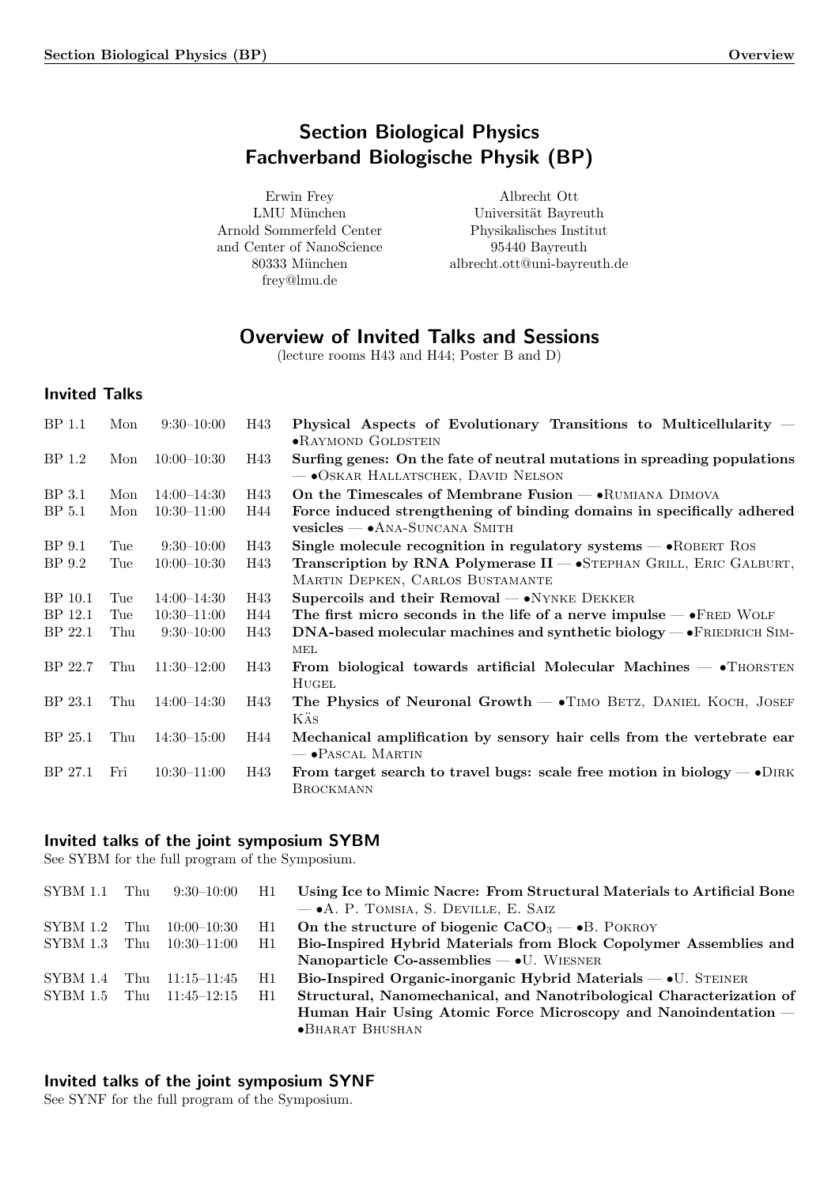# Section Biological Physics
# Fachverband Biologische Physik (BP)

Erwin Frey
LMU München
Arnold Sommerfeld Center
and Center of NanoScience
80333 München
frey@lmu.de

Albrecht Ott
Universität Bayreuth
Physikalisches Institut
95440 Bayreuth
albrecht.ott@uni-bayreuth.de

## Overview of Invited Talks and Sessions

(lecture rooms H43 and H44; Poster B and D)

### Invited Talks

| | | | | |
|---|---|---|---|---|
| BP 1.1 | Mon | 9:30–10:00 | H43 | **Physical Aspects of Evolutionary Transitions to Multicellularity** — •Raymond Goldstein |
| BP 1.2 | Mon | 10:00–10:30 | H43 | **Surfing genes: On the fate of neutral mutations in spreading populations** — •Oskar Hallatschek, David Nelson |
| BP 3.1 | Mon | 14:00–14:30 | H43 | **On the Timescales of Membrane Fusion** — •Rumiana Dimova |
| BP 5.1 | Mon | 10:30–11:00 | H44 | **Force induced strengthening of binding domains in specifically adhered vesicles** — •Ana-Suncana Smith |
| BP 9.1 | Tue | 9:30–10:00 | H43 | **Single molecule recognition in regulatory systems** — •Robert Ros |
| BP 9.2 | Tue | 10:00–10:30 | H43 | **Transcription by RNA Polymerase II** — •Stephan Grill, Eric Galburt, Martin Depken, Carlos Bustamante |
| BP 10.1 | Tue | 14:00–14:30 | H43 | **Supercoils and their Removal** — •Nynke Dekker |
| BP 12.1 | Tue | 10:30–11:00 | H44 | **The first micro seconds in the life of a nerve impulse** — •Fred Wolf |
| BP 22.1 | Thu | 9:30–10:00 | H43 | **DNA-based molecular machines and synthetic biology** — •Friedrich Simmel |
| BP 22.7 | Thu | 11:30–12:00 | H43 | **From biological towards artificial Molecular Machines** — •Thorsten Hugel |
| BP 23.1 | Thu | 14:00–14:30 | H43 | **The Physics of Neuronal Growth** — •Timo Betz, Daniel Koch, Josef Käs |
| BP 25.1 | Thu | 14:30–15:00 | H44 | **Mechanical amplification by sensory hair cells from the vertebrate ear** — •Pascal Martin |
| BP 27.1 | Fri | 10:30–11:00 | H43 | **From target search to travel bugs: scale free motion in biology** — •Dirk Brockmann |

### Invited talks of the joint symposium SYBM

See SYBM for the full program of the Symposium.

| | | | | |
|---|---|---|---|---|
| SYBM 1.1 | Thu | 9:30–10:00 | H1 | **Using Ice to Mimic Nacre: From Structural Materials to Artificial Bone** — •A. P. Tomsia, S. Deville, E. Saiz |
| SYBM 1.2 | Thu | 10:00–10:30 | H1 | **On the structure of biogenic $CaCO_3$** — •B. Pokroy |
| SYBM 1.3 | Thu | 10:30–11:00 | H1 | **Bio-Inspired Hybrid Materials from Block Copolymer Assemblies and Nanoparticle Co-assemblies** — •U. Wiesner |
| SYBM 1.4 | Thu | 11:15–11:45 | H1 | **Bio-Inspired Organic-inorganic Hybrid Materials** — •U. Steiner |
| SYBM 1.5 | Thu | 11:45–12:15 | H1 | **Structural, Nanomechanical, and Nanotribological Characterization of Human Hair Using Atomic Force Microscopy and Nanoindentation** — •Bharat Bhushan |

### Invited talks of the joint symposium SYNF

See SYNF for the full program of the Symposium.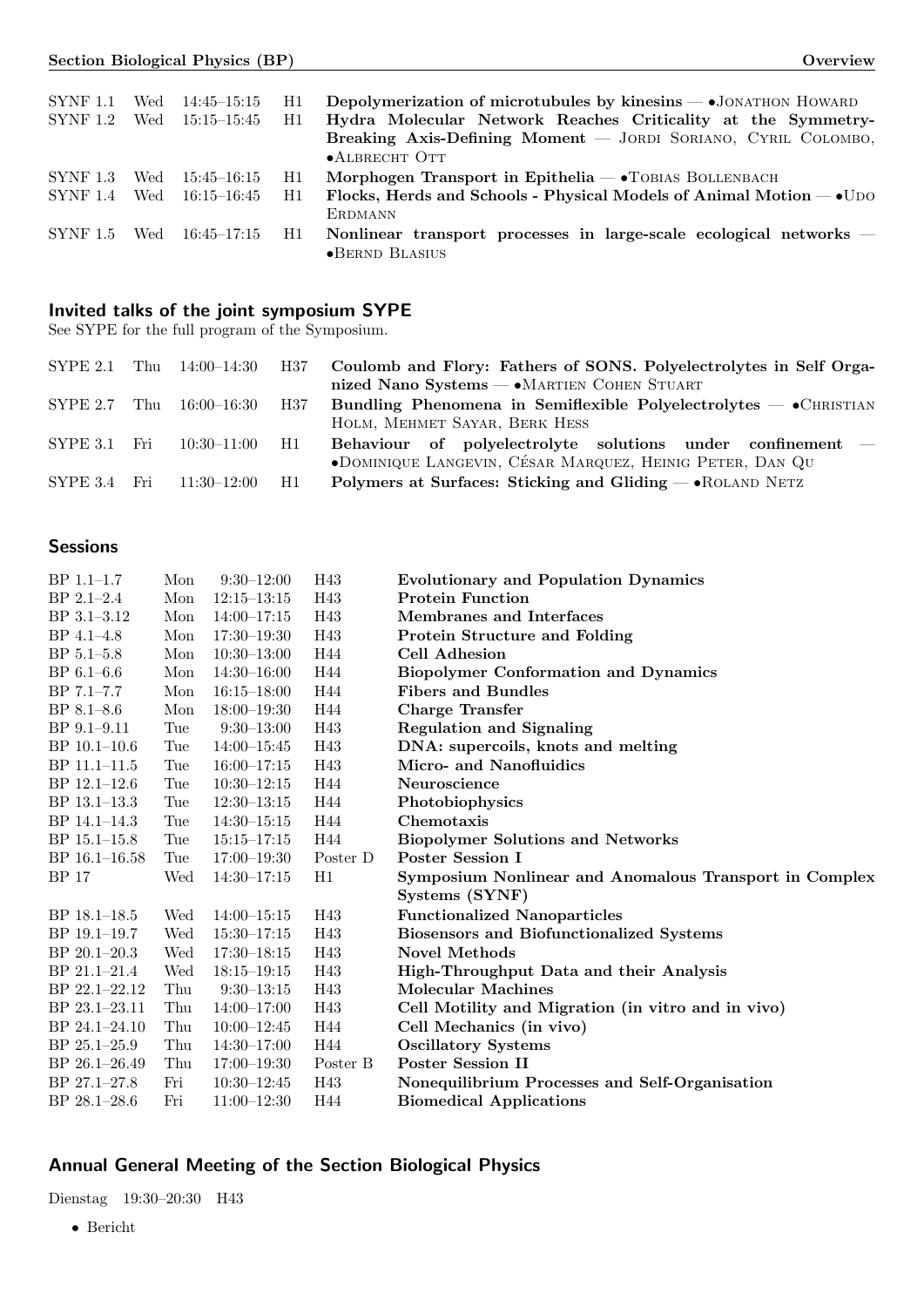| | | | | |
|---|---|---|---|---|
| SYNF 1.1 | Wed | 14:45–15:15 | H1 | **Depolymerization of microtubules by kinesins** — •Jonathon Howard |
| SYNF 1.2 | Wed | 15:15–15:45 | H1 | **Hydra Molecular Network Reaches Criticality at the Symmetry-Breaking Axis-Defining Moment** — Jordi Soriano, Cyril Colombo, •Albrecht Ott |
| SYNF 1.3 | Wed | 15:45–16:15 | H1 | **Morphogen Transport in Epithelia** — •Tobias Bollenbach |
| SYNF 1.4 | Wed | 16:15–16:45 | H1 | **Flocks, Herds and Schools - Physical Models of Animal Motion** — •Udo Erdmann |
| SYNF 1.5 | Wed | 16:45–17:15 | H1 | **Nonlinear transport processes in large-scale ecological networks** — •Bernd Blasius |

## Invited talks of the joint symposium SYPE

See SYPE for the full program of the Symposium.

| | | | | |
|---|---|---|---|---|
| SYPE 2.1 | Thu | 14:00–14:30 | H37 | **Coulomb and Flory: Fathers of SONS. Polyelectrolytes in Self Organized Nano Systems** — •Martien Cohen Stuart |
| SYPE 2.7 | Thu | 16:00–16:30 | H37 | **Bundling Phenomena in Semiflexible Polyelectrolytes** — •Christian Holm, Mehmet Sayar, Berk Hess |
| SYPE 3.1 | Fri | 10:30–11:00 | H1 | **Behaviour of polyelectrolyte solutions under confinement** — •Dominique Langevin, César Marquez, Heinig Peter, Dan Qu |
| SYPE 3.4 | Fri | 11:30–12:00 | H1 | **Polymers at Surfaces: Sticking and Gliding** — •Roland Netz |

## Sessions

| | | | | |
|---|---|---|---|---|
| BP 1.1–1.7 | Mon | 9:30–12:00 | H43 | **Evolutionary and Population Dynamics** |
| BP 2.1–2.4 | Mon | 12:15–13:15 | H43 | **Protein Function** |
| BP 3.1–3.12 | Mon | 14:00–17:15 | H43 | **Membranes and Interfaces** |
| BP 4.1–4.8 | Mon | 17:30–19:30 | H43 | **Protein Structure and Folding** |
| BP 5.1–5.8 | Mon | 10:30–13:00 | H44 | **Cell Adhesion** |
| BP 6.1–6.6 | Mon | 14:30–16:00 | H44 | **Biopolymer Conformation and Dynamics** |
| BP 7.1–7.7 | Mon | 16:15–18:00 | H44 | **Fibers and Bundles** |
| BP 8.1–8.6 | Mon | 18:00–19:30 | H44 | **Charge Transfer** |
| BP 9.1–9.11 | Tue | 9:30–13:00 | H43 | **Regulation and Signaling** |
| BP 10.1–10.6 | Tue | 14:00–15:45 | H43 | **DNA: supercoils, knots and melting** |
| BP 11.1–11.5 | Tue | 16:00–17:15 | H43 | **Micro- and Nanofluidics** |
| BP 12.1–12.6 | Tue | 10:30–12:15 | H44 | **Neuroscience** |
| BP 13.1–13.3 | Tue | 12:30–13:15 | H44 | **Photobiophysics** |
| BP 14.1–14.3 | Tue | 14:30–15:15 | H44 | **Chemotaxis** |
| BP 15.1–15.8 | Tue | 15:15–17:15 | H44 | **Biopolymer Solutions and Networks** |
| BP 16.1–16.58 | Tue | 17:00–19:30 | Poster D | **Poster Session I** |
| BP 17 | Wed | 14:30–17:15 | H1 | **Symposium Nonlinear and Anomalous Transport in Complex Systems (SYNF)** |
| BP 18.1–18.5 | Wed | 14:00–15:15 | H43 | **Functionalized Nanoparticles** |
| BP 19.1–19.7 | Wed | 15:30–17:15 | H43 | **Biosensors and Biofunctionalized Systems** |
| BP 20.1–20.3 | Wed | 17:30–18:15 | H43 | **Novel Methods** |
| BP 21.1–21.4 | Wed | 18:15–19:15 | H43 | **High-Throughput Data and their Analysis** |
| BP 22.1–22.12 | Thu | 9:30–13:15 | H43 | **Molecular Machines** |
| BP 23.1–23.11 | Thu | 14:00–17:00 | H43 | **Cell Motility and Migration (in vitro and in vivo)** |
| BP 24.1–24.10 | Thu | 10:00–12:45 | H44 | **Cell Mechanics (in vivo)** |
| BP 25.1–25.9 | Thu | 14:30–17:00 | H44 | **Oscillatory Systems** |
| BP 26.1–26.49 | Thu | 17:00–19:30 | Poster B | **Poster Session II** |
| BP 27.1–27.8 | Fri | 10:30–12:45 | H43 | **Nonequilibrium Processes and Self-Organisation** |
| BP 28.1–28.6 | Fri | 11:00–12:30 | H44 | **Biomedical Applications** |

## Annual General Meeting of the Section Biological Physics

Dienstag 19:30–20:30 H43

- Bericht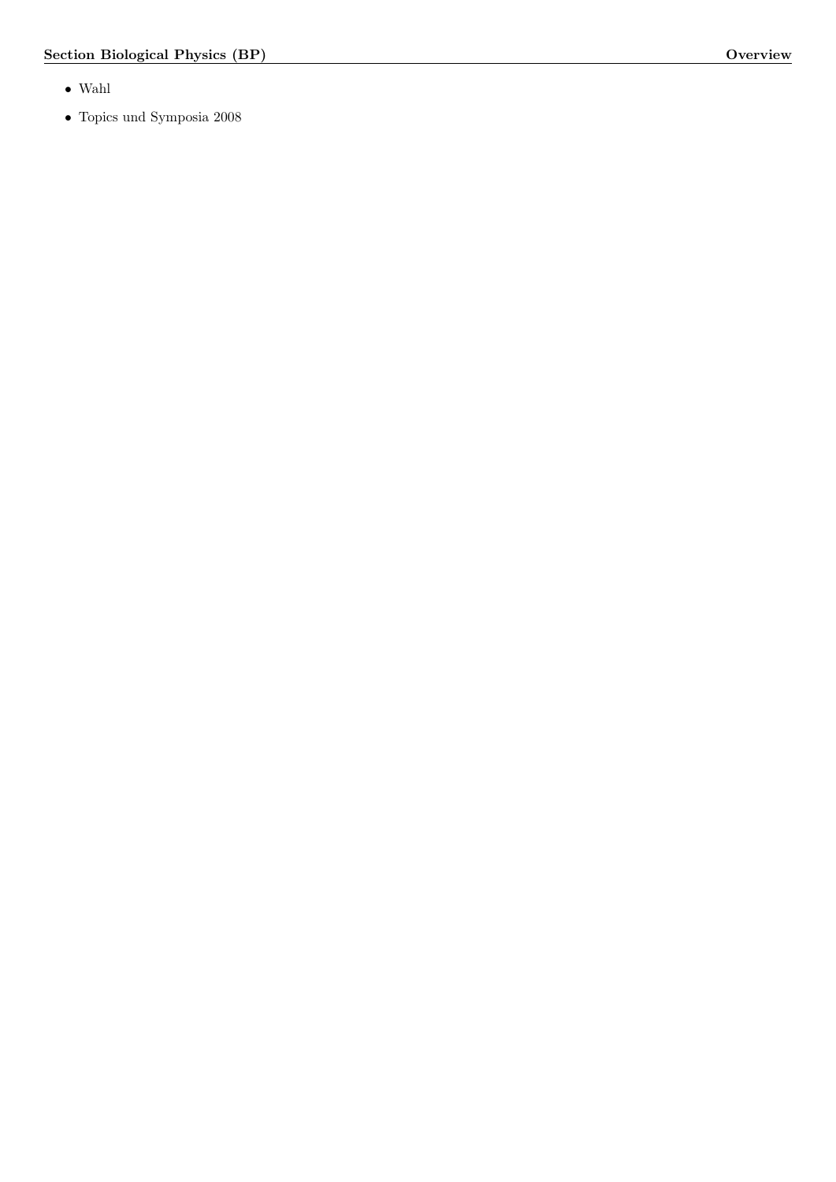- Wahl
- Topics und Symposia 2008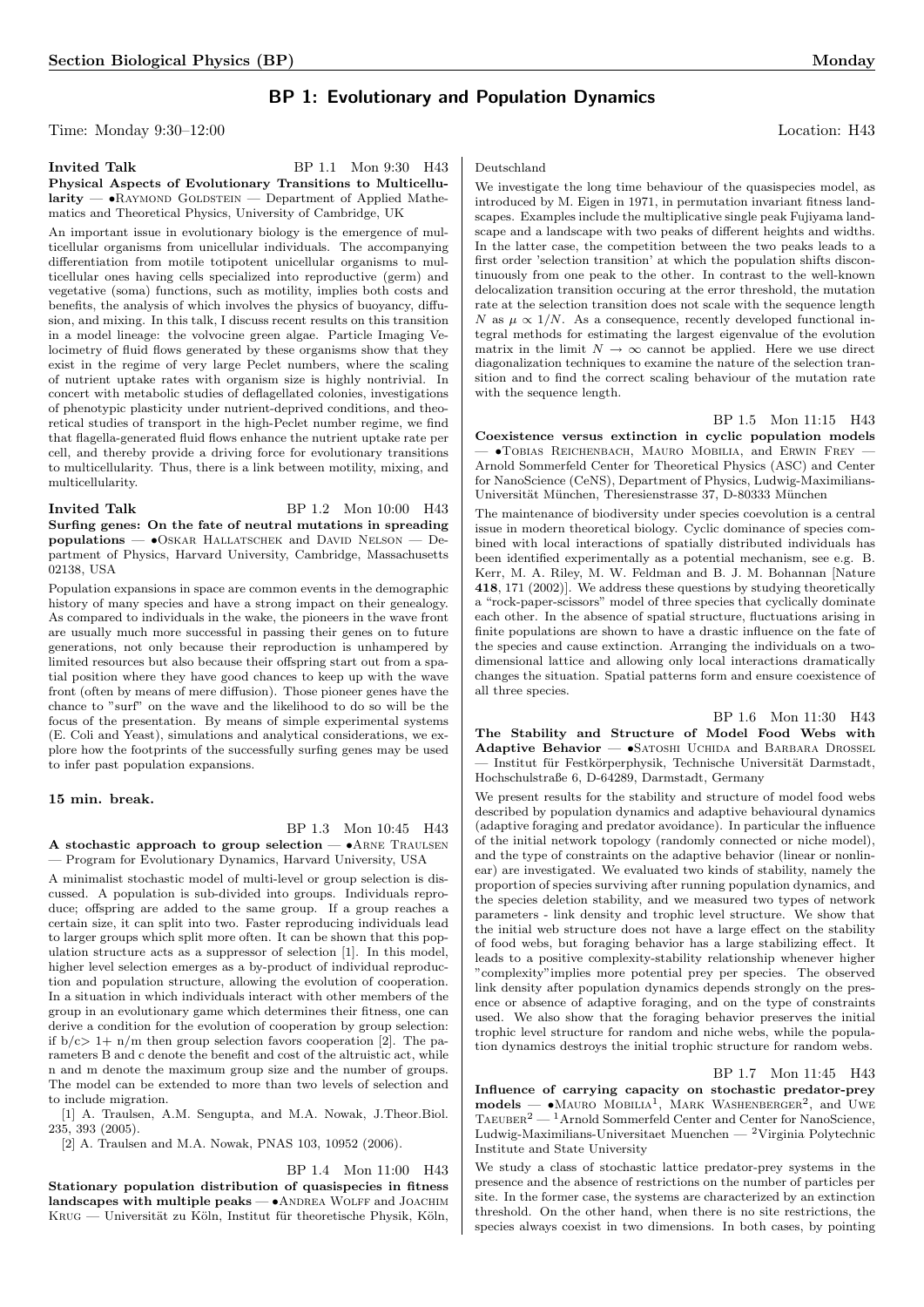# BP 1: Evolutionary and Population Dynamics

Time: Monday 9:30–12:00 Location: H43

**Invited Talk** BP 1.1 Mon 9:30 H43

**Physical Aspects of Evolutionary Transitions to Multicellularity** — •Raymond Goldstein — Department of Applied Mathematics and Theoretical Physics, University of Cambridge, UK

An important issue in evolutionary biology is the emergence of multicellular organisms from unicellular individuals. The accompanying differentiation from motile totipotent unicellular organisms to multicellular ones having cells specialized into reproductive (germ) and vegetative (soma) functions, such as motility, implies both costs and benefits, the analysis of which involves the physics of buoyancy, diffusion, and mixing. In this talk, I discuss recent results on this transition in a model lineage: the volvocine green algae. Particle Imaging Velocimetry of fluid flows generated by these organisms show that they exist in the regime of very large Peclet numbers, where the scaling of nutrient uptake rates with organism size is highly nontrivial. In concert with metabolic studies of deflagellated colonies, investigations of phenotypic plasticity under nutrient-deprived conditions, and theoretical studies of transport in the high-Peclet number regime, we find that flagella-generated fluid flows enhance the nutrient uptake rate per cell, and thereby provide a driving force for evolutionary transitions to multicellularity. Thus, there is a link between motility, mixing, and multicellularity.

**Invited Talk** BP 1.2 Mon 10:00 H43

**Surfing genes: On the fate of neutral mutations in spreading populations** — •Oskar Hallatschek and David Nelson — Department of Physics, Harvard University, Cambridge, Massachusetts 02138, USA

Population expansions in space are common events in the demographic history of many species and have a strong impact on their genealogy. As compared to individuals in the wake, the pioneers in the wave front are usually much more successful in passing their genes on to future generations, not only because their reproduction is unhampered by limited resources but also because their offspring start out from a spatial position where they have good chances to keep up with the wave front (often by means of mere diffusion). Those pioneer genes have the chance to "surf" on the wave and the likelihood to do so will be the focus of the presentation. By means of simple experimental systems (E. Coli and Yeast), simulations and analytical considerations, we explore how the footprints of the successfully surfing genes may be used to infer past population expansions.

**15 min. break.**

BP 1.3 Mon 10:45 H43

**A stochastic approach to group selection** — •Arne Traulsen — Program for Evolutionary Dynamics, Harvard University, USA

A minimalist stochastic model of multi-level or group selection is discussed. A population is sub-divided into groups. Individuals reproduce; offspring are added to the same group. If a group reaches a certain size, it can split into two. Faster reproducing individuals lead to larger groups which split more often. It can be shown that this population structure acts as a suppressor of selection [1]. In this model, higher level selection emerges as a by-product of individual reproduction and population structure, allowing the evolution of cooperation. In a situation in which individuals interact with other members of the group in an evolutionary game which determines their fitness, one can derive a condition for the evolution of cooperation by group selection: if b/c> 1+ n/m then group selection favors cooperation [2]. The parameters B and c denote the benefit and cost of the altruistic act, while n and m denote the maximum group size and the number of groups. The model can be extended to more than two levels of selection and to include migration.

[1] A. Traulsen, A.M. Sengupta, and M.A. Nowak, J.Theor.Biol. 235, 393 (2005).

[2] A. Traulsen and M.A. Nowak, PNAS 103, 10952 (2006).

BP 1.4 Mon 11:00 H43

**Stationary population distribution of quasispecies in fitness landscapes with multiple peaks** — •Andrea Wolff and Joachim Krug — Universität zu Köln, Institut für theoretische Physik, Köln, Deutschland

We investigate the long time behaviour of the quasispecies model, as introduced by M. Eigen in 1971, in permutation invariant fitness landscapes. Examples include the multiplicative single peak Fujiyama landscape and a landscape with two peaks of different heights and widths. In the latter case, the competition between the two peaks leads to a first order 'selection transition' at which the population shifts discontinuously from one peak to the other. In contrast to the well-known delocalization transition occuring at the error threshold, the mutation rate at the selection transition does not scale with the sequence length $N$ as $\mu \propto 1/N$. As a consequence, recently developed functional integral methods for estimating the largest eigenvalue of the evolution matrix in the limit $N \to \infty$ cannot be applied. Here we use direct diagonalization techniques to examine the nature of the selection transition and to find the correct scaling behaviour of the mutation rate with the sequence length.

BP 1.5 Mon 11:15 H43

**Coexistence versus extinction in cyclic population models** — •Tobias Reichenbach, Mauro Mobilia, and Erwin Frey — Arnold Sommerfeld Center for Theoretical Physics (ASC) and Center for NanoScience (CeNS), Department of Physics, Ludwig-Maximilians-Universität München, Theresienstrasse 37, D-80333 München

The maintenance of biodiversity under species coevolution is a central issue in modern theoretical biology. Cyclic dominance of species combined with local interactions of spatially distributed individuals has been identified experimentally as a potential mechanism, see e.g. B. Kerr, M. A. Riley, M. W. Feldman and B. J. M. Bohannan [Nature **418**, 171 (2002)]. We address these questions by studying theoretically a "rock-paper-scissors" model of three species that cyclically dominate each other. In the absence of spatial structure, fluctuations arising in finite populations are shown to have a drastic influence on the fate of the species and cause extinction. Arranging the individuals on a two-dimensional lattice and allowing only local interactions dramatically changes the situation. Spatial patterns form and ensure coexistence of all three species.

BP 1.6 Mon 11:30 H43

**The Stability and Structure of Model Food Webs with Adaptive Behavior** — •Satoshi Uchida and Barbara Drossel — Institut für Festkörperphysik, Technische Universität Darmstadt, Hochschulstraße 6, D-64289, Darmstadt, Germany

We present results for the stability and structure of model food webs described by population dynamics and adaptive behavioural dynamics (adaptive foraging and predator avoidance). In particular the influence of the initial network topology (randomly connected or niche model), and the type of constraints on the adaptive behavior (linear or nonlinear) are investigated. We evaluated two kinds of stability, namely the proportion of species surviving after running population dynamics, and the species deletion stability, and we measured two types of network parameters - link density and trophic level structure. We show that the initial web structure does not have a large effect on the stability of food webs, but foraging behavior has a large stabilizing effect. It leads to a positive complexity-stability relationship whenever higher "complexity"implies more potential prey per species. The observed link density after population dynamics depends strongly on the presence or absence of adaptive foraging, and on the type of constraints used. We also show that the foraging behavior preserves the initial trophic level structure for random and niche webs, while the population dynamics destroys the initial trophic structure for random webs.

BP 1.7 Mon 11:45 H43

**Influence of carrying capacity on stochastic predator-prey models** — •Mauro Mobilia[1], Mark Washenberger[2], and Uwe Taeuber[2] — [1]Arnold Sommerfeld Center and Center for NanoScience, Ludwig-Maximilians-Universitaet Muenchen — [2]Virginia Polytechnic Institute and State University

We study a class of stochastic lattice predator-prey systems in the presence and the absence of restrictions on the number of particles per site. In the former case, the systems are characterized by an extinction threshold. On the other hand, when there is no site restrictions, the species always coexist in two dimensions. In both cases, by pointing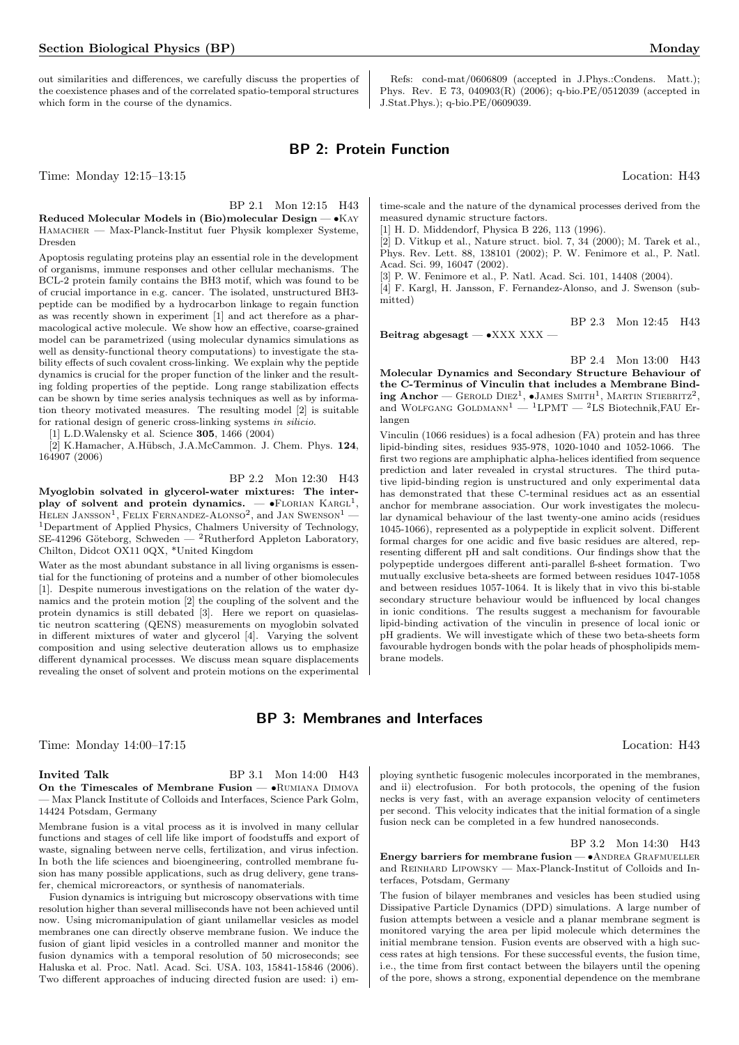out similarities and differences, we carefully discuss the properties of the coexistence phases and of the correlated spatio-temporal structures which form in the course of the dynamics.

Refs: cond-mat/0606809 (accepted in J.Phys.:Condens. Matt.); Phys. Rev. E 73, 040903(R) (2006); q-bio.PE/0512039 (accepted in J.Stat.Phys.); q-bio.PE/0609039.

## BP 2: Protein Function

Time: Monday 12:15–13:15 Location: H43

BP 2.1 Mon 12:15 H43

**Reduced Molecular Models in (Bio)molecular Design** — •Kay Hamacher — Max-Planck-Institut fuer Physik komplexer Systeme, Dresden

Apoptosis regulating proteins play an essential role in the development of organisms, immune responses and other cellular mechanisms. The BCL-2 protein family contains the BH3 motif, which was found to be of crucial importance in e.g. cancer. The isolated, unstructured BH3-peptide can be modified by a hydrocarbon linkage to regain function as was recently shown in experiment [1] and act therefore as a pharmacological active molecule. We show how an effective, coarse-grained model can be parametrized (using molecular dynamics simulations as well as density-functional theory computations) to investigate the stability effects of such covalent cross-linking. We explain why the peptide dynamics is crucial for the proper function of the linker and the resulting folding properties of the peptide. Long range stabilization effects can be shown by time series analysis techniques as well as by information theory motivated measures. The resulting model [2] is suitable for rational design of generic cross-linking systems *in silico*.

[1] L.D.Walensky et al. Science **305**, 1466 (2004)

[2] K.Hamacher, A.Hübsch, J.A.McCammon. J. Chem. Phys. **124**, 164907 (2006)

BP 2.2 Mon 12:30 H43

**Myoglobin solvated in glycerol-water mixtures: The interplay of solvent and protein dynamics.** — •Florian Kargl[1], Helen Jansson[1], Felix Fernandez-Alonso[2], and Jan Swenson[1] — [1]Department of Applied Physics, Chalmers University of Technology, SE-41296 Göteborg, Schweden — [2]Rutherford Appleton Laboratory, Chilton, Didcot OX11 0QX, *United Kingdom

Water as the most abundant substance in all living organisms is essential for the functioning of proteins and a number of other biomolecules [1]. Despite numerous investigations on the relation of the water dynamics and the protein motion [2] the coupling of the solvent and the protein dynamics is still debated [3]. Here we report on quasielastic neutron scattering (QENS) measurements on myoglobin solvated in different mixtures of water and glycerol [4]. Varying the solvent composition and using selective deuteration allows us to emphasize different dynamical processes. We discuss mean square displacements revealing the onset of solvent and protein motions on the experimental time-scale and the nature of the dynamical processes derived from the measured dynamic structure factors.

[1] H. D. Middendorf, Physica B 226, 113 (1996).

[2] D. Vitkup et al., Nature struct. biol. 7, 34 (2000); M. Tarek et al., Phys. Rev. Lett. 88, 138101 (2002); P. W. Fenimore et al., P. Natl. Acad. Sci. 99, 16047 (2002).

[3] P. W. Fenimore et al., P. Natl. Acad. Sci. 101, 14408 (2004).

[4] F. Kargl, H. Jansson, F. Fernandez-Alonso, and J. Swenson (submitted)

BP 2.3 Mon 12:45 H43

**Beitrag abgesagt** — •XXX XXX —

BP 2.4 Mon 13:00 H43

**Molecular Dynamics and Secondary Structure Behaviour of the C-Terminus of Vinculin that includes a Membrane Binding Anchor** — Gerold Diez[1], •James Smith[1], Martin Stiebritz[2], and Wolfgang Goldmann[1] — [1]LPMT — [2]LS Biotechnik,FAU Erlangen

Vinculin (1066 residues) is a focal adhesion (FA) protein and has three lipid-binding sites, residues 935-978, 1020-1040 and 1052-1066. The first two regions are amphiphatic alpha-helices identified from sequence prediction and later revealed in crystal structures. The third putative lipid-binding region is unstructured and only experimental data has demonstrated that these C-terminal residues act as an essential anchor for membrane association. Our work investigates the molecular dynamical behaviour of the last twenty-one amino acids (residues 1045-1066), represented as a polypeptide in explicit solvent. Different formal charges for one acidic and five basic residues are altered, representing different pH and salt conditions. Our findings show that the polypeptide undergoes different anti-parallel ß-sheet formation. Two mutually exclusive beta-sheets are formed between residues 1047-1058 and between residues 1057-1064. It is likely that in vivo this bi-stable secondary structure behaviour would be influenced by local changes in ionic conditions. The results suggest a mechanism for favourable lipid-binding activation of the vinculin in presence of local ionic or pH gradients. We will investigate which of these two beta-sheets form favourable hydrogen bonds with the polar heads of phospholipids membrane models.

## BP 3: Membranes and Interfaces

Time: Monday 14:00–17:15 Location: H43

**Invited Talk** BP 3.1 Mon 14:00 H43

**On the Timescales of Membrane Fusion** — •Rumiana Dimova — Max Planck Institute of Colloids and Interfaces, Science Park Golm, 14424 Potsdam, Germany

Membrane fusion is a vital process as it is involved in many cellular functions and stages of cell life like import of foodstuffs and export of waste, signaling between nerve cells, fertilization, and virus infection. In both the life sciences and bioengineering, controlled membrane fusion has many possible applications, such as drug delivery, gene transfer, chemical microreactors, or synthesis of nanomaterials.

Fusion dynamics is intriguing but microscopy observations with time resolution higher than several milliseconds have not been achieved until now. Using micromanipulation of giant unilamellar vesicles as model membranes one can directly observe membrane fusion. We induce the fusion of giant lipid vesicles in a controlled manner and monitor the fusion dynamics with a temporal resolution of 50 microseconds; see Haluska et al. Proc. Natl. Acad. Sci. USA. 103, 15841-15846 (2006). Two different approaches of inducing directed fusion are used: i) employing synthetic fusogenic molecules incorporated in the membranes, and ii) electrofusion. For both protocols, the opening of the fusion necks is very fast, with an average expansion velocity of centimeters per second. This velocity indicates that the initial formation of a single fusion neck can be completed in a few hundred nanoseconds.

BP 3.2 Mon 14:30 H43

**Energy barriers for membrane fusion** — •Andrea Grafmueller and Reinhard Lipowsky — Max-Planck-Institut of Colloids and Interfaces, Potsdam, Germany

The fusion of bilayer membranes and vesicles has been studied using Dissipative Particle Dynamics (DPD) simulations. A large number of fusion attempts between a vesicle and a planar membrane segment is monitored varying the area per lipid molecule which determines the initial membrane tension. Fusion events are observed with a high success rates at high tensions. For these successful events, the fusion time, i.e., the time from first contact between the bilayers until the opening of the pore, shows a strong, exponential dependence on the membrane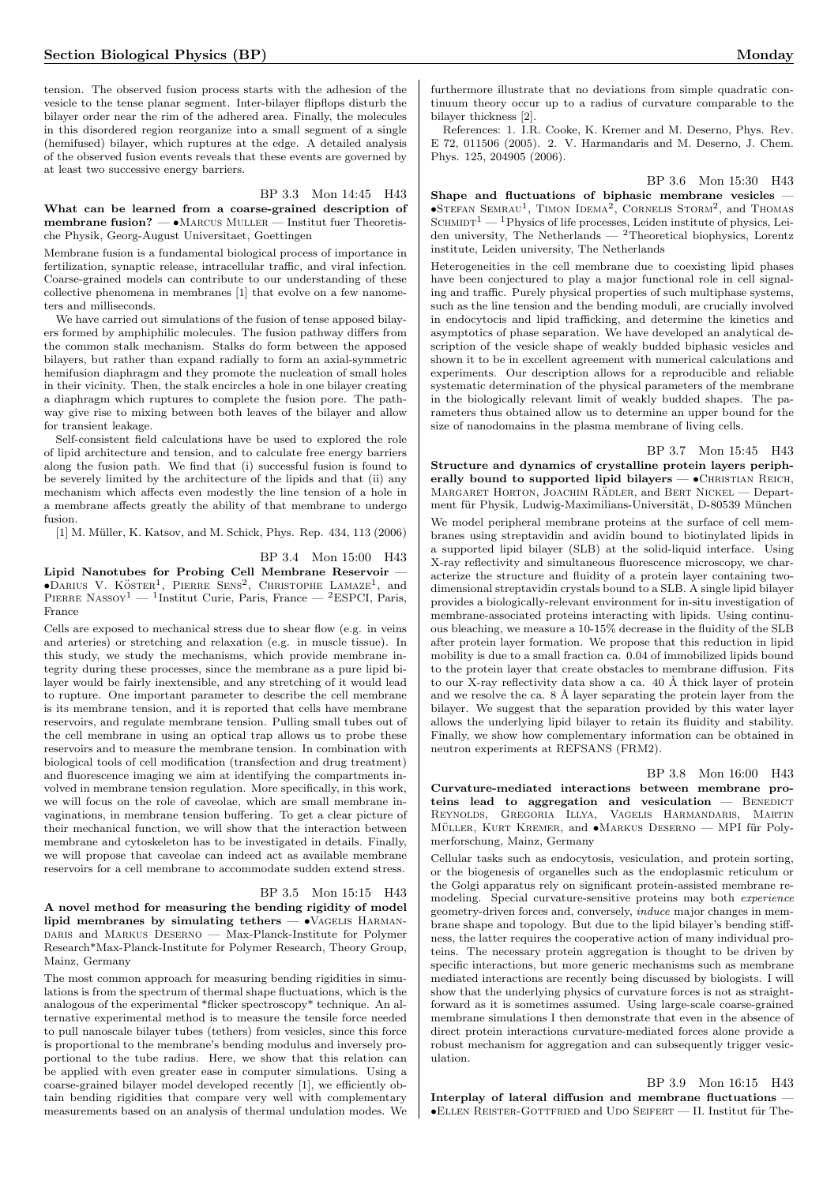tension. The observed fusion process starts with the adhesion of the vesicle to the tense planar segment. Inter-bilayer flipflops disturb the bilayer order near the rim of the adhered area. Finally, the molecules in this disordered region reorganize into a small segment of a single (hemifused) bilayer, which ruptures at the edge. A detailed analysis of the observed fusion events reveals that these events are governed by at least two successive energy barriers.

BP 3.3 Mon 14:45 H43

**What can be learned from a coarse-grained description of membrane fusion?** — •Marcus Muller — Institut fuer Theoretische Physik, Georg-August Universitaet, Goettingen

Membrane fusion is a fundamental biological process of importance in fertilization, synaptic release, intracellular traffic, and viral infection. Coarse-grained models can contribute to our understanding of these collective phenomena in membranes [1] that evolve on a few nanometers and milliseconds.

We have carried out simulations of the fusion of tense apposed bilayers formed by amphiphilic molecules. The fusion pathway differs from the common stalk mechanism. Stalks do form between the apposed bilayers, but rather than expand radially to form an axial-symmetric hemifusion diaphragm and they promote the nucleation of small holes in their vicinity. Then, the stalk encircles a hole in one bilayer creating a diaphragm which ruptures to complete the fusion pore. The pathway give rise to mixing between both leaves of the bilayer and allow for transient leakage.

Self-consistent field calculations have be used to explored the role of lipid architecture and tension, and to calculate free energy barriers along the fusion path. We find that (i) successful fusion is found to be severely limited by the architecture of the lipids and that (ii) any mechanism which affects even modestly the line tension of a hole in a membrane affects greatly the ability of that membrane to undergo fusion.

[1] M. Müller, K. Katsov, and M. Schick, Phys. Rep. 434, 113 (2006)

BP 3.4 Mon 15:00 H43

**Lipid Nanotubes for Probing Cell Membrane Reservoir** — •Darius V. Köster[1], Pierre Sens[2], Christophe Lamaze[1], and Pierre Nassoy[1] — [1]Institut Curie, Paris, France — [2]ESPCI, Paris, France

Cells are exposed to mechanical stress due to shear flow (e.g. in veins and arteries) or stretching and relaxation (e.g. in muscle tissue). In this study, we study the mechanisms, which provide membrane integrity during these processes, since the membrane as a pure lipid bilayer would be fairly inextensible, and any stretching of it would lead to rupture. One important parameter to describe the cell membrane is its membrane tension, and it is reported that cells have membrane reservoirs, and regulate membrane tension. Pulling small tubes out of the cell membrane in using an optical trap allows us to probe these reservoirs and to measure the membrane tension. In combination with biological tools of cell modification (transfection and drug treatment) and fluorescence imaging we aim at identifying the compartments involved in membrane tension regulation. More specifically, in this work, we will focus on the role of caveolae, which are small membrane invaginations, in membrane tension buffering. To get a clear picture of their mechanical function, we will show that the interaction between membrane and cytoskeleton has to be investigated in details. Finally, we will propose that caveolae can indeed act as available membrane reservoirs for a cell membrane to accommodate sudden extend stress.

BP 3.5 Mon 15:15 H43

**A novel method for measuring the bending rigidity of model lipid membranes by simulating tethers** — •Vagelis Harmandaris and Markus Deserno — Max-Planck-Institute for Polymer Research*Max-Planck-Institute for Polymer Research, Theory Group, Mainz, Germany

The most common approach for measuring bending rigidities in simulations is from the spectrum of thermal shape fluctuations, which is the analogous of the experimental *flicker spectroscopy* technique. An alternative experimental method is to measure the tensile force needed to pull nanoscale bilayer tubes (tethers) from vesicles, since this force is proportional to the membrane's bending modulus and inversely proportional to the tube radius. Here, we show that this relation can be applied with even greater ease in computer simulations. Using a coarse-grained bilayer model developed recently [1], we efficiently obtain bending rigidities that compare very well with complementary measurements based on an analysis of thermal undulation modes. We furthermore illustrate that no deviations from simple quadratic continuum theory occur up to a radius of curvature comparable to the bilayer thickness [2].

References: 1. I.R. Cooke, K. Kremer and M. Deserno, Phys. Rev. E 72, 011506 (2005). 2. V. Harmandaris and M. Deserno, J. Chem. Phys. 125, 204905 (2006).

BP 3.6 Mon 15:30 H43

**Shape and fluctuations of biphasic membrane vesicles** — •Stefan Semrau[1], Timon Idema[2], Cornelis Storm[2], and Thomas Schmidt[1] — [1]Physics of life processes, Leiden institute of physics, Leiden university, The Netherlands — [2]Theoretical biophysics, Lorentz institute, Leiden university, The Netherlands

Heterogeneities in the cell membrane due to coexisting lipid phases have been conjectured to play a major functional role in cell signaling and traffic. Purely physical properties of such multiphase systems, such as the line tension and the bending moduli, are crucially involved in endocytocis and lipid trafficking, and determine the kinetics and asymptotics of phase separation. We have developed an analytical description of the vesicle shape of weakly budded biphasic vesicles and shown it to be in excellent agreement with numerical calculations and experiments. Our description allows for a reproducible and reliable systematic determination of the physical parameters of the membrane in the biologically relevant limit of weakly budded shapes. The parameters thus obtained allow us to determine an upper bound for the size of nanodomains in the plasma membrane of living cells.

BP 3.7 Mon 15:45 H43

**Structure and dynamics of crystalline protein layers peripherally bound to supported lipid bilayers** — •Christian Reich, Margaret Horton, Joachim Rädler, and Bert Nickel — Department für Physik, Ludwig-Maximilians-Universität, D-80539 München

We model peripheral membrane proteins at the surface of cell membranes using streptavidin and avidin bound to biotinylated lipids in a supported lipid bilayer (SLB) at the solid-liquid interface. Using X-ray reflectivity and simultaneous fluorescence microscopy, we characterize the structure and fluidity of a protein layer containing two-dimensional streptavidin crystals bound to a SLB. A single lipid bilayer provides a biologically-relevant environment for in-situ investigation of membrane-associated proteins interacting with lipids. Using continuous bleaching, we measure a 10-15% decrease in the fluidity of the SLB after protein layer formation. We propose that this reduction in lipid mobility is due to a small fraction ca. 0.04 of immobilized lipids bound to the protein layer that create obstacles to membrane diffusion. Fits to our X-ray reflectivity data show a ca. 40 Å thick layer of protein and we resolve the ca. 8 Å layer separating the protein layer from the bilayer. We suggest that the separation provided by this water layer allows the underlying lipid bilayer to retain its fluidity and stability. Finally, we show how complementary information can be obtained in neutron experiments at REFSANS (FRM2).

BP 3.8 Mon 16:00 H43

**Curvature-mediated interactions between membrane proteins lead to aggregation and vesiculation** — Benedict Reynolds, Gregoria Illya, Vagelis Harmandaris, Martin Müller, Kurt Kremer, and •Markus Deserno — MPI für Polymerforschung, Mainz, Germany

Cellular tasks such as endocytosis, vesiculation, and protein sorting, or the biogenesis of organelles such as the endoplasmic reticulum or the Golgi apparatus rely on significant protein-assisted membrane remodeling. Special curvature-sensitive proteins may both *experience* geometry-driven forces and, conversely, *induce* major changes in membrane shape and topology. But due to the lipid bilayer's bending stiffness, the latter requires the cooperative action of many individual proteins. The necessary protein aggregation is thought to be driven by specific interactions, but more generic mechanisms such as membrane mediated interactions are recently being discussed by biologists. I will show that the underlying physics of curvature forces is not as straightforward as it is sometimes assumed. Using large-scale coarse-grained membrane simulations I then demonstrate that even in the absence of direct protein interactions curvature-mediated forces alone provide a robust mechanism for aggregation and can subsequently trigger vesiculation.

BP 3.9 Mon 16:15 H43

**Interplay of lateral diffusion and membrane fluctuations** — •Ellen Reister-Gottfried and Udo Seifert — II. Institut für The-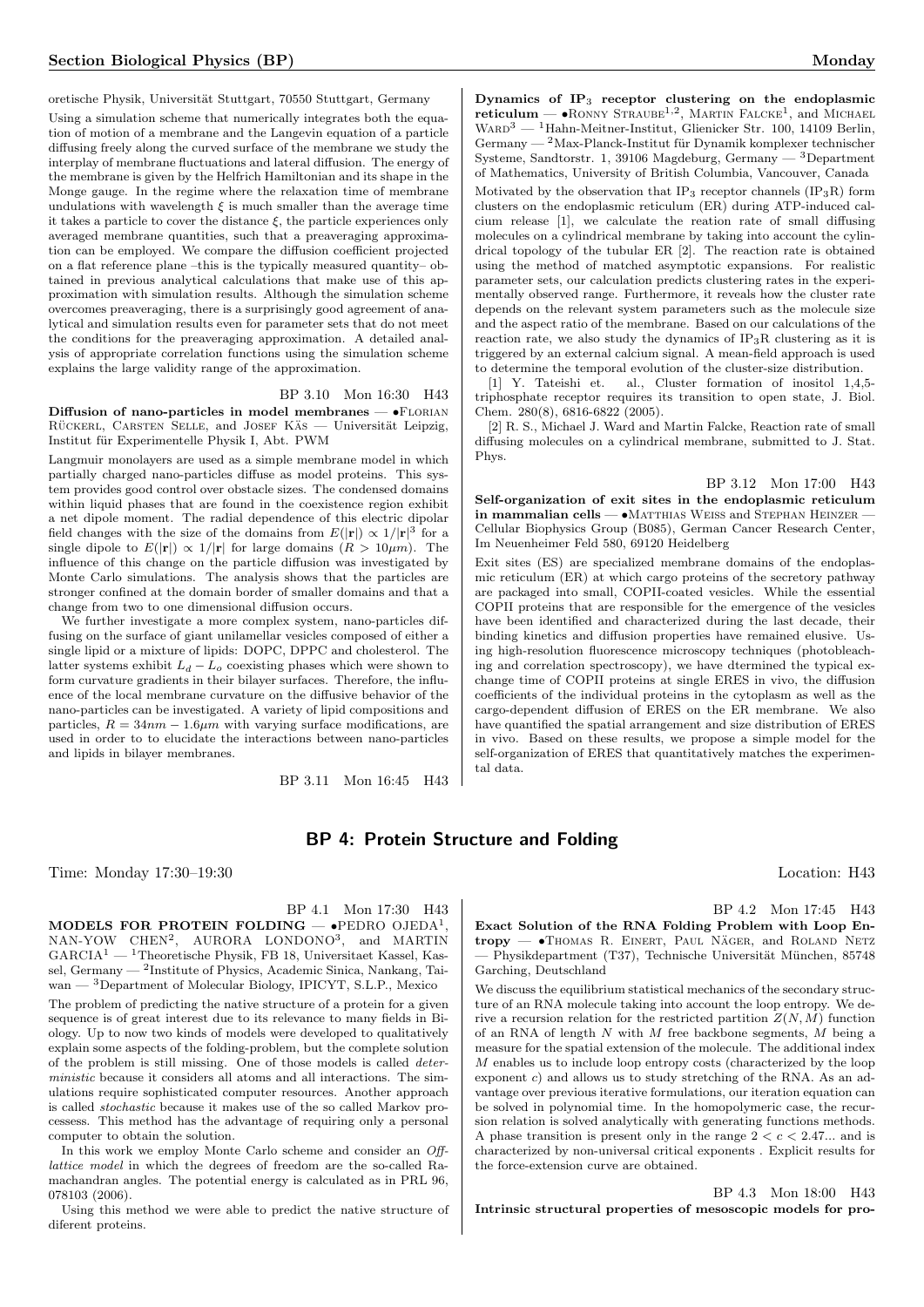oretische Physik, Universität Stuttgart, 70550 Stuttgart, Germany

Using a simulation scheme that numerically integrates both the equation of motion of a membrane and the Langevin equation of a particle diffusing freely along the curved surface of the membrane we study the interplay of membrane fluctuations and lateral diffusion. The energy of the membrane is given by the Helfrich Hamiltonian and its shape in the Monge gauge. In the regime where the relaxation time of membrane undulations with wavelength $\xi$ is much smaller than the average time it takes a particle to cover the distance $\xi$, the particle experiences only averaged membrane quantities, such that a preaveraging approximation can be employed. We compare the diffusion coefficient projected on a flat reference plane –this is the typically measured quantity– obtained in previous analytical calculations that make use of this approximation with simulation results. Although the simulation scheme overcomes preaveraging, there is a surprisingly good agreement of analytical and simulation results even for parameter sets that do not meet the conditions for the preaveraging approximation. A detailed analysis of appropriate correlation functions using the simulation scheme explains the large validity range of the approximation.

BP 3.10 Mon 16:30 H43

**Diffusion of nano-particles in model membranes** — •Florian Rückerl, Carsten Selle, and Josef Käs — Universität Leipzig, Institut für Experimentelle Physik I, Abt. PWM

Langmuir monolayers are used as a simple membrane model in which partially charged nano-particles diffuse as model proteins. This system provides good control over obstacle sizes. The condensed domains within liquid phases that are found in the coexistence region exhibit a net dipole moment. The radial dependence of this electric dipolar field changes with the size of the domains from $E(|\mathbf{r}|) \propto 1/|\mathbf{r}|^3$ for a single dipole to $E(|\mathbf{r}|) \propto 1/|\mathbf{r}|$ for large domains ($R > 10\mu m$). The influence of this change on the particle diffusion was investigated by Monte Carlo simulations. The analysis shows that the particles are stronger confined at the domain border of smaller domains and that a change from two to one dimensional diffusion occurs.

We further investigate a more complex system, nano-particles diffusing on the surface of giant unilamellar vesicles composed of either a single lipid or a mixture of lipids: DOPC, DPPC and cholesterol. The latter systems exhibit $L_d - L_o$ coexisting phases which were shown to form curvature gradients in their bilayer surfaces. Therefore, the influence of the local membrane curvature on the diffusive behavior of the nano-particles can be investigated. A variety of lipid compositions and particles, $R = 34nm - 1.6\mu m$ with varying surface modifications, are used in order to to elucidate the interactions between nano-particles and lipids in bilayer membranes.

BP 3.11 Mon 16:45 H43

**Dynamics of $IP_3$ receptor clustering on the endoplasmic reticulum** — •Ronny Straube[1,2], Martin Falcke[1], and Michael Ward[3] — [1]Hahn-Meitner-Institut, Glienicker Str. 100, 14109 Berlin, Germany — [2]Max-Planck-Institut für Dynamik komplexer technischer Systeme, Sandtorstr. 1, 39106 Magdeburg, Germany — [3]Department of Mathematics, University of British Columbia, Vancouver, Canada

Motivated by the observation that $IP_3$ receptor channels ($IP_3R$) form clusters on the endoplasmic reticulum (ER) during ATP-induced calcium release [1], we calculate the reation rate of small diffusing molecules on a cylindrical membrane by taking into account the cylindrical topology of the tubular ER [2]. The reaction rate is obtained using the method of matched asymptotic expansions. For realistic parameter sets, our calculation predicts clustering rates in the experimentally observed range. Furthermore, it reveals how the cluster rate depends on the relevant system parameters such as the molecule size and the aspect ratio of the membrane. Based on our calculations of the reaction rate, we also study the dynamics of $IP_3R$ clustering as it is triggered by an external calcium signal. A mean-field approach is used to determine the temporal evolution of the cluster-size distribution.

[1] Y. Tateishi et. al., Cluster formation of inositol 1,4,5-triphosphate receptor requires its transition to open state, J. Biol. Chem. 280(8), 6816-6822 (2005).

[2] R. S., Michael J. Ward and Martin Falcke, Reaction rate of small diffusing molecules on a cylindrical membrane, submitted to J. Stat. Phys.

BP 3.12 Mon 17:00 H43

**Self-organization of exit sites in the endoplasmic reticulum in mammalian cells** — •Matthias Weiss and Stephan Heinzer — Cellular Biophysics Group (B085), German Cancer Research Center, Im Neuenheimer Feld 580, 69120 Heidelberg

Exit sites (ES) are specialized membrane domains of the endoplasmic reticulum (ER) at which cargo proteins of the secretory pathway are packaged into small, COPII-coated vesicles. While the essential COPII proteins that are responsible for the emergence of the vesicles have been identified and characterized during the last decade, their binding kinetics and diffusion properties have remained elusive. Using high-resolution fluorescence microscopy techniques (photobleaching and correlation spectroscopy), we have dtermined the typical exchange time of COPII proteins at single ERES in vivo, the diffusion coefficients of the individual proteins in the cytoplasm as well as the cargo-dependent diffusion of ERES on the ER membrane. We also have quantified the spatial arrangement and size distribution of ERES in vivo. Based on these results, we propose a simple model for the self-organization of ERES that quantitatively matches the experimental data.

## BP 4: Protein Structure and Folding

Time: Monday 17:30–19:30 Location: H43

BP 4.1 Mon 17:30 H43

**MODELS FOR PROTEIN FOLDING** — •Pedro Ojeda[1], Nan-Yow Chen[2], Aurora Londono[3], and Martin Garcia[1] — [1]Theoretische Physik, FB 18, Universitaet Kassel, Kassel, Germany — [2]Institute of Physics, Academic Sinica, Nankang, Taiwan — [3]Department of Molecular Biology, IPICYT, S.L.P., Mexico

The problem of predicting the native structure of a protein for a given sequence is of great interest due to its relevance to many fields in Biology. Up to now two kinds of models were developed to qualitatively explain some aspects of the folding-problem, but the complete solution of the problem is still missing. One of those models is called *deterministic* because it considers all atoms and all interactions. The simulations require sophisticated computer resources. Another approach is called *stochastic* because it makes use of the so called Markov processess. This method has the advantage of requiring only a personal computer to obtain the solution.

In this work we employ Monte Carlo scheme and consider an *Off-lattice model* in which the degrees of freedom are the so-called Ramachandran angles. The potential energy is calculated as in PRL 96, 078103 (2006).

Using this method we were able to predict the native structure of diferent proteins.

BP 4.2 Mon 17:45 H43

**Exact Solution of the RNA Folding Problem with Loop Entropy** — •Thomas R. Einert, Paul Näger, and Roland Netz — Physikdepartment (T37), Technische Universität München, 85748 Garching, Deutschland

We discuss the equilibrium statistical mechanics of the secondary structure of an RNA molecule taking into account the loop entropy. We derive a recursion relation for the restricted partition $Z(N, M)$ function of an RNA of length $N$ with $M$ free backbone segments, $M$ being a measure for the spatial extension of the molecule. The additional index $M$ enables us to include loop entropy costs (characterized by the loop exponent $c$) and allows us to study stretching of the RNA. As an advantage over previous iterative formulations, our iteration equation can be solved in polynomial time. In the homopolymeric case, the recursion relation is solved analytically with generating functions methods. A phase transition is present only in the range $2 < c < 2.47...$ and is characterized by non-universal critical exponents . Explicit results for the force-extension curve are obtained.

BP 4.3 Mon 18:00 H43

**Intrinsic structural properties of mesoscopic models for pro-**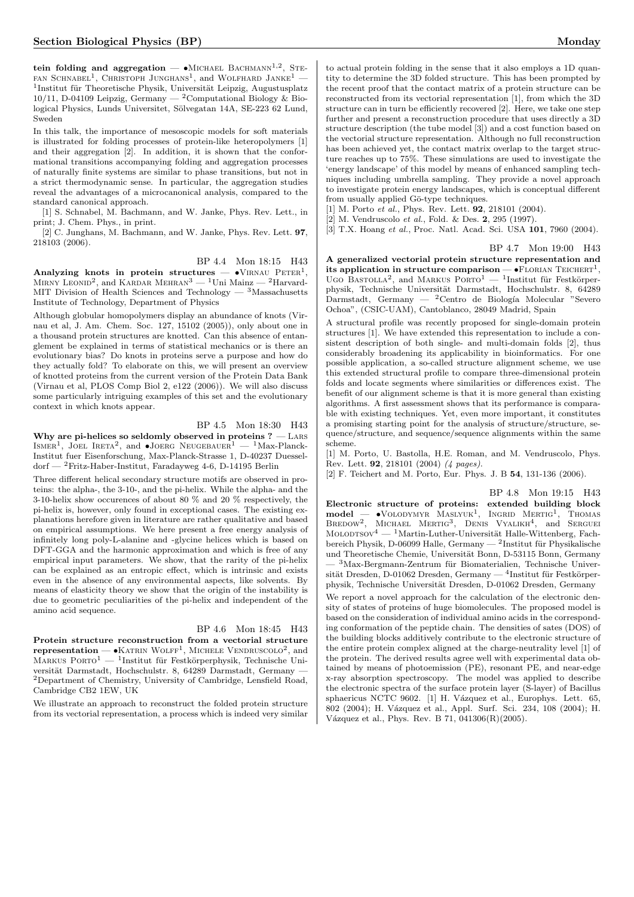**tein folding and aggregation** — •Michael Bachmann[1,2], Stefan Schnabel[1], Christoph Junghans[1], and Wolfhard Janke[1] — [1]Institut für Theoretische Physik, Universität Leipzig, Augustusplatz 10/11, D-04109 Leipzig, Germany — [2]Computational Biology & Biological Physics, Lunds Universitet, Sölvegatan 14A, SE-223 62 Lund, Sweden

In this talk, the importance of mesoscopic models for soft materials is illustrated for folding processes of protein-like heteropolymers [1] and their aggregation [2]. In addition, it is shown that the conformational transitions accompanying folding and aggregation processes of naturally finite systems are similar to phase transitions, but not in a strict thermodynamic sense. In particular, the aggregation studies reveal the advantages of a microcanonical analysis, compared to the standard canonical approach.

[1] S. Schnabel, M. Bachmann, and W. Janke, Phys. Rev. Lett., in print; J. Chem. Phys., in print.

[2] C. Junghans, M. Bachmann, and W. Janke, Phys. Rev. Lett. **97**, 218103 (2006).

BP 4.4 Mon 18:15 H43

**Analyzing knots in protein structures** — •Virnau Peter[1], Mirny Leonid[2], and Kardar Mehran[3] — [1]Uni Mainz — [2]Harvard-MIT Division of Health Sciences and Technology — [3]Massachusetts Institute of Technology, Department of Physics

Although globular homopolymers display an abundance of knots (Virnau et al, J. Am. Chem. Soc. 127, 15102 (2005)), only about one in a thousand protein structures are knotted. Can this absence of entanglement be explained in terms of statistical mechanics or is there an evolutionary bias? Do knots in proteins serve a purpose and how do they actually fold? To elaborate on this, we will present an overview of knotted proteins from the current version of the Protein Data Bank (Virnau et al, PLOS Comp Biol 2, e122 (2006)). We will also discuss some particularly intriguing examples of this set and the evolutionary context in which knots appear.

BP 4.5 Mon 18:30 H43

**Why are pi-helices so seldomly observed in proteins ?** — Lars Ismer[1], Joel Ireta[2], and •Joerg Neugebauer[1] — [1]Max-Planck-Institut fuer Eisenforschung, Max-Planck-Strasse 1, D-40237 Duesseldorf — [2]Fritz-Haber-Institut, Faradayweg 4-6, D-14195 Berlin

Three different helical secondary structure motifs are observed in proteins: the alpha-, the 3-10-, and the pi-helix. While the alpha- and the 3-10-helix show occurences of about 80 % and 20 % respectively, the pi-helix is, however, only found in exceptional cases. The existing explanations herefore given in literature are rather qualitative and based on empirical assumptions. We here present a free energy analysis of infinitely long poly-L-alanine and -glycine helices which is based on DFT-GGA and the harmonic approximation and which is free of any empirical input parameters. We show, that the rarity of the pi-helix can be explained as an entropic effect, which is intrinsic and exists even in the absence of any environmental aspects, like solvents. By means of elasticity theory we show that the origin of the instability is due to geometric peculiarities of the pi-helix and independent of the amino acid sequence.

BP 4.6 Mon 18:45 H43

**Protein structure reconstruction from a vectorial structure representation** — •Katrin Wolff[1], Michele Vendruscolo[2], and Markus Porto[1] — [1]Institut für Festkörperphysik, Technische Universität Darmstadt, Hochschulstr. 8, 64289 Darmstadt, Germany — [2]Department of Chemistry, University of Cambridge, Lensfield Road, Cambridge CB2 1EW, UK

We illustrate an approach to reconstruct the folded protein structure from its vectorial representation, a process which is indeed very similar to actual protein folding in the sense that it also employs a 1D quantity to determine the 3D folded structure. This has been prompted by the recent proof that the contact matrix of a protein structure can be reconstructed from its vectorial representation [1], from which the 3D structure can in turn be efficiently recovered [2]. Here, we take one step further and present a reconstruction procedure that uses directly a 3D structure description (the tube model [3]) and a cost function based on the vectorial structure representation. Although no full reconstruction has been achieved yet, the contact matrix overlap to the target structure reaches up to 75%. These simulations are used to investigate the 'energy landscape' of this model by means of enhanced sampling techniques including umbrella sampling. They provide a novel approach to investigate protein energy landscapes, which is conceptual different from usually applied Gō-type techniques.

[1] M. Porto *et al.*, Phys. Rev. Lett. **92**, 218101 (2004).

[2] M. Vendruscolo *et al.*, Fold. & Des. **2**, 295 (1997).

[3] T.X. Hoang *et al.*, Proc. Natl. Acad. Sci. USA **101**, 7960 (2004).

BP 4.7 Mon 19:00 H43

**A generalized vectorial protein structure representation and its application in structure comparison** — •Florian Teichert[1], Ugo Bastolla[2], and Markus Porto[1] — [1]Institut für Festkörperphysik, Technische Universität Darmstadt, Hochschulstr. 8, 64289 Darmstadt, Germany — [2]Centro de Biología Molecular "Severo Ochoa", (CSIC-UAM), Cantoblanco, 28049 Madrid, Spain

A structural profile was recently proposed for single-domain protein structures [1]. We have extended this representation to include a consistent description of both single- and multi-domain folds [2], thus considerably broadening its applicability in bioinformatics. For one possible application, a so-called structure alignment scheme, we use this extended structural profile to compare three-dimensional protein folds and locate segments where similarities or differences exist. The benefit of our alignment scheme is that it is more general than existing algorithms. A first assessment shows that its performance is comparable with existing techniques. Yet, even more important, it constitutes a promising starting point for the analysis of structure/structure, sequence/structure, and sequence/sequence alignments within the same scheme.

[1] M. Porto, U. Bastolla, H.E. Roman, and M. Vendruscolo, Phys. Rev. Lett. **92**, 218101 (2004) *(4 pages)*.

[2] F. Teichert and M. Porto, Eur. Phys. J. B **54**, 131-136 (2006).

BP 4.8 Mon 19:15 H43

**Electronic structure of proteins: extended building block model** — •Volodymyr Maslyuk[1], Ingrid Mertig[1], Thomas Bredow[2], Michael Mertig[3], Denis Vyalikh[4], and Serguei Molodtsov[4] — [1]Martin-Luther-Universität Halle-Wittenberg, Fachbereich Physik, D-06099 Halle, Germany — [2]Institut für Physikalische und Theoretische Chemie, Universität Bonn, D-53115 Bonn, Germany — [3]Max-Bergmann-Zentrum für Biomaterialien, Technische Universität Dresden, D-01062 Dresden, Germany — [4]Institut für Festkörperphysik, Technische Universität Dresden, D-01062 Dresden, Germany

We report a novel approach for the calculation of the electronic density of states of proteins of huge biomolecules. The proposed model is based on the consideration of individual amino acids in the corresponding conformation of the peptide chain. The densities of sates (DOS) of the building blocks additively contribute to the electronic structure of the entire protein complex aligned at the charge-neutrality level [1] of the protein. The derived results agree well with experimental data obtained by means of photoemission (PE), resonant PE, and near-edge x-ray absorption spectroscopy. The model was applied to describe the electronic spectra of the surface protein layer (S-layer) of Bacillus sphaericus NCTC 9602. [1] H. Vázquez et al., Europhys. Lett. 65, 802 (2004); H. Vázquez et al., Appl. Surf. Sci. 234, 108 (2004); H. Vázquez et al., Phys. Rev. B 71, 041306(R)(2005).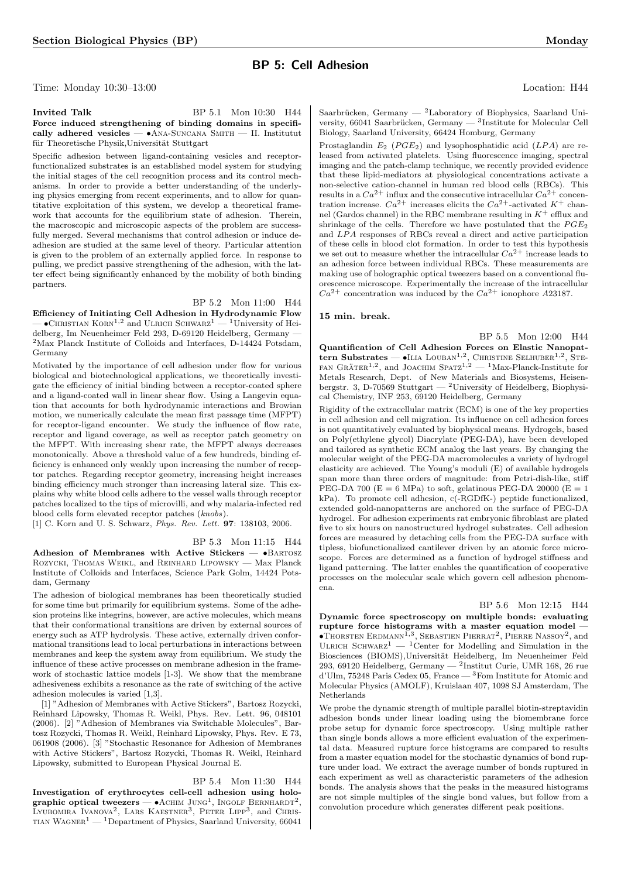# BP 5: Cell Adhesion

Time: Monday 10:30–13:00 Location: H44

**Invited Talk** BP 5.1 Mon 10:30 H44

**Force induced strengthening of binding domains in specifically adhered vesicles** — •Ana-Suncana Smith — II. Institutut für Theoretische Physik,Universität Stuttgart

Specific adhesion between ligand-containing vesicles and receptor-functionalized substrates is an established model system for studying the initial stages of the cell recognition process and its control mechanisms. In order to provide a better understanding of the underlying physics emerging from recent experiments, and to allow for quantitative exploitation of this system, we develop a theoretical framework that accounts for the equilibrium state of adhesion. Therein, the macroscopic and microscopic aspects of the problem are successfully merged. Several mechanisms that control adhesion or induce de-adhesion are studied at the same level of theory. Particular attention is given to the problem of an externally applied force. In response to pulling, we predict passive strengthening of the adhesion, with the latter effect being significantly enhanced by the mobility of both binding partners.

BP 5.2 Mon 11:00 H44

**Efficiency of Initiating Cell Adhesion in Hydrodynamic Flow** — •Christian Korn[1,2] and Ulrich Schwarz[1] — [1]University of Heidelberg, Im Neuenheimer Feld 293, D-69120 Heidelberg, Germany — [2]Max Planck Institute of Colloids and Interfaces, D-14424 Potsdam, Germany

Motivated by the importance of cell adhesion under flow for various biological and biotechnological applications, we theoretically investigate the efficiency of initial binding between a receptor-coated sphere and a ligand-coated wall in linear shear flow. Using a Langevin equation that accounts for both hydrodynamic interactions and Browian motion, we numerically calculate the mean first passage time (MFPT) for receptor-ligand encounter. We study the influence of flow rate, receptor and ligand coverage, as well as receptor patch geometry on the MFPT. With increasing shear rate, the MFPT always decreases monotonically. Above a threshold value of a few hundreds, binding efficiency is enhanced only weakly upon increasing the number of receptor patches. Regarding receptor geometry, increasing height increases binding efficiency much stronger than increasing lateral size. This explains why white blood cells adhere to the vessel walls through receptor patches localized to the tips of microvilli, and why malaria-infected red blood cells form elevated receptor patches (*knobs*).

[1] C. Korn and U. S. Schwarz, *Phys. Rev. Lett.* **97**: 138103, 2006.

BP 5.3 Mon 11:15 H44

**Adhesion of Membranes with Active Stickers** — •Bartosz Rozycki, Thomas Weikl, and Reinhard Lipowsky — Max Planck Institute of Colloids and Interfaces, Science Park Golm, 14424 Potsdam, Germany

The adhesion of biological membranes has been theoretically studied for some time but primarily for equilibrium systems. Some of the adhesion proteins like integrins, however, are active molecules, which means that their conformational transitions are driven by external sources of energy such as ATP hydrolysis. These active, externally driven conformational transitions lead to local perturbations in interactions between membranes and keep the system away from equilibrium. We study the influence of these active processes on membrane adhesion in the framework of stochastic lattice models [1-3]. We show that the membrane adhesiveness exhibits a resonance as the rate of switching of the active adhesion molecules is varied [1,3].

[1] "Adhesion of Membranes with Active Stickers", Bartosz Rozycki, Reinhard Lipowsky, Thomas R. Weikl, Phys. Rev. Lett. 96, 048101 (2006). [2] "Adhesion of Membranes via Switchable Molecules", Bartosz Rozycki, Thomas R. Weikl, Reinhard Lipowsky, Phys. Rev. E 73, 061908 (2006). [3] "Stochastic Resonance for Adhesion of Membranes with Active Stickers", Bartosz Rozycki, Thomas R. Weikl, Reinhard Lipowsky, submitted to European Physical Journal E.

BP 5.4 Mon 11:30 H44

**Investigation of erythrocytes cell-cell adhesion using holographic optical tweezers** — •Achim Jung[1], Ingolf Bernhardt[2], Lyubomira Ivanova[2], Lars Kaestner[3], Peter Lipp[3], and Christian Wagner[1] — [1]Department of Physics, Saarland University, 66041 Saarbrücken, Germany — [2]Laboratory of Biophysics, Saarland University, 66041 Saarbrücken, Germany — [3]Institute for Molecular Cell Biology, Saarland University, 66424 Homburg, Germany

Prostaglandin $E_2$ ($PGE_2$) and lysophosphatidic acid ($LPA$) are released from activated platelets. Using fluorescence imaging, spectral imaging and the patch-clamp technique, we recently provided evidence that these lipid-mediators at physiological concentrations activate a non-selective cation-channel in human red blood cells (RBCs). This results in a $Ca^{2+}$ influx and the consecutive intracellular $Ca^{2+}$ concentration increase. $Ca^{2+}$ increases elicits the $Ca^{2+}$-activated $K^+$ channel (Gardos channel) in the RBC membrane resulting in $K^+$ efflux and shrinkage of the cells. Therefore we have postulated that the $PGE_2$ and $LPA$ responses of RBCs reveal a direct and active participation of these cells in blood clot formation. In order to test this hypothesis we set out to measure whether the intracellular $Ca^{2+}$ increase leads to an adhesion force between individual RBCs. These measurements are making use of holographic optical tweezers based on a conventional fluorescence microscope. Experimentally the increase of the intracellular $Ca^{2+}$ concentration was induced by the $Ca^{2+}$ ionophore $A23187$.

**15 min. break.**

BP 5.5 Mon 12:00 H44

**Quantification of Cell Adhesion Forces on Elastic Nanopattern Substrates** — •Ilia Louban[1,2], Christine Selhuber[1,2], Stefan Gräter[1,2], and Joachim Spatz[1,2] — [1]Max-Planck-Institute for Metals Research, Dept. of New Materials and Biosystems, Heisenbergstr. 3, D-70569 Stuttgart — [2]University of Heidelberg, Biophysical Chemistry, INF 253, 69120 Heidelberg, Germany

Rigidity of the extracellular matrix (ECM) is one of the key properties in cell adhesion and cell migration. Its influence on cell adhesion forces is not quantitatively evaluated by biophysical means. Hydrogels, based on Poly(ethylene glycol) Diacrylate (PEG-DA), have been developed and tailored as synthetic ECM analog the last years. By changing the molecular weight of the PEG-DA macromolecules a variety of hydrogel elasticity are achieved. The Young's moduli (E) of available hydrogels span more than three orders of magnitude: from Petri-dish-like, stiff PEG-DA 700 (E = 6 MPa) to soft, gelatinous PEG-DA 20000 (E = 1 kPa). To promote cell adhesion, c(-RGDfK-) peptide functionalized, extended gold-nanopatterns are anchored on the surface of PEG-DA hydrogel. For adhesion experiments rat embryonic fibroblast are plated five to six hours on nanostructured hydrogel substrates. Cell adhesion forces are measured by detaching cells from the PEG-DA surface with tipless, biofunctionalized cantilever driven by an atomic force microscope. Forces are determined as a function of hydrogel stiffness and ligand patterning. The latter enables the quantification of cooperative processes on the molecular scale which govern cell adhesion phenomena.

BP 5.6 Mon 12:15 H44

**Dynamic force spectroscopy on multiple bonds: evaluating rupture force histograms with a master equation model** — •Thorsten Erdmann[1,3], Sebastien Pierrat[2], Pierre Nassoy[2], and Ulrich Schwarz[1] — [1]Center for Modelling and Simulation in the Biosciences (BIOMS),Universität Heidelberg, Im Neuenheimer Feld 293, 69120 Heidelberg, Germany — [2]Institut Curie, UMR 168, 26 rue d'Ulm, 75248 Paris Cedex 05, France — [3]Fom Institute for Atomic and Molecular Physics (AMOLF), Kruislaan 407, 1098 SJ Amsterdam, The Netherlands

We probe the dynamic strength of multiple parallel biotin-streptavidin adhesion bonds under linear loading using the biomembrane force probe setup for dynamic force spectroscopy. Using multiple rather than single bonds allows a more efficient evaluation of the experimental data. Measured rupture force histograms are compared to results from a master equation model for the stochastic dynamics of bond rupture under load. We extract the average number of bonds ruptured in each experiment as well as characteristic parameters of the adhesion bonds. The analysis shows that the peaks in the measured histograms are not simple multiples of the single bond values, but follow from a convolution procedure which generates different peak positions.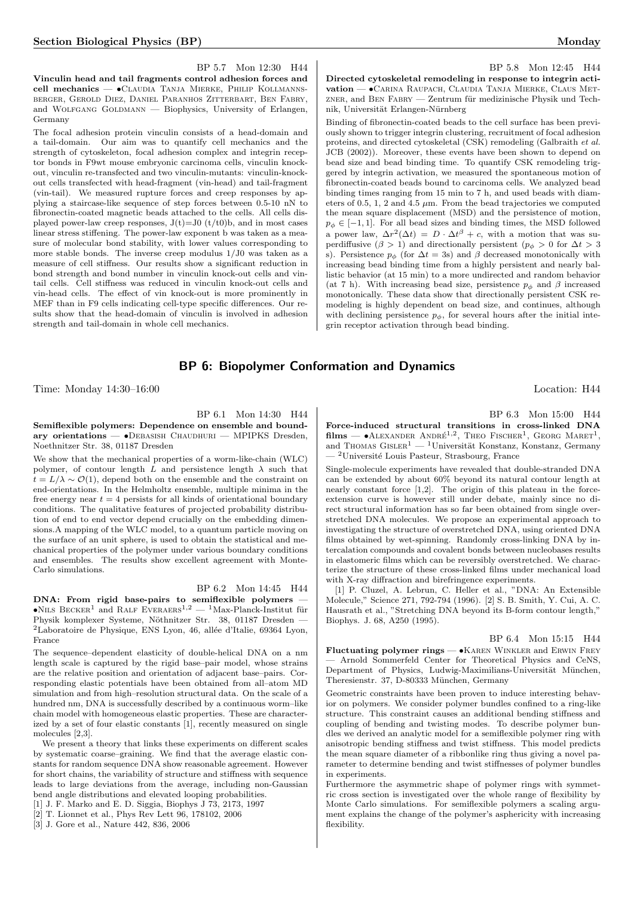BP 5.7 Mon 12:30 H44

**Vinculin head and tail fragments control adhesion forces and cell mechanics** — •Claudia Tanja Mierke, Philip Kollmannsberger, Gerold Diez, Daniel Paranhos Zitterbart, Ben Fabry, and Wolfgang Goldmann — Biophysics, University of Erlangen, Germany

The focal adhesion protein vinculin consists of a head-domain and a tail-domain. Our aim was to quantify cell mechanics and the strength of cytoskeleton, focal adhesion complex and integrin receptor bonds in F9wt mouse embryonic carcinoma cells, vinculin knockout, vinculin re-transfected and two vinculin-mutants: vinculin-knockout cells transfected with head-fragment (vin-head) and tail-fragment (vin-tail). We measured rupture forces and creep responses by applying a staircase-like sequence of step forces between 0.5-10 nN to fibronectin-coated magnetic beads attached to the cells. All cells displayed power-law creep responses, J(t)=J0 (t/t0)b, and in most cases linear stress stiffening. The power-law exponent b was taken as a measure of molecular bond stability, with lower values corresponding to more stable bonds. The inverse creep modulus 1/J0 was taken as a measure of cell stiffness. Our results show a significant reduction in bond strength and bond number in vinculin knock-out cells and vin-tail cells. Cell stiffness was reduced in vinculin knock-out cells and vin-head cells. The effect of vin knock-out is more prominently in MEF than in F9 cells indicating cell-type specific differences. Our results show that the head-domain of vinculin is involved in adhesion strength and tail-domain in whole cell mechanics.

BP 5.8 Mon 12:45 H44

**Directed cytoskeletal remodeling in response to integrin activation** — •Carina Raupach, Claudia Tanja Mierke, Claus Metzner, and Ben Fabry — Zentrum für medizinische Physik und Technik, Universität Erlangen-Nürnberg

Binding of fibronectin-coated beads to the cell surface has been previously shown to trigger integrin clustering, recruitment of focal adhesion proteins, and directed cytoskeletal (CSK) remodeling (Galbraith *et al.* JCB (2002)). Moreover, these events have been shown to depend on bead size and bead binding time. To quantify CSK remodeling triggered by integrin activation, we measured the spontaneous motion of fibronectin-coated beads bound to carcinoma cells. We analyzed bead binding times ranging from 15 min to 7 h, and used beads with diameters of 0.5, 1, 2 and 4.5 $\mu$m. From the bead trajectories we computed the mean square displacement (MSD) and the persistence of motion, $p_\phi \in [-1, 1]$. For all bead sizes and binding times, the MSD followed a power law, $\Delta r^2(\Delta t) = D \cdot \Delta t^\beta + c$, with a motion that was superdiffusive ($\beta > 1$) and directionally persistent ($p_\phi > 0$ for $\Delta t > 3$ s). Persistence $p_\phi$ (for $\Delta t = 3$s) and $\beta$ decreased monotonically with increasing bead binding time from a highly persistent and nearly ballistic behavior (at 15 min) to a more undirected and random behavior (at 7 h). With increasing bead size, persistence $p_\phi$ and $\beta$ increased monotonically. These data show that directionally persistent CSK remodeling is highly dependent on bead size, and continues, although with declining persistence $p_\phi$, for several hours after the initial integrin receptor activation through bead binding.

## BP 6: Biopolymer Conformation and Dynamics

Time: Monday 14:30–16:00 Location: H44

BP 6.1 Mon 14:30 H44

**Semiflexible polymers: Dependence on ensemble and boundary orientations** — •Debasish Chaudhuri — MPIPKS Dresden, Noethnitzer Str. 38, 01187 Dresden

We show that the mechanical properties of a worm-like-chain (WLC) polymer, of contour length $L$ and persistence length $\lambda$ such that $t = L/\lambda \sim \mathcal{O}(1)$, depend both on the ensemble and the constraint on end-orientations. In the Helmholtz ensemble, multiple minima in the free energy near $t = 4$ persists for all kinds of orientational boundary conditions. The qualitative features of projected probability distribution of end to end vector depend crucially on the embedding dimensions.A mapping of the WLC model, to a quantum particle moving on the surface of an unit sphere, is used to obtain the statistical and mechanical properties of the polymer under various boundary conditions and ensembles. The results show excellent agreement with Monte-Carlo simulations.

BP 6.2 Mon 14:45 H44

**DNA: From rigid base-pairs to semiflexible polymers** — •Nils Becker[1] and Ralf Everaers[1,2] — [1]Max-Planck-Institut für Physik komplexer Systeme, Nöthnitzer Str. 38, 01187 Dresden — [2]Laboratoire de Physique, ENS Lyon, 46, allée d'Italie, 69364 Lyon, France

The sequence–dependent elasticity of double-helical DNA on a nm length scale is captured by the rigid base–pair model, whose strains are the relative position and orientation of adjacent base–pairs. Corresponding elastic potentials have been obtained from all–atom MD simulation and from high–resolution structural data. On the scale of a hundred nm, DNA is successfully described by a continuous worm–like chain model with homogeneous elastic properties. These are characterized by a set of four elastic constants [1], recently measured on single molecules [2,3].

We present a theory that links these experiments on different scales by systematic coarse–graining. We find that the average elastic constants for random sequence DNA show reasonable agreement. However for short chains, the variability of structure and stiffness with sequence leads to large deviations from the average, including non-Gaussian bend angle distributions and elevated looping probabilities.

[1] J. F. Marko and E. D. Siggia, Biophys J 73, 2173, 1997
[2] T. Lionnet et al., Phys Rev Lett 96, 178102, 2006
[3] J. Gore et al., Nature 442, 836, 2006

BP 6.3 Mon 15:00 H44

**Force-induced structural transitions in cross-linked DNA films** — •Alexander André[1,2], Theo Fischer[1], Georg Maret[1], and Thomas Gisler[1] — [1]Universität Konstanz, Konstanz, Germany — [2]Université Louis Pasteur, Strasbourg, France

Single-molecule experiments have revealed that double-stranded DNA can be extended by about 60% beyond its natural contour length at nearly constant force [1,2]. The origin of this plateau in the force-extension curve is however still under debate, mainly since no direct structural information has so far been obtained from single overstretched DNA molecules. We propose an experimental approach to investigating the structure of overstretched DNA, using oriented DNA films obtained by wet-spinning. Randomly cross-linking DNA by intercalation compounds and covalent bonds between nucleobases results in elastomeric films which can be reversibly overstretched. We characterize the structure of these cross-link films under mechanical load with X-ray diffraction and birefringence experiments.

[1] P. Cluzel, A. Lebrun, C. Heller et al., "DNA: An Extensible Molecule," Science 271, 792-794 (1996). [2] S. B. Smith, Y. Cui, A. C. Hausrath et al., "Stretching DNA beyond its B-form contour length," Biophys. J. 68, A250 (1995).

BP 6.4 Mon 15:15 H44

**Fluctuating polymer rings** — •Karen Winkler and Erwin Frey — Arnold Sommerfeld Center for Theoretical Physics and CeNS, Department of Physics, Ludwig-Maximilians-Universität München, Theresienstr. 37, D-80333 München, Germany

Geometric constraints have been proven to induce interesting behavior on polymers. We consider polymer bundles confined to a ring-like structure. This constraint causes an additional bending stiffness and coupling of bending and twisting modes. To describe polymer bundles we derived an analytic model for a semiflexible polymer ring with anisotropic bending stiffness and twist stiffness. This model predicts the mean square diameter of a ribbonlike ring thus giving a novel parameter to determine bending and twist stiffnesses of polymer bundles in experiments.

Furthermore the asymmetric shape of polymer rings with symmetric cross section is investigated over the whole range of flexibility by Monte Carlo simulations. For semiflexible polymers a scaling argument explains the change of the polymer's asphericity with increasing flexibility.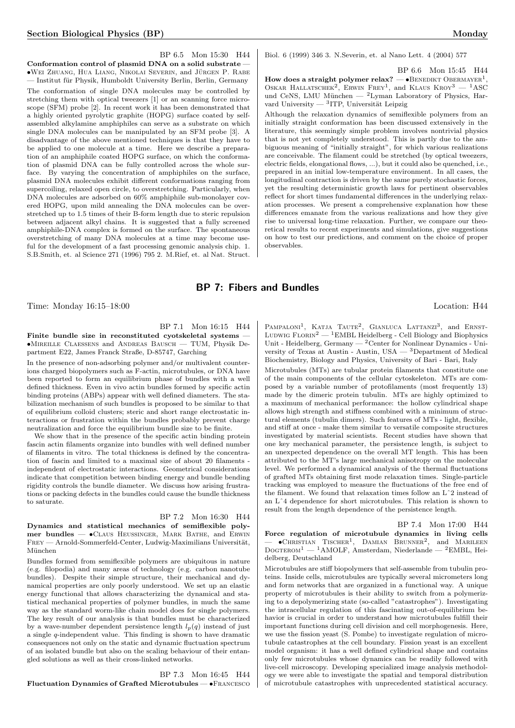BP 6.5 Mon 15:30 H44

**Conformation control of plasmid DNA on a solid substrate** — •Wei Zhuang, Hua Liang, Nikolai Severin, and Jürgen P. Rabe — Institut für Physik, Humboldt University Berlin, Berlin, Germany

The conformation of single DNA molecules may be controlled by stretching them with optical tweezers [1] or an scanning force microscope (SFM) probe [2]. In recent work it has been demonstrated that a highly oriented pyrolytic graphite (HOPG) surface coated by self-assembled alkylamine amphiphiles can serve as a substrate on which single DNA molecules can be manipulated by an SFM probe [3]. A disadvantage of the above mentioned techniques is that they have to be applied to one molecule at a time. Here we describe a preparation of an amphiphile coated HOPG surface, on which the conformation of plasmid DNA can be fully controlled across the whole surface. By varying the concentration of amphiphiles on the surface, plasmid DNA molecules exhibit different conformations ranging from supercoiling, relaxed open circle, to overstretching. Particularly, when DNA molecules are adsorbed on 60% amphiphile sub-monolayer covered HOPG, upon mild annealing the DNA molecules can be overstretched up to 1.5 times of their B-form length due to steric repulsion between adjacent alkyl chains. It is suggested that a fully screened amphiphile-DNA complex is formed on the surface. The spontaneous overstretching of many DNA molecules at a time may become useful for the development of a fast processing genomic analysis chip. 1. S.B.Smith, et. al Science 271 (1996) 795 2. M.Rief, et. al Nat. Struct. Biol. 6 (1999) 346 3. N.Severin, et. al Nano Lett. 4 (2004) 577

BP 6.6 Mon 15:45 H44

**How does a straight polymer relax?** — •Benedikt Obermayer[1], Oskar Hallatschek[2], Erwin Frey[1], and Klaus Kroy[3] — [1]ASC und CeNS, LMU München — [2]Lyman Laboratory of Physics, Harvard University — [3]ITP, Universität Leipzig

Although the relaxation dynamics of semiflexible polymers from an initially straight conformation has been discussed extensively in the literature, this seemingly simple problem involves nontrivial physics that is not yet completely understood. This is partly due to the ambiguous meaning of "initially straight", for which various realizations are conceivable. The filament could be stretched (by optical tweezers, electric fields, elongational flows, ...), but it could also be quenched, i.e., prepared in an initial low-temperature environment. In all cases, the longitudinal contraction is driven by the same purely stochastic forces, yet the resulting deterministic growth laws for pertinent observables reflect for short times fundamental differences in the underlying relaxation processes. We present a comprehensive explanation how these differences emanate from the various realizations and how they give rise to universal long-time relaxation. Further, we compare our theoretical results to recent experiments and simulations, give suggestions on how to test our predictions, and comment on the choice of proper observables.

## BP 7: Fibers and Bundles

Time: Monday 16:15–18:00 Location: H44

BP 7.1 Mon 16:15 H44

**Finite bundle size in reconstituted cyotskeletal systems** — •Mireille Claessens and Andreas Bausch — TUM, Physik Department E22, James Franck Straße, D-85747, Garching

In the presence of non-adsorbing polymer and/or multivalent counterions charged biopolymers such as F-actin, microtubules, or DNA have been reported to form an equilibrium phase of bundles with a well defined thickness. Even in vivo actin bundles formed by specific actin binding proteins (ABPs) appear with well defined diameters. The stabilization mechanism of such bundles is proposed to be similar to that of equilibrium colloid clusters; steric and short range electrostatic interactions or frustration within the bundles probably prevent charge neutralization and force the equilibrium bundle size to be finite.

We show that in the presence of the specific actin binding protein fascin actin filaments organize into bundles with well defined number of filaments in vitro. The total thickness is defined by the concentration of fascin and limited to a maximal size of about 20 filaments - independent of electrostatic interactions. Geometrical considerations indicate that competition between binding energy and bundle bending rigidity controls the bundle diameter. We discuss how arising frustrations or packing defects in the bundles could cause the bundle thickness to saturate.

BP 7.2 Mon 16:30 H44

**Dynamics and statistical mechanics of semiflexible polymer bundles** — •Claus Heussinger, Mark Bathe, and Erwin Frey — Arnold-Sommerfeld-Center, Ludwig-Maximilians Universität, München

Bundles formed from semiflexible polymers are ubiquitous in nature (e.g. filopodia) and many areas of technology (e.g. carbon nanotube bundles). Despite their simple structure, their mechanical and dynamical properties are only poorly understood. We set up an elastic energy functional that allows characterizing the dynamical and statistical mechanical properties of polymer bundles, in much the same way as the standard worm-like chain model does for single polymers. The key result of our analysis is that bundles must be characterized by a wave-number dependent persistence length $l_p(q)$ instead of just a single $q$-independent value. This finding is shown to have dramatic consequences not only on the static and dynamic fluctuation spectrum of an isolated bundle but also on the scaling behaviour of their entangled solutions as well as their cross-linked networks.

BP 7.3 Mon 16:45 H44

**Fluctuation Dynamics of Grafted Microtubules** — •Francesco Pampaloni[1], Katja Taute[2], Gianluca Lattanzi[3], and Ernst-Ludwig Florin[2] — [1]EMBL Heidelberg - Cell Biology and Biophysics Unit - Heidelberg, Germany — [2]Center for Nonlinear Dynamics - University of Texas at Austin - Austin, USA — [3]Department of Medical Biochemistry, Biology and Physics, University of Bari - Bari, Italy

Microtubules (MTs) are tubular protein filaments that constitute one of the main components of the cellular cytoskeleton. MTs are composed by a variable number of protofilaments (most frequently 13) made by the dimeric protein tubulin. MTs are highly optimized to a maximum of mechanical performance: the hollow cylindrical shape allows high strength and stiffness combined with a minimum of structural elements (tubulin dimers). Such features of MTs - light, flexible, and stiff at once - make them similar to versatile composite structures investigated by material scientists. Recent studies have shown that one key mechanical parameter, the persistence length, is subject to an unexpected dependence on the overall MT length. This has been attributed to the MT's large mechanical anisotropy on the molecular level. We performed a dynamical analysis of the thermal fluctuations of grafted MTs obtaining first mode relaxation times. Single-particle tracking was employed to measure the fluctuations of the free end of the filament. We found that relaxation times follow an L^2 instead of an L^4 dependence for short microtubules. This relation is shown to result from the length dependence of the persistence length.

BP 7.4 Mon 17:00 H44

**Force regulation of microtubule dynamics in living cells** — •Christian Tischer[1], Damian Brunner[2], and Marileen Dogterom[1] — [1]AMOLF, Amsterdam, Niederlande — [2]EMBL, Heidelberg, Deutschland

Microtubules are stiff biopolymers that self-assemble from tubulin proteins. Inside cells, microtubules are typically several micrometers long and form networks that are organized in a functional way. A unique property of microtubules is their ability to switch from a polymerizing to a depolymerizing state (so-called "catastrophes"). Investigating the intracellular regulation of this fascinating out-of-equilibrium behavior is crucial in order to understand how microtubules fulfill their important functions during cell division and cell morphogenesis. Here, we use the fission yeast (S. Pombe) to investigate regulation of microtubule catastrophes at the cell boundary. Fission yeast is an excellent model organism: it has a well defined cylindrical shape and contains only few microtubules whose dynamics can be readily followed with live-cell microscopy. Developing specialized image analysis methodology we were able to investigate the spatial and temporal distribution of microtubule catastrophes with unprecedented statistical accuracy.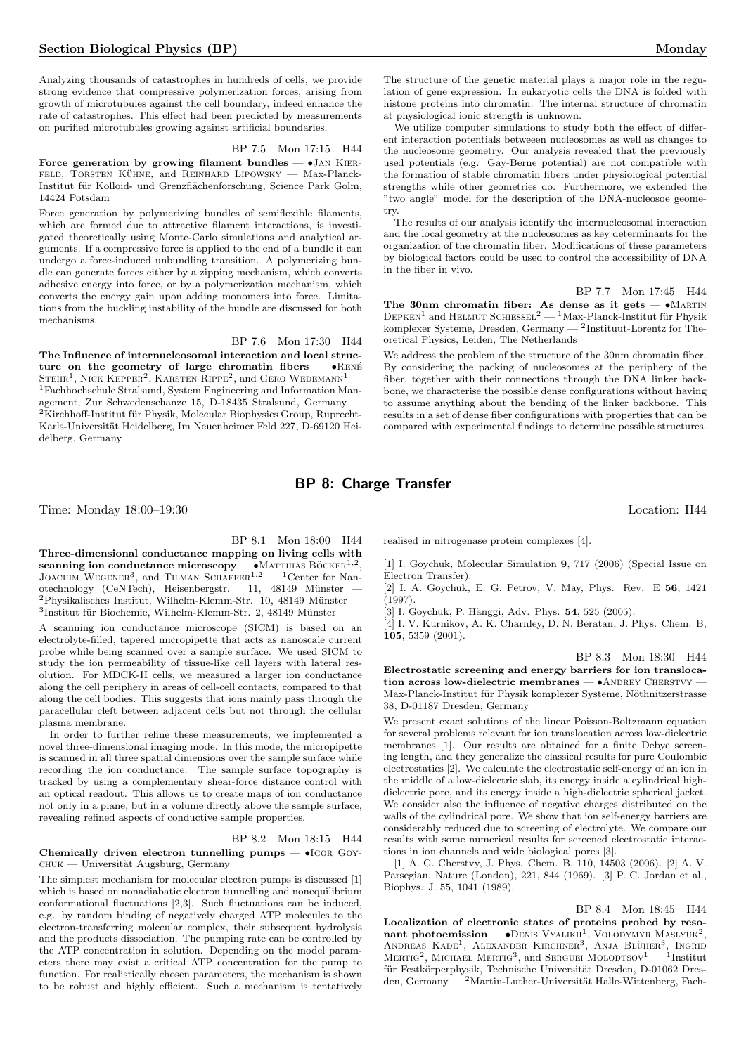Analyzing thousands of catastrophes in hundreds of cells, we provide strong evidence that compressive polymerization forces, arising from growth of microtubules against the cell boundary, indeed enhance the rate of catastrophes. This effect had been predicted by measurements on purified microtubules growing against artificial boundaries.

BP 7.5 Mon 17:15 H44

**Force generation by growing filament bundles** — •Jan Kierfeld, Torsten Kühne, and Reinhard Lipowsky — Max-Planck-Institut für Kolloid- und Grenzflächenforschung, Science Park Golm, 14424 Potsdam

Force generation by polymerizing bundles of semiflexible filaments, which are formed due to attractive filament interactions, is investigated theoretically using Monte-Carlo simulations and analytical arguments. If a compressive force is applied to the end of a bundle it can undergo a force-induced unbundling transition. A polymerizing bundle can generate forces either by a zipping mechanism, which converts adhesive energy into force, or by a polymerization mechanism, which converts the energy gain upon adding monomers into force. Limitations from the buckling instability of the bundle are discussed for both mechanisms.

BP 7.6 Mon 17:30 H44

**The Influence of internucleosomal interaction and local structure on the geometry of large chromatin fibers** — •René Stehr[1], Nick Kepper[2], Karsten Rippe[2], and Gero Wedemann[1] — [1]Fachhochschule Stralsund, System Engineering and Information Management, Zur Schwedenschanze 15, D-18435 Stralsund, Germany — [2]Kirchhoff-Institut für Physik, Molecular Biophysics Group, Ruprecht-Karls-Universität Heidelberg, Im Neuenheimer Feld 227, D-69120 Heidelberg, Germany

The structure of the genetic material plays a major role in the regulation of gene expression. In eukaryotic cells the DNA is folded with histone proteins into chromatin. The internal structure of chromatin at physiological ionic strength is unknown.

We utilize computer simulations to study both the effect of different interaction potentials between nucleosomes as well as changes to the nucleosome geometry. Our analysis revealed that the previously used potentials (e.g. Gay-Berne potential) are not compatible with the formation of stable chromatin fibers under physiological potential strengths while other geometries do. Furthermore, we extended the "two angle" model for the description of the DNA-nucleosoe geometry.

The results of our analysis identify the internucleosomal interaction and the local geometry at the nucleosomes as key determinants for the organization of the chromatin fiber. Modifications of these parameters by biological factors could be used to control the accessibility of DNA in the fiber in vivo.

BP 7.7 Mon 17:45 H44

**The 30nm chromatin fiber: As dense as it gets** — •Martin Depken[1] and Helmut Schiessel[2] — [1]Max-Planck-Institut für Physik komplexer Systeme, Dresden, Germany — [2]Instituut-Lorentz for Theoretical Physics, Leiden, The Netherlands

We address the problem of the structure of the 30nm chromatin fiber. By considering the packing of nucleosomes at the periphery of the fiber, together with their connections through the DNA linker backbone, we characterise the possible dense configurations without having to assume anything about the bending of the linker backbone. This results in a set of dense fiber configurations with properties that can be compared with experimental findings to determine possible structures.

## BP 8: Charge Transfer

Time: Monday 18:00–19:30 Location: H44

BP 8.1 Mon 18:00 H44

**Three-dimensional conductance mapping on living cells with scanning ion conductance microscopy** — •Matthias Böcker[1,2], Joachim Wegener[3], and Tilman Schäffer[1,2] — [1]Center for Nanotechnology (CeNTech), Heisenbergstr. 11, 48149 Münster — [2]Physikalisches Institut, Wilhelm-Klemm-Str. 10, 48149 Münster — [3]Institut für Biochemie, Wilhelm-Klemm-Str. 2, 48149 Münster

A scanning ion conductance microscope (SICM) is based on an electrolyte-filled, tapered micropipette that acts as nanoscale current probe while being scanned over a sample surface. We used SICM to study the ion permeability of tissue-like cell layers with lateral resolution. For MDCK-II cells, we measured a larger ion conductance along the cell periphery in areas of cell-cell contacts, compared to that along the cell bodies. This suggests that ions mainly pass through the paracellular cleft between adjacent cells but not through the cellular plasma membrane.

In order to further refine these measurements, we implemented a novel three-dimensional imaging mode. In this mode, the micropipette is scanned in all three spatial dimensions over the sample surface while recording the ion conductance. The sample surface topography is tracked by using a complementary shear-force distance control with an optical readout. This allows us to create maps of ion conductance not only in a plane, but in a volume directly above the sample surface, revealing refined aspects of conductive sample properties.

BP 8.2 Mon 18:15 H44

**Chemically driven electron tunnelling pumps** — •Igor Goychuk — Universität Augsburg, Germany

The simplest mechanism for molecular electron pumps is discussed [1] which is based on nonadiabatic electron tunnelling and nonequilibrium conformational fluctuations [2,3]. Such fluctuations can be induced, e.g. by random binding of negatively charged ATP molecules to the electron-transferring molecular complex, their subsequent hydrolysis and the products dissociation. The pumping rate can be controlled by the ATP concentration in solution. Depending on the model parameters there may exist a critical ATP concentration for the pump to function. For realistically chosen parameters, the mechanism is shown to be robust and highly efficient. Such a mechanism is tentatively realised in nitrogenase protein complexes [4].

[1] I. Goychuk, Molecular Simulation **9**, 717 (2006) (Special Issue on Electron Transfer).
[2] I. A. Goychuk, E. G. Petrov, V. May, Phys. Rev. E **56**, 1421 (1997).
[3] I. Goychuk, P. Hänggi, Adv. Phys. **54**, 525 (2005).
[4] I. V. Kurnikov, A. K. Charnley, D. N. Beratan, J. Phys. Chem. B, **105**, 5359 (2001).

BP 8.3 Mon 18:30 H44

**Electrostatic screening and energy barriers for ion translocation across low-dielectric membranes** — •Andrey Cherstvy — Max-Planck-Institut für Physik komplexer Systeme, Nöthnitzerstrasse 38, D-01187 Dresden, Germany

We present exact solutions of the linear Poisson-Boltzmann equation for several problems relevant for ion translocation across low-dielectric membranes [1]. Our results are obtained for a finite Debye screening length, and they generalize the classical results for pure Coulombic electrostatics [2]. We calculate the electrostatic self-energy of an ion in the middle of a low-dielectric slab, its energy inside a cylindrical high-dielectric pore, and its energy inside a high-dielectric spherical jacket. We consider also the influence of negative charges distributed on the walls of the cylindrical pore. We show that ion self-energy barriers are considerably reduced due to screening of electrolyte. We compare our results with some numerical results for screened electrostatic interactions in ion channels and wide biological pores [3].

[1] A. G. Cherstvy, J. Phys. Chem. B, 110, 14503 (2006). [2] A. V. Parsegian, Nature (London), 221, 844 (1969). [3] P. C. Jordan et al., Biophys. J. 55, 1041 (1989).

BP 8.4 Mon 18:45 H44

**Localization of electronic states of proteins probed by resonant photoemission** — •Denis Vyalikh[1], Volodymyr Maslyuk[2], Andreas Kade[1], Alexander Kirchner[3], Anja Blüher[3], Ingrid Mertig[2], Michael Mertig[3], and Serguei Molodtsov[1] — [1]Institut für Festkörperphysik, Technische Universität Dresden, D-01062 Dresden, Germany — [2]Martin-Luther-Universität Halle-Wittenberg, Fach-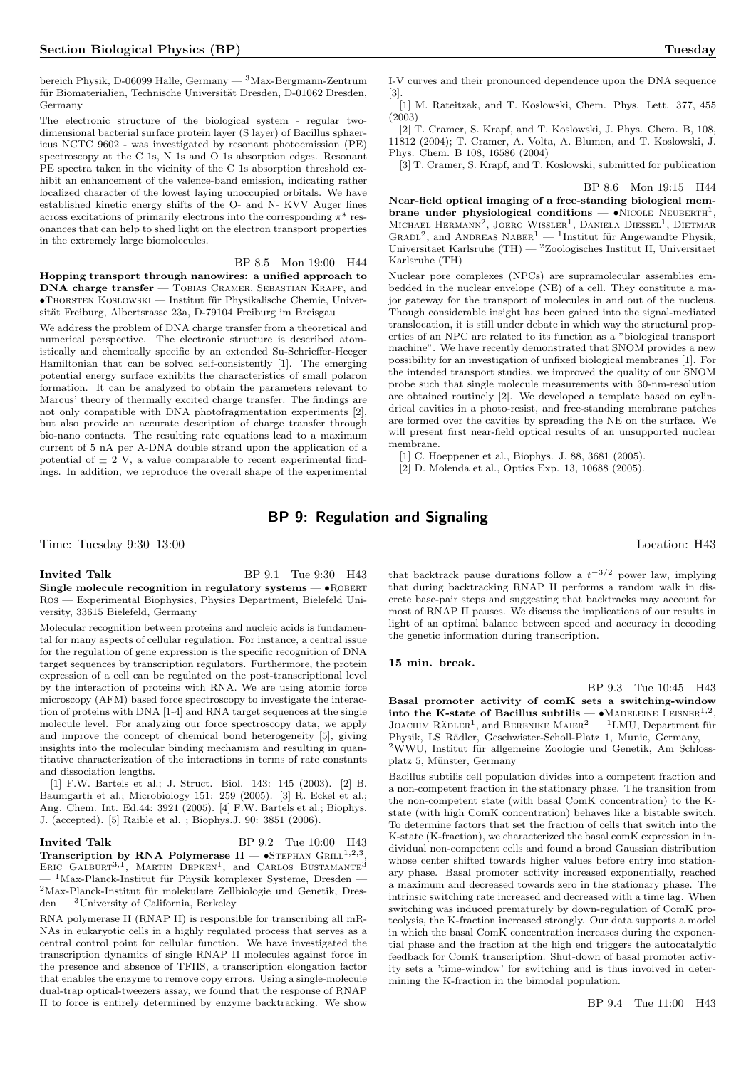bereich Physik, D-06099 Halle, Germany — [3]Max-Bergmann-Zentrum für Biomaterialien, Technische Universität Dresden, D-01062 Dresden, Germany

The electronic structure of the biological system - regular two-dimensional bacterial surface protein layer (S layer) of Bacillus sphaericus NCTC 9602 - was investigated by resonant photoemission (PE) spectroscopy at the C 1s, N 1s and O 1s absorption edges. Resonant PE spectra taken in the vicinity of the C 1s absorption threshold exhibit an enhancement of the valence-band emission, indicating rather localized character of the lowest laying unoccupied orbitals. We have established kinetic energy shifts of the O- and N- KVV Auger lines across excitations of primarily electrons into the corresponding $\pi^*$ resonances that can help to shed light on the electron transport properties in the extremely large biomolecules.

BP 8.5 Mon 19:00 H44

**Hopping transport through nanowires: a unified approach to DNA charge transfer** — Tobias Cramer, Sebastian Krapf, and •Thorsten Koslowski — Institut für Physikalische Chemie, Universität Freiburg, Albertsrasse 23a, D-79104 Freiburg im Breisgau

We address the problem of DNA charge transfer from a theoretical and numerical perspective. The electronic structure is described atomistically and chemically specific by an extended Su-Schrieffer-Heeger Hamiltonian that can be solved self-consistently [1]. The emerging potential energy surface exhibits the characteristics of small polaron formation. It can be analyzed to obtain the parameters relevant to Marcus' theory of thermally excited charge transfer. The findings are not only compatible with DNA photofragmentation experiments [2], but also provide an accurate description of charge transfer through bio-nano contacts. The resulting rate equations lead to a maximum current of 5 nA per A-DNA double strand upon the application of a potential of ± 2 V, a value comparable to recent experimental findings. In addition, we reproduce the overall shape of the experimental I-V curves and their pronounced dependence upon the DNA sequence [3].

[1] M. Rateitzak, and T. Koslowski, Chem. Phys. Lett. 377, 455 (2003)

[2] T. Cramer, S. Krapf, and T. Koslowski, J. Phys. Chem. B, 108, 11812 (2004); T. Cramer, A. Volta, A. Blumen, and T. Koslowski, J. Phys. Chem. B 108, 16586 (2004)

[3] T. Cramer, S. Krapf, and T. Koslowski, submitted for publication

BP 8.6 Mon 19:15 H44

**Near-field optical imaging of a free-standing biological membrane under physiological conditions** — •Nicole Neuberth[1], Michael Hermann[2], Joerg Wissler[1], Daniela Diessel[1], Dietmar Gradl[2], and Andreas Naber[1] — [1]Institut für Angewandte Physik, Universitaet Karlsruhe (TH) — [2]Zoologisches Institut II, Universitaet Karlsruhe (TH)

Nuclear pore complexes (NPCs) are supramolecular assemblies embedded in the nuclear envelope (NE) of a cell. They constitute a major gateway for the transport of molecules in and out of the nucleus. Though considerable insight has been gained into the signal-mediated translocation, it is still under debate in which way the structural properties of an NPC are related to its function as a "biological transport machine". We have recently demonstrated that SNOM provides a new possibility for an investigation of unfixed biological membranes [1]. For the intended transport studies, we improved the quality of our SNOM probe such that single molecule measurements with 30-nm-resolution are obtained routinely [2]. We developed a template based on cylindrical cavities in a photo-resist, and free-standing membrane patches are formed over the cavities by spreading the NE on the surface. We will present first near-field optical results of an unsupported nuclear membrane.

[1] C. Hoeppener et al., Biophys. J. 88, 3681 (2005).

[2] D. Molenda et al., Optics Exp. 13, 10688 (2005).

## BP 9: Regulation and Signaling

Time: Tuesday 9:30–13:00 Location: H43

**Invited Talk** BP 9.1 Tue 9:30 H43

**Single molecule recognition in regulatory systems** — •Robert Ros — Experimental Biophysics, Physics Department, Bielefeld University, 33615 Bielefeld, Germany

Molecular recognition between proteins and nucleic acids is fundamental for many aspects of cellular regulation. For instance, a central issue for the regulation of gene expression is the specific recognition of DNA target sequences by transcription regulators. Furthermore, the protein expression of a cell can be regulated on the post-transcriptional level by the interaction of proteins with RNA. We are using atomic force microscopy (AFM) based force spectroscopy to investigate the interaction of proteins with DNA [1-4] and RNA target sequences at the single molecule level. For analyzing our force spectroscopy data, we apply and improve the concept of chemical bond heterogeneity [5], giving insights into the molecular binding mechanism and resulting in quantitative characterization of the interactions in terms of rate constants and dissociation lengths.

[1] F.W. Bartels et al.; J. Struct. Biol. 143: 145 (2003). [2] B. Baumgarth et al.; Microbiology 151: 259 (2005). [3] R. Eckel et al.; Ang. Chem. Int. Ed.44: 3921 (2005). [4] F.W. Bartels et al.; Biophys. J. (accepted). [5] Raible et al. ; Biophys.J. 90: 3851 (2006).

**Invited Talk** BP 9.2 Tue 10:00 H43

**Transcription by RNA Polymerase II** — •Stephan Grill[1,2,3], Eric Galburt[3,1], Martin Depken[1], and Carlos Bustamante[3] — [1]Max-Planck-Institut für Physik komplexer Systeme, Dresden — [2]Max-Planck-Institut für molekulare Zellbiologie und Genetik, Dresden — [3]University of California, Berkeley

RNA polymerase II (RNAP II) is responsible for transcribing all mRNAs in eukaryotic cells in a highly regulated process that serves as a central control point for cellular function. We have investigated the transcription dynamics of single RNAP II molecules against force in the presence and absence of TFIIS, a transcription elongation factor that enables the enzyme to remove copy errors. Using a single-molecule dual-trap optical-tweezers assay, we found that the response of RNAP II to force is entirely determined by enzyme backtracking. We show that backtrack pause durations follow a $t^{-3/2}$ power law, implying that during backtracking RNAP II performs a random walk in discrete base-pair steps and suggesting that backtracks may account for most of RNAP II pauses. We discuss the implications of our results in light of an optimal balance between speed and accuracy in decoding the genetic information during transcription.

**15 min. break.**

BP 9.3 Tue 10:45 H43

**Basal promoter activity of comK sets a switching-window into the K-state of Bacillus subtilis** — •Madeleine Leisner[1,2], Joachim Rädler[1], and Berenike Maier[2] — [1]LMU, Department für Physik, LS Rädler, Geschwister-Scholl-Platz 1, Munic, Germany, — [2]WWU, Institut für allgemeine Zoologie und Genetik, Am Schlossplatz 5, Münster, Germany

Bacillus subtilis cell population divides into a competent fraction and a non-competent fraction in the stationary phase. The transition from the non-competent state (with basal ComK concentration) to the K-state (with high ComK concentration) behaves like a bistable switch. To determine factors that set the fraction of cells that switch into the K-state (K-fraction), we characterized the basal comK expression in individual non-competent cells and found a broad Gaussian distribution whose center shifted towards higher values before entry into stationary phase. Basal promoter activity increased exponentially, reached a maximum and decreased towards zero in the stationary phase. The intrinsic switching rate increased and decreased with a time lag. When switching was induced prematurely by down-regulation of ComK proteolysis, the K-fraction increased strongly. Our data supports a model in which the basal ComK concentration increases during the exponential phase and the fraction at the high end triggers the autocatalytic feedback for ComK transcription. Shut-down of basal promoter activity sets a 'time-window' for switching and is thus involved in determining the K-fraction in the bimodal population.

BP 9.4 Tue 11:00 H43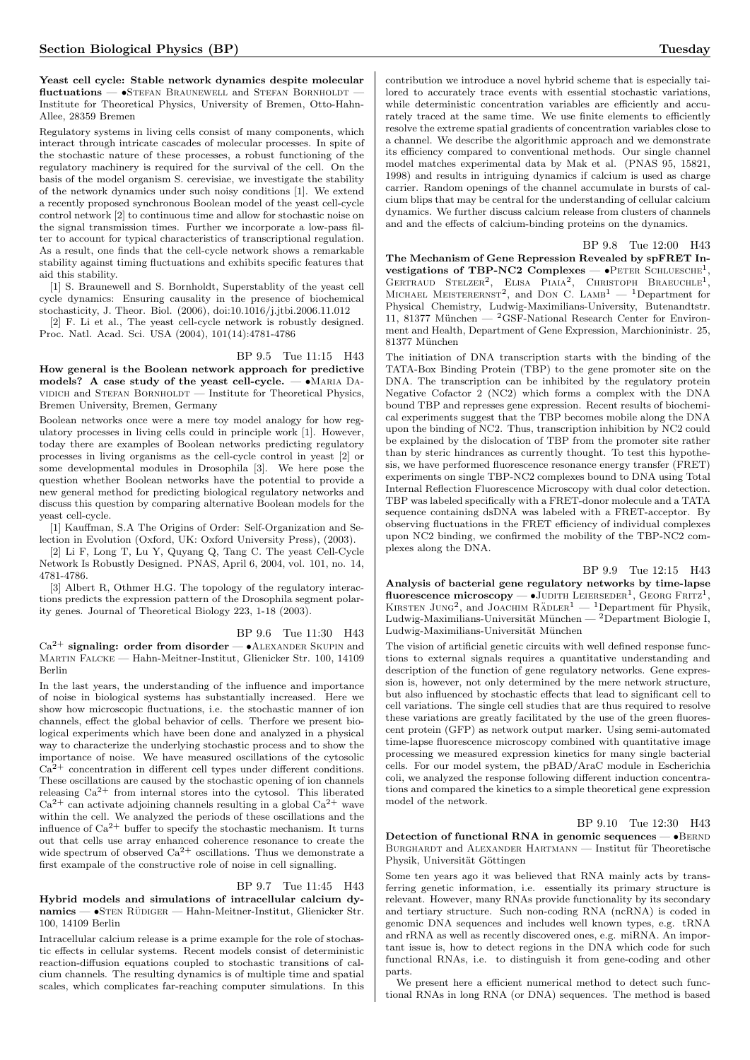**Yeast cell cycle: Stable network dynamics despite molecular fluctuations** — •Stefan Braunewell and Stefan Bornholdt — Institute for Theoretical Physics, University of Bremen, Otto-Hahn-Allee, 28359 Bremen

Regulatory systems in living cells consist of many components, which interact through intricate cascades of molecular processes. In spite of the stochastic nature of these processes, a robust functioning of the regulatory machinery is required for the survival of the cell. On the basis of the model organism S. cerevisiae, we investigate the stability of the network dynamics under such noisy conditions [1]. We extend a recently proposed synchronous Boolean model of the yeast cell-cycle control network [2] to continuous time and allow for stochastic noise on the signal transmission times. Further we incorporate a low-pass filter to account for typical characteristics of transcriptional regulation. As a result, one finds that the cell-cycle network shows a remarkable stability against timing fluctuations and exhibits specific features that aid this stability.

[1] S. Braunewell and S. Bornholdt, Superstablity of the yeast cell cycle dynamics: Ensuring causality in the presence of biochemical stochasticity, J. Theor. Biol. (2006), doi:10.1016/j.jtbi.2006.11.012

[2] F. Li et al., The yeast cell-cycle network is robustly designed. Proc. Natl. Acad. Sci. USA (2004), 101(14):4781-4786

BP 9.5 Tue 11:15 H43

**How general is the Boolean network approach for predictive models? A case study of the yeast cell-cycle.** — •Maria Davidich and Stefan Bornholdt — Institute for Theoretical Physics, Bremen University, Bremen, Germany

Boolean networks once were a mere toy model analogy for how regulatory processes in living cells could in principle work [1]. However, today there are examples of Boolean networks predicting regulatory processes in living organisms as the cell-cycle control in yeast [2] or some developmental modules in Drosophila [3]. We here pose the question whether Boolean networks have the potential to provide a new general method for predicting biological regulatory networks and discuss this question by comparing alternative Boolean models for the yeast cell-cycle.

[1] Kauffman, S.A The Origins of Order: Self-Organization and Selection in Evolution (Oxford, UK: Oxford University Press), (2003).

[2] Li F, Long T, Lu Y, Quyang Q, Tang C. The yeast Cell-Cycle Network Is Robustly Designed. PNAS, April 6, 2004, vol. 101, no. 14, 4781-4786.

[3] Albert R, Othmer H.G. The topology of the regulatory interactions predicts the expression pattern of the Drosophila segment polarity genes. Journal of Theoretical Biology 223, 1-18 (2003).

BP 9.6 Tue 11:30 H43

**$Ca^{2+}$ signaling: order from disorder** — •Alexander Skupin and Martin Falcke — Hahn-Meitner-Institut, Glienicker Str. 100, 14109 Berlin

In the last years, the understanding of the influence and importance of noise in biological systems has substantially increased. Here we show how microscopic fluctuations, i.e. the stochastic manner of ion channels, effect the global behavior of cells. Therfore we present biological experiments which have been done and analyzed in a physical way to characterize the underlying stochastic process and to show the importance of noise. We have measured oscillations of the cytosolic $Ca^{2+}$ concentration in different cell types under different conditions. These oscillations are caused by the stochastic opening of ion channels releasing $Ca^{2+}$ from internal stores into the cytosol. This liberated $Ca^{2+}$ can activate adjoining channels resulting in a global $Ca^{2+}$ wave within the cell. We analyzed the periods of these oscillations and the influence of $Ca^{2+}$ buffer to specify the stochastic mechanism. It turns out that cells use array enhanced coherence resonance to create the wide spectrum of observed $Ca^{2+}$ oscillations. Thus we demonstrate a first exampale of the constructive role of noise in cell signalling.

BP 9.7 Tue 11:45 H43

**Hybrid models and simulations of intracellular calcium dynamics** — •Sten Rüdiger — Hahn-Meitner-Institut, Glienicker Str. 100, 14109 Berlin

Intracellular calcium release is a prime example for the role of stochastic effects in cellular systems. Recent models consist of deterministic reaction-diffusion equations coupled to stochastic transitions of calcium channels. The resulting dynamics is of multiple time and spatial scales, which complicates far-reaching computer simulations. In this contribution we introduce a novel hybrid scheme that is especially tailored to accurately trace events with essential stochastic variations, while deterministic concentration variables are efficiently and accurately traced at the same time. We use finite elements to efficiently resolve the extreme spatial gradients of concentration variables close to a channel. We describe the algorithmic approach and we demonstrate its efficiency compared to conventional methods. Our single channel model matches experimental data by Mak et al. (PNAS 95, 15821, 1998) and results in intriguing dynamics if calcium is used as charge carrier. Random openings of the channel accumulate in bursts of calcium blips that may be central for the understanding of cellular calcium dynamics. We further discuss calcium release from clusters of channels and and the effects of calcium-binding proteins on the dynamics.

BP 9.8 Tue 12:00 H43

**The Mechanism of Gene Repression Revealed by spFRET Investigations of TBP-NC2 Complexes** — •Peter Schluesche[1], Gertraud Stelzer[2], Elisa Piaia[2], Christoph Braeuchle[1], Michael Meisterernst[2], and Don C. Lamb[1] — [1]Department for Physical Chemistry, Ludwig-Maximilians-University, Butenandtstr. 11, 81377 München — [2]GSF-National Research Center for Environment and Health, Department of Gene Expression, Marchioninistr. 25, 81377 München

The initiation of DNA transcription starts with the binding of the TATA-Box Binding Protein (TBP) to the gene promoter site on the DNA. The transcription can be inhibited by the regulatory protein Negative Cofactor 2 (NC2) which forms a complex with the DNA bound TBP and represses gene expression. Recent results of biochemical experiments suggest that the TBP becomes mobile along the DNA upon the binding of NC2. Thus, transcription inhibition by NC2 could be explained by the dislocation of TBP from the promoter site rather than by steric hindrances as currently thought. To test this hypothesis, we have performed fluorescence resonance energy transfer (FRET) experiments on single TBP-NC2 complexes bound to DNA using Total Internal Reflection Fluorescence Microscopy with dual color detection. TBP was labeled specifically with a FRET-donor molecule and a TATA sequence containing dsDNA was labeled with a FRET-acceptor. By observing fluctuations in the FRET efficiency of individual complexes upon NC2 binding, we confirmed the mobility of the TBP-NC2 complexes along the DNA.

BP 9.9 Tue 12:15 H43

**Analysis of bacterial gene regulatory networks by time-lapse fluorescence microscopy** — •Judith Leierseder[1], Georg Fritz[1], Kirsten Jung[2], and Joachim Rädler[1] — [1]Department für Physik, Ludwig-Maximilians-Universität München — [2]Department Biologie I, Ludwig-Maximilians-Universität München

The vision of artificial genetic circuits with well defined response functions to external signals requires a quantitative understanding and description of the function of gene regulatory networks. Gene expression is, however, not only determined by the mere network structure, but also influenced by stochastic effects that lead to significant cell to cell variations. The single cell studies that are thus required to resolve these variations are greatly facilitated by the use of the green fluorescent protein (GFP) as network output marker. Using semi-automated time-lapse fluorescence microscopy combined with quantitative image processing we measured expression kinetics for many single bacterial cells. For our model system, the pBAD/AraC module in Escherichia coli, we analyzed the response following different induction concentrations and compared the kinetics to a simple theoretical gene expression model of the network.

BP 9.10 Tue 12:30 H43

**Detection of functional RNA in genomic sequences** — •Bernd Burghardt and Alexander Hartmann — Institut für Theoretische Physik, Universität Göttingen

Some ten years ago it was believed that RNA mainly acts by transferring genetic information, i.e. essentially its primary structure is relevant. However, many RNAs provide functionality by its secondary and tertiary structure. Such non-coding RNA (ncRNA) is coded in genomic DNA sequences and includes well known types, e.g. tRNA and rRNA as well as recently discovered ones, e.g. miRNA. An important issue is, how to detect regions in the DNA which code for such functional RNAs, i.e. to distinguish it from gene-coding and other parts.

We present here a efficient numerical method to detect such functional RNAs in long RNA (or DNA) sequences. The method is based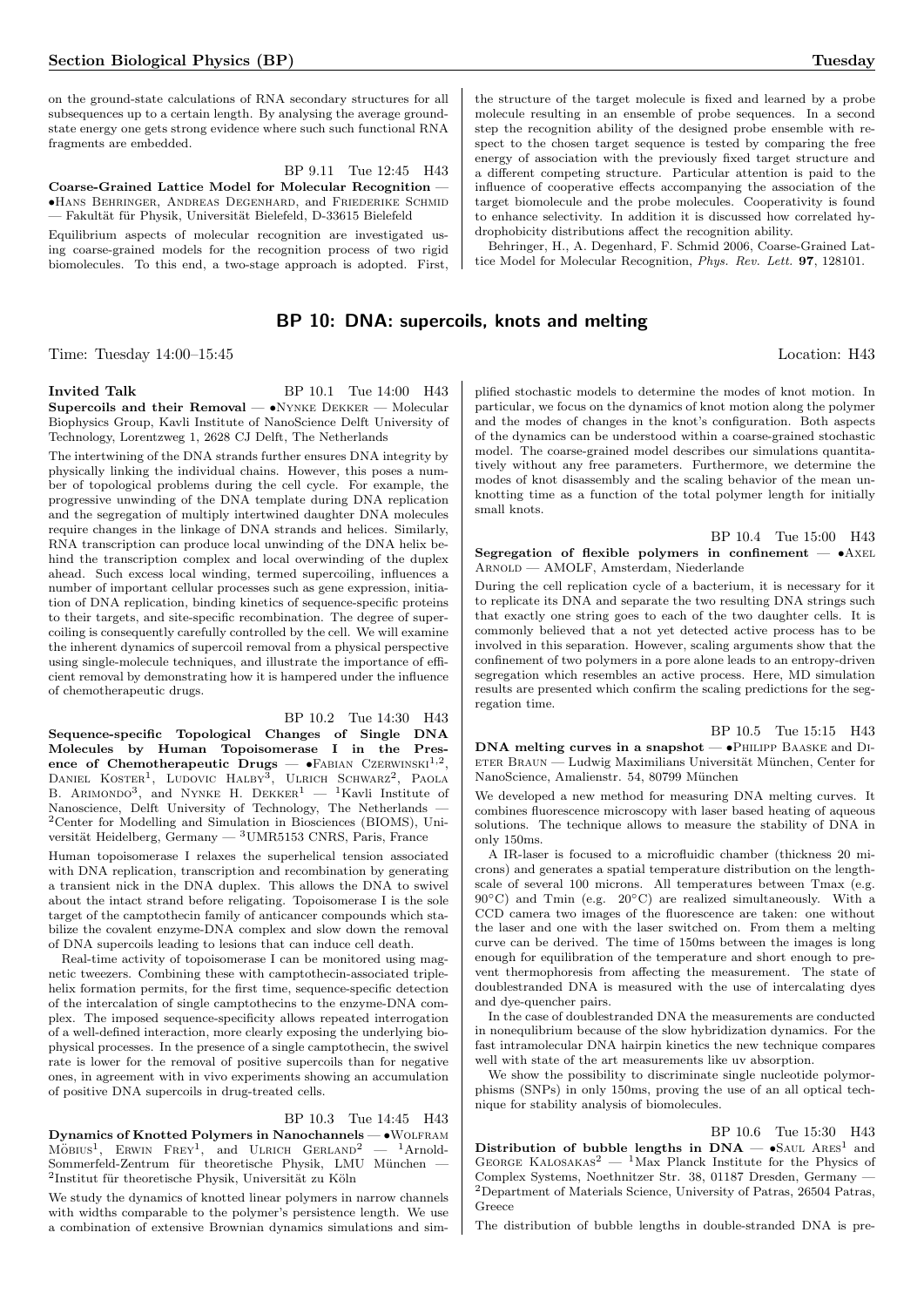on the ground-state calculations of RNA secondary structures for all subsequences up to a certain length. By analysing the average ground-state energy one gets strong evidence where such such functional RNA fragments are embedded.

BP 9.11 Tue 12:45 H43

**Coarse-Grained Lattice Model for Molecular Recognition** — •Hans Behringer, Andreas Degenhard, and Friederike Schmid — Fakultät für Physik, Universität Bielefeld, D-33615 Bielefeld

Equilibrium aspects of molecular recognition are investigated using coarse-grained models for the recognition process of two rigid biomolecules. To this end, a two-stage approach is adopted. First, the structure of the target molecule is fixed and learned by a probe molecule resulting in an ensemble of probe sequences. In a second step the recognition ability of the designed probe ensemble with respect to the chosen target sequence is tested by comparing the free energy of association with the previously fixed target structure and a different competing structure. Particular attention is paid to the influence of cooperative effects accompanying the association of the target biomolecule and the probe molecules. Cooperativity is found to enhance selectivity. In addition it is discussed how correlated hydrophobicity distributions affect the recognition ability.

Behringer, H., A. Degenhard, F. Schmid 2006, Coarse-Grained Lattice Model for Molecular Recognition, *Phys. Rev. Lett.* **97**, 128101.

## BP 10: DNA: supercoils, knots and melting

Time: Tuesday 14:00–15:45 Location: H43

**Invited Talk** BP 10.1 Tue 14:00 H43

**Supercoils and their Removal** — •Nynke Dekker — Molecular Biophysics Group, Kavli Institute of NanoScience Delft University of Technology, Lorentzweg 1, 2628 CJ Delft, The Netherlands

The intertwining of the DNA strands further ensures DNA integrity by physically linking the individual chains. However, this poses a number of topological problems during the cell cycle. For example, the progressive unwinding of the DNA template during DNA replication and the segregation of multiply intertwined daughter DNA molecules require changes in the linkage of DNA strands and helices. Similarly, RNA transcription can produce local unwinding of the DNA helix behind the transcription complex and local overwinding of the duplex ahead. Such excess local winding, termed supercoiling, influences a number of important cellular processes such as gene expression, initiation of DNA replication, binding kinetics of sequence-specific proteins to their targets, and site-specific recombination. The degree of supercoiling is consequently carefully controlled by the cell. We will examine the inherent dynamics of supercoil removal from a physical perspective using single-molecule techniques, and illustrate the importance of efficient removal by demonstrating how it is hampered under the influence of chemotherapeutic drugs.

BP 10.2 Tue 14:30 H43

**Sequence-specific Topological Changes of Single DNA Molecules by Human Topoisomerase I in the Presence of Chemotherapeutic Drugs** — •Fabian Czerwinski[1,2], Daniel Koster[1], Ludovic Halby[3], Ulrich Schwarz[2], Paola B. Arimondo[3], and Nynke H. Dekker[1] — [1]Kavli Institute of Nanoscience, Delft University of Technology, The Netherlands — [2]Center for Modelling and Simulation in Biosciences (BIOMS), Universität Heidelberg, Germany — [3]UMR5153 CNRS, Paris, France

Human topoisomerase I relaxes the superhelical tension associated with DNA replication, transcription and recombination by generating a transient nick in the DNA duplex. This allows the DNA to swivel about the intact strand before religating. Topoisomerase I is the sole target of the camptothecin family of anticancer compounds which stabilize the covalent enzyme-DNA complex and slow down the removal of DNA supercoils leading to lesions that can induce cell death.

Real-time activity of topoisomerase I can be monitored using magnetic tweezers. Combining these with camptothecin-associated triple-helix formation permits, for the first time, sequence-specific detection of the intercalation of single camptothecins to the enzyme-DNA complex. The imposed sequence-specificity allows repeated interrogation of a well-defined interaction, more clearly exposing the underlying biophysical processes. In the presence of a single camptothecin, the swivel rate is lower for the removal of positive supercoils than for negative ones, in agreement with in vivo experiments showing an accumulation of positive DNA supercoils in drug-treated cells.

BP 10.3 Tue 14:45 H43

**Dynamics of Knotted Polymers in Nanochannels** — •Wolfram Möbius[1], Erwin Frey[1], and Ulrich Gerland[2] — [1]Arnold-Sommerfeld-Zentrum für theoretische Physik, LMU München — [2]Institut für theoretische Physik, Universität zu Köln

We study the dynamics of knotted linear polymers in narrow channels with widths comparable to the polymer's persistence length. We use a combination of extensive Brownian dynamics simulations and simplified stochastic models to determine the modes of knot motion. In particular, we focus on the dynamics of knot motion along the polymer and the modes of changes in the knot's configuration. Both aspects of the dynamics can be understood within a coarse-grained stochastic model. The coarse-grained model describes our simulations quantitatively without any free parameters. Furthermore, we determine the modes of knot disassembly and the scaling behavior of the mean unknotting time as a function of the total polymer length for initially small knots.

BP 10.4 Tue 15:00 H43

**Segregation of flexible polymers in confinement** — •Axel Arnold — AMOLF, Amsterdam, Niederlande

During the cell replication cycle of a bacterium, it is necessary for it to replicate its DNA and separate the two resulting DNA strings such that exactly one string goes to each of the two daughter cells. It is commonly believed that a not yet detected active process has to be involved in this separation. However, scaling arguments show that the confinement of two polymers in a pore alone leads to an entropy-driven segregation which resembles an active process. Here, MD simulation results are presented which confirm the scaling predictions for the segregation time.

BP 10.5 Tue 15:15 H43

**DNA melting curves in a snapshot** — •Philipp Baaske and Dieter Braun — Ludwig Maximilians Universität München, Center for NanoScience, Amalienstr. 54, 80799 München

We developed a new method for measuring DNA melting curves. It combines fluorescence microscopy with laser based heating of aqueous solutions. The technique allows to measure the stability of DNA in only 150ms.

A IR-laser is focused to a microfluidic chamber (thickness 20 microns) and generates a spatial temperature distribution on the lengthscale of several 100 microns. All temperatures between Tmax (e.g. 90°C) and Tmin (e.g. 20°C) are realized simultaneously. With a CCD camera two images of the fluorescence are taken: one without the laser and one with the laser switched on. From them a melting curve can be derived. The time of 150ms between the images is long enough for equilibration of the temperature and short enough to prevent thermophoresis from affecting the measurement. The state of doublestranded DNA is measured with the use of intercalating dyes and dye-quencher pairs.

In the case of doublestranded DNA the measurements are conducted in nonequlibrium because of the slow hybridization dynamics. For the fast intramolecular DNA hairpin kinetics the new technique compares well with state of the art measurements like uv absorption.

We show the possibility to discriminate single nucleotide polymorphisms (SNPs) in only 150ms, proving the use of an all optical technique for stability analysis of biomolecules.

BP 10.6 Tue 15:30 H43

**Distribution of bubble lengths in DNA** — •Saul Ares[1] and George Kalosakas[2] — [1]Max Planck Institute for the Physics of Complex Systems, Noethnitzer Str. 38, 01187 Dresden, Germany — [2]Department of Materials Science, University of Patras, 26504 Patras, Greece

The distribution of bubble lengths in double-stranded DNA is pre-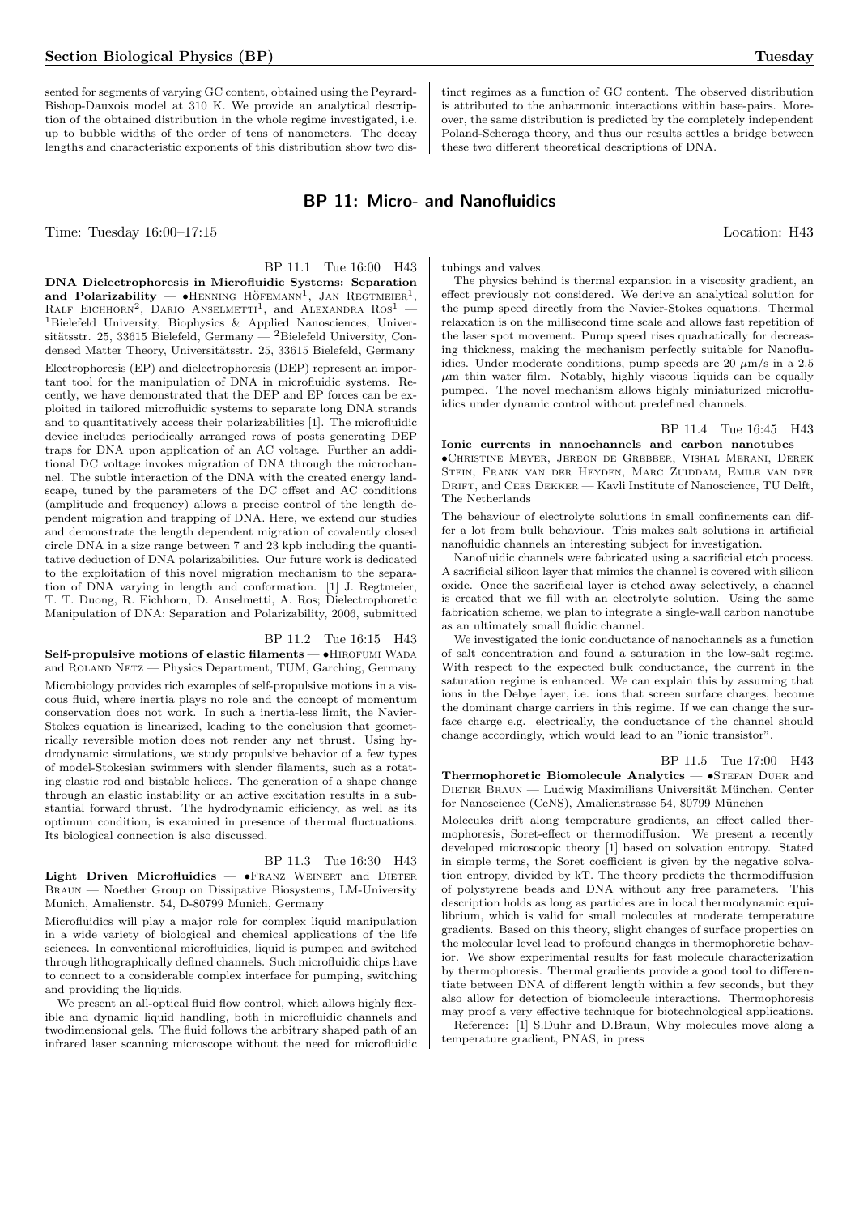sented for segments of varying GC content, obtained using the Peyrard-Bishop-Dauxois model at 310 K. We provide an analytical description of the obtained distribution in the whole regime investigated, i.e. up to bubble widths of the order of tens of nanometers. The decay lengths and characteristic exponents of this distribution show two distinct regimes as a function of GC content. The observed distribution is attributed to the anharmonic interactions within base-pairs. Moreover, the same distribution is predicted by the completely independent Poland-Scheraga theory, and thus our results settles a bridge between these two different theoretical descriptions of DNA.

## BP 11: Micro- and Nanofluidics

Time: Tuesday 16:00–17:15 Location: H43

BP 11.1 Tue 16:00 H43

**DNA Dielectrophoresis in Microfluidic Systems: Separation and Polarizability** — •Henning Höfemann[1], Jan Regtmeier[1], Ralf Eichhorn[2], Dario Anselmetti[1], and Alexandra Ros[1] — [1]Bielefeld University, Biophysics & Applied Nanosciences, Universitätsstr. 25, 33615 Bielefeld, Germany — [2]Bielefeld University, Condensed Matter Theory, Universitätsstr. 25, 33615 Bielefeld, Germany

Electrophoresis (EP) and dielectrophoresis (DEP) represent an important tool for the manipulation of DNA in microfluidic systems. Recently, we have demonstrated that the DEP and EP forces can be exploited in tailored microfluidic systems to separate long DNA strands and to quantitatively access their polarizabilities [1]. The microfluidic device includes periodically arranged rows of posts generating DEP traps for DNA upon application of an AC voltage. Further an additional DC voltage invokes migration of DNA through the microchannel. The subtle interaction of the DNA with the created energy landscape, tuned by the parameters of the DC offset and AC conditions (amplitude and frequency) allows a precise control of the length dependent migration and trapping of DNA. Here, we extend our studies and demonstrate the length dependent migration of covalently closed circle DNA in a size range between 7 and 23 kpb including the quantitative deduction of DNA polarizabilities. Our future work is dedicated to the exploitation of this novel migration mechanism to the separation of DNA varying in length and conformation. [1] J. Regtmeier, T. T. Duong, R. Eichhorn, D. Anselmetti, A. Ros; Dielectrophoretic Manipulation of DNA: Separation and Polarizability, 2006, submitted

BP 11.2 Tue 16:15 H43

**Self-propulsive motions of elastic filaments** — •Hirofumi Wada and Roland Netz — Physics Department, TUM, Garching, Germany

Microbiology provides rich examples of self-propulsive motions in a viscous fluid, where inertia plays no role and the concept of momentum conservation does not work. In such a inertia-less limit, the Navier-Stokes equation is linearized, leading to the conclusion that geometrically reversible motion does not render any net thrust. Using hydrodynamic simulations, we study propulsive behavior of a few types of model-Stokesian swimmers with slender filaments, such as a rotating elastic rod and bistable helices. The generation of a shape change through an elastic instability or an active excitation results in a substantial forward thrust. The hydrodynamic efficiency, as well as its optimum condition, is examined in presence of thermal fluctuations. Its biological connection is also discussed.

BP 11.3 Tue 16:30 H43

**Light Driven Microfluidics** — •Franz Weinert and Dieter Braun — Noether Group on Dissipative Biosystems, LM-University Munich, Amalienstr. 54, D-80799 Munich, Germany

Microfluidics will play a major role for complex liquid manipulation in a wide variety of biological and chemical applications of the life sciences. In conventional microfluidics, liquid is pumped and switched through lithographically defined channels. Such microfluidic chips have to connect to a considerable complex interface for pumping, switching and providing the liquids.

We present an all-optical fluid flow control, which allows highly flexible and dynamic liquid handling, both in microfluidic channels and twodimensional gels. The fluid follows the arbitrary shaped path of an infrared laser scanning microscope without the need for microfluidic tubings and valves.

The physics behind is thermal expansion in a viscosity gradient, an effect previously not considered. We derive an analytical solution for the pump speed directly from the Navier-Stokes equations. Thermal relaxation is on the millisecond time scale and allows fast repetition of the laser spot movement. Pump speed rises quadratically for decreasing thickness, making the mechanism perfectly suitable for Nanofluidics. Under moderate conditions, pump speeds are 20 $\mu$m/s in a 2.5 $\mu$m thin water film. Notably, highly viscous liquids can be equally pumped. The novel mechanism allows highly miniaturized microfluidics under dynamic control without predefined channels.

BP 11.4 Tue 16:45 H43

**Ionic currents in nanochannels and carbon nanotubes** — •Christine Meyer, Jereon de Grebber, Vishal Merani, Derek Stein, Frank van der Heyden, Marc Zuiddam, Emile van der Drift, and Cees Dekker — Kavli Institute of Nanoscience, TU Delft, The Netherlands

The behaviour of electrolyte solutions in small confinements can differ a lot from bulk behaviour. This makes salt solutions in artificial nanofluidic channels an interesting subject for investigation.

Nanofluidic channels were fabricated using a sacrificial etch process. A sacrificial silicon layer that mimics the channel is covered with silicon oxide. Once the sacrificial layer is etched away selectively, a channel is created that we fill with an electrolyte solution. Using the same fabrication scheme, we plan to integrate a single-wall carbon nanotube as an ultimately small fluidic channel.

We investigated the ionic conductance of nanochannels as a function of salt concentration and found a saturation in the low-salt regime. With respect to the expected bulk conductance, the current in the saturation regime is enhanced. We can explain this by assuming that ions in the Debye layer, i.e. ions that screen surface charges, become the dominant charge carriers in this regime. If we can change the surface charge e.g. electrically, the conductance of the channel should change accordingly, which would lead to an "ionic transistor".

BP 11.5 Tue 17:00 H43

**Thermophoretic Biomolecule Analytics** — •Stefan Duhr and Dieter Braun — Ludwig Maximilians Universität München, Center for Nanoscience (CeNS), Amalienstrasse 54, 80799 München

Molecules drift along temperature gradients, an effect called thermophoresis, Soret-effect or thermodiffusion. We present a recently developed microscopic theory [1] based on solvation entropy. Stated in simple terms, the Soret coefficient is given by the negative solvation entropy, divided by kT. The theory predicts the thermodiffusion of polystyrene beads and DNA without any free parameters. This description holds as long as particles are in local thermodynamic equilibrium, which is valid for small molecules at moderate temperature gradients. Based on this theory, slight changes of surface properties on the molecular level lead to profound changes in thermophoretic behavior. We show experimental results for fast molecule characterization by thermophoresis. Thermal gradients provide a good tool to differentiate between DNA of different length within a few seconds, but they also allow for detection of biomolecule interactions. Thermophoresis may proof a very effective technique for biotechnological applications.

Reference: [1] S.Duhr and D.Braun, Why molecules move along a temperature gradient, PNAS, in press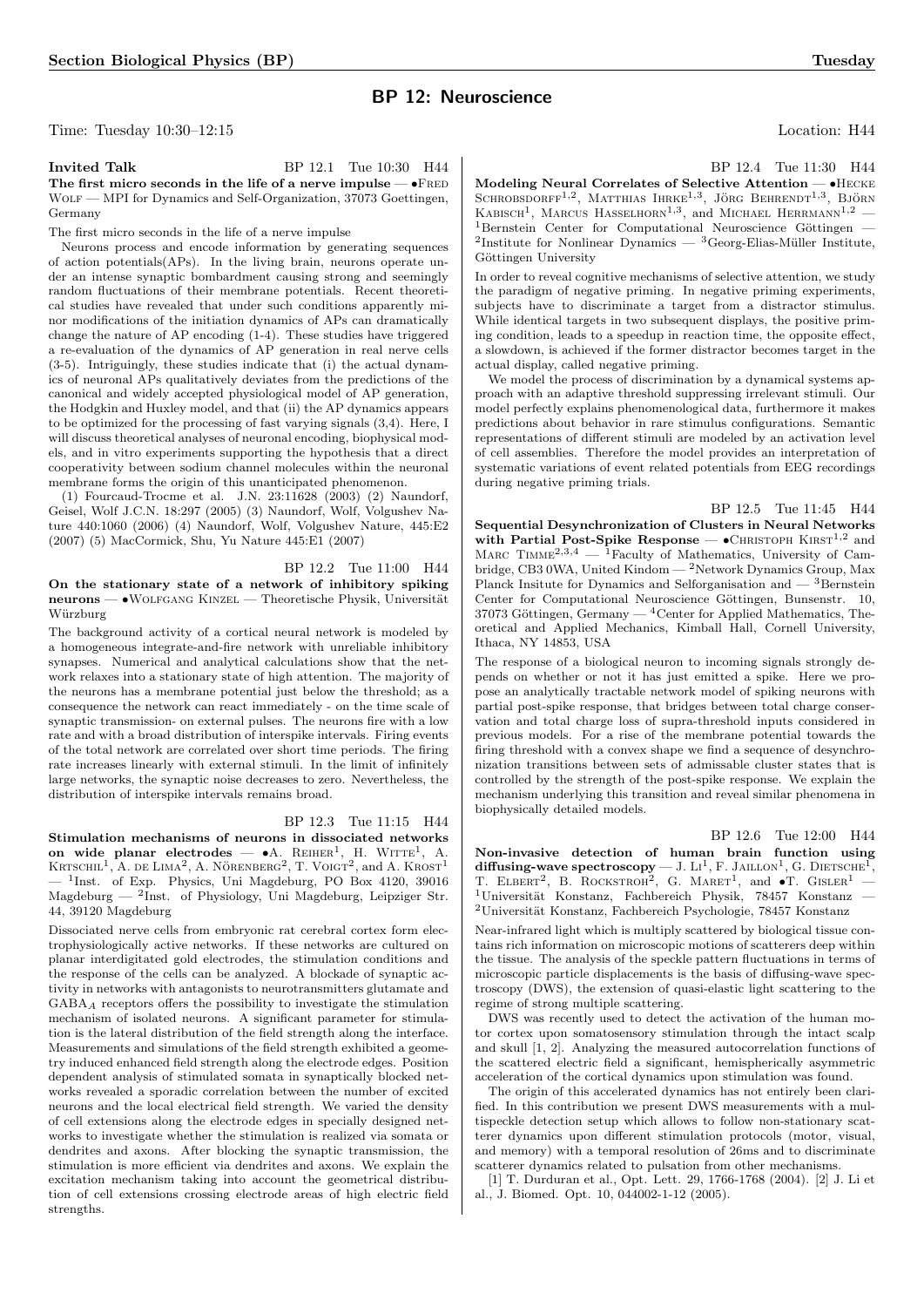# BP 12: Neuroscience

Time: Tuesday 10:30–12:15 Location: H44

**Invited Talk** BP 12.1 Tue 10:30 H44

**The first micro seconds in the life of a nerve impulse** — •Fred Wolf — MPI for Dynamics and Self-Organization, 37073 Goettingen, Germany

The first micro seconds in the life of a nerve impulse

Neurons process and encode information by generating sequences of action potentials(APs). In the living brain, neurons operate under an intense synaptic bombardment causing strong and seemingly random fluctuations of their membrane potentials. Recent theoretical studies have revealed that under such conditions apparently minor modifications of the initiation dynamics of APs can dramatically change the nature of AP encoding (1-4). These studies have triggered a re-evaluation of the dynamics of AP generation in real nerve cells (3-5). Intriguingly, these studies indicate that (i) the actual dynamics of neuronal APs qualitatively deviates from the predictions of the canonical and widely accepted physiological model of AP generation, the Hodgkin and Huxley model, and that (ii) the AP dynamics appears to be optimized for the processing of fast varying signals (3,4). Here, I will discuss theoretical analyses of neuronal encoding, biophysical models, and in vitro experiments supporting the hypothesis that a direct cooperativity between sodium channel molecules within the neuronal membrane forms the origin of this unanticipated phenomenon.

(1) Fourcaud-Trocme et al. J.N. 23:11628 (2003) (2) Naundorf, Geisel, Wolf J.C.N. 18:297 (2005) (3) Naundorf, Wolf, Volgushev Nature 440:1060 (2006) (4) Naundorf, Wolf, Volgushev Nature, 445:E2 (2007) (5) MacCormick, Shu, Yu Nature 445:E1 (2007)

BP 12.2 Tue 11:00 H44

**On the stationary state of a network of inhibitory spiking neurons** — •Wolfgang Kinzel — Theoretische Physik, Universität Würzburg

The background activity of a cortical neural network is modeled by a homogeneous integrate-and-fire network with unreliable inhibitory synapses. Numerical and analytical calculations show that the network relaxes into a stationary state of high attention. The majority of the neurons has a membrane potential just below the threshold; as a consequence the network can react immediately - on the time scale of synaptic transmission- on external pulses. The neurons fire with a low rate and with a broad distribution of interspike intervals. Firing events of the total network are correlated over short time periods. The firing rate increases linearly with external stimuli. In the limit of infinitely large networks, the synaptic noise decreases to zero. Nevertheless, the distribution of interspike intervals remains broad.

BP 12.3 Tue 11:15 H44

**Stimulation mechanisms of neurons in dissociated networks on wide planar electrodes** — •A. Reiher[1], H. Witte[1], A. Krtschil[1], A. de Lima[2], A. Nörenberg[2], T. Voigt[2], and A. Krost[1] — [1]Inst. of Exp. Physics, Uni Magdeburg, PO Box 4120, 39016 Magdeburg — [2]Inst. of Physiology, Uni Magdeburg, Leipziger Str. 44, 39120 Magdeburg

Dissociated nerve cells from embryonic rat cerebral cortex form electrophysiologically active networks. If these networks are cultured on planar interdigitated gold electrodes, the stimulation conditions and the response of the cells can be analyzed. A blockade of synaptic activity in networks with antagonists to neurotransmitters glutamate and $GABA_A$ receptors offers the possibility to investigate the stimulation mechanism of isolated neurons. A significant parameter for stimulation is the lateral distribution of the field strength along the interface. Measurements and simulations of the field strength exhibited a geometry induced enhanced field strength along the electrode edges. Position dependent analysis of stimulated somata in synaptically blocked networks revealed a sporadic correlation between the number of excited neurons and the local electrical field strength. We varied the density of cell extensions along the electrode edges in specially designed networks to investigate whether the stimulation is realized via somata or dendrites and axons. After blocking the synaptic transmission, the stimulation is more efficient via dendrites and axons. We explain the excitation mechanism taking into account the geometrical distribution of cell extensions crossing electrode areas of high electric field strengths.

BP 12.4 Tue 11:30 H44

**Modeling Neural Correlates of Selective Attention** — •Hecke Schrobsdorff[1,2], Matthias Ihrke[1,3], Jörg Behrendt[1,3], Björn Kabisch[1], Marcus Hasselhorn[1,3], and Michael Herrmann[1,2] — [1]Bernstein Center for Computational Neuroscience Göttingen — [2]Institute for Nonlinear Dynamics — [3]Georg-Elias-Müller Institute, Göttingen University

In order to reveal cognitive mechanisms of selective attention, we study the paradigm of negative priming. In negative priming experiments, subjects have to discriminate a target from a distractor stimulus. While identical targets in two subsequent displays, the positive priming condition, leads to a speedup in reaction time, the opposite effect, a slowdown, is achieved if the former distractor becomes target in the actual display, called negative priming.

We model the process of discrimination by a dynamical systems approach with an adaptive threshold suppressing irrelevant stimuli. Our model perfectly explains phenomenological data, furthermore it makes predictions about behavior in rare stimulus configurations. Semantic representations of different stimuli are modeled by an activation level of cell assemblies. Therefore the model provides an interpretation of systematic variations of event related potentials from EEG recordings during negative priming trials.

BP 12.5 Tue 11:45 H44

**Sequential Desynchronization of Clusters in Neural Networks with Partial Post-Spike Response** — •Christoph Kirst[1,2] and Marc Timme[2,3,4] — [1]Faculty of Mathematics, University of Cambridge, CB3 0WA, United Kindom — [2]Network Dynamics Group, Max Planck Insitute for Dynamics and Selforganisation and — [3]Bernstein Center for Computational Neuroscience Göttingen, Bunsenstr. 10, 37073 Göttingen, Germany — [4]Center for Applied Mathematics, Theoretical and Applied Mechanics, Kimball Hall, Cornell University, Ithaca, NY 14853, USA

The response of a biological neuron to incoming signals strongly depends on whether or not it has just emitted a spike. Here we propose an analytically tractable network model of spiking neurons with partial post-spike response, that bridges between total charge conservation and total charge loss of supra-threshold inputs considered in previous models. For a rise of the membrane potential towards the firing threshold with a convex shape we find a sequence of desynchronization transitions between sets of admissable cluster states that is controlled by the strength of the post-spike response. We explain the mechanism underlying this transition and reveal similar phenomena in biophysically detailed models.

BP 12.6 Tue 12:00 H44

**Non-invasive detection of human brain function using diffusing-wave spectroscopy** — J. Li[1], F. Jaillon[1], G. Dietsche[1], T. Elbert[2], B. Rockstroh[2], G. Maret[1], and •T. Gisler[1] — [1]Universität Konstanz, Fachbereich Physik, 78457 Konstanz — [2]Universität Konstanz, Fachbereich Psychologie, 78457 Konstanz

Near-infrared light which is multiply scattered by biological tissue contains rich information on microscopic motions of scatterers deep within the tissue. The analysis of the speckle pattern fluctuations in terms of microscopic particle displacements is the basis of diffusing-wave spectroscopy (DWS), the extension of quasi-elastic light scattering to the regime of strong multiple scattering.

DWS was recently used to detect the activation of the human motor cortex upon somatosensory stimulation through the intact scalp and skull [1, 2]. Analyzing the measured autocorrelation functions of the scattered electric field a significant, hemispherically asymmetric acceleration of the cortical dynamics upon stimulation was found.

The origin of this accelerated dynamics has not entirely been clarified. In this contribution we present DWS measurements with a multispeckle detection setup which allows to follow non-stationary scatterer dynamics upon different stimulation protocols (motor, visual, and memory) with a temporal resolution of 26ms and to discriminate scatterer dynamics related to pulsation from other mechanisms.

[1] T. Durduran et al., Opt. Lett. 29, 1766-1768 (2004). [2] J. Li et al., J. Biomed. Opt. 10, 044002-1-12 (2005).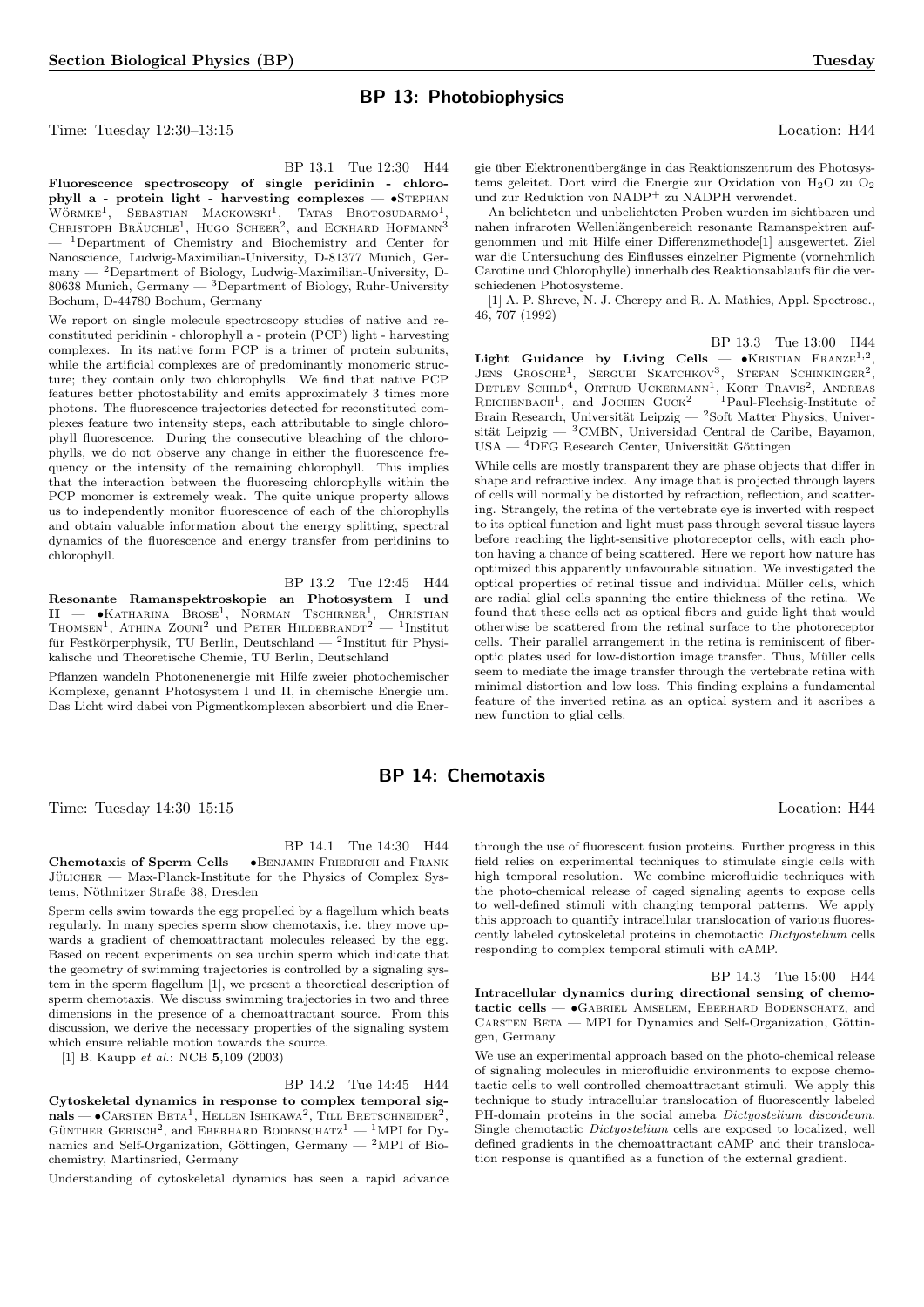## BP 13: Photobiophysics

Time: Tuesday 12:30–13:15 Location: H44

BP 13.1 Tue 12:30 H44

**Fluorescence spectroscopy of single peridinin - chlorophyll a - protein light - harvesting complexes** — •Stephan Wörmke[1], Sebastian Mackowski[1], Tatas Brotosudarmo[1], Christoph Bräuchle[1], Hugo Scheer[2], and Eckhard Hofmann[3] — [1]Department of Chemistry and Biochemistry and Center for Nanoscience, Ludwig-Maximilian-University, D-81377 Munich, Germany — [2]Department of Biology, Ludwig-Maximilian-University, D-80638 Munich, Germany — [3]Department of Biology, Ruhr-University Bochum, D-44780 Bochum, Germany

We report on single molecule spectroscopy studies of native and reconstituted peridinin - chlorophyll a - protein (PCP) light - harvesting complexes. In its native form PCP is a trimer of protein subunits, while the artificial complexes are of predominantly monomeric structure; they contain only two chlorophylls. We find that native PCP features better photostability and emits approximately 3 times more photons. The fluorescence trajectories detected for reconstituted complexes feature two intensity steps, each attributable to single chlorophyll fluorescence. During the consecutive bleaching of the chlorophylls, we do not observe any change in either the fluorescence frequency or the intensity of the remaining chlorophyll. This implies that the interaction between the fluorescing chlorophylls within the PCP monomer is extremely weak. The quite unique property allows us to independently monitor fluorescence of each of the chlorophylls and obtain valuable information about the energy splitting, spectral dynamics of the fluorescence and energy transfer from peridinins to chlorophyll.

BP 13.2 Tue 12:45 H44

**Resonante Ramanspektroskopie an Photosystem I und II** — •Katharina Brose[1], Norman Tschirner[1], Christian Thomsen[1], Athina Zouni[2] und Peter Hildebrandt[2] — [1]Institut für Festkörperphysik, TU Berlin, Deutschland — [2]Institut für Physikalische und Theoretische Chemie, TU Berlin, Deutschland

Pflanzen wandeln Photonenenergie mit Hilfe zweier photochemischer Komplexe, genannt Photosystem I und II, in chemische Energie um. Das Licht wird dabei von Pigmentkomplexen absorbiert und die Energie über Elektronenübergänge in das Reaktionszentrum des Photosystems geleitet. Dort wird die Energie zur Oxidation von $H_2O$ zu $O_2$ und zur Reduktion von $NADP^+$ zu NADPH verwendet.

An belichteten und unbelichteten Proben wurden im sichtbaren und nahen infraroten Wellenlängenbereich resonante Ramanspektren aufgenommen und mit Hilfe einer Differenzmethode[1] ausgewertet. Ziel war die Untersuchung des Einflusses einzelner Pigmente (vornehmlich Carotine und Chlorophylle) innerhalb des Reaktionsablaufs für die verschiedenen Photosysteme.

[1] A. P. Shreve, N. J. Cherepy and R. A. Mathies, Appl. Spectrosc., 46, 707 (1992)

BP 13.3 Tue 13:00 H44

**Light Guidance by Living Cells** — •Kristian Franze[1,2], Jens Grosche[1], Serguei Skatchkov[3], Stefan Schinkinger[2], Detlev Schild[4], Ortrud Uckermann[1], Kort Travis[2], Andreas Reichenbach[1], and Jochen Guck[2] — [1]Paul-Flechsig-Institute of Brain Research, Universität Leipzig — [2]Soft Matter Physics, Universität Leipzig — [3]CMBN, Universidad Central de Caribe, Bayamon, USA — [4]DFG Research Center, Universität Göttingen

While cells are mostly transparent they are phase objects that differ in shape and refractive index. Any image that is projected through layers of cells will normally be distorted by refraction, reflection, and scattering. Strangely, the retina of the vertebrate eye is inverted with respect to its optical function and light must pass through several tissue layers before reaching the light-sensitive photoreceptor cells, with each photon having a chance of being scattered. Here we report how nature has optimized this apparently unfavourable situation. We investigated the optical properties of retinal tissue and individual Müller cells, which are radial glial cells spanning the entire thickness of the retina. We found that these cells act as optical fibers and guide light that would otherwise be scattered from the retinal surface to the photoreceptor cells. Their parallel arrangement in the retina is reminiscent of fiberoptic plates used for low-distortion image transfer. Thus, Müller cells seem to mediate the image transfer through the vertebrate retina with minimal distortion and low loss. This finding explains a fundamental feature of the inverted retina as an optical system and it ascribes a new function to glial cells.

## BP 14: Chemotaxis

Time: Tuesday 14:30–15:15 Location: H44

BP 14.1 Tue 14:30 H44

**Chemotaxis of Sperm Cells** — •Benjamin Friedrich and Frank Jülicher — Max-Planck-Institute for the Physics of Complex Systems, Nöthnitzer Straße 38, Dresden

Sperm cells swim towards the egg propelled by a flagellum which beats regularly. In many species sperm show chemotaxis, i.e. they move upwards a gradient of chemoattractant molecules released by the egg. Based on recent experiments on sea urchin sperm which indicate that the geometry of swimming trajectories is controlled by a signaling system in the sperm flagellum [1], we present a theoretical description of sperm chemotaxis. We discuss swimming trajectories in two and three dimensions in the presence of a chemoattractant source. From this discussion, we derive the necessary properties of the signaling system which ensure reliable motion towards the source.

[1] B. Kaupp *et al.*: NCB **5**,109 (2003)

BP 14.2 Tue 14:45 H44

**Cytoskeletal dynamics in response to complex temporal signals** — •Carsten Beta[1], Hellen Ishikawa[2], Till Bretschneider[2], Günther Gerisch[2], and Eberhard Bodenschatz[1] — [1]MPI for Dynamics and Self-Organization, Göttingen, Germany — [2]MPI of Biochemistry, Martinsried, Germany

Understanding of cytoskeletal dynamics has seen a rapid advance through the use of fluorescent fusion proteins. Further progress in this field relies on experimental techniques to stimulate single cells with high temporal resolution. We combine microfluidic techniques with the photo-chemical release of caged signaling agents to expose cells to well-defined stimuli with changing temporal patterns. We apply this approach to quantify intracellular translocation of various fluorescently labeled cytoskeletal proteins in chemotactic *Dictyostelium* cells responding to complex temporal stimuli with cAMP.

BP 14.3 Tue 15:00 H44

**Intracellular dynamics during directional sensing of chemotactic cells** — •Gabriel Amselem, Eberhard Bodenschatz, and Carsten Beta — MPI for Dynamics and Self-Organization, Göttingen, Germany

We use an experimental approach based on the photo-chemical release of signaling molecules in microfluidic environments to expose chemotactic cells to well controlled chemoattractant stimuli. We apply this technique to study intracellular translocation of fluorescently labeled PH-domain proteins in the social ameba *Dictyostelium discoideum*. Single chemotactic *Dictyostelium* cells are exposed to localized, well defined gradients in the chemoattractant cAMP and their translocation response is quantified as a function of the external gradient.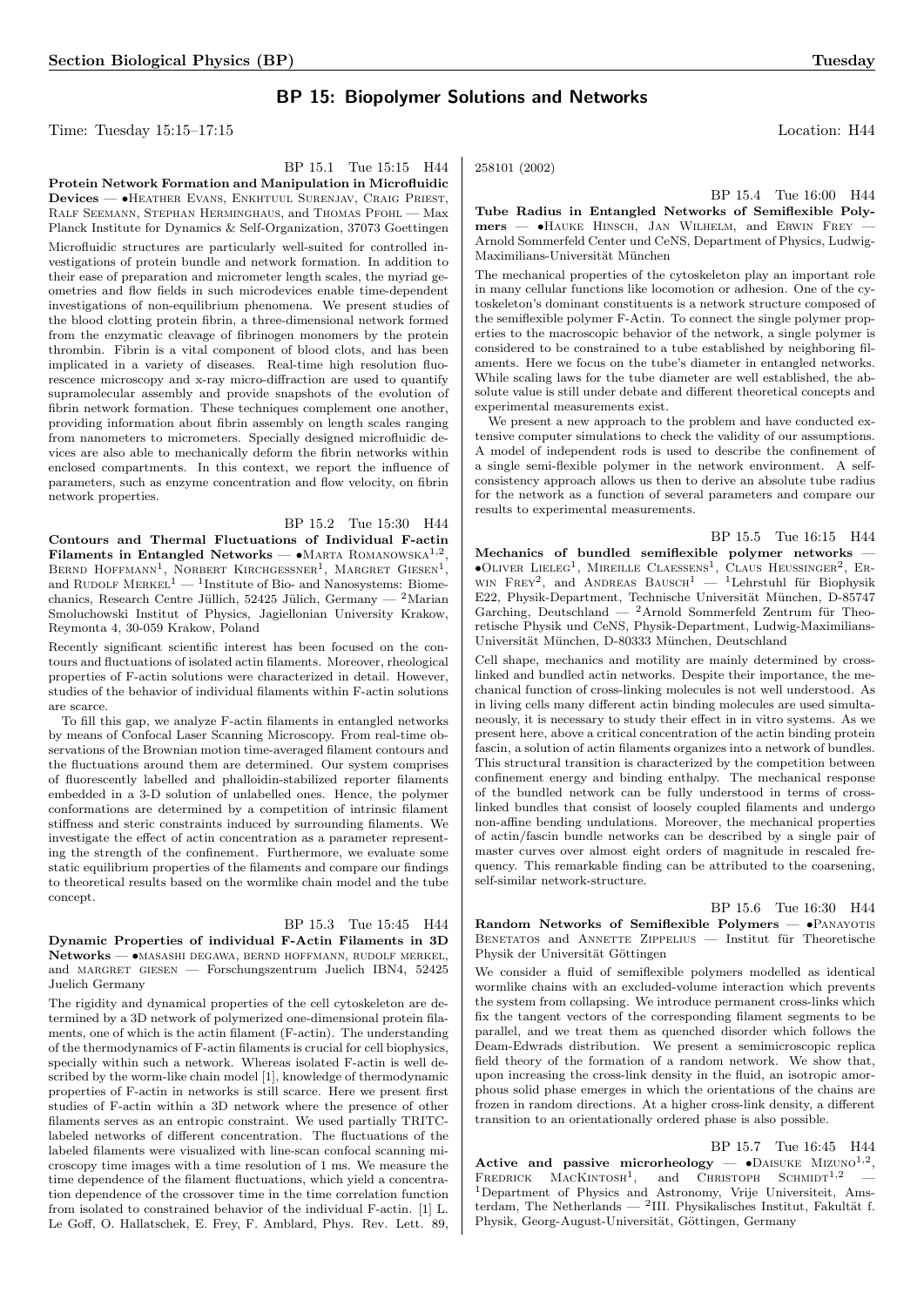# BP 15: Biopolymer Solutions and Networks

Time: Tuesday 15:15–17:15 Location: H44

BP 15.1 Tue 15:15 H44

**Protein Network Formation and Manipulation in Microfluidic Devices** — •Heather Evans, Enkhtuul Surenjav, Craig Priest, Ralf Seemann, Stephan Herminghaus, and Thomas Pfohl — Max Planck Institute for Dynamics & Self-Organization, 37073 Goettingen

Microfluidic structures are particularly well-suited for controlled investigations of protein bundle and network formation. In addition to their ease of preparation and micrometer length scales, the myriad geometries and flow fields in such microdevices enable time-dependent investigations of non-equilibrium phenomena. We present studies of the blood clotting protein fibrin, a three-dimensional network formed from the enzymatic cleavage of fibrinogen monomers by the protein thrombin. Fibrin is a vital component of blood clots, and has been implicated in a variety of diseases. Real-time high resolution fluorescence microscopy and x-ray micro-diffraction are used to quantify supramolecular assembly and provide snapshots of the evolution of fibrin network formation. These techniques complement one another, providing information about fibrin assembly on length scales ranging from nanometers to micrometers. Specially designed microfluidic devices are also able to mechanically deform the fibrin networks within enclosed compartments. In this context, we report the influence of parameters, such as enzyme concentration and flow velocity, on fibrin network properties.

BP 15.2 Tue 15:30 H44

**Contours and Thermal Fluctuations of Individual F-actin Filaments in Entangled Networks** — •Marta Romanowska[1,2], Bernd Hoffmann[1], Norbert Kirchgessner[1], Margret Giesen[1], and Rudolf Merkel[1] — [1]Institute of Bio- and Nanosystems: Biomechanics, Research Centre Jüllich, 52425 Jülich, Germany — [2]Marian Smoluchowski Institut of Physics, Jagiellonian University Krakow, Reymonta 4, 30-059 Krakow, Poland

Recently significant scientific interest has been focused on the contours and fluctuations of isolated actin filaments. Moreover, rheological properties of F-actin solutions were characterized in detail. However, studies of the behavior of individual filaments within F-actin solutions are scarce.

To fill this gap, we analyze F-actin filaments in entangled networks by means of Confocal Laser Scanning Microscopy. From real-time observations of the Brownian motion time-averaged filament contours and the fluctuations around them are determined. Our system comprises of fluorescently labelled and phalloidin-stabilized reporter filaments embedded in a 3-D solution of unlabelled ones. Hence, the polymer conformations are determined by a competition of intrinsic filament stiffness and steric constraints induced by surrounding filaments. We investigate the effect of actin concentration as a parameter representing the strength of the confinement. Furthermore, we evaluate some static equilibrium properties of the filaments and compare our findings to theoretical results based on the wormlike chain model and the tube concept.

BP 15.3 Tue 15:45 H44

**Dynamic Properties of individual F-Actin Filaments in 3D Networks** — •masashi degawa, bernd hoffmann, rudolf merkel, and margret giesen — Forschungszentrum Juelich IBN4, 52425 Juelich Germany

The rigidity and dynamical properties of the cell cytoskeleton are determined by a 3D network of polymerized one-dimensional protein filaments, one of which is the actin filament (F-actin). The understanding of the thermodynamics of F-actin filaments is crucial for cell biophysics, specially within such a network. Whereas isolated F-actin is well described by the worm-like chain model [1], knowledge of thermodynamic properties of F-actin in networks is still scarce. Here we present first studies of F-actin within a 3D network where the presence of other filaments serves as an entropic constraint. We used partially TRITC-labeled networks of different concentration. The fluctuations of the labeled filaments were visualized with line-scan confocal scanning microscopy time images with a time resolution of 1 ms. We measure the time dependence of the filament fluctuations, which yield a concentration dependence of the crossover time in the time correlation function from isolated to constrained behavior of the individual F-actin. [1] L. Le Goff, O. Hallatschek, E. Frey, F. Amblard, Phys. Rev. Lett. 89, 258101 (2002)

BP 15.4 Tue 16:00 H44

**Tube Radius in Entangled Networks of Semiflexible Polymers** — •Hauke Hinsch, Jan Wilhelm, and Erwin Frey — Arnold Sommerfeld Center und CeNS, Department of Physics, Ludwig-Maximilians-Universität München

The mechanical properties of the cytoskeleton play an important role in many cellular functions like locomotion or adhesion. One of the cytoskeleton's dominant constituents is a network structure composed of the semiflexible polymer F-Actin. To connect the single polymer properties to the macroscopic behavior of the network, a single polymer is considered to be constrained to a tube established by neighboring filaments. Here we focus on the tube's diameter in entangled networks. While scaling laws for the tube diameter are well established, the absolute value is still under debate and different theoretical concepts and experimental measurements exist.

We present a new approach to the problem and have conducted extensive computer simulations to check the validity of our assumptions. A model of independent rods is used to describe the confinement of a single semi-flexible polymer in the network environment. A self-consistency approach allows us then to derive an absolute tube radius for the network as a function of several parameters and compare our results to experimental measurements.

BP 15.5 Tue 16:15 H44

**Mechanics of bundled semiflexible polymer networks** — •Oliver Lieleg[1], Mireille Claessens[1], Claus Heussinger[2], Erwin Frey[2], and Andreas Bausch[1] — [1]Lehrstuhl für Biophysik E22, Physik-Department, Technische Universität München, D-85747 Garching, Deutschland — [2]Arnold Sommerfeld Zentrum für Theoretische Physik und CeNS, Physik-Department, Ludwig-Maximilians-Universität München, D-80333 München, Deutschland

Cell shape, mechanics and motility are mainly determined by crosslinked and bundled actin networks. Despite their importance, the mechanical function of cross-linking molecules is not well understood. As in living cells many different actin binding molecules are used simultaneously, it is necessary to study their effect in in vitro systems. As we present here, above a critical concentration of the actin binding protein fascin, a solution of actin filaments organizes into a network of bundles. This structural transition is characterized by the competition between confinement energy and binding enthalpy. The mechanical response of the bundled network can be fully understood in terms of crosslinked bundles that consist of loosely coupled filaments and undergo non-affine bending undulations. Moreover, the mechanical properties of actin/fascin bundle networks can be described by a single pair of master curves over almost eight orders of magnitude in rescaled frequency. This remarkable finding can be attributed to the coarsening, self-similar network-structure.

BP 15.6 Tue 16:30 H44

**Random Networks of Semiflexible Polymers** — •Panayotis Benetatos and Annette Zippelius — Institut für Theoretische Physik der Universität Göttingen

We consider a fluid of semiflexible polymers modelled as identical wormlike chains with an excluded-volume interaction which prevents the system from collapsing. We introduce permanent cross-links which fix the tangent vectors of the corresponding filament segments to be parallel, and we treat them as quenched disorder which follows the Deam-Edwards distribution. We present a semimicroscopic replica field theory of the formation of a random network. We show that, upon increasing the cross-link density in the fluid, an isotropic amorphous solid phase emerges in which the orientations of the chains are frozen in random directions. At a higher cross-link density, a different transition to an orientationally ordered phase is also possible.

BP 15.7 Tue 16:45 H44

**Active and passive microrheology** — •Daisuke Mizuno[1,2], Fredrick MacKintosh[1], and Christoph Schmidt[1,2] — [1]Department of Physics and Astronomy, Vrije Universiteit, Amsterdam, The Netherlands — [2]III. Physikalisches Institut, Fakultät f. Physik, Georg-August-Universität, Göttingen, Germany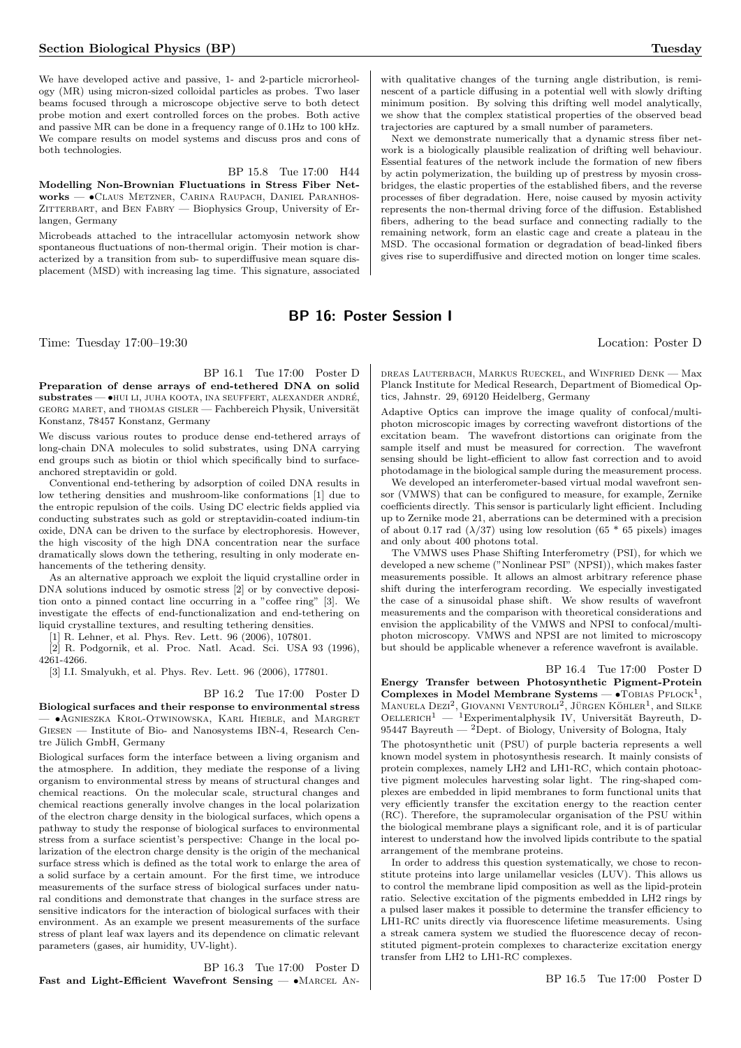We have developed active and passive, 1- and 2-particle microrheology (MR) using micron-sized colloidal particles as probes. Two laser beams focused through a microscope objective serve to both detect probe motion and exert controlled forces on the probes. Both active and passive MR can be done in a frequency range of 0.1Hz to 100 kHz. We compare results on model systems and discuss pros and cons of both technologies.

BP 15.8 Tue 17:00 H44

**Modelling Non-Brownian Fluctuations in Stress Fiber Networks** — •Claus Metzner, Carina Raupach, Daniel Paranhos-Zitterbart, and Ben Fabry — Biophysics Group, University of Erlangen, Germany

Microbeads attached to the intracellular actomyosin network show spontaneous fluctuations of non-thermal origin. Their motion is characterized by a transition from sub- to superdiffusive mean square displacement (MSD) with increasing lag time. This signature, associated with qualitative changes of the turning angle distribution, is reminescent of a particle diffusing in a potential well with slowly drifting minimum position. By solving this drifting well model analytically, we show that the complex statistical properties of the observed bead trajectories are captured by a small number of parameters.

Next we demonstrate numerically that a dynamic stress fiber network is a biologically plausible realization of drifting well behaviour. Essential features of the network include the formation of new fibers by actin polymerization, the building up of prestress by myosin crossbridges, the elastic properties of the established fibers, and the reverse processes of fiber degradation. Here, noise caused by myosin activity represents the non-thermal driving force of the diffusion. Established fibers, adhering to the bead surface and connecting radially to the remaining network, form an elastic cage and create a plateau in the MSD. The occasional formation or degradation of bead-linked fibers gives rise to superdiffusive and directed motion on longer time scales.

## BP 16: Poster Session I

Time: Tuesday 17:00–19:30 Location: Poster D

BP 16.1 Tue 17:00 Poster D

**Preparation of dense arrays of end-tethered DNA on solid substrates** — •Hui Li, Juha Koota, Ina Seuffert, Alexander André, Georg Maret, and Thomas Gisler — Fachbereich Physik, Universität Konstanz, 78457 Konstanz, Germany

We discuss various routes to produce dense end-tethered arrays of long-chain DNA molecules to solid substrates, using DNA carrying end groups such as biotin or thiol which specifically bind to surface-anchored streptavidin or gold.

Conventional end-tethering by adsorption of coiled DNA results in low tethering densities and mushroom-like conformations [1] due to the entropic repulsion of the coils. Using DC electric fields applied via conducting substrates such as gold or streptavidin-coated indium-tin oxide, DNA can be driven to the surface by electrophoresis. However, the high viscosity of the high DNA concentration near the surface dramatically slows down the tethering, resulting in only moderate enhancements of the tethering density.

As an alternative approach we exploit the liquid crystalline order in DNA solutions induced by osmotic stress [2] or by convective deposition onto a pinned contact line occurring in a "coffee ring" [3]. We investigate the effects of end-functionalization and end-tethering on liquid crystalline textures, and resulting tethering densities.

[1] R. Lehner, et al. Phys. Rev. Lett. 96 (2006), 107801.

[2] R. Podgornik, et al. Proc. Natl. Acad. Sci. USA 93 (1996), 4261-4266.

[3] I.I. Smalyukh, et al. Phys. Rev. Lett. 96 (2006), 177801.

BP 16.2 Tue 17:00 Poster D

**Biological surfaces and their response to environmental stress** — •Agnieszka Krol-Otwinowska, Karl Hieble, and Margret Giesen — Institute of Bio- and Nanosystems IBN-4, Research Centre Jülich GmbH, Germany

Biological surfaces form the interface between a living organism and the atmosphere. In addition, they mediate the response of a living organism to environmental stress by means of structural changes and chemical reactions. On the molecular scale, structural changes and chemical reactions generally involve changes in the local polarization of the electron charge density in the biological surfaces, which opens a pathway to study the response of biological surfaces to environmental stress from a surface scientist's perspective: Change in the local polarization of the electron charge density is the origin of the mechanical surface stress which is defined as the total work to enlarge the area of a solid surface by a certain amount. For the first time, we introduce measurements of the surface stress of biological surfaces under natural conditions and demonstrate that changes in the surface stress are sensitive indicators for the interaction of biological surfaces with their environment. As an example we present measurements of the surface stress of plant leaf wax layers and its dependence on climatic relevant parameters (gases, air humidity, UV-light).

BP 16.3 Tue 17:00 Poster D

**Fast and Light-Efficient Wavefront Sensing** — •Marcel Andreas Lauterbach, Markus Rueckel, and Winfried Denk — Max Planck Institute for Medical Research, Department of Biomedical Optics, Jahnstr. 29, 69120 Heidelberg, Germany

Adaptive Optics can improve the image quality of confocal/multiphoton microscopic images by correcting wavefront distortions of the excitation beam. The wavefront distortions can originate from the sample itself and must be measured for correction. The wavefront sensing should be light-efficient to allow fast correction and to avoid photodamage in the biological sample during the measurement process.

We developed an interferometer-based virtual modal wavefront sensor (VMWS) that can be configured to measure, for example, Zernike coefficients directly. This sensor is particularly light efficient. Including up to Zernike mode 21, aberrations can be determined with a precision of about 0.17 rad ($\lambda/37$) using low resolution (65 * 65 pixels) images and only about 400 photons total.

The VMWS uses Phase Shifting Interferometry (PSI), for which we developed a new scheme ("Nonlinear PSI" (NPSI)), which makes faster measurements possible. It allows an almost arbitrary reference phase shift during the interferogram recording. We especially investigated the case of a sinusoidal phase shift. We show results of wavefront measurements and the comparison with theoretical considerations and envision the applicability of the VMWS and NPSI to confocal/multiphoton microscopy. VMWS and NPSI are not limited to microscopy but should be applicable whenever a reference wavefront is available.

BP 16.4 Tue 17:00 Poster D

**Energy Transfer between Photosynthetic Pigment-Protein Complexes in Model Membrane Systems** — •Tobias Pflock[1], Manuela Dezi[2], Giovanni Venturoli[2], Jürgen Köhler[1], and Silke Oellerich[1] — [1]Experimentalphysik IV, Universität Bayreuth, D-95447 Bayreuth — [2]Dept. of Biology, University of Bologna, Italy

The photosynthetic unit (PSU) of purple bacteria represents a well known model system in photosynthesis research. It mainly consists of protein complexes, namely LH2 and LH1-RC, which contain photoactive pigment molecules harvesting solar light. The ring-shaped complexes are embedded in lipid membranes to form functional units that very efficiently transfer the excitation energy to the reaction center (RC). Therefore, the supramolecular organisation of the PSU within the biological membrane plays a significant role, and it is of particular interest to understand how the involved lipids contribute to the spatial arrangement of the membrane proteins.

In order to address this question systematically, we chose to reconstitute proteins into large unilamellar vesicles (LUV). This allows us to control the membrane lipid composition as well as the lipid-protein ratio. Selective excitation of the pigments embedded in LH2 rings by a pulsed laser makes it possible to determine the transfer efficiency to LH1-RC units directly via fluorescence lifetime measurements. Using a streak camera system we studied the fluorescence decay of reconstituted pigment-protein complexes to characterize excitation energy transfer from LH2 to LH1-RC complexes.

BP 16.5 Tue 17:00 Poster D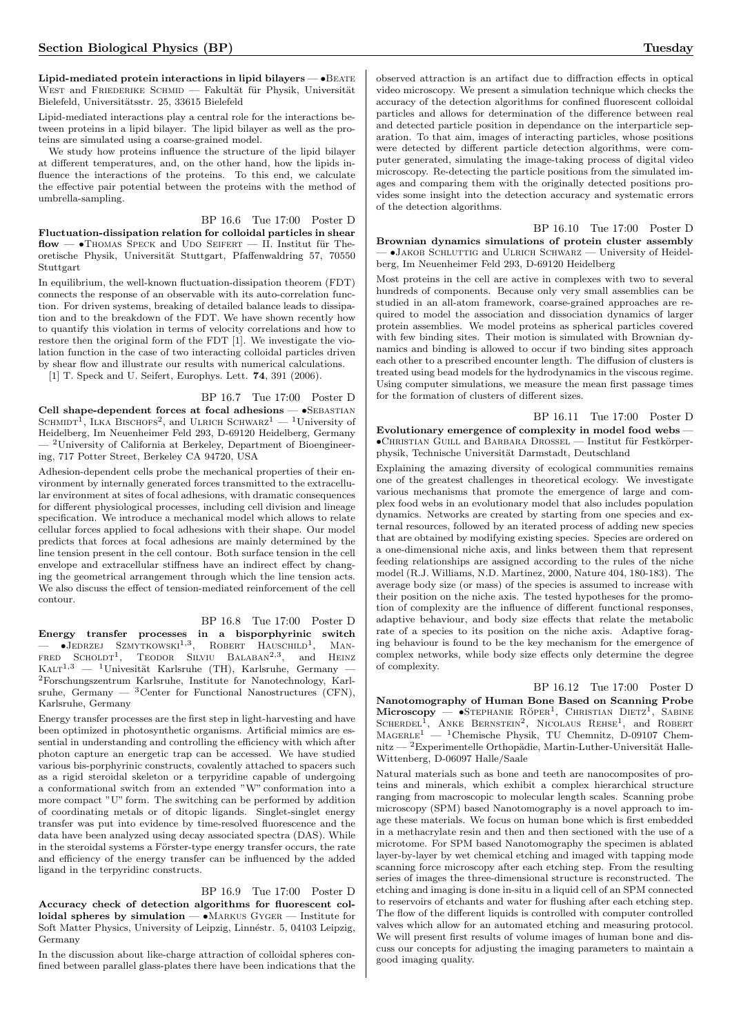**Lipid-mediated protein interactions in lipid bilayers** — •Beate West and Friederike Schmid — Fakultät für Physik, Universität Bielefeld, Universitätsstr. 25, 33615 Bielefeld

Lipid-mediated interactions play a central role for the interactions between proteins in a lipid bilayer. The lipid bilayer as well as the proteins are simulated using a coarse-grained model.

We study how proteins influence the structure of the lipid bilayer at different temperatures, and, on the other hand, how the lipids influence the interactions of the proteins. To this end, we calculate the effective pair potential between the proteins with the method of umbrella-sampling.

BP 16.6 Tue 17:00 Poster D

**Fluctuation-dissipation relation for colloidal particles in shear flow** — •Thomas Speck and Udo Seifert — II. Institut für Theoretische Physik, Universität Stuttgart, Pfaffenwaldring 57, 70550 Stuttgart

In equilibrium, the well-known fluctuation-dissipation theorem (FDT) connects the response of an observable with its auto-correlation function. For driven systems, breaking of detailed balance leads to dissipation and to the breakdown of the FDT. We have shown recently how to quantify this violation in terms of velocity correlations and how to restore then the original form of the FDT [1]. We investigate the violation function in the case of two interacting colloidal particles driven by shear flow and illustrate our results with numerical calculations.

[1] T. Speck and U. Seifert, Europhys. Lett. **74**, 391 (2006).

BP 16.7 Tue 17:00 Poster D

**Cell shape-dependent forces at focal adhesions** — •Sebastian Schmidt[1], Ilka Bischofs[2], and Ulrich Schwarz[1] — [1]University of Heidelberg, Im Neuenheimer Feld 293, D-69120 Heidelberg, Germany — [2]University of California at Berkeley, Department of Bioengineering, 717 Potter Street, Berkeley CA 94720, USA

Adhesion-dependent cells probe the mechanical properties of their environment by internally generated forces transmitted to the extracellular environment at sites of focal adhesions, with dramatic consequences for different physiological processes, including cell division and lineage specification. We introduce a mechanical model which allows to relate cellular forces applied to focal adhesions with their shape. Our model predicts that forces at focal adhesions are mainly determined by the line tension present in the cell contour. Both surface tension in the cell envelope and extracellular stiffness have an indirect effect by changing the geometrical arrangement through which the line tension acts. We also discuss the effect of tension-mediated reinforcement of the cell contour.

BP 16.8 Tue 17:00 Poster D

**Energy transfer processes in a bisporphyrinic switch** — •Jedrzej Szmytkowski[1,3], Robert Hauschild[1], Manfred Scholdt[1], Teodor Silviu Balaban[2,3], and Heinz Kalt[1,3] — [1]Univesität Karlsruhe (TH), Karlsruhe, Germany — [2]Forschungszentrum Karlsruhe, Institute for Nanotechnology, Karlsruhe, Germany — [3]Center for Functional Nanostructures (CFN), Karlsruhe, Germany

Energy transfer processes are the first step in light-harvesting and have been optimized in photosynthetic organisms. Artificial mimics are essential in understanding and controlling the efficiency with which after photon capture an energetic trap can be accessed. We have studied various bis-porphyrinic constructs, covalently attached to spacers such as a rigid steroidal skeleton or a terpyridine capable of undergoing a conformational switch from an extended "W" conformation into a more compact "U" form. The switching can be performed by addition of coordinating metals or of ditopic ligands. Singlet-singlet energy transfer was put into evidence by time-resolved fluorescence and the data have been analyzed using decay associated spectra (DAS). While in the steroidal systems a Förster-type energy transfer occurs, the rate and efficiency of the energy transfer can be influenced by the added ligand in the terpyridinc constructs.

BP 16.9 Tue 17:00 Poster D

**Accuracy check of detection algorithms for fluorescent colloidal spheres by simulation** — •Markus Gyger — Institute for Soft Matter Physics, University of Leipzig, Linnéstr. 5, 04103 Leipzig, Germany

In the discussion about like-charge attraction of colloidal spheres confined between parallel glass-plates there have been indications that the observed attraction is an artifact due to diffraction effects in optical video microscopy. We present a simulation technique which checks the accuracy of the detection algorithms for confined fluorescent colloidal particles and allows for determination of the difference between real and detected particle position in dependance on the interparticle separation. To that aim, images of interacting particles, whose positions were detected by different particle detection algorithms, were computer generated, simulating the image-taking process of digital video microscopy. Re-detecting the particle positions from the simulated images and comparing them with the originally detected positions provides some insight into the detection accuracy and systematic errors of the detection algorithms.

BP 16.10 Tue 17:00 Poster D

**Brownian dynamics simulations of protein cluster assembly** — •Jakob Schluttig and Ulrich Schwarz — University of Heidelberg, Im Neuenheimer Feld 293, D-69120 Heidelberg

Most proteins in the cell are active in complexes with two to several hundreds of components. Because only very small assemblies can be studied in an all-atom framework, coarse-grained approaches are required to model the association and dissociation dynamics of larger protein assemblies. We model proteins as spherical particles covered with few binding sites. Their motion is simulated with Brownian dynamics and binding is allowed to occur if two binding sites approach each other to a prescribed encounter length. The diffusion of clusters is treated using bead models for the hydrodynamics in the viscous regime. Using computer simulations, we measure the mean first passage times for the formation of clusters of different sizes.

BP 16.11 Tue 17:00 Poster D

**Evolutionary emergence of complexity in model food webs** — •Christian Guill and Barbara Drossel — Institut für Festkörperphysik, Technische Universität Darmstadt, Deutschland

Explaining the amazing diversity of ecological communities remains one of the greatest challenges in theoretical ecology. We investigate various mechanisms that promote the emergence of large and complex food webs in an evolutionary model that also includes population dynamics. Networks are created by starting from one species and external resources, followed by an iterated process of adding new species that are obtained by modifying existing species. Species are ordered on a one-dimensional niche axis, and links between them that represent feeding relationships are assigned according to the rules of the niche model (R.J. Williams, N.D. Martinez, 2000, Nature 404, 180-183). The average body size (or mass) of the species is assumed to increase with their position on the niche axis. The tested hypotheses for the promotion of complexity are the influence of different functional responses, adaptive behaviour, and body size effects that relate the metabolic rate of a species to its position on the niche axis. Adaptive foraging behaviour is found to be the key mechanism for the emergence of complex networks, while body size effects only determine the degree of complexity.

BP 16.12 Tue 17:00 Poster D

**Nanotomography of Human Bone Based on Scanning Probe Microscopy** — •Stephanie Röper[1], Christian Dietz[1], Sabine Scherdel[1], Anke Bernstein[2], Nicolaus Rehse[1], and Robert Magerle[1] — [1]Chemische Physik, TU Chemnitz, D-09107 Chemnitz — [2]Experimentelle Orthopädie, Martin-Luther-Universität Halle-Wittenberg, D-06097 Halle/Saale

Natural materials such as bone and teeth are nanocomposites of proteins and minerals, which exhibit a complex hierarchical structure ranging from macroscopic to molecular length scales. Scanning probe microscopy (SPM) based Nanotomography is a novel approach to image these materials. We focus on human bone which is first embedded in a methacrylate resin and then and then sectioned with the use of a microtome. For SPM based Nanotomography the specimen is ablated layer-by-layer by wet chemical etching and imaged with tapping mode scanning force microscopy after each etching step. From the resulting series of images the three-dimensional structure is reconstructed. The etching and imaging is done in-situ in a liquid cell of an SPM connected to reservoirs of etchants and water for flushing after each etching step. The flow of the different liquids is controlled with computer controlled valves which allow for an automated etching and measuring protocol. We will present first results of volume images of human bone and discuss our concepts for adjusting the imaging parameters to maintain a good imaging quality.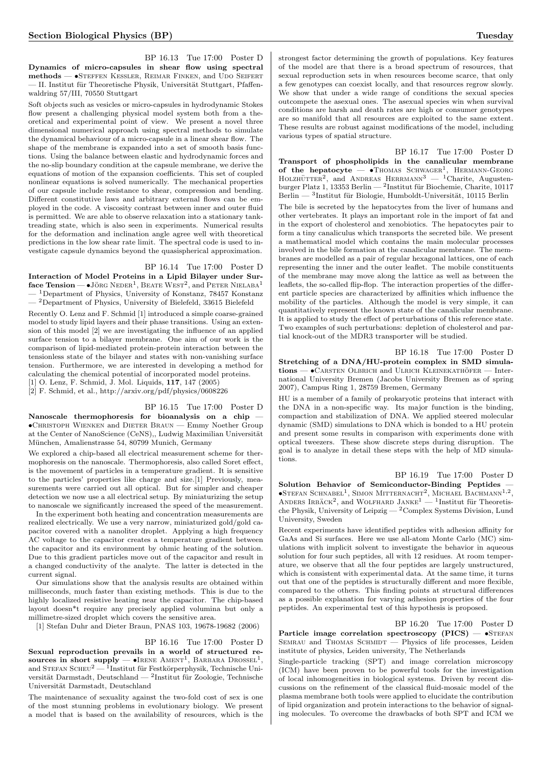BP 16.13 Tue 17:00 Poster D

**Dynamics of micro-capsules in shear flow using spectral methods** — •Steffen Kessler, Reimar Finken, and Udo Seifert — II. Institut für Theoretische Physik, Universität Stuttgart, Pfaffenwaldring 57/III, 70550 Stuttgart

Soft objects such as vesicles or micro-capsules in hydrodynamic Stokes flow present a challenging physical model system both from a theoretical and experimental point of view. We present a novel three dimensional numerical approach using spectral methods to simulate the dynamical behaviour of a micro-capsule in a linear shear flow. The shape of the membrane is expanded into a set of smooth basis functions. Using the balance between elastic and hydrodynamic forces and the no-slip boundary condition at the capsule membrane, we derive the equations of motion of the expansion coefficients. This set of coupled nonlinear equations is solved numerically. The mechanical properties of our capsule include resistance to shear, compression and bending. Different constitutive laws and arbitrary external flows can be employed in the code. A viscosity contrast between inner and outer fluid is permitted. We are able to observe relaxation into a stationary tank-treading state, which is also seen in experiments. Numerical results for the deformation and inclination angle agree well with theoretical predictions in the low shear rate limit. The spectral code is used to investigate capsule dynamics beyond the quasispherical approximation.

BP 16.14 Tue 17:00 Poster D

**Interaction of Model Proteins in a Lipid Bilayer under Surface Tension** — •Jörg Neder[1], Beate West[2], and Peter Nielaba[1] — [1]Department of Physics, University of Konstanz, 78457 Konstanz — [2]Department of Physics, University of Bielefeld, 33615 Bielefeld

Recently O. Lenz and F. Schmid [1] introduced a simple coarse-grained model to study lipid layers and their phase transitions. Using an extension of this model [2] we are investigating the influence of an applied surface tension to a bilayer membrane. One aim of our work is the comparison of lipid-mediated protein-protein interaction between the tensionless state of the bilayer and states with non-vanishing surface tension. Furthermore, we are interested in developing a method for calculating the chemical potential of incorporated model proteins.
[1] O. Lenz, F. Schmid, J. Mol. Liquids, **117**, 147 (2005)
[2] F. Schmid, et al., http://arxiv.org/pdf/physics/0608226

BP 16.15 Tue 17:00 Poster D

**Nanoscale thermophoresis for bioanalysis on a chip** — •Christoph Wienken and Dieter Braun — Emmy Noether Group at the Center of NanoScience (CeNS),, Ludwig Maximilian Universität München, Amalienstrasse 54, 80799 Munich, Germany

We explored a chip-based all electrical measurement scheme for thermophoresis on the nanoscale. Thermophoresis, also called Soret effect, is the movement of particles in a temperature gradient. It is sensitive to the particles' properties like charge and size.[1] Previously, measurements were carried out all optical. But for simpler and cheaper detection we now use a all electrical setup. By miniaturizing the setup to nanoscale we significantly increased the speed of the measurement.

In the experiment both heating and concentration measurements are realized electrically. We use a very narrow, miniaturized gold/gold capacitor covered with a nanoliter droplet. Applying a high frequency AC voltage to the capacitor creates a temperature gradient between the capacitor and its environment by ohmic heating of the solution. Due to this gradient particles move out of the capacitor and result in a changed conductivity of the analyte. The latter is detected in the current signal.

Our simulations show that the analysis results are obtained within milliseconds, much faster than existing methods. This is due to the highly localized resistive heating near the capacitor. The chip-based layout doesn*t require any precisely applied volumina but only a millimetre-sized droplet which covers the sensitive area.

[1] Stefan Duhr and Dieter Braun, PNAS 103, 19678-19682 (2006)

BP 16.16 Tue 17:00 Poster D

**Sexual reproduction prevails in a world of structured resources in short supply** — •Irene Ament[1], Barbara Drossel[1], and Stefan Scheu[2] — [1]Institut für Festkörperphysik, Technische Universität Darmstadt, Deutschland — [2]Institut für Zoologie, Technische Universität Darmstadt, Deutschland

The maintenance of sexuality against the two-fold cost of sex is one of the most stunning problems in evolutionary biology. We present a model that is based on the availability of resources, which is the strongest factor determining the growth of populations. Key features of the model are that there is a broad spectrum of resources, that sexual reproduction sets in when resources become scarce, that only a few genotypes can coexist locally, and that resources regrow slowly. We show that under a wide range of conditions the sexual species outcompete the asexual ones. The asexual species win when survival conditions are harsh and death rates are high or consumer genotypes are so manifold that all resources are exploited to the same extent. These results are robust against modifications of the model, including various types of spatial structure.

BP 16.17 Tue 17:00 Poster D

**Transport of phospholipids in the canalicular membrane of the hepatocyte** — •Thomas Schwager[1], Hermann-Georg Holzhütter[2], and Andreas Herrmann[3] — [1]Charite, Augustenburger Platz 1, 13353 Berlin — [2]Institut für Biochemie, Charite, 10117 Berlin — [3]Institut für Biologie, Humboldt-Universität, 10115 Berlin

The bile is secreted by the hepatocytes from the liver of humans and other vertebrates. It plays an important role in the import of fat and in the export of cholesterol and xenobiotics. The hepatocytes pair to form a tiny canaliculus which transports the secreted bile. We present a mathematical model which contains the main molecular processes involved in the bile formation at the canalicular membrane. The membranes are modelled as a pair of regular hexagonal lattices, one of each representing the inner and the outer leaflet. The mobile constituents of the membrane may move along the lattice as well as between the leaflets, the so-called flip-flop. The interaction properties of the different particle species are characterized by affinities which influence the mobility of the particles. Although the model is very simple, it can quantitatively represent the known state of the canalicular membrane. It is applied to study the effect of perturbations of this reference state. Two examples of such perturbations: depletion of cholesterol and partial knock-out of the MDR3 transporter will be studied.

BP 16.18 Tue 17:00 Poster D

**Stretching of a DNA/HU-protein complex in SMD simulations** — •Carsten Olbrich and Ulrich Kleinekathöfer — International University Bremen (Jacobs University Bremen as of spring 2007), Campus Ring 1, 28759 Bremen, Germany

HU is a member of a family of prokaryotic proteins that interact with the DNA in a non-specific way. Its major function is the binding, compaction and stabilization of DNA. We applied steered molecular dynamic (SMD) simulations to DNA which is bonded to a HU protein and present some results in comparison with experiments done with optical tweezers. These show discrete steps during disruption. The goal is to analyze in detail these steps with the help of MD simulations.

BP 16.19 Tue 17:00 Poster D

**Solution Behavior of Semiconductor-Binding Peptides** — •Stefan Schnabel[1], Simon Mitternacht[2], Michael Bachmann[1,2], Anders Irbäck[2], and Wolfhard Janke[1] — [1]Institut für Theoretische Physik, University of Leipzig — [2]Complex Systems Division, Lund University, Sweden

Recent experiments have identified peptides with adhesion affinity for GaAs and Si surfaces. Here we use all-atom Monte Carlo (MC) simulations with implicit solvent to investigate the behavior in aqueous solution for four such peptides, all with 12 residues. At room temperature, we observe that all the four peptides are largely unstructured, which is consistent with experimental data. At the same time, it turns out that one of the peptides is structurally different and more flexible, compared to the others. This finding points at structural differences as a possible explanation for varying adhesion properties of the four peptides. An experimental test of this hypothesis is proposed.

BP 16.20 Tue 17:00 Poster D

**Particle image correlation spectroscopy (PICS)** — •Stefan Semrau and Thomas Schmidt — Physics of life processes, Leiden institute of physics, Leiden university, The Netherlands

Single-particle tracking (SPT) and image correlation microscopy (ICM) have been proven to be powerful tools for the investigation of local inhomogeneities in biological systems. Driven by recent discussions on the refinement of the classical fluid-mosaic model of the plasma membrane both tools were applied to elucidate the contribution of lipid organization and protein interactions to the behavior of signaling molecules. To overcome the drawbacks of both SPT and ICM we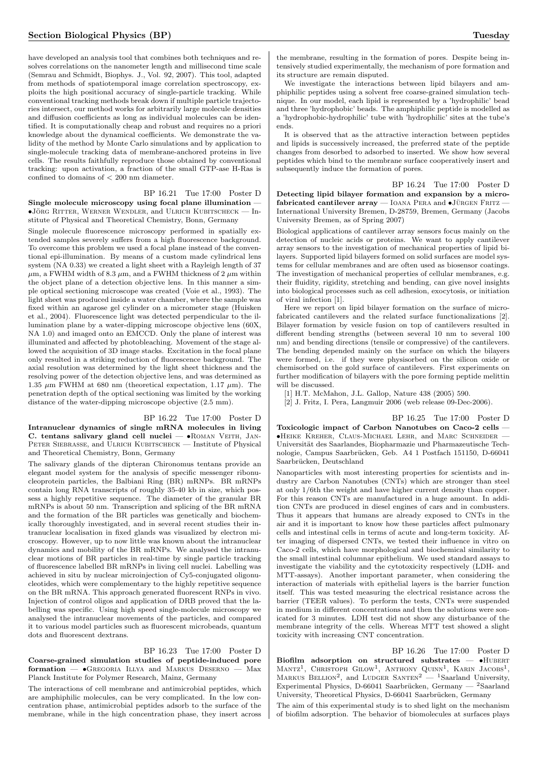have developed an analysis tool that combines both techniques and resolves correlations on the nanometer length and millisecond time scale (Semrau and Schmidt, Biophys. J., Vol. 92, 2007). This tool, adapted from methods of spatiotemporal image correlation spectroscopy, exploits the high positional accuracy of single-particle tracking. While conventional tracking methods break down if multiple particle trajectories intersect, our method works for arbitrarily large molecule densities and diffusion coefficients as long as individual molecules can be identified. It is computationally cheap and robust and requires no a priori knowledge about the dynamical coefficients. We demonstrate the validity of the method by Monte Carlo simulations and by application to single-molecule tracking data of membrane-anchored proteins in live cells. The results faithfully reproduce those obtained by conventional tracking: upon activation, a fraction of the small GTP-ase H-Ras is confined to domains of < 200 nm diameter.

BP 16.21 Tue 17:00 Poster D

**Single molecule microscopy using focal plane illumination** — •Jörg Ritter, Werner Wendler, and Ulrich Kubitscheck — Institute of Physical and Theoretical Chemistry, Bonn, Germany

Single molecule fluorescence microscopy performed in spatially extended samples severely suffers from a high fluorescence background. To overcome this problem we used a focal plane instead of the conventional epi-illumination. By means of a custom made cylindrical lens system (NA 0.33) we created a light sheet with a Rayleigh length of 37 $\mu$m, a FWHM width of 8.3 $\mu$m, and a FWHM thickness of 2 $\mu$m within the object plane of a detection objective lens. In this manner a simple optical sectioning microscope was created (Voie et al., 1993). The light sheet was produced inside a water chamber, where the sample was fixed within an agarose gel cylinder on a micrometer stage (Huisken et al., 2004). Fluorescence light was detected perpendicular to the illumination plane by a water-dipping microscope objective lens (60X, NA 1.0) and imaged onto an EMCCD. Only the plane of interest was illuminated and affected by photobleaching. Movement of the stage allowed the acquisition of 3D image stacks. Excitation in the focal plane only resulted in a striking reduction of fluorescence background. The axial resolution was determined by the light sheet thickness and the resolving power of the detection objective lens, and was determined as 1.35 $\mu$m FWHM at 680 nm (theoretical expectation, 1.17 $\mu$m). The penetration depth of the optical sectioning was limited by the working distance of the water-dipping microscope objective (2.5 mm).

BP 16.22 Tue 17:00 Poster D

**Intranuclear dynamics of single mRNA molecules in living C. tentans salivary gland cell nuclei** — •Roman Veith, Jan-Peter Siebrasse, and Ulrich Kubitscheck — Institute of Physical and Theoretical Chemistry, Bonn, Germany

The salivary glands of the dipteran Chironomus tentans provide an elegant model system for the analysis of specific messenger ribonucleoprotein particles, the Balbiani Ring (BR) mRNPs. BR mRNPs contain long RNA transcripts of roughly 35-40 kb in size, which possess a highly repetitive sequence. The diameter of the granular BR mRNPs is about 50 nm. Transcription and splicing of the BR mRNA and the formation of the BR particles was genetically and biochemically thoroughly investigated, and in several recent studies their intranuclear localisation in fixed glands was visualized by electron microscopy. However, up to now little was known about the intranuclear dynamics and mobility of the BR mRNPs. We analysed the intranuclear motions of BR particles in real-time by single particle tracking of fluorescence labelled BR mRNPs in living cell nuclei. Labelling was achieved in situ by nuclear microinjection of Cy5-conjugated oligonucleotides, which were complementary to the highly repetitive sequence on the BR mRNA. This approach generated fluorescent RNPs in vivo. Injection of control oligos and application of DRB proved that the labelling was specific. Using high speed single-molecule microscopy we analysed the intranuclear movements of the particles, and compared it to various model particles such as fluorescent microbeads, quantum dots and fluorescent dextrans.

BP 16.23 Tue 17:00 Poster D

**Coarse-grained simulation studies of peptide-induced pore formation** — •Gregoria Illya and Markus Deserno — Max Planck Institute for Polymer Research, Mainz, Germany

The interactions of cell membrane and antimicrobial peptides, which are amphiphilic molecules, can be very complicated. In the low concentration phase, antimicrobial peptides adsorb to the surface of the membrane, while in the high concentration phase, they insert across the membrane, resulting in the formation of pores. Despite being intensively studied experimentally, the mechanism of pore formation and its structure are remain disputed.

We investigate the interactions between lipid bilayers and amphiphilic peptides using a solvent free coarse-grained simulation technique. In our model, each lipid is represented by a 'hydrophilic' bead and three 'hydrophobic' beads. The amphiphilic peptide is modelled as a 'hydrophobic-hydrophilic' tube with 'hydrophilic' sites at the tube's ends.

It is observed that as the attractive interaction between peptides and lipids is successively increased, the preferred state of the peptide changes from desorbed to adsorbed to inserted. We show how several peptides which bind to the membrane surface cooperatively insert and subsequently induce the formation of pores.

BP 16.24 Tue 17:00 Poster D

**Detecting lipid bilayer formation and expansion by a microfabricated cantilever array** — Ioana Pera and •Jürgen Fritz — International University Bremen, D-28759, Bremen, Germany (Jacobs University Bremen, as of Spring 2007)

Biological applications of cantilever array sensors focus mainly on the detection of nucleic acids or proteins. We want to apply cantilever array sensors to the investigation of mechanical properties of lipid bilayers. Supported lipid bilayers formed on solid surfaces are model systems for cellular membranes and are often used as biosensor coatings. The investigation of mechanical properties of cellular membranes, e.g. their fluidity, rigidity, stretching and bending, can give novel insights into biological processes such as cell adhesion, exocytosis, or initiation of viral infection [1].

Here we report on lipid bilayer formation on the surface of microfabricated cantilevers and the related surface functionalizations [2]. Bilayer formation by vesicle fusion on top of cantilevers resulted in different bending strengths (between several 10 nm to several 100 nm) and bending directions (tensile or compressive) of the cantilevers. The bending depended mainly on the surface on which the bilayers were formed, i.e. if they were physisorbed on the silicon oxide or chemisorbed on the gold surface of cantilevers. First experiments on further modification of bilayers with the pore forming peptide melittin will be discussed.

[1] H.T. McMahon, J.L. Gallop, Nature 438 (2005) 590.

[2] J. Fritz, I. Pera, Langmuir 2006 (web release 09-Dec-2006).

BP 16.25 Tue 17:00 Poster D

**Toxicologic impact of Carbon Nanotubes on Caco-2 cells** — •Heike Kreher, Claus-Michael Lehr, and Marc Schneider — Universität des Saarlandes, Biopharmazie und Pharmazeutische Technologie, Campus Saarbrücken, Geb. A4 1 Postfach 151150, D-66041 Saarbrücken, Deutschland

Nanoparticles with most interesting properties for scientists and industry are Carbon Nanotubes (CNTs) which are stronger than steel at only 1/6th the weight and have higher current density than copper. For this reason CNTs are manufactured in a huge amount. In addition CNTs are produced in diesel engines of cars and in combusters. Thus it appears that humans are already exposed to CNTs in the air and it is important to know how these particles affect pulmonary cells and intestinal cells in terms of acute and long-term toxicity. After imaging of dispersed CNTs, we tested their influence in vitro on Caco-2 cells, which have morphological and biochemical similarity to the small intestinal columnar epithelium. We used standard assays to investigate the viability and the cytotoxicity respectively (LDH- and MTT-assays). Another important parameter, when considering the interaction of materials with epithelial layers is the barrier function itself. This was tested measuring the electrical resistance across the barrier (TEER values). To perform the tests, CNTs were suspended in medium in different concentrations and then the solutions were sonicated for 3 minutes. LDH test did not show any disturbance of the membrane integrity of the cells. Whereas MTT test showed a slight toxicity with increasing CNT concentration.

BP 16.26 Tue 17:00 Poster D

**Biofilm adsorption on structured substrates** — •Hubert Mantz[1], Christoph Gilow[1], Anthony Quinn[1], Karin Jacobs[1], Markus Bellion[2], and Ludger Santen[2] — [1]Saarland University, Experimental Physics, D-66041 Saarbrücken, Germany — [2]Saarland University, Theoretical Physics, D-66041 Saarbrücken, Germany

The aim of this experimental study is to shed light on the mechanism of biofilm adsorption. The behavior of biomolecules at surfaces plays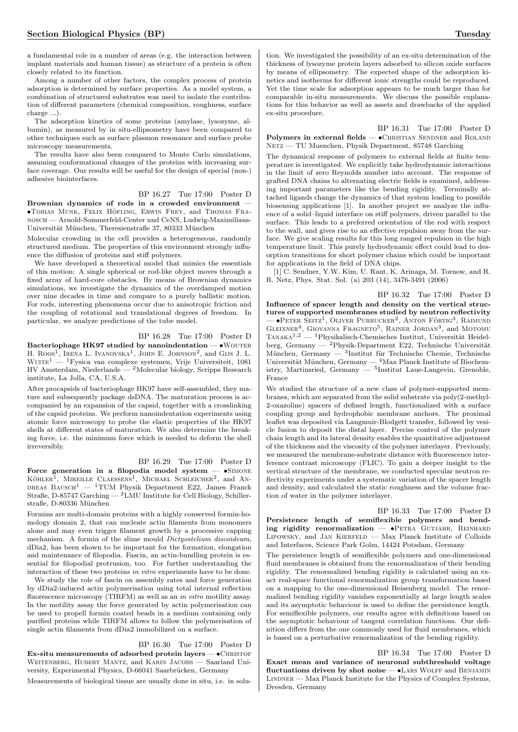a fundamental role in a number of areas (e.g. the interaction between implant materials and human tissue) as structure of a protein is often closely related to its function.

Among a number of other factors, the complex process of protein adsorption is determined by surface properties. As a model system, a combination of structured substrates was used to isolate the contribution of different parameters (chemical composition, roughness, surface charge ...).

The adsorption kinetics of some proteins (amylase, lysozyme, albumin), as measured by in situ-ellipsometry have been compared to other techniques such as surface plasmon resonance and surface probe microscopy measurements.

The results have also been compared to Monte Carlo simulations, assuming conformational changes of the proteins with increasing surface coverage. Our results will be useful for the design of special (non-) adhesive biointerfaces.

BP 16.27 Tue 17:00 Poster D

**Brownian dynamics of rods in a crowded environment** — •Tobias Munk, Felix Höfling, Erwin Frey, and Thomas Franosch — Arnold-Sommerfeld-Center und CeNS, Ludwig-Maximilians-Universität München, Theresienstraße 37, 80333 München

Molecular crowding in the cell provides a heterogeneous, randomly structured medium. The properties of this environment strongly influence the diffusion of proteins and stiff polymers.

We have developed a theoretical model that mimics the essentials of this motion: A single spherical or rod-like object moves through a fixed array of hard-core obstacles. By means of Brownian dynamics simulations, we investigate the dynamics of the overdamped motion over nine decades in time and compare to a purely ballistic motion. For rods, interesting phenomena occur due to anisotropic friction and the coupling of rotational and translational degrees of freedom. In particular, we analyze predictions of the tube model.

BP 16.28 Tue 17:00 Poster D

**Bacteriophage HK97 studied by nanoindentation** — •Wouter H. Roos[1], Irena L. Ivanovska[1], John E. Johnson[2], and Gijs J. L. Wuite[1] — [1]Fysica van complexe systemen, Vrije Universiteit, 1081 HV Amsterdam, Niederlande — [2]Molecular biology, Scripps Research institute, La Jolla, CA, U.S.A.

After procapsids of bacteriophage HK97 have self-assembled, they mature and subsequently package dsDNA. The maturation process is accompanied by an expansion of the capsid, together with a crosslinking of the capsid proteins. We perform nanoindentation experiments using atomic force microscopy to probe the elastic properties of the HK97 shells at different states of maturation. We also determine the breaking force, i.e. the minimum force which is needed to deform the shell irreversibly.

BP 16.29 Tue 17:00 Poster D

**Force generation in a filopodia model system** — •Simone Köhler[1], Mireille Claessens[1], Michael Schleicher[2], and Andreas Bausch[1] — [1]TUM Physik Department E22, James Franck Straße, D-85747 Garching — [2]LMU Institute for Cell Biology, Schillerstraße, D-80336 München

Formins are multi-domain proteins with a highly conserved formin-homology domain 2, that can nucleate actin filaments from monomers alone and may even trigger filament growth by a processive capping mechanism. A formin of the slime mould *Dictyostelium discoideum*, dDia2, has been shown to be important for the formation, elongation and maintenance of filopodia. Fascin, an actin-bundling protein is essential for filopodial protrusion, too. For further understanding the interaction of these two proteins *in vitro* experiments have to be done.

We study the role of fascin on assembly rates and force generation by dDia2-induced actin polymerisation using total internal reflection fluorescence microscopy (TIRFM) as well as an *in vitro* motility assay. In the motility assay the force generated by actin polymerisation can be used to propell formin coated beads in a medium containing only purified proteins while TIRFM allows to follow the polymerisation of single actin filaments from dDia2 immobilized on a surface.

BP 16.30 Tue 17:00 Poster D

**Ex-situ measurements of adsorbed protein layers** — •Christof Weitenberg, Hubert Mantz, and Karin Jacobs — Saarland University, Experimental Physics, D-66041 Saarbrücken, Germany

Measurements of biological tissue are usually done in situ, i.e. in solution. We investigated the possibility of an ex-situ determination of the thickness of lysozyme protein layers adsorbed to silicon oxide surfaces by means of ellipsometry. The expected shape of the adsorption kinetics and isotherms for different ionic strengths could be reproduced. Yet the time scale for adsorption appears to be much larger than for comparable in-situ measurements. We discuss the possible explanations for this behavior as well as assets and drawbacks of the applied ex-situ procedure.

BP 16.31 Tue 17:00 Poster D

**Polymers in external fields** — •Christian Sendner and Roland Netz — TU Muenchen, Physik Department, 85748 Garching

The dynamical response of polymers to external fields at finite temperature is investigated. We explicitly take hydrodynamic interactions in the limit of zero Reynolds number into account. The response of grafted DNA chains to alternating electric fields is examined, addressing important parameters like the bending rigidity. Terminally attached ligands change the dynamics of that system leading to possible biosensing applications [1]. In another project we analyze the influence of a solid–liquid interface on stiff polymers, driven parallel to the surface. This leads to a preferred orientation of the rod with respect to the wall, and gives rise to an effective repulsion away from the surface. We give scaling results for this long ranged repulsion in the high temperature limit. This purely hydrodynamic effect could lead to desorption transitions for short polymer chains which could be important for applications in the field of DNA chips.

[1] C. Sendner, Y.W. Kim, U. Rant, K. Arinaga, M. Tornow, and R. R. Netz, Phys. Stat. Sol. (a) 203 (14), 3476-3491 (2006)

BP 16.32 Tue 17:00 Poster D

**Influence of spacer length and density on the vertical structures of supported membranes studied by neutron reflectivity** — •Peter Seitz[1], Oliver Purrucker[2], Anton Förtig[3], Raimund Gleixner[4], Giovanna Fragneto[5], Rainer Jordan[3], and Motomu Tanaka[1,2] — [1]Physikalisch-Chemisches Institut, Universität Heidelberg, Germany — [2]Physik-Department E22, Technische Universität München, Germany — [3]Institut für Technische Chemie, Technische Universität München, Germany — [4]Max Planck Institute of Biochemistry, Martinsried, Germany — [5]Institut Laue-Langevin, Grenoble, France

We studied the structure of a new class of polymer-supported membranes, which are separated from the solid substrate via poly(2-methyl-2-oxazoline) spacers of defined length, functionalized with a surface coupling group and hydrophobic membrane anchors. The proximal leaflet was deposited via Langmuir-Blodgett transfer, followed by vesicle fusion to deposit the distal layer. Precise control of the polymer chain length and its lateral density enables the quantitative adjustment of the thickness and the viscosity of the polymer interlayer. Previously, we measured the membrane-substrate distance with fluorescence interference contrast microscopy (FLIC). To gain a deeper insight to the vertical structure of the membrane, we conducted specular neutron reflectivity experiments under a systematic variation of the spacer length and density, and calculated the static roughness and the volume fraction of water in the polymer interlayer.

BP 16.33 Tue 17:00 Poster D

**Persistence length of semiflexible polymers and bending rigidity renormalization** — •Petra Gutjahr, Reinhard Lipowsky, and Jan Kierfeld — Max Planck Institute of Colloids and Interfaces, Science Park Golm, 14424 Potsdam, Germany

The persistence length of semiflexible polymers and one-dimensional fluid membranes is obtained from the renormalization of their bending rigidity. The renormalized bending rigidity is calculated using an exact real-space functional renormalization group transformation based on a mapping to the one-dimensional Heisenberg model. The renormalized bending rigidity vanishes exponentially at large length scales and its asymptotic behaviour is used to define the persistence length. For semiflexible polymers, our results agree with definitions based on the asymptotic behaviour of tangent correlation functions. Our definition differs from the one commonly used for fluid membranes, which is based on a perturbative renormalization of the bending rigidity.

BP 16.34 Tue 17:00 Poster D

**Exact mean and variance of neuronal subthreshold voltage fluctuations driven by shot noise** — •Lars Wolff and Benjamin Lindner — Max Planck Institute for the Physics of Complex Systems, Dresden, Germany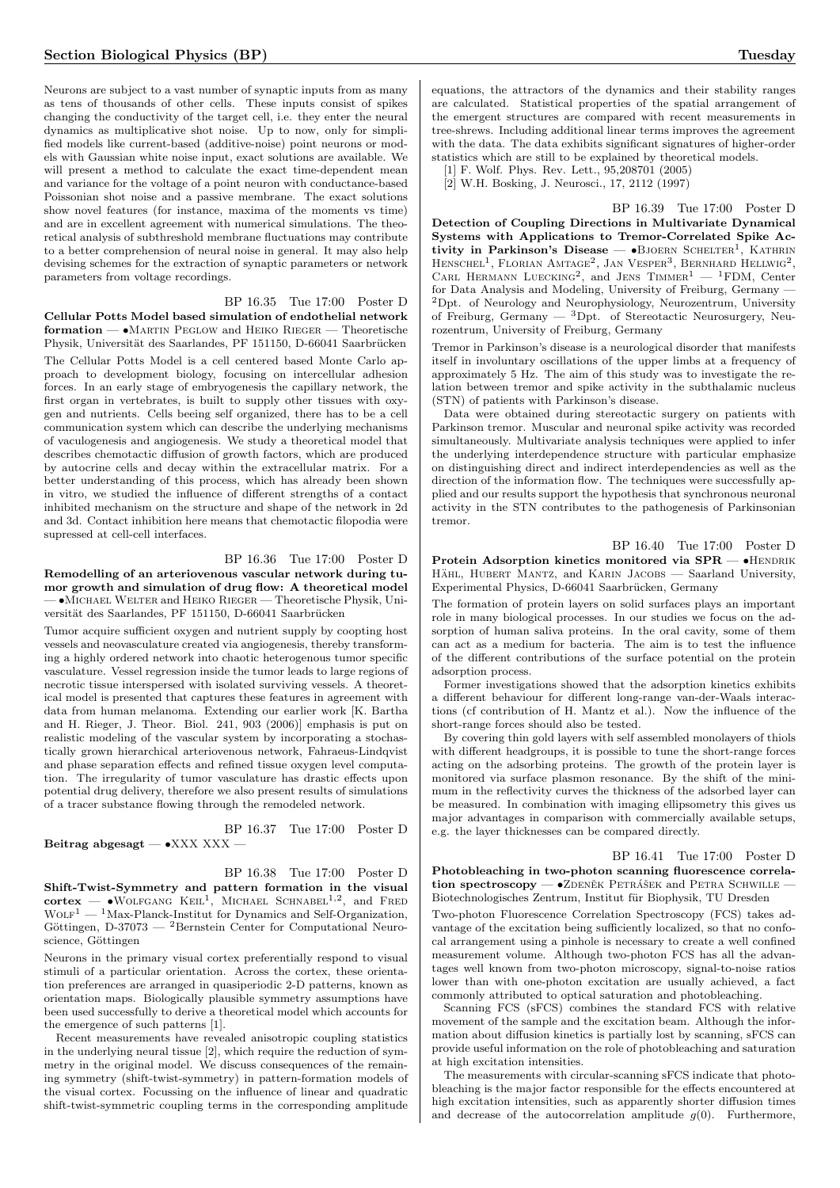Neurons are subject to a vast number of synaptic inputs from as many as tens of thousands of other cells. These inputs consist of spikes changing the conductivity of the target cell, i.e. they enter the neural dynamics as multiplicative shot noise. Up to now, only for simplified models like current-based (additive-noise) point neurons or models with Gaussian white noise input, exact solutions are available. We will present a method to calculate the exact time-dependent mean and variance for the voltage of a point neuron with conductance-based Poissonian shot noise and a passive membrane. The exact solutions show novel features (for instance, maxima of the moments vs time) and are in excellent agreement with numerical simulations. The theoretical analysis of subthreshold membrane fluctuations may contribute to a better comprehension of neural noise in general. It may also help devising schemes for the extraction of synaptic parameters or network parameters from voltage recordings.

BP 16.35 Tue 17:00 Poster D

**Cellular Potts Model based simulation of endothelial network formation** — •Martin Peglow and Heiko Rieger — Theoretische Physik, Universität des Saarlandes, PF 151150, D-66041 Saarbrücken

The Cellular Potts Model is a cell centered based Monte Carlo approach to development biology, focusing on intercellular adhesion forces. In an early stage of embryogenesis the capillary network, the first organ in vertebrates, is built to supply other tissues with oxygen and nutrients. Cells beeing self organized, there has to be a cell communication system which can describe the underlying mechanisms of vaculogenesis and angiogenesis. We study a theoretical model that describes chemotactic diffusion of growth factors, which are produced by autocrine cells and decay within the extracellular matrix. For a better understanding of this process, which has already been shown in vitro, we studied the influence of different strengths of a contact inhibited mechanism on the structure and shape of the network in 2d and 3d. Contact inhibition here means that chemotactic filopodia were supressed at cell-cell interfaces.

BP 16.36 Tue 17:00 Poster D

**Remodelling of an arteriovenous vascular network during tumor growth and simulation of drug flow: A theoretical model** — •Michael Welter and Heiko Rieger — Theoretische Physik, Universität des Saarlandes, PF 151150, D-66041 Saarbrücken

Tumor acquire sufficient oxygen and nutrient supply by coopting host vessels and neovasculature created via angiogenesis, thereby transforming a highly ordered network into chaotic heterogenous tumor specific vasculature. Vessel regression inside the tumor leads to large regions of necrotic tissue interspersed with isolated surviving vessels. A theoretical model is presented that captures these features in agreement with data from human melanoma. Extending our earlier work [K. Bartha and H. Rieger, J. Theor. Biol. 241, 903 (2006)] emphasis is put on realistic modeling of the vascular system by incorporating a stochastically grown hierarchical arteriovenous network, Fahraeus-Lindqvist and phase separation effects and refined tissue oxygen level computation. The irregularity of tumor vasculature has drastic effects upon potential drug delivery, therefore we also present results of simulations of a tracer substance flowing through the remodeled network.

BP 16.37 Tue 17:00 Poster D

**Beitrag abgesagt** — •XXX XXX —

BP 16.38 Tue 17:00 Poster D

**Shift-Twist-Symmetry and pattern formation in the visual cortex** — •Wolfgang Keil[1], Michael Schnabel[1,2], and Fred Wolf[1] — [1]Max-Planck-Institut for Dynamics and Self-Organization, Göttingen, D-37073 — [2]Bernstein Center for Computational Neuroscience, Göttingen

Neurons in the primary visual cortex preferentially respond to visual stimuli of a particular orientation. Across the cortex, these orientation preferences are arranged in quasiperiodic 2-D patterns, known as orientation maps. Biologically plausible symmetry assumptions have been used successfully to derive a theoretical model which accounts for the emergence of such patterns [1].

Recent measurements have revealed anisotropic coupling statistics in the underlying neural tissue [2], which require the reduction of symmetry in the original model. We discuss consequences of the remaining symmetry (shift-twist-symmetry) in pattern-formation models of the visual cortex. Focussing on the influence of linear and quadratic shift-twist-symmetric coupling terms in the corresponding amplitude equations, the attractors of the dynamics and their stability ranges are calculated. Statistical properties of the spatial arrangement of the emergent structures are compared with recent measurements in tree-shrews. Including additional linear terms improves the agreement with the data. The data exhibits significant signatures of higher-order statistics which are still to be explained by theoretical models.

[1] F. Wolf. Phys. Rev. Lett., 95,208701 (2005)

[2] W.H. Bosking, J. Neurosci., 17, 2112 (1997)

BP 16.39 Tue 17:00 Poster D

**Detection of Coupling Directions in Multivariate Dynamical Systems with Applications to Tremor-Correlated Spike Activity in Parkinson's Disease** — •Bjoern Schelter[1], Kathrin Henschel[1], Florian Amtage[2], Jan Vesper[3], Bernhard Hellwig[2], Carl Hermann Luecking[2], and Jens Timmer[1] — [1]FDM, Center for Data Analysis and Modeling, University of Freiburg, Germany — [2]Dpt. of Neurology and Neurophysiology, Neurozentrum, University of Freiburg, Germany — [3]Dpt. of Stereotactic Neurosurgery, Neurozentrum, University of Freiburg, Germany

Tremor in Parkinson's disease is a neurological disorder that manifests itself in involuntary oscillations of the upper limbs at a frequency of approximately 5 Hz. The aim of this study was to investigate the relation between tremor and spike activity in the subthalamic nucleus (STN) of patients with Parkinson's disease.

Data were obtained during stereotactic surgery on patients with Parkinson tremor. Muscular and neuronal spike activity was recorded simultaneously. Multivariate analysis techniques were applied to infer the underlying interdependence structure with particular emphasize on distinguishing direct and indirect interdependencies as well as the direction of the information flow. The techniques were successfully applied and our results support the hypothesis that synchronous neuronal activity in the STN contributes to the pathogenesis of Parkinsonian tremor.

BP 16.40 Tue 17:00 Poster D

**Protein Adsorption kinetics monitored via SPR** — •Hendrik Hähl, Hubert Mantz, and Karin Jacobs — Saarland University, Experimental Physics, D-66041 Saarbrücken, Germany

The formation of protein layers on solid surfaces plays an important role in many biological processes. In our studies we focus on the adsorption of human saliva proteins. In the oral cavity, some of them can act as a medium for bacteria. The aim is to test the influence of the different contributions of the surface potential on the protein adsorption process.

Former investigations showed that the adsorption kinetics exhibits a different behaviour for different long-range van-der-Waals interactions (cf contribution of H. Mantz et al.). Now the influence of the short-range forces should also be tested.

By covering thin gold layers with self assembled monolayers of thiols with different headgroups, it is possible to tune the short-range forces acting on the adsorbing proteins. The growth of the protein layer is monitored via surface plasmon resonance. By the shift of the minimum in the reflectivity curves the thickness of the adsorbed layer can be measured. In combination with imaging ellipsometry this gives us major advantages in comparison with commercially available setups, e.g. the layer thicknesses can be compared directly.

BP 16.41 Tue 17:00 Poster D

**Photobleaching in two-photon scanning fluorescence correlation spectroscopy** — •Zdeněk Petrášek and Petra Schwille — Biotechnologisches Zentrum, Institut für Biophysik, TU Dresden

Two-photon Fluorescence Correlation Spectroscopy (FCS) takes advantage of the excitation being sufficiently localized, so that no confocal arrangement using a pinhole is necessary to create a well confined measurement volume. Although two-photon FCS has all the advantages well known from two-photon microscopy, signal-to-noise ratios lower than with one-photon excitation are usually achieved, a fact commonly attributed to optical saturation and photobleaching.

Scanning FCS (sFCS) combines the standard FCS with relative movement of the sample and the excitation beam. Although the information about diffusion kinetics is partially lost by scanning, sFCS can provide useful information on the role of photobleaching and saturation at high excitation intensities.

The measurements with circular-scanning sFCS indicate that photobleaching is the major factor responsible for the effects encountered at high excitation intensities, such as apparently shorter diffusion times and decrease of the autocorrelation amplitude $g(0)$. Furthermore,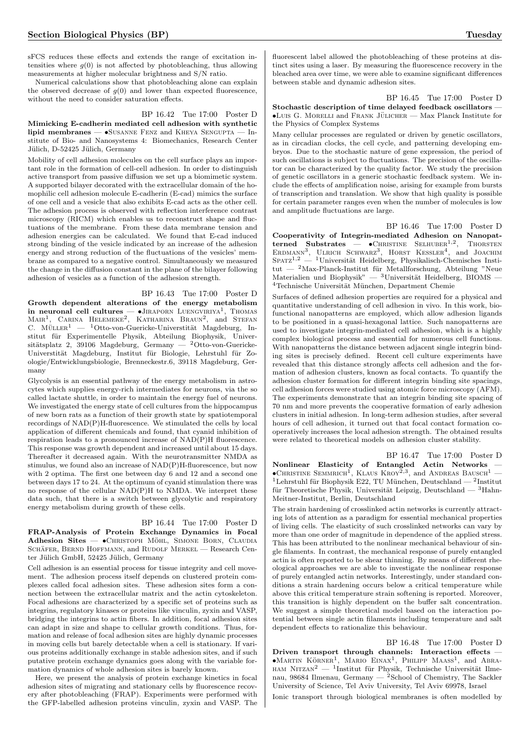sFCS reduces these effects and extends the range of excitation intensities where $g(0)$ is not affected by photobleaching, thus allowing measurements at higher molecular brightness and S/N ratio.

Numerical calculations show that photobleaching alone can explain the observed decrease of $g(0)$ and lower than expected fluorescence, without the need to consider saturation effects.

BP 16.42 Tue 17:00 Poster D

**Mimicking E-cadherin mediated cell adhesion with synthetic lipid membranes** — •Susanne Fenz and Kheya Sengupta — Institute of Bio- and Nanosystems 4: Biomechanics, Research Center Jülich, D-52425 Jülich, Germany

Mobility of cell adhesion molecules on the cell surface plays an important role in the formation of cell-cell adhesion. In order to distinguish active transport from passive diffusion we set up a biomimetic system. A supported bilayer decorated with the extracellular domain of the homophilic cell adhesion molecule E-cadherin (E-cad) mimics the surface of one cell and a vesicle that also exhibits E-cad acts as the other cell. The adhesion process is observed with reflection interference contrast microscopy (RICM) which enables us to reconstruct shape and fluctuations of the membrane. From these data membrane tension and adhesion energies can be calculated. We found that E-cad induced strong binding of the vesicle indicated by an increase of the adhesion energy and strong reduction of the fluctuations of the vesicles' membrane as compared to a negative control. Simultaneously we measured the change in the diffusion constant in the plane of the bilayer following adhesion of vesicles as a function of the adhesion strength.

BP 16.43 Tue 17:00 Poster D

**Growth dependent alterations of the energy metabolism in neuronal cell cultures** — •Jiraporn Luengviriya[1], Thomas Mair[1], Carina Helemeke[2], Katharina Braun[2], and Stefan C. Müller[1] — [1]Otto-von-Guericke-Universität Magdeburg, Institut für Experimentelle Physik, Abteilung Biophysik, Universitätsplatz 2, 39106 Magdeburg, Germany — [2]Otto-von-Guericke-Universität Magdeburg, Institut für Biologie, Lehrstuhl für Zoologie/Entwicklungsbiologie, Brenneckestr.6, 39118 Magdeburg, Germany

Glycolysis is an essential pathway of the energy metabolism in astrocytes which supplies energy-rich intermediates for neurons, via the so called lactate shuttle, in order to maintain the energy fuel of neurons. We investigated the energy state of cell cultures from the hippocampus of new born rats as a function of their growth state by spatiotemporal recordings of NAD(P)H-fluorescence. We stimulated the cells by local application of different chemicals and found, that cyanid inhibition of respiration leads to a pronounced increase of NAD(P)H fluorescence. This response was growth dependent and increased until about 15 days. Thereafter it decreased again. With the neurotransmitter NMDA as stimulus, we found also an increase of NAD(P)H-fluorescence, but now with 2 optima. The first one between day 6 and 12 and a second one between days 17 to 24. At the optimum of cyanid stimulation there was no response of the cellular NAD(P)H to NMDA. We interpret these data such, that there is a switch between glycolytic and respiratory energy metabolism during growth of these cells.

BP 16.44 Tue 17:00 Poster D

**FRAP-Analysis of Protein Exchange Dynamics in Focal Adhesion Sites** — •Christoph Möhl, Simone Born, Claudia Schäfer, Bernd Hoffmann, and Rudolf Merkel — Research Center Jülich GmbH, 52425 Jülich, Germany

Cell adhesion is an essential process for tissue integrity and cell movement. The adhesion process itself depends on clustered protein complexes called focal adhesion sites. These adhesion sites form a connection between the extracellular matrix and the actin cytoskeleton. Focal adhesions are characterized by a specific set of proteins such as integrins, regulatory kinases or proteins like vinculin, zyxin and VASP, bridging the integrins to actin fibers. In addition, focal adhesion sites can adapt in size and shape to cellular growth conditions. Thus, formation and release of focal adhesion sites are highly dynamic processes in moving cells but barely detectable when a cell is stationary. If various proteins additionally exchange in stable adhesion sites, and if such putative protein exchange dynamics goes along with the variable formation dynamics of whole adhesion sites is barely known.

Here, we present the analysis of protein exchange kinetics in focal adhesion sites of migrating and stationary cells by fluorescence recovery after photobleaching (FRAP). Experiments were performed with the GFP-labelled adhesion proteins vinculin, zyxin and VASP. The fluorescent label allowed the photobleaching of these proteins at distinct sites using a laser. By measuring the fluorescence recovery in the bleached area over time, we were able to examine significant differences between stable and dynamic adhesion sites.

BP 16.45 Tue 17:00 Poster D

**Stochastic description of time delayed feedback oscillators** — •Luis G. Morelli and Frank Jülicher — Max Planck Institute for the Physics of Complex Systems

Many cellular processes are regulated or driven by genetic oscillators, as in circadian clocks, the cell cycle, and patterning developing embryos. Due to the stochastic nature of gene expression, the period of such oscillations is subject to fluctuations. The precision of the oscillator can be characterized by the quality factor. We study the precision of genetic oscillators in a generic stochastic feedback system. We include the effects of amplification noise, arising for example from bursts of transcription and translation. We show that high quality is possible for certain parameter ranges even when the number of molecules is low and amplitude fluctuations are large.

BP 16.46 Tue 17:00 Poster D

**Cooperativity of Integrin-mediated Adhesion on Nanopatterned Substrates** — •Christine Selhuber[1,2], Thorsten Erdmann[3], Ulrich Schwarz[3], Horst Kessler[4], and Joachim Spatz[1,2] — [1]Universität Heidelberg, Physikalisch-Chemisches Institut — [2]Max-Planck-Institut für Metallforschung, Abteilung "Neue Materialien und Biophysik" — [3]Universität Heidelberg, BIOMS — [4]Technische Universität München, Department Chemie

Surfaces of defined adhesion properties are required for a physical and quantitative understanding of cell adhesion in vivo. In this work, biofunctional nanopatterns are employed, which allow adhesion ligands to be positioned in a quasi-hexagonal lattice. Such nanopatterns are used to investigate integrin-mediated cell adhesion, which is a highly complex biological process and essential for numerous cell functions. With nanopatterns the distance between adjacent single integrin binding sites is precisely defined. Recent cell culture experiments have revealed that this distance strongly affects cell adhesion and the formation of adhesion clusters, known as focal contacts. To quantify the adhesion cluster formation for different integrin binding site spacings, cell adhesion forces were studied using atomic force microscopy (AFM). The experiments demonstrate that an integrin binding site spacing of 70 nm and more prevents the cooperative formation of early adhesion clusters in initial adhesion. In long-term adhesion studies, after several hours of cell adhesion, it turned out that focal contact formation cooperatively increases the local adhesion strength. The obtained results were related to theoretical models on adhesion cluster stability.

BP 16.47 Tue 17:00 Poster D

**Nonlinear Elasticity of Entangled Actin Networks** — •Christine Semmrich[1], Klaus Kroy[2,3], and Andreas Bausch[1] — [1]Lehrstuhl für Biophysik E22, TU München, Deutschland — [2]Institut für Theoretische Physik, Universität Leipzig, Deutschland — [3]Hahn-Meitner-Institut, Berlin, Deutschland

The strain hardening of crosslinked actin networks is currently attracting lots of attention as a paradigm for essential mechanical properties of living cells. The elasticity of such crosslinked networks can vary by more than one order of magnitude in dependence of the applied stress. This has been attributed to the nonlinear mechanical behaviour of single filaments. In contrast, the mechanical response of purely entangled actin is often reported to be shear thinning. By means of different rheological approaches we are able to investigate the nonlinear response of purely entangled actin networks. Interestingly, under standard conditions a strain hardening occurs below a critical temperature while above this critical temperature strain softening is reported. Moreover, this transition is highly dependent on the buffer salt concentration. We suggest a simple theoretical model based on the interaction potential between single actin filaments including temperature and salt dependent effects to rationalize this behaviour.

BP 16.48 Tue 17:00 Poster D

**Driven transport through channels: Interaction effects** — •Martin Körner[1], Mario Einax[1], Philipp Maass[1], and Abraham Nitzan[2] — [1]Institut für Physik, Technische Universität Ilmenau, 98684 Ilmenau, Germany — [2]School of Chemistry, The Sackler University of Science, Tel Aviv University, Tel Aviv 69978, Israel

Ionic transport through biological membranes is often modelled by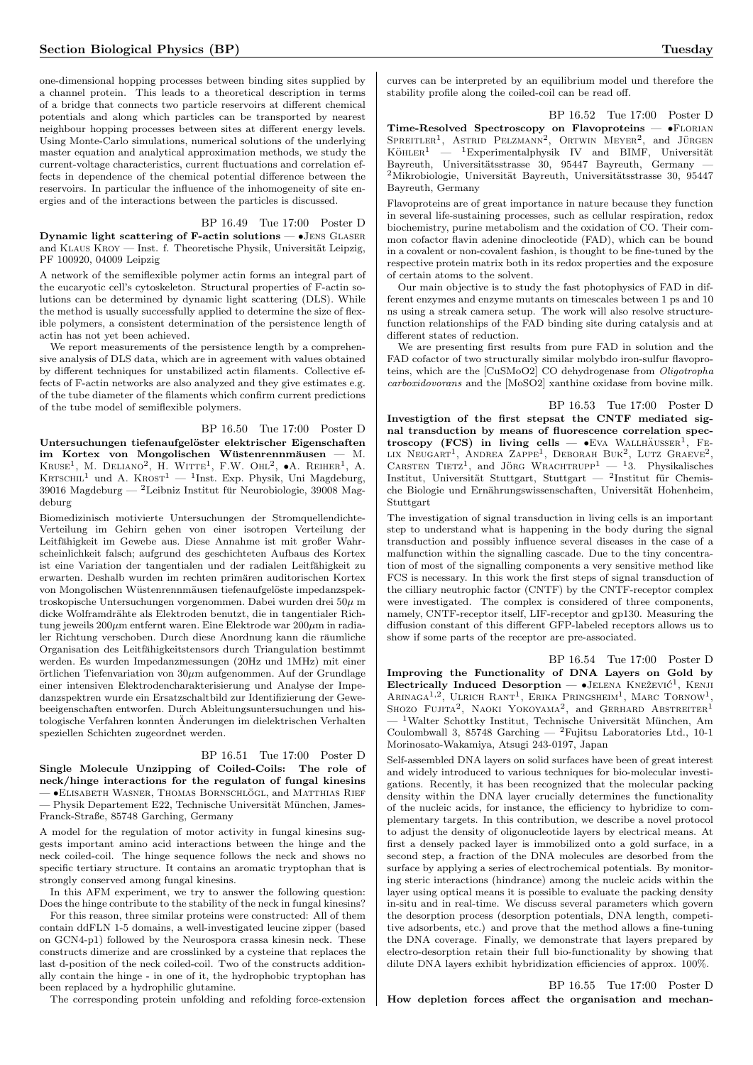one-dimensional hopping processes between binding sites supplied by a channel protein. This leads to a theoretical description in terms of a bridge that connects two particle reservoirs at different chemical potentials and along which particles can be transported by nearest neighbour hopping processes between sites at different energy levels. Using Monte-Carlo simulations, numerical solutions of the underlying master equation and analytical approximation methods, we study the current-voltage characteristics, current fluctuations and correlation effects in dependence of the chemical potential difference between the reservoirs. In particular the influence of the inhomogeneity of site energies and of the interactions between the particles is discussed.

BP 16.49 Tue 17:00 Poster D

**Dynamic light scattering of F-actin solutions** — •Jens Glaser and Klaus Kroy — Inst. f. Theoretische Physik, Universität Leipzig, PF 100920, 04009 Leipzig

A network of the semiflexible polymer actin forms an integral part of the eucaryotic cell's cytoskeleton. Structural properties of F-actin solutions can be determined by dynamic light scattering (DLS). While the method is usually successfully applied to determine the size of flexible polymers, a consistent determination of the persistence length of actin has not yet been achieved.

We report measurements of the persistence length by a comprehensive analysis of DLS data, which are in agreement with values obtained by different techniques for unstabilized actin filaments. Collective effects of F-actin networks are also analyzed and they give estimates e.g. of the tube diameter of the filaments which confirm current predictions of the tube model of semiflexible polymers.

BP 16.50 Tue 17:00 Poster D

**Untersuchungen tiefenaufgelöster elektrischer Eigenschaften im Kortex von Mongolischen Wüstenrennmäusen** — M. Kruse[1], M. Deliano[2], H. Witte[1], F.W. Ohl[2], •A. Reiher[1], A. Krtschil[1] und A. Krost[1] — [1]Inst. Exp. Physik, Uni Magdeburg, 39016 Magdeburg — [2]Leibniz Institut für Neurobiologie, 39008 Magdeburg

Biomedizinisch motivierte Untersuchungen der Stromquellendichte-Verteilung im Gehirn gehen von einer isotropen Verteilung der Leitfähigkeit im Gewebe aus. Diese Annahme ist mit großer Wahrscheinlichkeit falsch; aufgrund des geschichteten Aufbaus des Kortex ist eine Variation der tangentialen und der radialen Leitfähigkeit zu erwarten. Deshalb wurden im rechten primären auditorischen Kortex von Mongolischen Wüstenrennmäusen tiefenaufgelöste impedanzspektroskopische Untersuchungen vorgenommen. Dabei wurden drei 50$\mu$ m dicke Wolframdrähte als Elektroden benutzt, die in tangentialer Richtung jeweils 200$\mu$m entfernt waren. Eine Elektrode war 200$\mu$m in radialer Richtung verschoben. Durch diese Anordnung kann die räumliche Organisation des Leitfähigkeitstensors durch Triangulation bestimmt werden. Es wurden Impedanzmessungen (20Hz und 1MHz) mit einer örtlichen Tiefenvariation von 30$\mu$m aufgenommen. Auf der Grundlage einer intensiven Elektrodencharakterisierung und Analyse der Impedanzspektren wurde ein Ersatzschaltbild zur Identifizierung der Gewebeeigenschaften entworfen. Durch Ableitungsuntersuchungen und histologische Verfahren konnten Änderungen im dielektrischen Verhalten speziellen Schichten zugeordnet werden.

BP 16.51 Tue 17:00 Poster D

**Single Molecule Unzipping of Coiled-Coils: The role of neck/hinge interactions for the regulaton of fungal kinesins** — •Elisabeth Wasner, Thomas Bornschlögl, and Matthias Rief — Physik Departement E22, Technische Universität München, James-Franck-Straße, 85748 Garching, Germany

A model for the regulation of motor activity in fungal kinesins suggests important amino acid interactions between the hinge and the neck coiled-coil. The hinge sequence follows the neck and shows no specific tertiary structure. It contains an aromatic tryptophan that is strongly conserved among fungal kinesins.

In this AFM experiment, we try to answer the following question: Does the hinge contribute to the stability of the neck in fungal kinesins?

For this reason, three similar proteins were constructed: All of them contain ddFLN 1-5 domains, a well-investigated leucine zipper (based on GCN4-p1) followed by the Neurospora crassa kinesin neck. These constructs dimerize and are crosslinked by a cysteine that replaces the last d-position of the neck coiled-coil. Two of the constructs additionally contain the hinge - in one of it, the hydrophobic tryptophan has been replaced by a hydrophilic glutamine.

The corresponding protein unfolding and refolding force-extension curves can be interpreted by an equilibrium model und therefore the stability profile along the coiled-coil can be read off.

BP 16.52 Tue 17:00 Poster D

**Time-Resolved Spectroscopy on Flavoproteins** — •Florian Spreitler[1], Astrid Pelzmann[2], Ortwin Meyer[2], and Jürgen Köhler[1] — [1]Experimentalphysik IV and BIMF, Universität Bayreuth, Universitätsstrasse 30, 95447 Bayreuth, Germany — [2]Mikrobiologie, Universität Bayreuth, Universitätsstrasse 30, 95447 Bayreuth, Germany

Flavoproteins are of great importance in nature because they function in several life-sustaining processes, such as cellular respiration, redox biochemistry, purine metabolism and the oxidation of CO. Their common cofactor flavin adenine dinocleotide (FAD), which can be bound in a covalent or non-covalent fashion, is thought to be fine-tuned by the respective protein matrix both in its redox properties and the exposure of certain atoms to the solvent.

Our main objective is to study the fast photophysics of FAD in different enzymes and enzyme mutants on timescales between 1 ps and 10 ns using a streak camera setup. The work will also resolve structure-function relationships of the FAD binding site during catalysis and at different states of reduction.

We are presenting first results from pure FAD in solution and the FAD cofactor of two structurally similar molybdo iron-sulfur flavoproteins, which are the [CuSMoO2] CO dehydrogenase from *Oligotropha carboxidovorans* and the [MoSO2] xanthine oxidase from bovine milk.

BP 16.53 Tue 17:00 Poster D

**Investigtion of the first stepsat the CNTF mediated signal transduction by means of fluorescence correlation spectroscopy (FCS) in living cells** — •Eva Wallhäusser[1], Felix Neugart[1], Andrea Zappe[1], Deborah Buk[2], Lutz Graeve[2], Carsten Tietz[1], and Jörg Wrachtrup[1] — [1]3. Physikalisches Institut, Universität Stuttgart, Stuttgart — [2]Institut für Chemische Biologie und Ernährungswissenschaften, Universität Hohenheim, Stuttgart

The investigation of signal transduction in living cells is an important step to understand what is happening in the body during the signal transduction and possibly influence several diseases in the case of a malfunction within the signalling cascade. Due to the tiny concentration of most of the signalling components a very sensitive method like FCS is necessary. In this work the first steps of signal transduction of the cilliary neutrophic factor (CNTF) by the CNTF-receptor complex were investigated. The complex is considered of three components, namely, CNTF-receptor itself, LIF-receptor and gp130. Measuring the diffusion constant of this different GFP-labeled receptors allows us to show if some parts of the receptor are pre-associated.

BP 16.54 Tue 17:00 Poster D

**Improving the Functionality of DNA Layers on Gold by Electrically Induced Desorption** — •Jelena Knežević[1], Kenji Arinaga[1,2], Ulrich Rant[1], Erika Pringsheim[1], Marc Tornow[1], Shozo Fujita[2], Naoki Yokoyama[2], and Gerhard Abstreiter[1] — [1]Walter Schottky Institut, Technische Universität München, Am Coulombwall 3, 85748 Garching — [2]Fujitsu Laboratories Ltd., 10-1 Morinosato-Wakamiya, Atsugi 243-0197, Japan

Self-assembled DNA layers on solid surfaces have been of great interest and widely introduced to various techniques for bio-molecular investigations. Recently, it has been recognized that the molecular packing density within the DNA layer crucially determines the functionality of the nucleic acids, for instance, the efficiency to hybridize to complementary targets. In this contribution, we describe a novel protocol to adjust the density of oligonucleotide layers by electrical means. At first a densely packed layer is immobilized onto a gold surface, in a second step, a fraction of the DNA molecules are desorbed from the surface by applying a series of electrochemical potentials. By monitoring steric interactions (hindrance) among the nucleic acids within the layer using optical means it is possible to evaluate the packing density in-situ and in real-time. We discuss several parameters which govern the desorption process (desorption potentials, DNA length, competitive adsorbents, etc.) and prove that the method allows a fine-tuning the DNA coverage. Finally, we demonstrate that layers prepared by electro-desorption retain their full bio-functionality by showing that dilute DNA layers exhibit hybridization efficiencies of approx. 100%.

BP 16.55 Tue 17:00 Poster D

**How depletion forces affect the organisation and mechan-**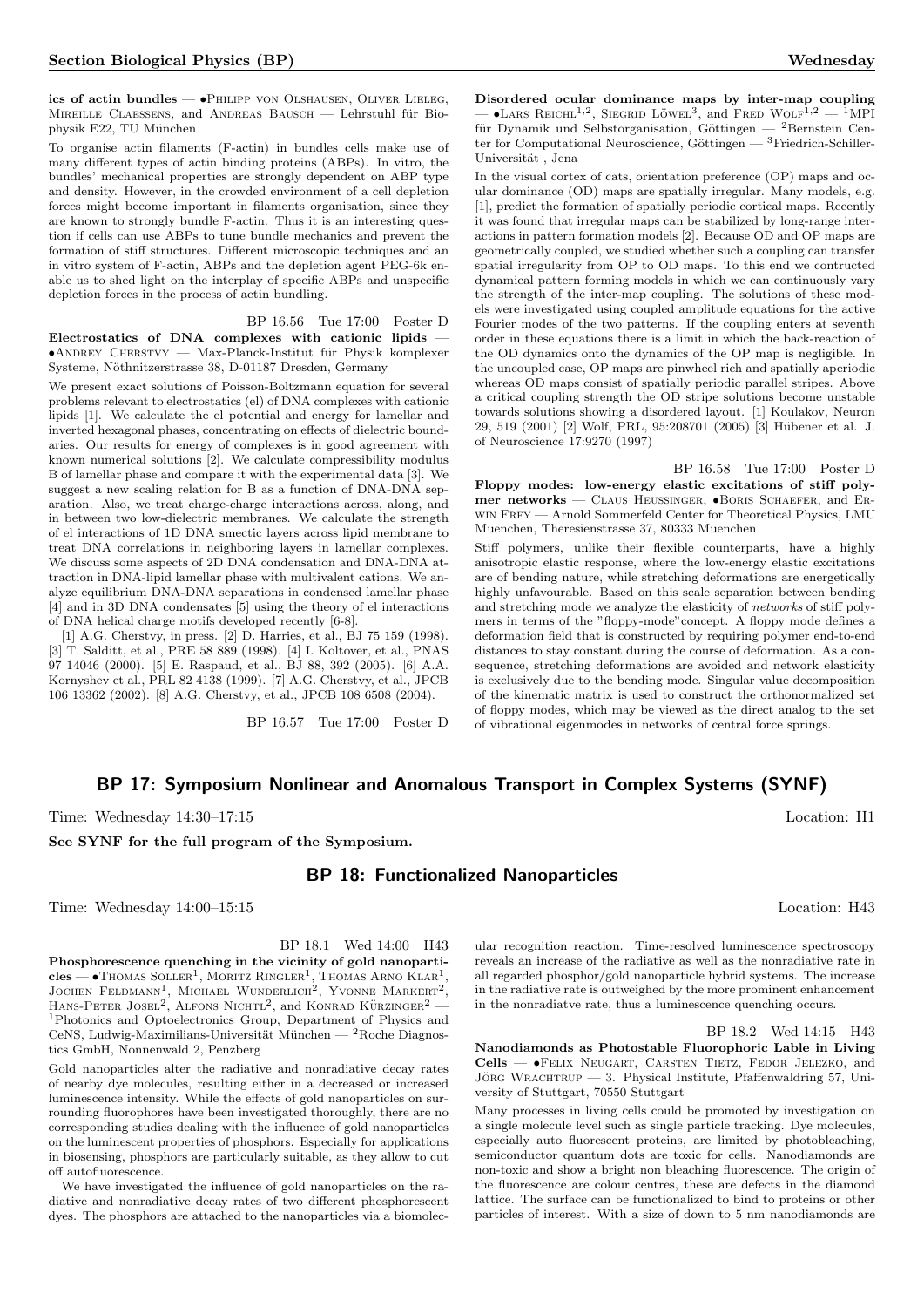**ics of actin bundles** — •Philipp von Olshausen, Oliver Lieleg, Mireille Claessens, and Andreas Bausch — Lehrstuhl für Biophysik E22, TU München

To organise actin filaments (F-actin) in bundles cells make use of many different types of actin binding proteins (ABPs). In vitro, the bundles' mechanical properties are strongly dependent on ABP type and density. However, in the crowded environment of a cell depletion forces might become important in filaments organisation, since they are known to strongly bundle F-actin. Thus it is an interesting question if cells can use ABPs to tune bundle mechanics and prevent the formation of stiff structures. Different microscopic techniques and an in vitro system of F-actin, ABPs and the depletion agent PEG-6k enable us to shed light on the interplay of specific ABPs and unspecific depletion forces in the process of actin bundling.

BP 16.56 Tue 17:00 Poster D

**Electrostatics of DNA complexes with cationic lipids** — •Andrey Cherstvy — Max-Planck-Institut für Physik komplexer Systeme, Nöthnitzerstrasse 38, D-01187 Dresden, Germany

We present exact solutions of Poisson-Boltzmann equation for several problems relevant to electrostatics (el) of DNA complexes with cationic lipids [1]. We calculate the el potential and energy for lamellar and inverted hexagonal phases, concentrating on effects of dielectric boundaries. Our results for energy of complexes is in good agreement with known numerical solutions [2]. We calculate compressibility modulus B of lamellar phase and compare it with the experimental data [3]. We suggest a new scaling relation for B as a function of DNA-DNA separation. Also, we treat charge-charge interactions across, along, and in between two low-dielectric membranes. We calculate the strength of el interactions of 1D DNA smectic layers across lipid membrane to treat DNA correlations in neighboring layers in lamellar complexes. We discuss some aspects of 2D DNA condensation and DNA-DNA attraction in DNA-lipid lamellar phase with multivalent cations. We analyze equilibrium DNA-DNA separations in condensed lamellar phase [4] and in 3D DNA condensates [5] using the theory of el interactions of DNA helical charge motifs developed recently [6-8].

[1] A.G. Cherstvy, in press. [2] D. Harries, et al., BJ 75 159 (1998). [3] T. Salditt, et al., PRE 58 889 (1998). [4] I. Koltover, et al., PNAS 97 14046 (2000). [5] E. Raspaud, et al., BJ 88, 392 (2005). [6] A.A. Kornyshev et al., PRL 82 4138 (1999). [7] A.G. Cherstvy, et al., JPCB 106 13362 (2002). [8] A.G. Cherstvy, et al., JPCB 108 6508 (2004).

BP 16.57 Tue 17:00 Poster D

**Disordered ocular dominance maps by inter-map coupling** — •Lars Reichl[1,2], Siegrid Löwel[3], and Fred Wolf[1,2] — [1]MPI für Dynamik und Selbstorganisation, Göttingen — [2]Bernstein Center for Computational Neuroscience, Göttingen — [3]Friedrich-Schiller-Universität , Jena

In the visual cortex of cats, orientation preference (OP) maps and ocular dominance (OD) maps are spatially irregular. Many models, e.g. [1], predict the formation of spatially periodic cortical maps. Recently it was found that irregular maps can be stabilized by long-range interactions in pattern formation models [2]. Because OD and OP maps are geometrically coupled, we studied whether such a coupling can transfer spatial irregularity from OP to OD maps. To this end we contructed dynamical pattern forming models in which we can continuously vary the strength of the inter-map coupling. The solutions of these models were investigated using coupled amplitude equations for the active Fourier modes of the two patterns. If the coupling enters at seventh order in these equations there is a limit in which the back-reaction of the OD dynamics onto the dynamics of the OP map is negligible. In the uncoupled case, OP maps are pinwheel rich and spatially aperiodic whereas OD maps consist of spatially periodic parallel stripes. Above a critical coupling strength the OD stripe solutions become unstable towards solutions showing a disordered layout. [1] Koulakov, Neuron 29, 519 (2001) [2] Wolf, PRL, 95:208701 (2005) [3] Hübener et al. J. of Neuroscience 17:9270 (1997)

BP 16.58 Tue 17:00 Poster D

**Floppy modes: low-energy elastic excitations of stiff polymer networks** — Claus Heussinger, •Boris Schaefer, and Erwin Frey — Arnold Sommerfeld Center for Theoretical Physics, LMU Muenchen, Theresienstrasse 37, 80333 Muenchen

Stiff polymers, unlike their flexible counterparts, have a highly anisotropic elastic response, where the low-energy elastic excitations are of bending nature, while stretching deformations are energetically highly unfavourable. Based on this scale separation between bending and stretching mode we analyze the elasticity of *networks* of stiff polymers in terms of the "floppy-mode"concept. A floppy mode defines a deformation field that is constructed by requiring polymer end-to-end distances to stay constant during the course of deformation. As a consequence, stretching deformations are avoided and network elasticity is exclusively due to the bending mode. Singular value decomposition of the kinematic matrix is used to construct the orthonormalized set of floppy modes, which may be viewed as the direct analog to the set of vibrational eigenmodes in networks of central force springs.

## BP 17: Symposium Nonlinear and Anomalous Transport in Complex Systems (SYNF)

Time: Wednesday 14:30–17:15 Location: H1

**See SYNF for the full program of the Symposium.**

## BP 18: Functionalized Nanoparticles

Time: Wednesday 14:00–15:15 Location: H43

BP 18.1 Wed 14:00 H43

**Phosphorescence quenching in the vicinity of gold nanoparticles** — •Thomas Soller[1], Moritz Ringler[1], Thomas Arno Klar[1], Jochen Feldmann[1], Michael Wunderlich[2], Yvonne Markert[2], Hans-Peter Josel[2], Alfons Nichtl[2], and Konrad Kürzinger[2] — [1]Photonics and Optoelectronics Group, Department of Physics and CeNS, Ludwig-Maximilians-Universität München — [2]Roche Diagnostics GmbH, Nonnenwald 2, Penzberg

Gold nanoparticles alter the radiative and nonradiative decay rates of nearby dye molecules, resulting either in a decreased or increased luminescence intensity. While the effects of gold nanoparticles on surrounding fluorophores have been investigated thoroughly, there are no corresponding studies dealing with the influence of gold nanoparticles on the luminescent properties of phosphors. Especially for applications in biosensing, phosphors are particularly suitable, as they allow to cut off autofluorescence.

We have investigated the influence of gold nanoparticles on the radiative and nonradiative decay rates of two different phosphorescent dyes. The phosphors are attached to the nanoparticles via a biomolecular recognition reaction. Time-resolved luminescence spectroscopy reveals an increase of the radiative as well as the nonradiative rate in all regarded phosphor/gold nanoparticle hybrid systems. The increase in the radiative rate is outweighed by the more prominent enhancement in the nonradiatve rate, thus a luminescence quenching occurs.

BP 18.2 Wed 14:15 H43

**Nanodiamonds as Photostable Fluorophoric Lable in Living Cells** — •Felix Neugart, Carsten Tietz, Fedor Jelezko, and Jörg Wrachtrup — 3. Physical Institute, Pfaffenwaldring 57, University of Stuttgart, 70550 Stuttgart

Many processes in living cells could be promoted by investigation on a single molecule level such as single particle tracking. Dye molecules, especially auto fluorescent proteins, are limited by photobleaching, semiconductor quantum dots are toxic for cells. Nanodiamonds are non-toxic and show a bright non bleaching fluorescence. The origin of the fluorescence are colour centres, these are defects in the diamond lattice. The surface can be functionalized to bind to proteins or other particles of interest. With a size of down to 5 nm nanodiamonds are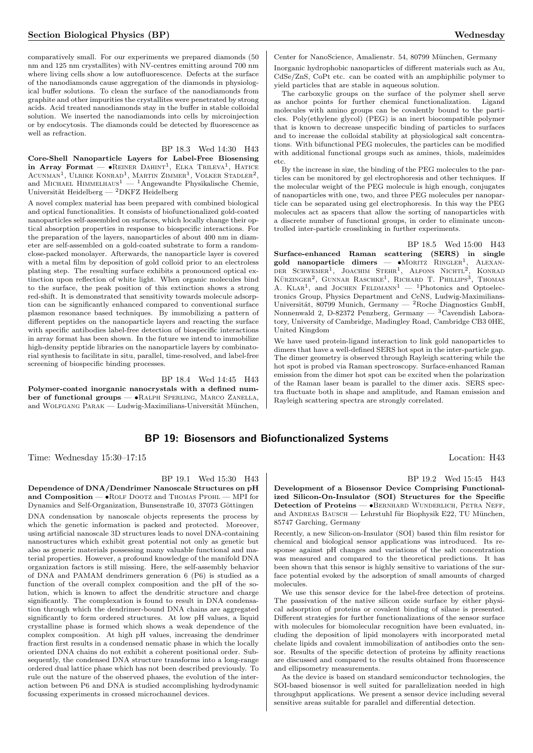comparatively small. For our experiments we prepared diamonds (50 nm and 125 nm crystallites) with NV-centres emitting around 700 nm where living cells show a low autofluorescence. Defects at the surface of the nanodiamonds cause aggregation of the diamonds in physiological buffer solutions. To clean the surface of the nanodiamonds from graphite and other impurities the crystallites were penetrated by strong acids. Acid treated nanodiamonds stay in the buffer in stable colloidal solution. We inserted the nanodiamonds into cells by microinjection or by endocytosis. The diamonds could be detected by fluorescence as well as refraction.

BP 18.3 Wed 14:30 H43

**Core-Shell Nanoparticle Layers for Label-Free Biosensing in Array Format** — •Reiner Dahint[1], Elka Trileva[1], Hatice Acunman[1], Ulrike Konrad[1], Martin Zimmer[1], Volker Stadler[2], and Michael Himmelhaus[1] — [1]Angewandte Physikalische Chemie, Universität Heidelberg — [2]DKFZ Heidelberg

A novel complex material has been prepared with combined biological and optical functionalities. It consists of biofunctionalized gold-coated nanoparticles self-assembled on surfaces, which locally change their optical absorption properties in response to biospecific interactions. For the preparation of the layers, nanoparticles of about 400 nm in diameter are self-assembled on a gold-coated substrate to form a random-close-packed monolayer. Afterwards, the nanoparticle layer is covered with a metal film by deposition of gold colloid prior to an electroless plating step. The resulting surface exhibits a pronounced optical extinction upon reflection of white light. When organic molecules bind to the surface, the peak position of this extinction shows a strong red-shift. It is demonstrated that sensitivity towards molecule adsorption can be significantly enhanced compared to conventional surface plasmon resonance based techniques. By immobilizing a pattern of different peptides on the nanoparticle layers and reacting the surface with specific antibodies label-free detection of biospecific interactions in array format has been shown. In the future we intend to immobilize high-density peptide libraries on the nanoparticle layers by combinatorial synthesis to facilitate in situ, parallel, time-resolved, and label-free screening of biospecific binding processes.

BP 18.4 Wed 14:45 H43

**Polymer-coated inorganic nanocrystals with a defined number of functional groups** — •Ralph Sperling, Marco Zanella, and Wolfgang Parak — Ludwig-Maximilians-Universität München, Center for NanoScience, Amalienstr. 54, 80799 München, Germany

Inorganic hydrophobic nanoparticles of different materials such as Au, CdSe/ZnS, CoPt etc. can be coated with an amphiphilic polymer to yield particles that are stable in aqueous solution.

The carboxylic groups on the surface of the polymer shell serve as anchor points for further chemical functionalization. Ligand molecules with amino groups can be covalently bound to the particles. Poly(ethylene glycol) (PEG) is an inert biocompatible polymer that is known to decrease unspecific binding of particles to surfaces and to increase the colloidal stability at physiological salt concentrations. With bifunctional PEG molecules, the particles can be modified with additional functional groups such as amines, thiols, maleimides etc.

By the increase in size, the binding of the PEG molecules to the particles can be monitored by gel electrophoresis and other techniques. If the molecular weight of the PEG molecule is high enough, conjugates of nanoparticles with one, two, and three PEG molecules per nanoparticle can be separated using gel electrophoresis. In this way the PEG molecules act as spacers that allow the sorting of nanoparticles with a discrete number of functional groups, in order to eliminate uncontrolled inter-particle crosslinking in further experiments.

BP 18.5 Wed 15:00 H43

**Surface-enhanced Raman scattering (SERS) in single gold nanoparticle dimers** — •Moritz Ringler[1], Alexander Schwemer[1], Joachim Stehr[1], Alfons Nichtl[2], Konrad Kürzinger[2], Gunnar Raschke[1], Richard T. Phillips[3], Thomas A. Klar[1], and Jochen Feldmann[1] — [1]Photonics and Optoelectronics Group, Physics Department and CeNS, Ludwig-Maximilians-Universität, 80799 Munich, Germany — [2]Roche Diagnostics GmbH, Nonnenwald 2, D-82372 Penzberg, Germany — [3]Cavendish Laboratory, University of Cambridge, Madingley Road, Cambridge CB3 0HE, United Kingdom

We have used protein-ligand interaction to link gold nanoparticles to dimers that have a well-defined SERS hot spot in the inter-particle gap. The dimer geometry is observed through Rayleigh scattering while the hot spot is probed via Raman spectroscopy. Surface-enhanced Raman emission from the dimer hot spot can be excited when the polarization of the Raman laser beam is parallel to the dimer axis. SERS spectra fluctuate both in shape and amplitude, and Raman emission and Rayleigh scattering spectra are strongly correlated.

## BP 19: Biosensors and Biofunctionalized Systems

Time: Wednesday 15:30–17:15 Location: H43

BP 19.1 Wed 15:30 H43

**Dependence of DNA/Dendrimer Nanoscale Structures on pH and Composition** — •Rolf Dootz and Thomas Pfohl — MPI for Dynamics and Self-Organization, Bunsenstraße 10, 37073 Göttingen

DNA condensation by nanoscale objects represents the process by which the genetic information is packed and protected. Moreover, using artificial nanoscale 3D structures leads to novel DNA-containing nanostructures which exhibit great potential not only as genetic but also as generic materials possessing many valuable functional and material properties. However, a profound knowledge of the manifold DNA organization factors is still missing. Here, the self-assembly behavior of DNA and PAMAM dendrimers generation 6 (P6) is studied as a function of the overall complex composition and the pH of the solution, which is known to affect the dendritic structure and charge significantly. The complexation is found to result in DNA condensation through which the dendrimer-bound DNA chains are aggregated significantly to form ordered structures. At low pH values, a liquid crystalline phase is formed which shows a weak dependence of the complex composition. At high pH values, increasing the dendrimer fraction first results in a condensed nematic phase in which the locally oriented DNA chains do not exhibit a coherent positional order. Subsequently, the condensed DNA structure transforms into a long-range ordered dual lattice phase which has not been described previously. To rule out the nature of the observed phases, the evolution of the interaction between P6 and DNA is studied accomplishing hydrodynamic focussing experiments in crossed microchannel devices.

BP 19.2 Wed 15:45 H43

**Development of a Biosensor Device Comprising Functionalized Silicon-On-Insulator (SOI) Structures for the Specific Detection of Proteins** — •Bernhard Wunderlich, Petra Neff, and Andreas Bausch — Lehrstuhl für Biophysik E22, TU München, 85747 Garching, Germany

Recently, a new Silicon-on-Insulator (SOI) based thin film resistor for chemical and biological sensor applications was introduced. Its response against pH changes and variations of the salt concentration was measured and compared to the theoretical predictions. It has been shown that this sensor is highly sensitive to variations of the surface potential evoked by the adsorption of small amounts of charged molecules.

We use this sensor device for the label-free detection of proteins. The passivation of the native silicon oxide surface by either physical adsorption of proteins or covalent binding of silane is presented. Different strategies for further functionalizations of the sensor surface with molecules for biomolecular recognition have been evaluated, including the deposition of lipid monolayers with incorporated metal chelate lipids and covalent immobilization of antibodies onto the sensor. Results of the specific detection of proteins by affinity reactions are discussed and compared to the results obtained from fluorescence and ellipsometry measurements.

As the device is based on standard semiconductor technologies, the SOI-based biosensor is well suited for parallelization needed in high throughput applications. We present a sensor device including several sensitive areas suitable for parallel and differential detection.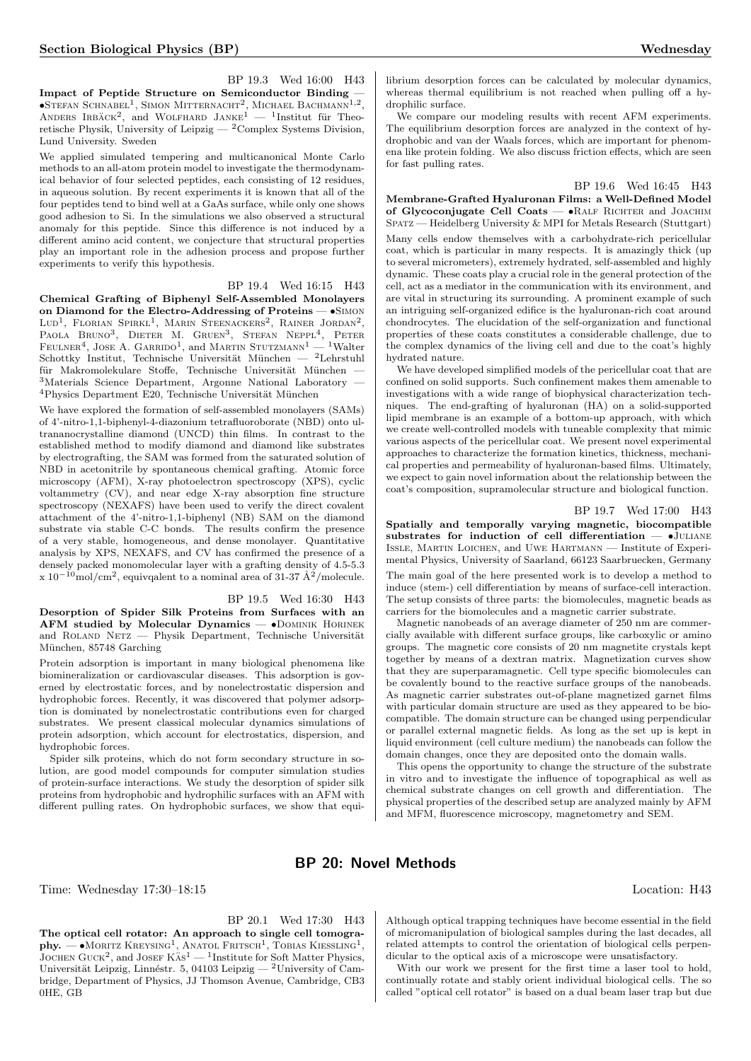BP 19.3 Wed 16:00 H43

**Impact of Peptide Structure on Semiconductor Binding** — •Stefan Schnabel[1], Simon Mitternacht[2], Michael Bachmann[1,2], Anders Irbäck[2], and Wolfhard Janke[1] — [1]Institut für Theoretische Physik, University of Leipzig — [2]Complex Systems Division, Lund University. Sweden

We applied simulated tempering and multicanonical Monte Carlo methods to an all-atom protein model to investigate the thermodynamical behavior of four selected peptides, each consisting of 12 residues, in aqueous solution. By recent experiments it is known that all of the four peptides tend to bind well at a GaAs surface, while only one shows good adhesion to Si. In the simulations we also observed a structural anomaly for this peptide. Since this difference is not induced by a different amino acid content, we conjecture that structural properties play an important role in the adhesion process and propose further experiments to verify this hypothesis.

BP 19.4 Wed 16:15 H43

**Chemical Grafting of Biphenyl Self-Assembled Monolayers on Diamond for the Electro-Addressing of Proteins** — •Simon Lud[1], Florian Spirkl[1], Marin Steenackers[2], Rainer Jordan[2], Paola Bruno[3], Dieter M. Gruen[3], Stefan Neppl[4], Peter Feulner[4], Jose A. Garrido[1], and Martin Stutzmann[1] — [1]Walter Schottky Institut, Technische Universität München — [2]Lehrstuhl für Makromolekulare Stoffe, Technische Universität München — [3]Materials Science Department, Argonne National Laboratory — [4]Physics Department E20, Technische Universität München

We have explored the formation of self-assembled monolayers (SAMs) of 4'-nitro-1,1-biphenyl-4-diazonium tetrafluoroborate (NBD) onto ultrananocrystalline diamond (UNCD) thin films. In contrast to the established method to modify diamond and diamond like substrates by electrografting, the SAM was formed from the saturated solution of NBD in acetonitrile by spontaneous chemical grafting. Atomic force microscopy (AFM), X-ray photoelectron spectroscopy (XPS), cyclic voltammetry (CV), and near edge X-ray absorption fine structure spectroscopy (NEXAFS) have been used to verify the direct covalent attachment of the 4'-nitro-1,1-biphenyl (NB) SAM on the diamond substrate via stable C-C bonds. The results confirm the presence of a very stable, homogeneous, and dense monolayer. Quantitative analysis by XPS, NEXAFS, and CV has confirmed the presence of a densely packed monomolecular layer with a grafting density of 4.5-5.3 x $10^{-10}$mol/cm$^2$, equivqalent to a nominal area of 31-37 Å$^2$/molecule.

BP 19.5 Wed 16:30 H43

**Desorption of Spider Silk Proteins from Surfaces with an AFM studied by Molecular Dynamics** — •Dominik Horinek and Roland Netz — Physik Department, Technische Universität München, 85748 Garching

Protein adsorption is important in many biological phenomena like biomineralization or cardiovascular diseases. This adsorption is governed by electrostatic forces, and by nonelectrostatic dispersion and hydrophobic forces. Recently, it was discovered that polymer adsorption is dominated by nonelectrostatic contributions even for charged substrates. We present classical molecular dynamics simulations of protein adsorption, which account for electrostatics, dispersion, and hydrophobic forces.

Spider silk proteins, which do not form secondary structure in solution, are good model compounds for computer simulation studies of protein-surface interactions. We study the desorption of spider silk proteins from hydrophobic and hydrophilic surfaces with an AFM with different pulling rates. On hydrophobic surfaces, we show that equilibrium desorption forces can be calculated by molecular dynamics, whereas thermal equilibrium is not reached when pulling off a hydrophilic surface.

We compare our modeling results with recent AFM experiments. The equilibrium desorption forces are analyzed in the context of hydrophobic and van der Waals forces, which are important for phenomena like protein folding. We also discuss friction effects, which are seen for fast pulling rates.

BP 19.6 Wed 16:45 H43

**Membrane-Grafted Hyaluronan Films: a Well-Defined Model of Glycoconjugate Cell Coats** — •Ralf Richter and Joachim Spatz — Heidelberg University & MPI for Metals Research (Stuttgart)

Many cells endow themselves with a carbohydrate-rich pericellular coat, which is particular in many respects. It is amazingly thick (up to several micrometers), extremely hydrated, self-assembled and highly dynamic. These coats play a crucial role in the general protection of the cell, act as a mediator in the communication with its environment, and are vital in structuring its surrounding. A prominent example of such an intriguing self-organized edifice is the hyaluronan-rich coat around chondrocytes. The elucidation of the self-organization and functional properties of these coats constitutes a considerable challenge, due to the complex dynamics of the living cell and due to the coat's highly hydrated nature.

We have developed simplified models of the pericellular coat that are confined on solid supports. Such confinement makes them amenable to investigations with a wide range of biophysical characterization techniques. The end-grafting of hyaluronan (HA) on a solid-supported lipid membrane is an example of a bottom-up approach, with which we create well-controlled models with tuneable complexity that mimic various aspects of the pericellular coat. We present novel experimental approaches to characterize the formation kinetics, thickness, mechanical properties and permeability of hyaluronan-based films. Ultimately, we expect to gain novel information about the relationship between the coat's composition, supramolecular structure and biological function.

BP 19.7 Wed 17:00 H43

**Spatially and temporally varying magnetic, biocompatible substrates for induction of cell differentiation** — •Juliane Issle, Martin Loichen, and Uwe Hartmann — Institute of Experimental Physics, University of Saarland, 66123 Saarbruecken, Germany

The main goal of the here presented work is to develop a method to induce (stem-) cell differentiation by means of surface-cell interaction. The setup consists of three parts: the biomolecules, magnetic beads as carriers for the biomolecules and a magnetic carrier substrate.

Magnetic nanobeads of an average diameter of 250 nm are commercially available with different surface groups, like carboxylic or amino groups. The magnetic core consists of 20 nm magnetite crystals kept together by means of a dextran matrix. Magnetization curves show that they are superparamagnetic. Cell type specific biomolecules can be covalently bound to the reactive surface groups of the nanobeads. As magnetic carrier substrates out-of-plane magnetized garnet films with particular domain structure are used as they appeared to be biocompatible. The domain structure can be changed using perpendicular or parallel external magnetic fields. As long as the set up is kept in liquid environment (cell culture medium) the nanobeads can follow the domain changes, once they are deposited onto the domain walls.

This opens the opportunity to change the structure of the substrate in vitro and to investigate the influence of topographical as well as chemical substrate changes on cell growth and differentiation. The physical properties of the described setup are analyzed mainly by AFM and MFM, fluorescence microscopy, magnetometry and SEM.

## BP 20: Novel Methods

Time: Wednesday 17:30–18:15 Location: H43

BP 20.1 Wed 17:30 H43

**The optical cell rotator: An approach to single cell tomography.** — •Moritz Kreysing[1], Anatol Fritsch[1], Tobias Kiessling[1], Jochen Guck[2], and Josef Käs[1] — [1]Institute for Soft Matter Physics, Universität Leipzig, Linnéstr. 5, 04103 Leipzig — [2]University of Cambridge, Department of Physics, JJ Thomson Avenue, Cambridge, CB3 0HE, GB

Although optical trapping techniques have become essential in the field of micromanipulation of biological samples during the last decades, all related attempts to control the orientation of biological cells perpendicular to the optical axis of a microscope were unsatisfactory.

With our work we present for the first time a laser tool to hold, continually rotate and stably orient individual biological cells. The so called "optical cell rotator" is based on a dual beam laser trap but due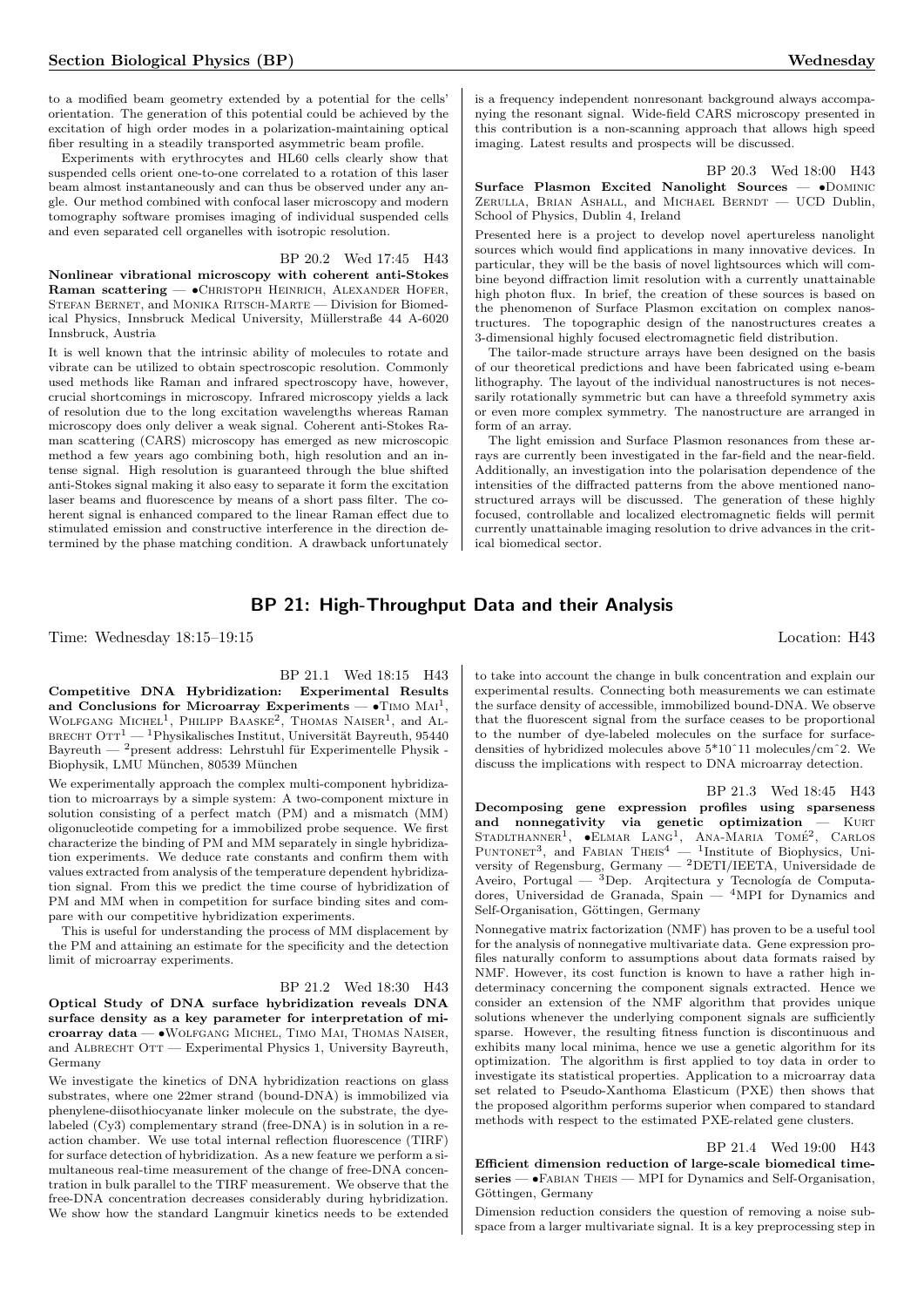to a modified beam geometry extended by a potential for the cells' orientation. The generation of this potential could be achieved by the excitation of high order modes in a polarization-maintaining optical fiber resulting in a steadily transported asymmetric beam profile.

Experiments with erythrocytes and HL60 cells clearly show that suspended cells orient one-to-one correlated to a rotation of this laser beam almost instantaneously and can thus be observed under any angle. Our method combined with confocal laser microscopy and modern tomography software promises imaging of individual suspended cells and even separated cell organelles with isotropic resolution.

BP 20.2 Wed 17:45 H43

**Nonlinear vibrational microscopy with coherent anti-Stokes Raman scattering** — •Christoph Heinrich, Alexander Hofer, Stefan Bernet, and Monika Ritsch-Marte — Division for Biomedical Physics, Innsbruck Medical University, Müllerstraße 44 A-6020 Innsbruck, Austria

It is well known that the intrinsic ability of molecules to rotate and vibrate can be utilized to obtain spectroscopic resolution. Commonly used methods like Raman and infrared spectroscopy have, however, crucial shortcomings in microscopy. Infrared microscopy yields a lack of resolution due to the long excitation wavelengths whereas Raman microscopy does only deliver a weak signal. Coherent anti-Stokes Raman scattering (CARS) microscopy has emerged as new microscopic method a few years ago combining both, high resolution and an intense signal. High resolution is guaranteed through the blue shifted anti-Stokes signal making it also easy to separate it form the excitation laser beams and fluorescence by means of a short pass filter. The coherent signal is enhanced compared to the linear Raman effect due to stimulated emission and constructive interference in the direction determined by the phase matching condition. A drawback unfortunately is a frequency independent nonresonant background always accompanying the resonant signal. Wide-field CARS microscopy presented in this contribution is a non-scanning approach that allows high speed imaging. Latest results and prospects will be discussed.

BP 20.3 Wed 18:00 H43

**Surface Plasmon Excited Nanolight Sources** — •Dominic Zerulla, Brian Ashall, and Michael Berndt — UCD Dublin, School of Physics, Dublin 4, Ireland

Presented here is a project to develop novel apertureless nanolight sources which would find applications in many innovative devices. In particular, they will be the basis of novel lightsources which will combine beyond diffraction limit resolution with a currently unattainable high photon flux. In brief, the creation of these sources is based on the phenomenon of Surface Plasmon excitation on complex nanostructures. The topographic design of the nanostructures creates a 3-dimensional highly focused electromagnetic field distribution.

The tailor-made structure arrays have been designed on the basis of our theoretical predictions and have been fabricated using e-beam lithography. The layout of the individual nanostructures is not necessarily rotationally symmetric but can have a threefold symmetry axis or even more complex symmetry. The nanostructure are arranged in form of an array.

The light emission and Surface Plasmon resonances from these arrays are currently been investigated in the far-field and the near-field. Additionally, an investigation into the polarisation dependence of the intensities of the diffracted patterns from the above mentioned nanostructured arrays will be discussed. The generation of these highly focused, controllable and localized electromagnetic fields will permit currently unattainable imaging resolution to drive advances in the critical biomedical sector.

## BP 21: High-Throughput Data and their Analysis

Time: Wednesday 18:15–19:15 Location: H43

BP 21.1 Wed 18:15 H43

**Competitive DNA Hybridization: Experimental Results and Conclusions for Microarray Experiments** — •Timo Mai[1], Wolfgang Michel[1], Philipp Baaske[2], Thomas Naiser[1], and Albrecht Ott[1] — [1]Physikalisches Institut, Universität Bayreuth, 95440 Bayreuth — [2]present address: Lehrstuhl für Experimentelle Physik - Biophysik, LMU München, 80539 München

We experimentally approach the complex multi-component hybridization to microarrays by a simple system: A two-component mixture in solution consisting of a perfect match (PM) and a mismatch (MM) oligonucleotide competing for a immobilized probe sequence. We first characterize the binding of PM and MM separately in single hybridization experiments. We deduce rate constants and confirm them with values extracted from analysis of the temperature dependent hybridization signal. From this we predict the time course of hybridization of PM and MM when in competition for surface binding sites and compare with our competitive hybridization experiments.

This is useful for understanding the process of MM displacement by the PM and attaining an estimate for the specificity and the detection limit of microarray experiments.

BP 21.2 Wed 18:30 H43

**Optical Study of DNA surface hybridization reveals DNA surface density as a key parameter for interpretation of microarray data** — •Wolfgang Michel, Timo Mai, Thomas Naiser, and Albrecht Ott — Experimental Physics 1, University Bayreuth, Germany

We investigate the kinetics of DNA hybridization reactions on glass substrates, where one 22mer strand (bound-DNA) is immobilized via phenylene-diisothiocyanate linker molecule on the substrate, the dye-labeled (Cy3) complementary strand (free-DNA) is in solution in a reaction chamber. We use total internal reflection fluorescence (TIRF) for surface detection of hybridization. As a new feature we perform a simultaneous real-time measurement of the change of free-DNA concentration in bulk parallel to the TIRF measurement. We observe that the free-DNA concentration decreases considerably during hybridization. We show how the standard Langmuir kinetics needs to be extended to take into account the change in bulk concentration and explain our experimental results. Connecting both measurements we can estimate the surface density of accessible, immobilized bound-DNA. We observe that the fluorescent signal from the surface ceases to be proportional to the number of dye-labeled molecules on the surface for surface-densities of hybridized molecules above 5*10ˆ11 molecules/cmˆ2. We discuss the implications with respect to DNA microarray detection.

BP 21.3 Wed 18:45 H43

**Decomposing gene expression profiles using sparseness and nonnegativity via genetic optimization** — Kurt Stadlthanner[1], •Elmar Lang[1], Ana-Maria Tomé[2], Carlos Puntonet[3], and Fabian Theis[4] — [1]Institute of Biophysics, University of Regensburg, Germany — [2]DETI/IEETA, Universidade de Aveiro, Portugal — [3]Dep. Arqitectura y Tecnología de Computadores, Universidad de Granada, Spain — [4]MPI for Dynamics and Self-Organisation, Göttingen, Germany

Nonnegative matrix factorization (NMF) has proven to be a useful tool for the analysis of nonnegative multivariate data. Gene expression profiles naturally conform to assumptions about data formats raised by NMF. However, its cost function is known to have a rather high indeterminacy concerning the component signals extracted. Hence we consider an extension of the NMF algorithm that provides unique solutions whenever the underlying component signals are sufficiently sparse. However, the resulting fitness function is discontinuous and exhibits many local minima, hence we use a genetic algorithm for its optimization. The algorithm is first applied to toy data in order to investigate its statistical properties. Application to a microarray data set related to Pseudo-Xanthoma Elasticum (PXE) then shows that the proposed algorithm performs superior when compared to standard methods with respect to the estimated PXE-related gene clusters.

BP 21.4 Wed 19:00 H43

**Efficient dimension reduction of large-scale biomedical time-series** — •Fabian Theis — MPI for Dynamics and Self-Organisation, Göttingen, Germany

Dimension reduction considers the question of removing a noise subspace from a larger multivariate signal. It is a key preprocessing step in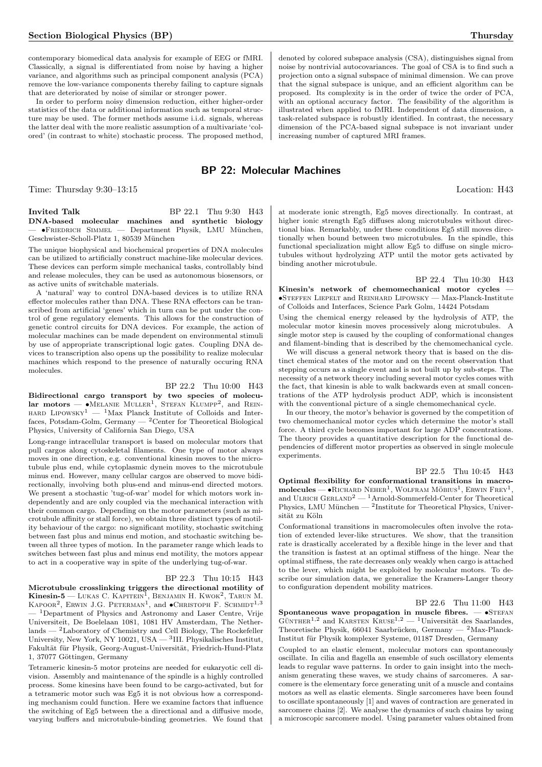contemporary biomedical data analysis for example of EEG or fMRI. Classically, a signal is differentiated from noise by having a higher variance, and algorithms such as principal component analysis (PCA) remove the low-variance components thereby failing to capture signals that are deteriorated by noise of similar or stronger power.

In order to perform noisy dimension reduction, either higher-order statistics of the data or additional information such as temporal structure may be used. The former methods assume i.i.d. signals, whereas the latter deal with the more realistic assumption of a multivariate 'colored' (in contrast to white) stochastic process. The proposed method, denoted by colored subspace analysis (CSA), distinguishes signal from noise by nontrivial autocovariances. The goal of CSA is to find such a projection onto a signal subspace of minimal dimension. We can prove that the signal subspace is unique, and an efficient algorithm can be proposed. Its complexity is in the order of twice the order of PCA, with an optional accuracy factor. The feasibility of the algorithm is illustrated when applied to fMRI. Independent of data dimension, a task-related subspace is robustly identified. In contrast, the necessary dimension of the PCA-based signal subspace is not invariant under increasing number of captured MRI frames.

## BP 22: Molecular Machines

Time: Thursday 9:30–13:15 Location: H43

**Invited Talk** BP 22.1 Thu 9:30 H43
**DNA-based molecular machines and synthetic biology** — •Friedrich Simmel — Department Physik, LMU München, Geschwister-Scholl-Platz 1, 80539 München

The unique biophysical and biochemical properties of DNA molecules can be utilized to artificially construct machine-like molecular devices. These devices can perform simple mechanical tasks, controllably bind and release molecules, they can be used as autonomous biosensors, or as active units of switchable materials.

A 'natural' way to control DNA-based devices is to utilize RNA effector molecules rather than DNA. These RNA effectors can be transcribed from artificial 'genes' which in turn can be put under the control of gene regulatory elements. This allows for the construction of genetic control circuits for DNA devices. For example, the action of molecular machines can be made dependent on environmental stimuli by use of appropriate transcriptional logic gates. Coupling DNA devices to transcription also opens up the possibility to realize molecular machines which respond to the presence of naturally occuring RNA molecules.

BP 22.2 Thu 10:00 H43
**Bidirectional cargo transport by two species of molecular motors** — •Melanie Müller[1], Stefan Klumpp[2], and Reinhard Lipowsky[1] — [1]Max Planck Institute of Colloids and Interfaces, Potsdam-Golm, Germany — [2]Center for Theoretical Biological Physics, University of California San Diego, USA

Long-range intracellular transport is based on molecular motors that pull cargos along cytoskeletal filaments. One type of motor always moves in one direction, e.g. conventional kinesin moves to the microtubule plus end, while cytoplasmic dynein moves to the microtubule minus end. However, many cellular cargos are observed to move bidirectionally, involving both plus-end and minus-end directed motors. We present a stochastic 'tug-of-war' model for which motors work independently and are only coupled via the mechanical interaction with their common cargo. Depending on the motor parameters (such as microtubule affinity or stall force), we obtain three distinct types of motility behaviour of the cargo: no significant motility, stochastic switching between fast plus and minus end motion, and stochastic switching between all three types of motion. In the parameter range which leads to switches between fast plus and minus end motility, the motors appear to act in a cooperative way in spite of the underlying tug-of-war.

BP 22.3 Thu 10:15 H43
**Microtubule crosslinking triggers the directional motility of Kinesin-5** — Lukas C. Kapitein[1], Benjamin H. Kwok[2], Tarun M. Kapoor[2], Erwin J.G. Peterman[1], and •Christoph F. Schmidt[1,3] — [1]Department of Physics and Astronomy and Laser Centre, Vrije Universiteit, De Boelelaan 1081, 1081 HV Amsterdam, The Netherlands — [2]Laboratory of Chemistry and Cell Biology, The Rockefeller University, New York, NY 10021, USA — [3]III. Physikalisches Institut, Fakultät für Physik, Georg-August-Universität, Friedrich-Hund-Platz 1, 37077 Göttingen, Germany

Tetrameric kinesin-5 motor proteins are needed for eukaryotic cell division. Assembly and maintenance of the spindle is a highly controlled process. Some kinesins have been found to be cargo-activated, but for a tetrameric motor such was Eg5 it is not obvious how a corresponding mechanism could function. Here we examine factors that influence the switching of Eg5 between the a directional and a diffusive mode, varying buffers and microtubule-binding geometries. We found that at moderate ionic strength, Eg5 moves directionally. In contrast, at higher ionic strength Eg5 diffuses along microtubules without directional bias. Remarkably, under these conditions Eg5 still moves directionally when bound between two microtubules. In the spindle, this functional specialization might allow Eg5 to diffuse on single microtubules without hydrolyzing ATP until the motor gets activated by binding another microtubule.

BP 22.4 Thu 10:30 H43
**Kinesin's network of chemomechanical motor cycles** — •Steffen Liepelt and Reinhard Lipowsky — Max-Planck-Institute of Colloids and Interfaces, Science Park Golm, 14424 Potsdam

Using the chemical energy released by the hydrolysis of ATP, the molecular motor kinesin moves processively along microtubules. A single motor step is caused by the coupling of conformational changes and filament-binding that is described by the chemomechanical cycle.

We will discuss a general network theory that is based on the distinct chemical states of the motor and on the recent observation that stepping occurs as a single event and is not built up by sub-steps. The necessity of a network theory including several motor cycles comes with the fact, that kinesin is able to walk backwards even at small concentrations of the ATP hydrolysis product ADP, which is inconsistent with the conventional picture of a single chemomechanical cycle.

In our theory, the motor's behavior is governed by the competition of two chemomechanical motor cycles which determine the motor's stall force. A third cycle becomes important for large ADP concentrations. The theory provides a quantitative description for the functional dependencies of different motor properties as observed in single molecule experiments.

BP 22.5 Thu 10:45 H43
**Optimal flexibility for conformational transitions in macromolecules** — •Richard Neher[1], Wolfram Möbius[1], Erwin Frey[1], and Ulrich Gerland[2] — [1]Arnold-Sommerfeld-Center for Theoretical Physics, LMU München — [2]Institute for Theoretical Physics, Universität zu Köln

Conformational transitions in macromolecules often involve the rotation of extended lever-like structures. We show, that the transition rate is drastically accelerated by a flexible hinge in the lever and that the transition is fastest at an optimal stiffness of the hinge. Near the optimal stiffness, the rate decreases only weakly when cargo is attached to the lever, which might be exploited by molecular motors. To describe our simulation data, we generalize the Kramers-Langer theory to configuration dependent mobility matrices.

BP 22.6 Thu 11:00 H43
**Spontaneous wave propagation in muscle fibres.** — •Stefan Günther[1,2] and Karsten Kruse[1,2] — [1]Universität des Saarlandes, Theoretische Physik, 66041 Saarbrücken, Germany — [2]Max-Planck-Institut für Physik komplexer Systeme, 01187 Dresden, Germany

Coupled to an elastic element, molecular motors can spontaneously oscillate. In cilia and flagella an ensemble of such oscillatory elements leads to regular wave patterns. In order to gain insight into the mechanism generating these waves, we study chains of sarcomeres. A sarcomere is the elementary force generating unit of a muscle and contains motors as well as elastic elements. Single sarcomeres have been found to oscillate spontaneously [1] and waves of contraction are generated in sarcomere chains [2]. We analyse the dynamics of such chains by using a microscopic sarcomere model. Using parameter values obtained from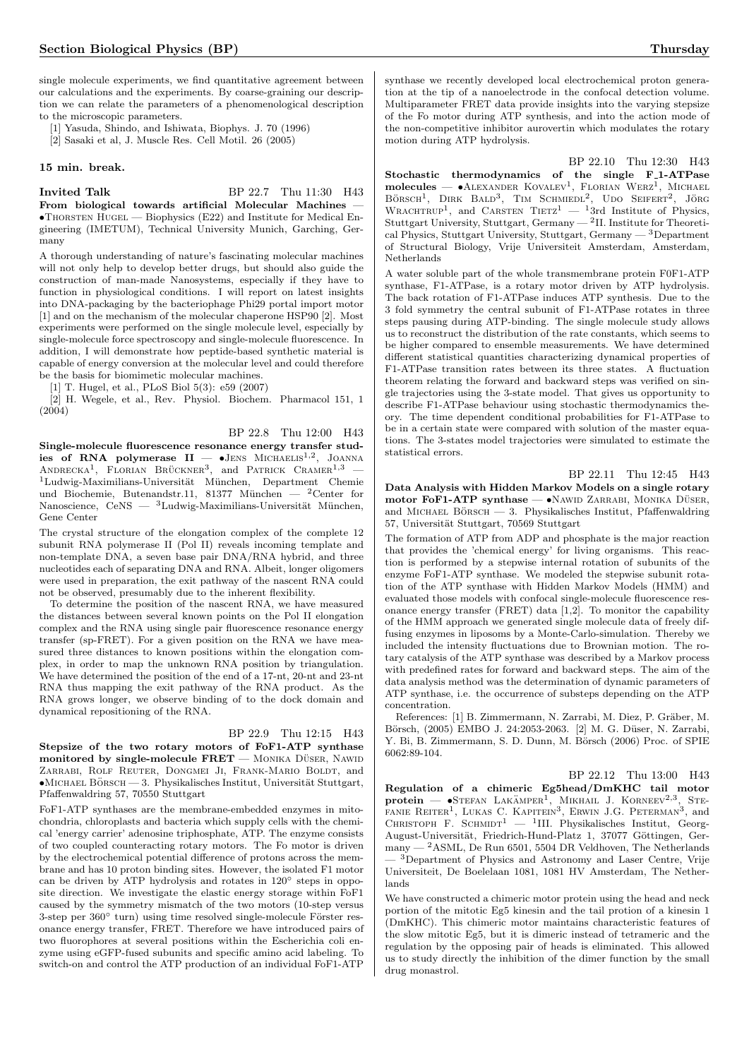single molecule experiments, we find quantitative agreement between our calculations and the experiments. By coarse-graining our description we can relate the parameters of a phenomenological description to the microscopic parameters.

[1] Yasuda, Shindo, and Ishiwata, Biophys. J. 70 (1996)

[2] Sasaki et al, J. Muscle Res. Cell Motil. 26 (2005)

**15 min. break.**

**Invited Talk** BP 22.7 Thu 11:30 H43

**From biological towards artificial Molecular Machines** — •Thorsten Hugel — Biophysics (E22) and Institute for Medical Engineering (IMETUM), Technical University Munich, Garching, Germany

A thorough understanding of nature's fascinating molecular machines will not only help to develop better drugs, but should also guide the construction of man-made Nanosystems, especially if they have to function in physiological conditions. I will report on latest insights into DNA-packaging by the bacteriophage Phi29 portal import motor [1] and on the mechanism of the molecular chaperone HSP90 [2]. Most experiments were performed on the single molecule level, especially by single-molecule force spectroscopy and single-molecule fluorescence. In addition, I will demonstrate how peptide-based synthetic material is capable of energy conversion at the molecular level and could therefore be the basis for biomimetic molecular machines.

[1] T. Hugel, et al., PLoS Biol 5(3): e59 (2007)

[2] H. Wegele, et al., Rev. Physiol. Biochem. Pharmacol 151, 1 (2004)

BP 22.8 Thu 12:00 H43

**Single-molecule fluorescence resonance energy transfer studies of RNA polymerase II** — •Jens Michaelis[1,2], Joanna Andrecka[1], Florian Brückner[3], and Patrick Cramer[1,3] — [1]Ludwig-Maximilians-Universität München, Department Chemie und Biochemie, Butenandstr.11, 81377 München — [2]Center for Nanoscience, CeNS — [3]Ludwig-Maximilians-Universität München, Gene Center

The crystal structure of the elongation complex of the complete 12 subunit RNA polymerase II (Pol II) reveals incoming template and non-template DNA, a seven base pair DNA/RNA hybrid, and three nucleotides each of separating DNA and RNA. Albeit, longer oligomers were used in preparation, the exit pathway of the nascent RNA could not be observed, presumably due to the inherent flexibility.

To determine the position of the nascent RNA, we have measured the distances between several known points on the Pol II elongation complex and the RNA using single pair fluorescence resonance energy transfer (sp-FRET). For a given position on the RNA we have measured three distances to known positions within the elongation complex, in order to map the unknown RNA position by triangulation. We have determined the position of the end of a 17-nt, 20-nt and 23-nt RNA thus mapping the exit pathway of the RNA product. As the RNA grows longer, we observe binding of to the dock domain and dynamical repositioning of the RNA.

BP 22.9 Thu 12:15 H43

**Stepsize of the two rotary motors of FoF1-ATP synthase monitored by single-molecule FRET** — Monika Düser, Nawid Zarrabi, Rolf Reuter, Dongmei Ji, Frank-Mario Boldt, and •Michael Börsch — 3. Physikalisches Institut, Universität Stuttgart, Pfaffenwaldring 57, 70550 Stuttgart

FoF1-ATP synthases are the membrane-embedded enzymes in mitochondria, chloroplasts and bacteria which supply cells with the chemical 'energy carrier' adenosine triphosphate, ATP. The enzyme consists of two coupled counteracting rotary motors. The Fo motor is driven by the electrochemical potential difference of protons across the membrane and has 10 proton binding sites. However, the isolated F1 motor can be driven by ATP hydrolysis and rotates in 120° steps in opposite direction. We investigate the elastic energy storage within FoF1 caused by the symmetry mismatch of the two motors (10-step versus 3-step per 360° turn) using time resolved single-molecule Förster resonance energy transfer, FRET. Therefore we have introduced pairs of two fluorophores at several positions within the Escherichia coli enzyme using eGFP-fused subunits and specific amino acid labeling. To switch-on and control the ATP production of an individual FoF1-ATP synthase we recently developed local electrochemical proton generation at the tip of a nanoelectrode in the confocal detection volume. Multiparameter FRET data provide insights into the varying stepsize of the Fo motor during ATP synthesis, and into the action mode of the non-competitive inhibitor aurovertin which modulates the rotary motion during ATP hydrolysis.

BP 22.10 Thu 12:30 H43

**Stochastic thermodynamics of the single F_1-ATPase molecules** — •Alexander Kovalev[1], Florian Werz[1], Michael Börsch[1], Dirk Bald[3], Tim Schmiedl[2], Udo Seifert[2], Jörg Wrachtrup[1], and Carsten Tietz[1] — [1]3rd Institute of Physics, Stuttgart University, Stuttgart, Germany — [2]II. Institute for Theoretical Physics, Stuttgart University, Stuttgart, Germany — [3]Department of Structural Biology, Vrije Universiteit Amsterdam, Amsterdam, Netherlands

A water soluble part of the whole transmembrane protein F0F1-ATP synthase, F1-ATPase, is a rotary motor driven by ATP hydrolysis. The back rotation of F1-ATPase induces ATP synthesis. Due to the 3 fold symmetry the central subunit of F1-ATPase rotates in three steps pausing during ATP-binding. The single molecule study allows us to reconstruct the distribution of the rate constants, which seems to be higher compared to ensemble measurements. We have determined different statistical quantities characterizing dynamical properties of F1-ATPase transition rates between its three states. A fluctuation theorem relating the forward and backward steps was verified on single trajectories using the 3-state model. That gives us opportunity to describe F1-ATPase behaviour using stochastic thermodynamics theory. The time dependent conditional probabilities for F1-ATPase to be in a certain state were compared with solution of the master equations. The 3-states model trajectories were simulated to estimate the statistical errors.

BP 22.11 Thu 12:45 H43

**Data Analysis with Hidden Markov Models on a single rotary motor FoF1-ATP synthase** — •Nawid Zarrabi, Monika Düser, and Michael Börsch — 3. Physikalisches Institut, Pfaffenwaldring 57, Universität Stuttgart, 70569 Stuttgart

The formation of ATP from ADP and phosphate is the major reaction that provides the 'chemical energy' for living organisms. This reaction is performed by a stepwise internal rotation of subunits of the enzyme FoF1-ATP synthase. We modeled the stepwise subunit rotation of the ATP synthase with Hidden Markov Models (HMM) and evaluated those models with confocal single-molecule fluorescence resonance energy transfer (FRET) data [1,2]. To monitor the capability of the HMM approach we generated single molecule data of freely diffusing enzymes in liposoms by a Monte-Carlo-simulation. Thereby we included the intensity fluctuations due to Brownian motion. The rotary catalysis of the ATP synthase was described by a Markov process with predefined rates for forward and backward steps. The aim of the data analysis method was the determination of dynamic parameters of ATP synthase, i.e. the occurrence of substeps depending on the ATP concentration.

References: [1] B. Zimmermann, N. Zarrabi, M. Diez, P. Gräber, M. Börsch, (2005) EMBO J. 24:2053-2063. [2] M. G. Düser, N. Zarrabi, Y. Bi, B. Zimmermann, S. D. Dunn, M. Börsch (2006) Proc. of SPIE 6062:89-104.

BP 22.12 Thu 13:00 H43

**Regulation of a chimeric Eg5head/DmKHC tail motor protein** — •Stefan Lakämper[1], Mikhail J. Korneev[2,3], Stefanie Reiter[1], Lukas C. Kapitein[3], Erwin J.G. Peterman[3], and Christoph F. Schmidt[1] — [1]III. Physikalisches Institut, Georg-August-Universität, Friedrich-Hund-Platz 1, 37077 Göttingen, Germany — [2]ASML, De Run 6501, 5504 DR Veldhoven, The Netherlands — [3]Department of Physics and Astronomy and Laser Centre, Vrije Universiteit, De Boelelaan 1081, 1081 HV Amsterdam, The Netherlands

We have constructed a chimeric motor protein using the head and neck portion of the mitotic Eg5 kinesin and the tail protion of a kinesin 1 (DmKHC). This chimeric motor maintains characteristic features of the slow mitotic Eg5, but it is dimeric instead of tetrameric and the regulation by the opposing pair of heads is eliminated. This allowed us to study directly the inhibition of the dimer function by the small drug monastrol.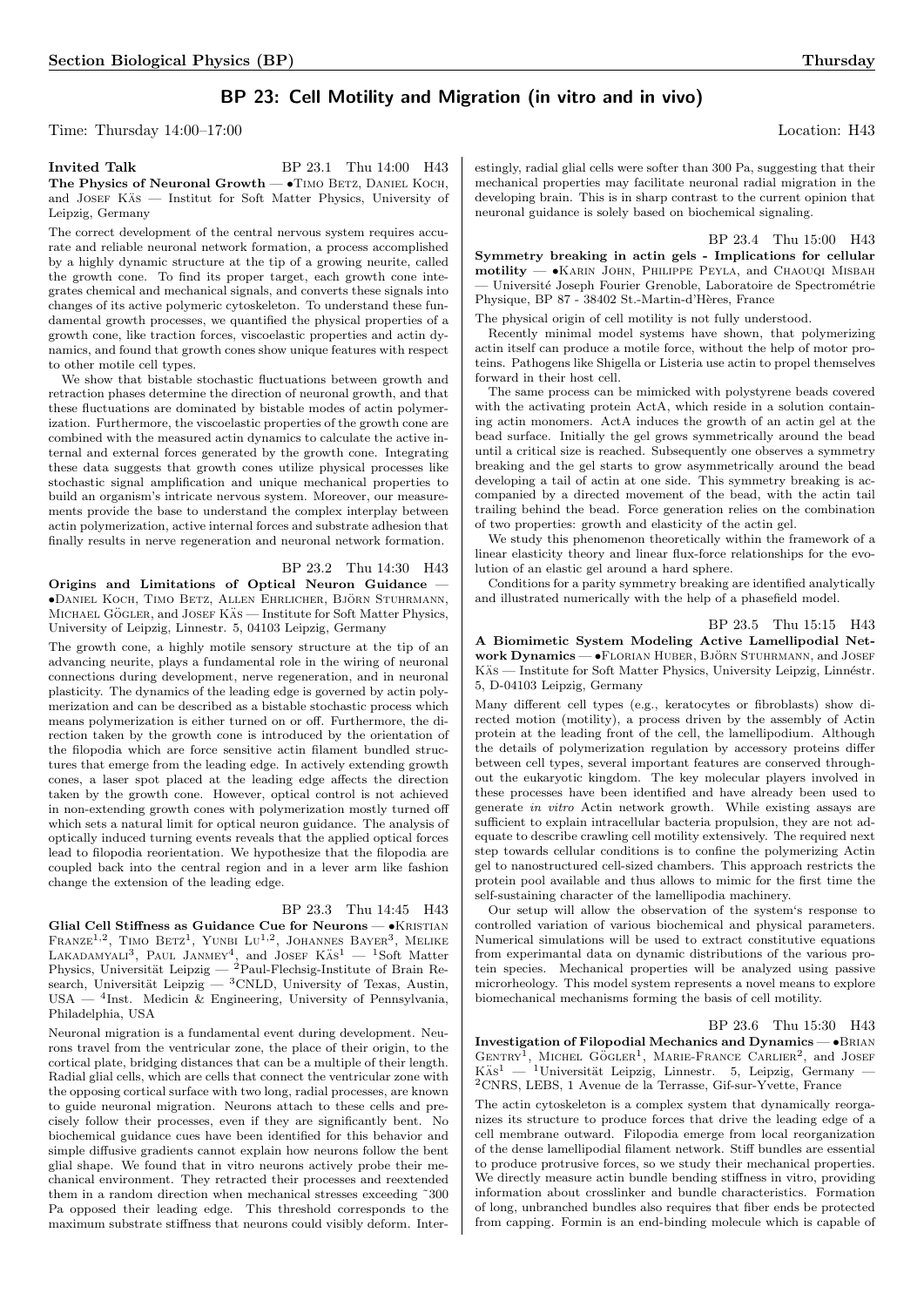## BP 23: Cell Motility and Migration (in vitro and in vivo)

Time: Thursday 14:00–17:00 Location: H43

**Invited Talk** BP 23.1 Thu 14:00 H43

**The Physics of Neuronal Growth** — •Timo Betz, Daniel Koch, and Josef Käs — Institut for Soft Matter Physics, University of Leipzig, Germany

The correct development of the central nervous system requires accurate and reliable neuronal network formation, a process accomplished by a highly dynamic structure at the tip of a growing neurite, called the growth cone. To find its proper target, each growth cone integrates chemical and mechanical signals, and converts these signals into changes of its active polymeric cytoskeleton. To understand these fundamental growth processes, we quantified the physical properties of a growth cone, like traction forces, viscoelastic properties and actin dynamics, and found that growth cones show unique features with respect to other motile cell types.

We show that bistable stochastic fluctuations between growth and retraction phases determine the direction of neuronal growth, and that these fluctuations are dominated by bistable modes of actin polymerization. Furthermore, the viscoelastic properties of the growth cone are combined with the measured actin dynamics to calculate the active internal and external forces generated by the growth cone. Integrating these data suggests that growth cones utilize physical processes like stochastic signal amplification and unique mechanical properties to build an organism's intricate nervous system. Moreover, our measurements provide the base to understand the complex interplay between actin polymerization, active internal forces and substrate adhesion that finally results in nerve regeneration and neuronal network formation.

BP 23.2 Thu 14:30 H43

**Origins and Limitations of Optical Neuron Guidance** — •Daniel Koch, Timo Betz, Allen Ehrlicher, Björn Stuhrmann, Michael Gögler, and Josef Käs — Institute for Soft Matter Physics, University of Leipzig, Linnestr. 5, 04103 Leipzig, Germany

The growth cone, a highly motile sensory structure at the tip of an advancing neurite, plays a fundamental role in the wiring of neuronal connections during development, nerve regeneration, and in neuronal plasticity. The dynamics of the leading edge is governed by actin polymerization and can be described as a bistable stochastic process which means polymerization is either turned on or off. Furthermore, the direction taken by the growth cone is introduced by the orientation of the filopodia which are force sensitive actin filament bundled structures that emerge from the leading edge. In actively extending growth cones, a laser spot placed at the leading edge affects the direction taken by the growth cone. However, optical control is not achieved in non-extending growth cones with polymerization mostly turned off which sets a natural limit for optical neuron guidance. The analysis of optically induced turning events reveals that the applied optical forces lead to filopodia reorientation. We hypothesize that the filopodia are coupled back into the central region and in a lever arm like fashion change the extension of the leading edge.

BP 23.3 Thu 14:45 H43

**Glial Cell Stiffness as Guidance Cue for Neurons** — •Kristian Franze[1,2], Timo Betz[1], Yunbi Lu[1,2], Johannes Bayer[3], Melike Lakadamyali[3], Paul Janmey[4], and Josef Käs[1] — [1]Soft Matter Physics, Universität Leipzig — [2]Paul-Flechsig-Institute of Brain Research, Universität Leipzig — [3]CNLD, University of Texas, Austin, USA — [4]Inst. Medicin & Engineering, University of Pennsylvania, Philadelphia, USA

Neuronal migration is a fundamental event during development. Neurons travel from the ventricular zone, the place of their origin, to the cortical plate, bridging distances that can be a multiple of their length. Radial glial cells, which are cells that connect the ventricular zone with the opposing cortical surface with two long, radial processes, are known to guide neuronal migration. Neurons attach to these cells and precisely follow their processes, even if they are significantly bent. No biochemical guidance cues have been identified for this behavior and simple diffusive gradients cannot explain how neurons follow the bent glial shape. We found that in vitro neurons actively probe their mechanical environment. They retracted their processes and reextended them in a random direction when mechanical stresses exceeding ~300 Pa opposed their leading edge. This threshold corresponds to the maximum substrate stiffness that neurons could visibly deform. Interestingly, radial glial cells were softer than 300 Pa, suggesting that their mechanical properties may facilitate neuronal radial migration in the developing brain. This is in sharp contrast to the current opinion that neuronal guidance is solely based on biochemical signaling.

BP 23.4 Thu 15:00 H43

**Symmetry breaking in actin gels - Implications for cellular motility** — •Karin John, Philippe Peyla, and Chaouqi Misbah — Université Joseph Fourier Grenoble, Laboratoire de Spectrométrie Physique, BP 87 - 38402 St.-Martin-d'Hères, France

The physical origin of cell motility is not fully understood.

Recently minimal model systems have shown, that polymerizing actin itself can produce a motile force, without the help of motor proteins. Pathogens like Shigella or Listeria use actin to propel themselves forward in their host cell.

The same process can be mimicked with polystyrene beads covered with the activating protein ActA, which reside in a solution containing actin monomers. ActA induces the growth of an actin gel at the bead surface. Initially the gel grows symmetrically around the bead until a critical size is reached. Subsequently one observes a symmetry breaking and the gel starts to grow asymmetrically around the bead developing a tail of actin at one side. This symmetry breaking is accompanied by a directed movement of the bead, with the actin tail trailing behind the bead. Force generation relies on the combination of two properties: growth and elasticity of the actin gel.

We study this phenomenon theoretically within the framework of a linear elasticity theory and linear flux-force relationships for the evolution of an elastic gel around a hard sphere.

Conditions for a parity symmetry breaking are identified analytically and illustrated numerically with the help of a phasefield model.

BP 23.5 Thu 15:15 H43

**A Biomimetic System Modeling Active Lamellipodial Network Dynamics** — •Florian Huber, Björn Stuhrmann, and Josef Käs — Institute for Soft Matter Physics, University Leipzig, Linnéstr. 5, D-04103 Leipzig, Germany

Many different cell types (e.g., keratocytes or fibroblasts) show directed motion (motility), a process driven by the assembly of Actin protein at the leading front of the cell, the lamellipodium. Although the details of polymerization regulation by accessory proteins differ between cell types, several important features are conserved throughout the eukaryotic kingdom. The key molecular players involved in these processes have been identified and have already been used to generate *in vitro* Actin network growth. While existing assays are sufficient to explain intracellular bacteria propulsion, they are not adequate to describe crawling cell motility extensively. The required next step towards cellular conditions is to confine the polymerizing Actin gel to nanostructured cell-sized chambers. This approach restricts the protein pool available and thus allows to mimic for the first time the self-sustaining character of the lamellipodia machinery.

Our setup will allow the observation of the system's response to controlled variation of various biochemical and physical parameters. Numerical simulations will be used to extract constitutive equations from experimantal data on dynamic distributions of the various protein species. Mechanical properties will be analyzed using passive microrheology. This model system represents a novel means to explore biomechanical mechanisms forming the basis of cell motility.

BP 23.6 Thu 15:30 H43

**Investigation of Filopodial Mechanics and Dynamics** — •Brian Gentry[1], Michel Gögler[1], Marie-France Carlier[2], and Josef Käs[1] — [1]Universität Leipzig, Linnestr. 5, Leipzig, Germany — [2]CNRS, LEBS, 1 Avenue de la Terrasse, Gif-sur-Yvette, France

The actin cytoskeleton is a complex system that dynamically reorganizes its structure to produce forces that drive the leading edge of a cell membrane outward. Filopodia emerge from local reorganization of the dense lamellipodial filament network. Stiff bundles are essential to produce protrusive forces, so we study their mechanical properties. We directly measure actin bundle bending stiffness in vitro, providing information about crosslinker and bundle characteristics. Formation of long, unbranched bundles also requires that fiber ends be protected from capping. Formin is an end-binding molecule which is capable of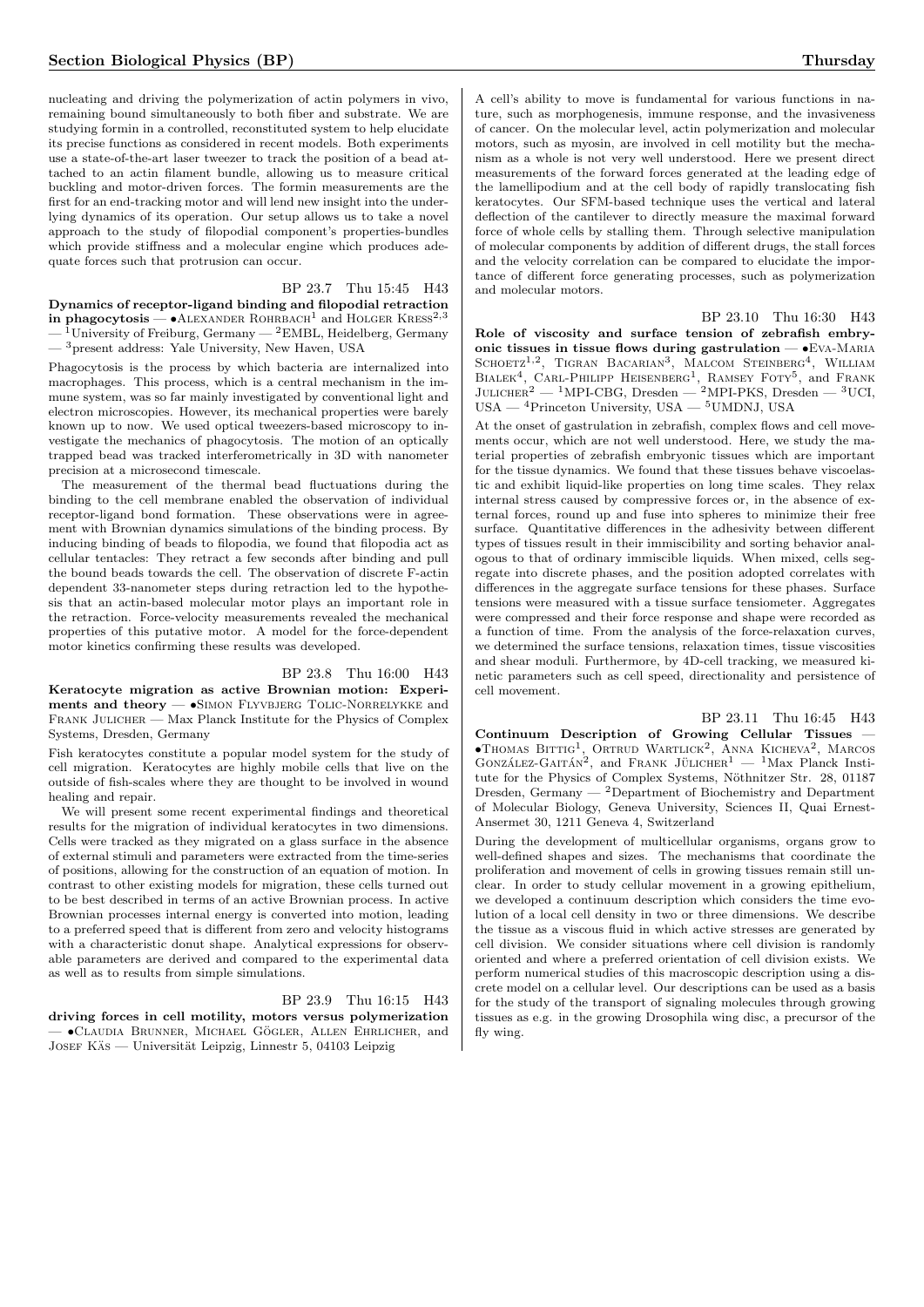nucleating and driving the polymerization of actin polymers in vivo, remaining bound simultaneously to both fiber and substrate. We are studying formin in a controlled, reconstituted system to help elucidate its precise functions as considered in recent models. Both experiments use a state-of-the-art laser tweezer to track the position of a bead attached to an actin filament bundle, allowing us to measure critical buckling and motor-driven forces. The formin measurements are the first for an end-tracking motor and will lend new insight into the underlying dynamics of its operation. Our setup allows us to take a novel approach to the study of filopodial component's properties-bundles which provide stiffness and a molecular engine which produces adequate forces such that protrusion can occur.

BP 23.7 Thu 15:45 H43

**Dynamics of receptor-ligand binding and filopodial retraction in phagocytosis** — •Alexander Rohrbach[1] and Holger Kress[2,3] — [1]University of Freiburg, Germany — [2]EMBL, Heidelberg, Germany — [3]present address: Yale University, New Haven, USA

Phagocytosis is the process by which bacteria are internalized into macrophages. This process, which is a central mechanism in the immune system, was so far mainly investigated by conventional light and electron microscopies. However, its mechanical properties were barely known up to now. We used optical tweezers-based microscopy to investigate the mechanics of phagocytosis. The motion of an optically trapped bead was tracked interferometrically in 3D with nanometer precision at a microsecond timescale.

The measurement of the thermal bead fluctuations during the binding to the cell membrane enabled the observation of individual receptor-ligand bond formation. These observations were in agreement with Brownian dynamics simulations of the binding process. By inducing binding of beads to filopodia, we found that filopodia act as cellular tentacles: They retract a few seconds after binding and pull the bound beads towards the cell. The observation of discrete F-actin dependent 33-nanometer steps during retraction led to the hypothesis that an actin-based molecular motor plays an important role in the retraction. Force-velocity measurements revealed the mechanical properties of this putative motor. A model for the force-dependent motor kinetics confirming these results was developed.

BP 23.8 Thu 16:00 H43

**Keratocyte migration as active Brownian motion: Experiments and theory** — •Simon Flyvbjerg Tolic-Norrelykke and Frank Julicher — Max Planck Institute for the Physics of Complex Systems, Dresden, Germany

Fish keratocytes constitute a popular model system for the study of cell migration. Keratocytes are highly mobile cells that live on the outside of fish-scales where they are thought to be involved in wound healing and repair.

We will present some recent experimental findings and theoretical results for the migration of individual keratocytes in two dimensions. Cells were tracked as they migrated on a glass surface in the absence of external stimuli and parameters were extracted from the time-series of positions, allowing for the construction of an equation of motion. In contrast to other existing models for migration, these cells turned out to be best described in terms of an active Brownian process. In active Brownian processes internal energy is converted into motion, leading to a preferred speed that is different from zero and velocity histograms with a characteristic donut shape. Analytical expressions for observable parameters are derived and compared to the experimental data as well as to results from simple simulations.

BP 23.9 Thu 16:15 H43

**driving forces in cell motility, motors versus polymerization** — •Claudia Brunner, Michael Gögler, Allen Ehrlicher, and Josef Käs — Universität Leipzig, Linnestr 5, 04103 Leipzig

A cell's ability to move is fundamental for various functions in nature, such as morphogenesis, immune response, and the invasiveness of cancer. On the molecular level, actin polymerization and molecular motors, such as myosin, are involved in cell motility but the mechanism as a whole is not very well understood. Here we present direct measurements of the forward forces generated at the leading edge of the lamellipodium and at the cell body of rapidly translocating fish keratocytes. Our SFM-based technique uses the vertical and lateral deflection of the cantilever to directly measure the maximal forward force of whole cells by stalling them. Through selective manipulation of molecular components by addition of different drugs, the stall forces and the velocity correlation can be compared to elucidate the importance of different force generating processes, such as polymerization and molecular motors.

BP 23.10 Thu 16:30 H43

**Role of viscosity and surface tension of zebrafish embryonic tissues in tissue flows during gastrulation** — •Eva-Maria Schoetz[1,2], Tigran Bacarian[3], Malcom Steinberg[4], William Bialek[4], Carl-Philipp Heisenberg[1], Ramsey Foty[5], and Frank Julicher[2] — [1]MPI-CBG, Dresden — [2]MPI-PKS, Dresden — [3]UCI, USA — [4]Princeton University, USA — [5]UMDNJ, USA

At the onset of gastrulation in zebrafish, complex flows and cell movements occur, which are not well understood. Here, we study the material properties of zebrafish embryonic tissues which are important for the tissue dynamics. We found that these tissues behave viscoelastic and exhibit liquid-like properties on long time scales. They relax internal stress caused by compressive forces or, in the absence of external forces, round up and fuse into spheres to minimize their free surface. Quantitative differences in the adhesivity between different types of tissues result in their immiscibility and sorting behavior analogous to that of ordinary immiscible liquids. When mixed, cells segregate into discrete phases, and the position adopted correlates with differences in the aggregate surface tensions for these phases. Surface tensions were measured with a tissue surface tensiometer. Aggregates were compressed and their force response and shape were recorded as a function of time. From the analysis of the force-relaxation curves, we determined the surface tensions, relaxation times, tissue viscosities and shear moduli. Furthermore, by 4D-cell tracking, we measured kinetic parameters such as cell speed, directionality and persistence of cell movement.

BP 23.11 Thu 16:45 H43

**Continuum Description of Growing Cellular Tissues** — •Thomas Bittig[1], Ortrud Wartlick[2], Anna Kicheva[2], Marcos González-Gaitán[2], and Frank Jülicher[1] — [1]Max Planck Institute for the Physics of Complex Systems, Nöthnitzer Str. 28, 01187 Dresden, Germany — [2]Department of Biochemistry and Department of Molecular Biology, Geneva University, Sciences II, Quai Ernest-Ansermet 30, 1211 Geneva 4, Switzerland

During the development of multicellular organisms, organs grow to well-defined shapes and sizes. The mechanisms that coordinate the proliferation and movement of cells in growing tissues remain still unclear. In order to study cellular movement in a growing epithelium, we developed a continuum description which considers the time evolution of a local cell density in two or three dimensions. We describe the tissue as a viscous fluid in which active stresses are generated by cell division. We consider situations where cell division is randomly oriented and where a preferred orientation of cell division exists. We perform numerical studies of this macroscopic description using a discrete model on a cellular level. Our descriptions can be used as a basis for the study of the transport of signaling molecules through growing tissues as e.g. in the growing Drosophila wing disc, a precursor of the fly wing.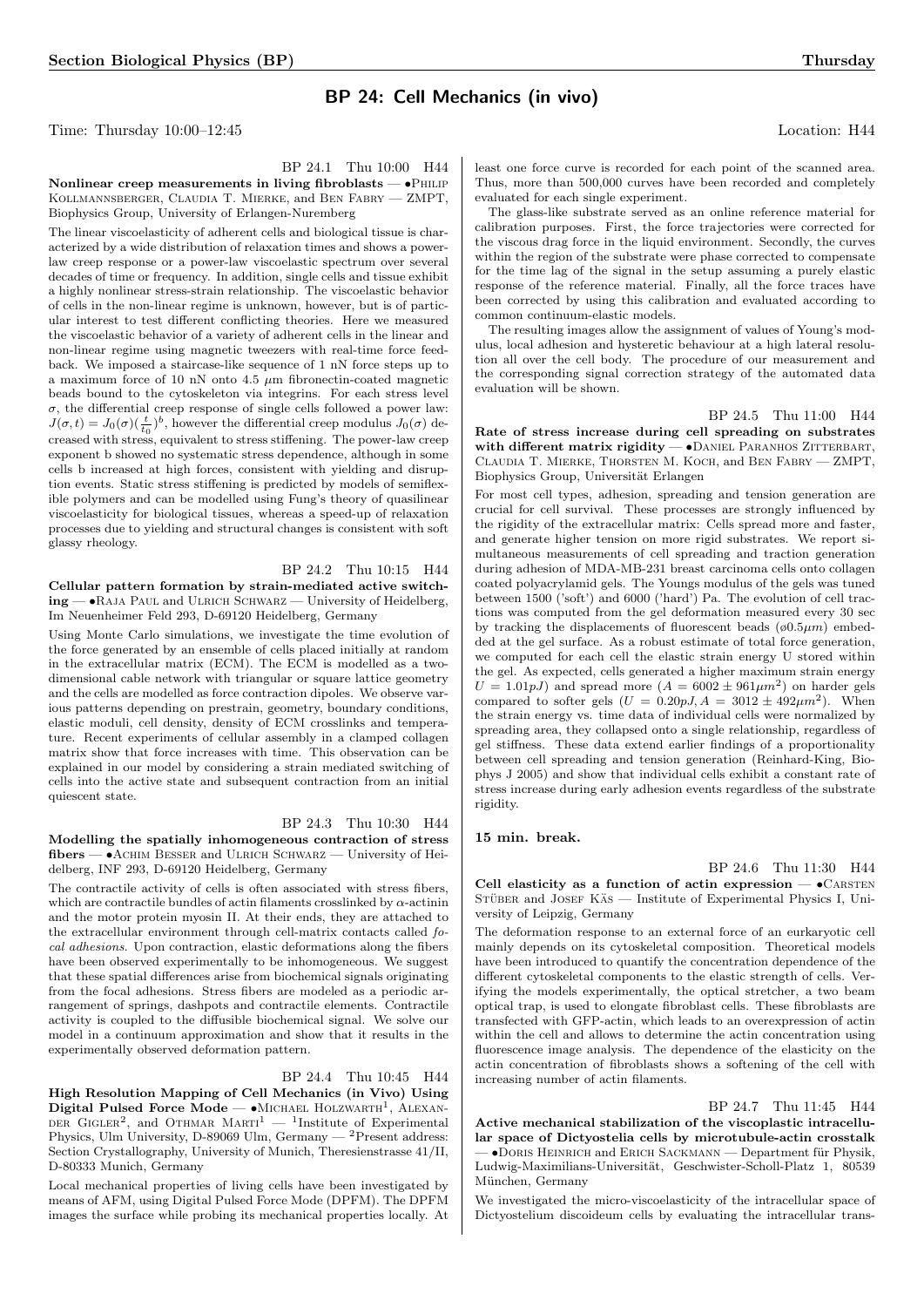## BP 24: Cell Mechanics (in vivo)

Time: Thursday 10:00–12:45 Location: H44

BP 24.1 Thu 10:00 H44

**Nonlinear creep measurements in living fibroblasts** — •Philip Kollmannsberger, Claudia T. Mierke, and Ben Fabry — ZMPT, Biophysics Group, University of Erlangen-Nuremberg

The linear viscoelasticity of adherent cells and biological tissue is characterized by a wide distribution of relaxation times and shows a power-law creep response or a power-law viscoelastic spectrum over several decades of time or frequency. In addition, single cells and tissue exhibit a highly nonlinear stress-strain relationship. The viscoelastic behavior of cells in the non-linear regime is unknown, however, but is of particular interest to test different conflicting theories. Here we measured the viscoelastic behavior of a variety of adherent cells in the linear and non-linear regime using magnetic tweezers with real-time force feedback. We imposed a staircase-like sequence of 1 nN force steps up to a maximum force of 10 nN onto 4.5 $\mu$m fibronectin-coated magnetic beads bound to the cytoskeleton via integrins. For each stress level $\sigma$, the differential creep response of single cells followed a power law: $J(\sigma, t) = J_0(\sigma)(\frac{t}{t_0})^b$, however the differential creep modulus $J_0(\sigma)$ decreased with stress, equivalent to stress stiffening. The power-law creep exponent b showed no systematic stress dependence, although in some cells b increased at high forces, consistent with yielding and disruption events. Static stress stiffening is predicted by models of semiflexible polymers and can be modelled using Fung's theory of quasilinear viscoelasticity for biological tissues, whereas a speed-up of relaxation processes due to yielding and structural changes is consistent with soft glassy rheology.

BP 24.2 Thu 10:15 H44

**Cellular pattern formation by strain-mediated active switching** — •Raja Paul and Ulrich Schwarz — University of Heidelberg, Im Neuenheimer Feld 293, D-69120 Heidelberg, Germany

Using Monte Carlo simulations, we investigate the time evolution of the force generated by an ensemble of cells placed initially at random in the extracellular matrix (ECM). The ECM is modelled as a two-dimensional cable network with triangular or square lattice geometry and the cells are modelled as force contraction dipoles. We observe various patterns depending on prestrain, geometry, boundary conditions, elastic moduli, cell density, density of ECM crosslinks and temperature. Recent experiments of cellular assembly in a clamped collagen matrix show that force increases with time. This observation can be explained in our model by considering a strain mediated switching of cells into the active state and subsequent contraction from an initial quiescent state.

BP 24.3 Thu 10:30 H44

**Modelling the spatially inhomogeneous contraction of stress fibers** — •Achim Besser and Ulrich Schwarz — University of Heidelberg, INF 293, D-69120 Heidelberg, Germany

The contractile activity of cells is often associated with stress fibers, which are contractile bundles of actin filaments crosslinked by $\alpha$-actinin and the motor protein myosin II. At their ends, they are attached to the extracellular environment through cell-matrix contacts called *focal adhesions*. Upon contraction, elastic deformations along the fibers have been observed experimentally to be inhomogeneous. We suggest that these spatial differences arise from biochemical signals originating from the focal adhesions. Stress fibers are modeled as a periodic arrangement of springs, dashpots and contractile elements. Contractile activity is coupled to the diffusible biochemical signal. We solve our model in a continuum approximation and show that it results in the experimentally observed deformation pattern.

BP 24.4 Thu 10:45 H44

**High Resolution Mapping of Cell Mechanics (in Vivo) Using Digital Pulsed Force Mode** — •Michael Holzwarth[1], Alexander Gigler[2], and Othmar Marti[1] — [1]Institute of Experimental Physics, Ulm University, D-89069 Ulm, Germany — [2]Present address: Section Crystallography, University of Munich, Theresienstrasse 41/II, D-80333 Munich, Germany

Local mechanical properties of living cells have been investigated by means of AFM, using Digital Pulsed Force Mode (DPFM). The DPFM images the surface while probing its mechanical properties locally. At least one force curve is recorded for each point of the scanned area. Thus, more than 500,000 curves have been recorded and completely evaluated for each single experiment.

The glass-like substrate served as an online reference material for calibration purposes. First, the force trajectories were corrected for the viscous drag force in the liquid environment. Secondly, the curves within the region of the substrate were phase corrected to compensate for the time lag of the signal in the setup assuming a purely elastic response of the reference material. Finally, all the force traces have been corrected by using this calibration and evaluated according to common continuum-elastic models.

The resulting images allow the assignment of values of Young's modulus, local adhesion and hysteretic behaviour at a high lateral resolution all over the cell body. The procedure of our measurement and the corresponding signal correction strategy of the automated data evaluation will be shown.

BP 24.5 Thu 11:00 H44

**Rate of stress increase during cell spreading on substrates with different matrix rigidity** — •Daniel Paranhos Zitterbart, Claudia T. Mierke, Thorsten M. Koch, and Ben Fabry — ZMPT, Biophysics Group, Universität Erlangen

For most cell types, adhesion, spreading and tension generation are crucial for cell survival. These processes are strongly influenced by the rigidity of the extracellular matrix: Cells spread more and faster, and generate higher tension on more rigid substrates. We report simultaneous measurements of cell spreading and traction generation during adhesion of MDA-MB-231 breast carcinoma cells onto collagen coated polyacrylamid gels. The Youngs modulus of the gels was tuned between 1500 ('soft') and 6000 ('hard') Pa. The evolution of cell tractions was computed from the gel deformation measured every 30 sec by tracking the displacements of fluorescent beads (ø$0.5\mu m$) embedded at the gel surface. As a robust estimate of total force generation, we computed for each cell the elastic strain energy U stored within the gel. As expected, cells generated a higher maximum strain energy $U = 1.01pJ$) and spread more ($A = 6002 \pm 961\mu m^2$) on harder gels compared to softer gels ($U = 0.20pJ, A = 3012 \pm 492\mu m^2$). When the strain energy vs. time data of individual cells were normalized by spreading area, they collapsed onto a single relationship, regardless of gel stiffness. These data extend earlier findings of a proportionality between cell spreading and tension generation (Reinhard-King, Biophys J 2005) and show that individual cells exhibit a constant rate of stress increase during early adhesion events regardless of the substrate rigidity.

**15 min. break.**

BP 24.6 Thu 11:30 H44

**Cell elasticity as a function of actin expression** — •Carsten Stüber and Josef Käs — Institute of Experimental Physics I, University of Leipzig, Germany

The deformation response to an external force of an eurkaryotic cell mainly depends on its cytoskeletal composition. Theoretical models have been introduced to quantify the concentration dependence of the different cytoskeletal components to the elastic strength of cells. Verifying the models experimentally, the optical stretcher, a two beam optical trap, is used to elongate fibroblast cells. These fibroblasts are transfected with GFP-actin, which leads to an overexpression of actin within the cell and allows to determine the actin concentration using fluorescence image analysis. The dependence of the elasticity on the actin concentration of fibroblasts shows a softening of the cell with increasing number of actin filaments.

BP 24.7 Thu 11:45 H44

**Active mechanical stabilization of the viscoplastic intracellular space of Dictyostelia cells by microtubule-actin crosstalk** — •Doris Heinrich and Erich Sackmann — Department für Physik, Ludwig-Maximilians-Universität, Geschwister-Scholl-Platz 1, 80539 München, Germany

We investigated the micro-viscoelasticity of the intracellular space of Dictyostelium discoideum cells by evaluating the intracellular trans-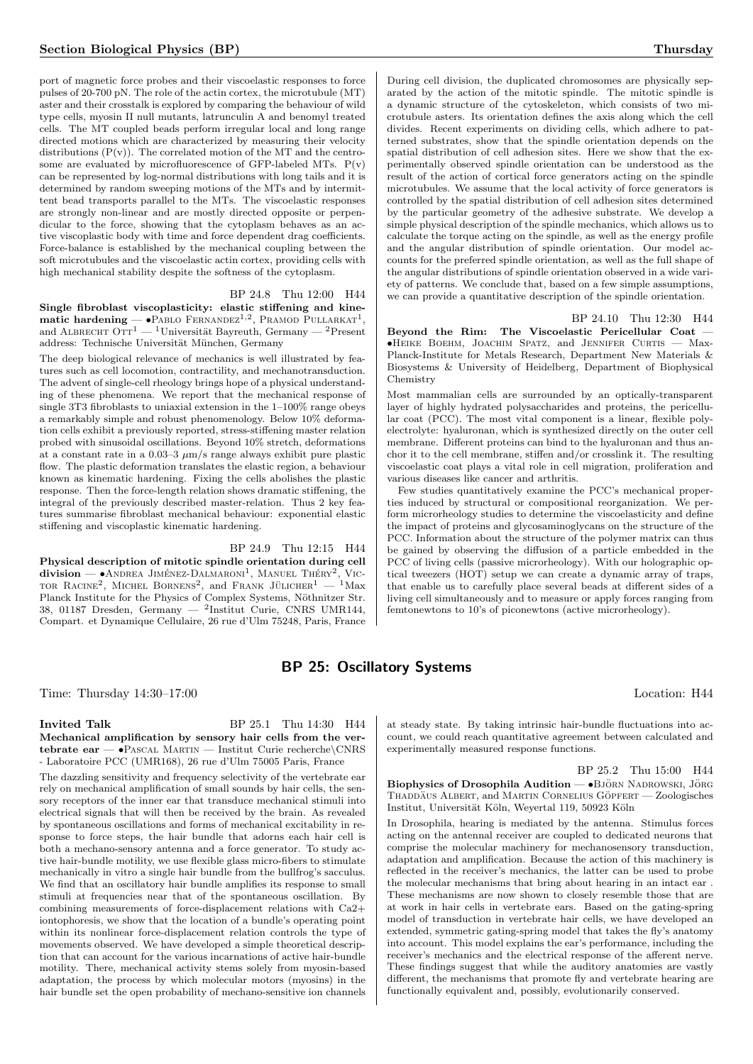port of magnetic force probes and their viscoelastic responses to force pulses of 20-700 pN. The role of the actin cortex, the microtubule (MT) aster and their crosstalk is explored by comparing the behaviour of wild type cells, myosin II null mutants, latrunculin A and benomyl treated cells. The MT coupled beads perform irregular local and long range directed motions which are characterized by measuring their velocity distributions (P(v)). The correlated motion of the MT and the centrosome are evaluated by microfluorescence of GFP-labeled MTs. P(v) can be represented by log-normal distributions with long tails and it is determined by random sweeping motions of the MTs and by intermittent bead transports parallel to the MTs. The viscoelastic responses are strongly non-linear and are mostly directed opposite or perpendicular to the force, showing that the cytoplasm behaves as an active viscoplastic body with time and force dependent drag coefficients. Force-balance is established by the mechanical coupling between the soft microtubules and the viscoelastic actin cortex, providing cells with high mechanical stability despite the softness of the cytoplasm.

BP 24.8 Thu 12:00 H44

**Single fibroblast viscoplasticity: elastic stiffening and kinematic hardening** — •Pablo Fernandez[1,2], Pramod Pullarkat[1], and Albrecht Ott[1] — [1]Universität Bayreuth, Germany — [2]Present address: Technische Universität München, Germany

The deep biological relevance of mechanics is well illustrated by features such as cell locomotion, contractility, and mechanotransduction. The advent of single-cell rheology brings hope of a physical understanding of these phenomena. We report that the mechanical response of single 3T3 fibroblasts to uniaxial extension in the 1–100% range obeys a remarkably simple and robust phenomenology. Below 10% deformation cells exhibit a previously reported, stress-stiffening master relation probed with sinusoidal oscillations. Beyond 10% stretch, deformations at a constant rate in a 0.03–3 $\mu$m/s range always exhibit pure plastic flow. The plastic deformation translates the elastic region, a behaviour known as kinematic hardening. Fixing the cells abolishes the plastic response. Then the force-length relation shows dramatic stiffening, the integral of the previously described master-relation. Thus 2 key features summarise fibroblast mechanical behaviour: exponential elastic stiffening and viscoplastic kinematic hardening.

BP 24.9 Thu 12:15 H44

**Physical description of mitotic spindle orientation during cell division** — •Andrea Jiménez-Dalmaroni[1], Manuel Théry[2], Victor Racine[2], Michel Bornens[2], and Frank Jülicher[1] — [1]Max Planck Institute for the Physics of Complex Systems, Nöthnitzer Str. 38, 01187 Dresden, Germany — [2]Institut Curie, CNRS UMR144, Compart. et Dynamique Cellulaire, 26 rue d'Ulm 75248, Paris, France

During cell division, the duplicated chromosomes are physically separated by the action of the mitotic spindle. The mitotic spindle is a dynamic structure of the cytoskeleton, which consists of two microtubule asters. Its orientation defines the axis along which the cell divides. Recent experiments on dividing cells, which adhere to patterned substrates, show that the spindle orientation depends on the spatial distribution of cell adhesion sites. Here we show that the experimentally observed spindle orientation can be understood as the result of the action of cortical force generators acting on the spindle microtubules. We assume that the local activity of force generators is controlled by the spatial distribution of cell adhesion sites determined by the particular geometry of the adhesive substrate. We develop a simple physical description of the spindle mechanics, which allows us to calculate the torque acting on the spindle, as well as the energy profile and the angular distribution of spindle orientation. Our model accounts for the preferred spindle orientation, as well as the full shape of the angular distributions of spindle orientation observed in a wide variety of patterns. We conclude that, based on a few simple assumptions, we can provide a quantitative description of the spindle orientation.

BP 24.10 Thu 12:30 H44

**Beyond the Rim: The Viscoelastic Pericellular Coat** — •Heike Boehm, Joachim Spatz, and Jennifer Curtis — Max-Planck-Institute for Metals Research, Department New Materials & Biosystems & University of Heidelberg, Department of Biophysical Chemistry

Most mammalian cells are surrounded by an optically-transparent layer of highly hydrated polysaccharides and proteins, the pericellular coat (PCC). The most vital component is a linear, flexible polyelectrolyte: hyaluronan, which is synthesized directly on the outer cell membrane. Different proteins can bind to the hyaluronan and thus anchor it to the cell membrane, stiffen and/or crosslink it. The resulting viscoelastic coat plays a vital role in cell migration, proliferation and various diseases like cancer and arthritis.

Few studies quantitatively examine the PCC's mechanical properties induced by structural or compositional reorganization. We perform microrheology studies to determine the viscoelasticity and define the impact of proteins and glycosaminoglycans on the structure of the PCC. Information about the structure of the polymer matrix can thus be gained by observing the diffusion of a particle embedded in the PCC of living cells (passive microrheology). With our holographic optical tweezers (HOT) setup we can create a dynamic array of traps, that enable us to carefully place several beads at different sides of a living cell simultaneously and to measure or apply forces ranging from femtonewtons to 10's of piconewtons (active microrheology).

## BP 25: Oscillatory Systems

Time: Thursday 14:30–17:00 Location: H44

**Invited Talk** BP 25.1 Thu 14:30 H44

**Mechanical amplification by sensory hair cells from the vertebrate ear** — •Pascal Martin — Institut Curie recherche\CNRS - Laboratoire PCC (UMR168), 26 rue d'Ulm 75005 Paris, France

The dazzling sensitivity and frequency selectivity of the vertebrate ear rely on mechanical amplification of small sounds by hair cells, the sensory receptors of the inner ear that transduce mechanical stimuli into electrical signals that will then be received by the brain. As revealed by spontaneous oscillations and forms of mechanical excitability in response to force steps, the hair bundle that adorns each hair cell is both a mechano-sensory antenna and a force generator. To study active hair-bundle motility, we use flexible glass micro-fibers to stimulate mechanically in vitro a single hair bundle from the bullfrog's sacculus. We find that an oscillatory hair bundle amplifies its response to small stimuli at frequencies near that of the spontaneous oscillation. By combining measurements of force-displacement relations with $Ca2+$ iontophoresis, we show that the location of a bundle's operating point within its nonlinear force-displacement relation controls the type of movements observed. We have developed a simple theoretical description that can account for the various incarnations of active hair-bundle motility. There, mechanical activity stems solely from myosin-based adaptation, the process by which molecular motors (myosins) in the hair bundle set the open probability of mechano-sensitive ion channels at steady state. By taking intrinsic hair-bundle fluctuations into account, we could reach quantitative agreement between calculated and experimentally measured response functions.

BP 25.2 Thu 15:00 H44

**Biophysics of Drosophila Audition** — •Björn Nadrowski, Jörg Thaddäus Albert, and Martin Cornelius Göpfert — Zoologisches Institut, Universität Köln, Weyertal 119, 50923 Köln

In Drosophila, hearing is mediated by the antenna. Stimulus forces acting on the antennal receiver are coupled to dedicated neurons that comprise the molecular machinery for mechanosensory transduction, adaptation and amplification. Because the action of this machinery is reflected in the receiver's mechanics, the latter can be used to probe the molecular mechanisms that bring about hearing in an intact ear . These mechanisms are now shown to closely resemble those that are at work in hair cells in vertebrate ears. Based on the gating-spring model of transduction in vertebrate hair cells, we have developed an extended, symmetric gating-spring model that takes the fly's anatomy into account. This model explains the ear's performance, including the receiver's mechanics and the electrical response of the afferent nerve. These findings suggest that while the auditory anatomies are vastly different, the mechanisms that promote fly and vertebrate hearing are functionally equivalent and, possibly, evolutionarily conserved.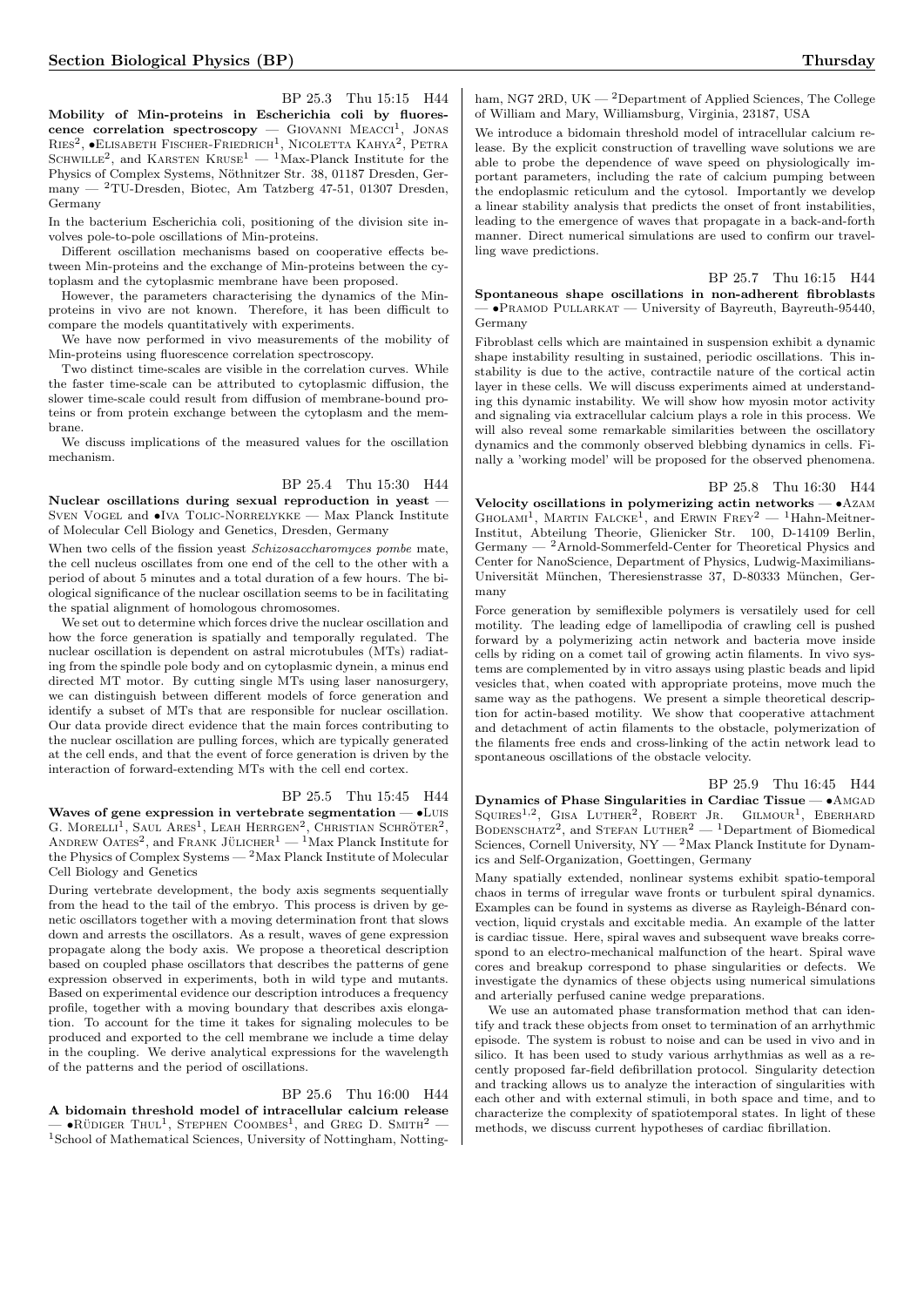BP 25.3 Thu 15:15 H44

**Mobility of Min-proteins in Escherichia coli by fluorescence correlation spectroscopy** — Giovanni Meacci[1], Jonas Ries[2], •Elisabeth Fischer-Friedrich[1], Nicoletta Kahya[2], Petra Schwille[2], and Karsten Kruse[1] — [1]Max-Planck Institute for the Physics of Complex Systems, Nöthnitzer Str. 38, 01187 Dresden, Germany — [2]TU-Dresden, Biotec, Am Tatzberg 47-51, 01307 Dresden, Germany

In the bacterium Escherichia coli, positioning of the division site involves pole-to-pole oscillations of Min-proteins.

Different oscillation mechanisms based on cooperative effects between Min-proteins and the exchange of Min-proteins between the cytoplasm and the cytoplasmic membrane have been proposed.

However, the parameters characterising the dynamics of the Min-proteins in vivo are not known. Therefore, it has been difficult to compare the models quantitatively with experiments.

We have now performed in vivo measurements of the mobility of Min-proteins using fluorescence correlation spectroscopy.

Two distinct time-scales are visible in the correlation curves. While the faster time-scale can be attributed to cytoplasmic diffusion, the slower time-scale could result from diffusion of membrane-bound proteins or from protein exchange between the cytoplasm and the membrane.

We discuss implications of the measured values for the oscillation mechanism.

BP 25.4 Thu 15:30 H44

**Nuclear oscillations during sexual reproduction in yeast** — Sven Vogel and •Iva Tolic-Norrelykke — Max Planck Institute of Molecular Cell Biology and Genetics, Dresden, Germany

When two cells of the fission yeast *Schizosaccharomyces pombe* mate, the cell nucleus oscillates from one end of the cell to the other with a period of about 5 minutes and a total duration of a few hours. The biological significance of the nuclear oscillation seems to be in facilitating the spatial alignment of homologous chromosomes.

We set out to determine which forces drive the nuclear oscillation and how the force generation is spatially and temporally regulated. The nuclear oscillation is dependent on astral microtubules (MTs) radiating from the spindle pole body and on cytoplasmic dynein, a minus end directed MT motor. By cutting single MTs using laser nanosurgery, we can distinguish between different models of force generation and identify a subset of MTs that are responsible for nuclear oscillation. Our data provide direct evidence that the main forces contributing to the nuclear oscillation are pulling forces, which are typically generated at the cell ends, and that the event of force generation is driven by the interaction of forward-extending MTs with the cell end cortex.

BP 25.5 Thu 15:45 H44

**Waves of gene expression in vertebrate segmentation** — •Luis G. Morelli[1], Saul Ares[1], Leah Herrgen[2], Christian Schröter[2], Andrew Oates[2], and Frank Jülicher[1] — [1]Max Planck Institute for the Physics of Complex Systems — [2]Max Planck Institute of Molecular Cell Biology and Genetics

During vertebrate development, the body axis segments sequentially from the head to the tail of the embryo. This process is driven by genetic oscillators together with a moving determination front that slows down and arrests the oscillators. As a result, waves of gene expression propagate along the body axis. We propose a theoretical description based on coupled phase oscillators that describes the patterns of gene expression observed in experiments, both in wild type and mutants. Based on experimental evidence our description introduces a frequency profile, together with a moving boundary that describes axis elongation. To account for the time it takes for signaling molecules to be produced and exported to the cell membrane we include a time delay in the coupling. We derive analytical expressions for the wavelength of the patterns and the period of oscillations.

BP 25.6 Thu 16:00 H44

**A bidomain threshold model of intracellular calcium release** — •Rüdiger Thul[1], Stephen Coombes[1], and Greg D. Smith[2] — [1]School of Mathematical Sciences, University of Nottingham, Nottingham, NG7 2RD, UK — [2]Department of Applied Sciences, The College of William and Mary, Williamsburg, Virginia, 23187, USA

We introduce a bidomain threshold model of intracellular calcium release. By the explicit construction of travelling wave solutions we are able to probe the dependence of wave speed on physiologically important parameters, including the rate of calcium pumping between the endoplasmic reticulum and the cytosol. Importantly we develop a linear stability analysis that predicts the onset of front instabilities, leading to the emergence of waves that propagate in a back-and-forth manner. Direct numerical simulations are used to confirm our travelling wave predictions.

BP 25.7 Thu 16:15 H44

**Spontaneous shape oscillations in non-adherent fibroblasts** — •Pramod Pullarkat — University of Bayreuth, Bayreuth-95440, Germany

Fibroblast cells which are maintained in suspension exhibit a dynamic shape instability resulting in sustained, periodic oscillations. This instability is due to the active, contractile nature of the cortical actin layer in these cells. We will discuss experiments aimed at understanding this dynamic instability. We will show how myosin motor activity and signaling via extracellular calcium plays a role in this process. We will also reveal some remarkable similarities between the oscillatory dynamics and the commonly observed blebbing dynamics in cells. Finally a 'working model' will be proposed for the observed phenomena.

BP 25.8 Thu 16:30 H44

**Velocity oscillations in polymerizing actin networks** — •Azam Gholami[1], Martin Falcke[1], and Erwin Frey[2] — [1]Hahn-Meitner-Institut, Abteilung Theorie, Glienicker Str. 100, D-14109 Berlin, Germany — [2]Arnold-Sommerfeld-Center for Theoretical Physics and Center for NanoScience, Department of Physics, Ludwig-Maximilians-Universität München, Theresienstrasse 37, D-80333 München, Germany

Force generation by semiflexible polymers is versatilely used for cell motility. The leading edge of lamellipodia of crawling cell is pushed forward by a polymerizing actin network and bacteria move inside cells by riding on a comet tail of growing actin filaments. In vivo systems are complemented by in vitro assays using plastic beads and lipid vesicles that, when coated with appropriate proteins, move much the same way as the pathogens. We present a simple theoretical description for actin-based motility. We show that cooperative attachment and detachment of actin filaments to the obstacle, polymerization of the filaments free ends and cross-linking of the actin network lead to spontaneous oscillations of the obstacle velocity.

BP 25.9 Thu 16:45 H44

**Dynamics of Phase Singularities in Cardiac Tissue** — •Amgad Squires[1,2], Gisa Luther[2], Robert Jr. Gilmour[1], Eberhard Bodenschatz[2], and Stefan Luther[2] — [1]Department of Biomedical Sciences, Cornell University, NY — [2]Max Planck Institute for Dynamics and Self-Organization, Goettingen, Germany

Many spatially extended, nonlinear systems exhibit spatio-temporal chaos in terms of irregular wave fronts or turbulent spiral dynamics. Examples can be found in systems as diverse as Rayleigh-Bénard convection, liquid crystals and excitable media. An example of the latter is cardiac tissue. Here, spiral waves and subsequent wave breaks correspond to an electro-mechanical malfunction of the heart. Spiral wave cores and breakup correspond to phase singularities or defects. We investigate the dynamics of these objects using numerical simulations and arterially perfused canine wedge preparations.

We use an automated phase transformation method that can identify and track these objects from onset to termination of an arrhythmic episode. The system is robust to noise and can be used in vivo and in silico. It has been used to study various arrhythmias as well as a recently proposed far-field defibrillation protocol. Singularity detection and tracking allows us to analyze the interaction of singularities with each other and with external stimuli, in both space and time, and to characterize the complexity of spatiotemporal states. In light of these methods, we discuss current hypotheses of cardiac fibrillation.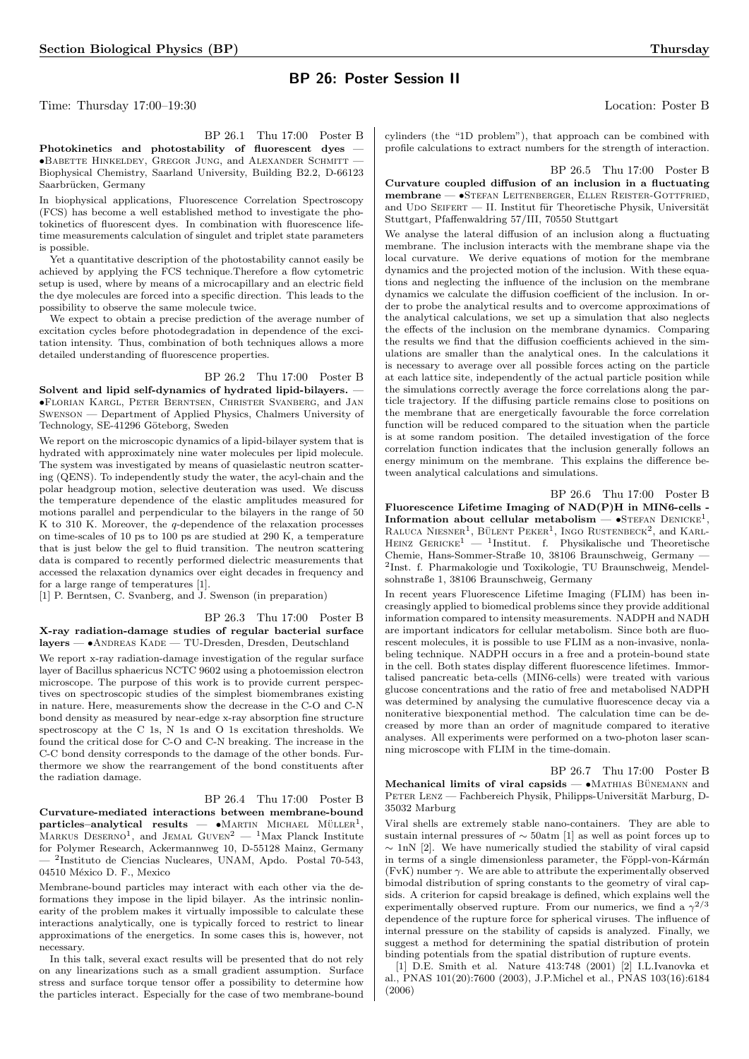# BP 26: Poster Session II

Time: Thursday 17:00–19:30 Location: Poster B

BP 26.1 Thu 17:00 Poster B

**Photokinetics and photostability of fluorescent dyes** — •Babette Hinkeldey, Gregor Jung, and Alexander Schmitt — Biophysical Chemistry, Saarland University, Building B2.2, D-66123 Saarbrücken, Germany

In biophysical applications, Fluorescence Correlation Spectroscopy (FCS) has become a well established method to investigate the photokinetics of fluorescent dyes. In combination with fluorescence lifetime measurements calculation of singulet and triplet state parameters is possible.

Yet a quantitative description of the photostability cannot easily be achieved by applying the FCS technique.Therefore a flow cytometric setup is used, where by means of a microcapillary and an electric field the dye molecules are forced into a specific direction. This leads to the possibility to observe the same molecule twice.

We expect to obtain a precise prediction of the average number of excitation cycles before photodegradation in dependence of the excitation intensity. Thus, combination of both techniques allows a more detailed understanding of fluorescence properties.

BP 26.2 Thu 17:00 Poster B

**Solvent and lipid self-dynamics of hydrated lipid-bilayers.** — •Florian Kargl, Peter Berntsen, Christer Svanberg, and Jan Swenson — Department of Applied Physics, Chalmers University of Technology, SE-41296 Göteborg, Sweden

We report on the microscopic dynamics of a lipid-bilayer system that is hydrated with approximately nine water molecules per lipid molecule. The system was investigated by means of quasielastic neutron scattering (QENS). To independently study the water, the acyl-chain and the polar headgroup motion, selective deuteration was used. We discuss the temperature dependence of the elastic amplitudes measured for motions parallel and perpendicular to the bilayers in the range of 50 K to 310 K. Moreover, the $q$-dependence of the relaxation processes on time-scales of 10 ps to 100 ps are studied at 290 K, a temperature that is just below the gel to fluid transition. The neutron scattering data is compared to recently performed dielectric measurements that accessed the relaxation dynamics over eight decades in frequency and for a large range of temperatures [1].

[1] P. Berntsen, C. Svanberg, and J. Swenson (in preparation)

BP 26.3 Thu 17:00 Poster B

**X-ray radiation-damage studies of regular bacterial surface layers** — •Andreas Kade — TU-Dresden, Dresden, Deutschland

We report x-ray radiation-damage investigation of the regular surface layer of Bacillus sphaericus NCTC 9602 using a photoemission electron microscope. The purpose of this work is to provide current perspectives on spectroscopic studies of the simplest biomembranes existing in nature. Here, measurements show the decrease in the C-O and C-N bond density as measured by near-edge x-ray absorption fine structure spectroscopy at the C 1s, N 1s and O 1s excitation thresholds. We found the critical dose for C-O and C-N breaking. The increase in the C-C bond density corresponds to the damage of the other bonds. Furthermore we show the rearrangement of the bond constituents after the radiation damage.

BP 26.4 Thu 17:00 Poster B

**Curvature-mediated interactions between membrane-bound particles–analytical results** — •Martin Michael Müller[1], Markus Deserno[1], and Jemal Guven[2] — [1]Max Planck Institute for Polymer Research, Ackermannweg 10, D-55128 Mainz, Germany — [2]Instituto de Ciencias Nucleares, UNAM, Apdo. Postal 70-543, 04510 México D. F., Mexico

Membrane-bound particles may interact with each other via the deformations they impose in the lipid bilayer. As the intrinsic nonlinearity of the problem makes it virtually impossible to calculate these interactions analytically, one is typically forced to restrict to linear approximations of the energetics. In some cases this is, however, not necessary.

In this talk, several exact results will be presented that do not rely on any linearizations such as a small gradient assumption. Surface stress and surface torque tensor offer a possibility to determine how the particles interact. Especially for the case of two membrane-bound cylinders (the "1D problem"), that approach can be combined with profile calculations to extract numbers for the strength of interaction.

BP 26.5 Thu 17:00 Poster B

**Curvature coupled diffusion of an inclusion in a fluctuating membrane** — •Stefan Leitenberger, Ellen Reister-Gottfried, and Udo Seifert — II. Institut für Theoretische Physik, Universität Stuttgart, Pfaffenwaldring 57/III, 70550 Stuttgart

We analyse the lateral diffusion of an inclusion along a fluctuating membrane. The inclusion interacts with the membrane shape via the local curvature. We derive equations of motion for the membrane dynamics and the projected motion of the inclusion. With these equations and neglecting the influence of the inclusion on the membrane dynamics we calculate the diffusion coefficient of the inclusion. In order to probe the analytical results and to overcome approximations of the analytical calculations, we set up a simulation that also neglects the effects of the inclusion on the membrane dynamics. Comparing the results we find that the diffusion coefficients achieved in the simulations are smaller than the analytical ones. In the calculations it is necessary to average over all possible forces acting on the particle at each lattice site, independently of the actual particle position while the simulations correctly average the force correlations along the particle trajectory. If the diffusing particle remains close to positions on the membrane that are energetically favourable the force correlation function will be reduced compared to the situation when the particle is at some random position. The detailed investigation of the force correlation function indicates that the inclusion generally follows an energy minimum on the membrane. This explains the difference between analytical calculations and simulations.

BP 26.6 Thu 17:00 Poster B

**Fluorescence Lifetime Imaging of NAD(P)H in MIN6-cells - Information about cellular metabolism** — •Stefan Denicke[1], Raluca Niesner[1], Bülent Peker[1], Ingo Rustenbeck[2], and Karl-Heinz Gericke[1] — [1]Institut. f. Physikalische und Theoretische Chemie, Hans-Sommer-Straße 10, 38106 Braunschweig, Germany — [2]Inst. f. Pharmakologie und Toxikologie, TU Braunschweig, Mendelsohnstraße 1, 38106 Braunschweig, Germany

In recent years Fluorescence Lifetime Imaging (FLIM) has been increasingly applied to biomedical problems since they provide additional information compared to intensity measurements. NADPH and NADH are important indicators for cellular metabolism. Since both are fluorescent molecules, it is possible to use FLIM as a non-invasive, nonlabeling technique. NADPH occurs in a free and a protein-bound state in the cell. Both states display different fluorescence lifetimes. Immortalised pancreatic beta-cells (MIN6-cells) were treated with various glucose concentrations and the ratio of free and metabolised NADPH was determined by analysing the cumulative fluorescence decay via a noniterative biexponential method. The calculation time can be decreased by more than an order of magnitude compared to iterative analyses. All experiments were performed on a two-photon laser scanning microscope with FLIM in the time-domain.

BP 26.7 Thu 17:00 Poster B

**Mechanical limits of viral capsids** — •Mathias Bünemann and Peter Lenz — Fachbereich Physik, Philipps-Universität Marburg, D-35032 Marburg

Viral shells are extremely stable nano-containers. They are able to sustain internal pressures of $\sim$ 50atm [1] as well as point forces up to $\sim$ 1nN [2]. We have numerically studied the stability of viral capsid in terms of a single dimensionless parameter, the Föppl-von-Kármán (FvK) number $\gamma$. We are able to attribute the experimentally observed bimodal distribution of spring constants to the geometry of viral capsids. A criterion for capsid breakage is defined, which explains well the experimentally observed rupture. From our numerics, we find a $\gamma^{2/3}$ dependence of the rupture force for spherical viruses. The influence of internal pressure on the stability of capsids is analyzed. Finally, we suggest a method for determining the spatial distribution of protein binding potentials from the spatial distribution of rupture events.

[1] D.E. Smith et al. Nature 413:748 (2001) [2] I.L.Ivanovka et al., PNAS 101(20):7600 (2003), J.P.Michel et al., PNAS 103(16):6184 (2006)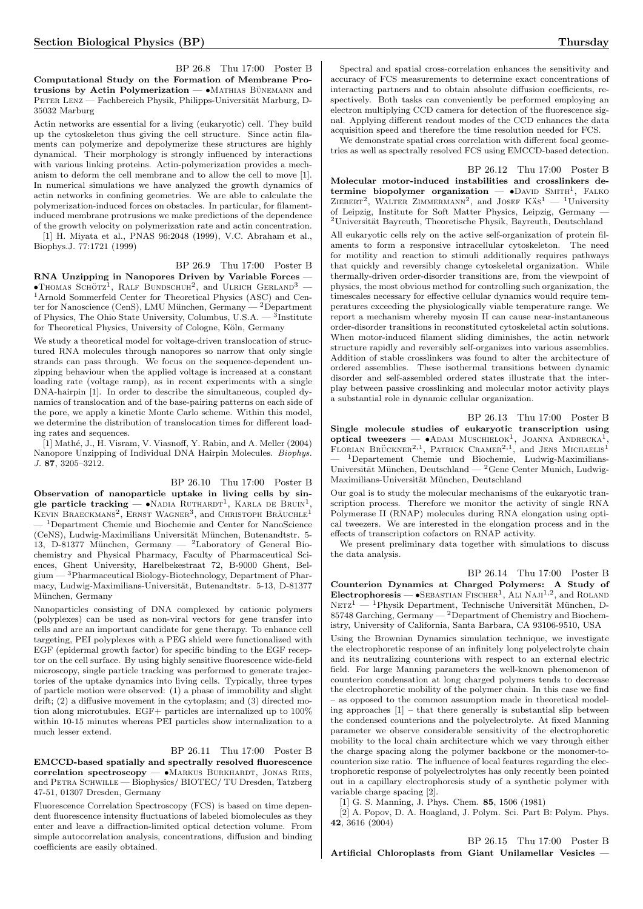BP 26.8 Thu 17:00 Poster B

**Computational Study on the Formation of Membrane Protrusions by Actin Polymerization** — •Mathias Bünemann and Peter Lenz — Fachbereich Physik, Philipps-Universität Marburg, D-35032 Marburg

Actin networks are essential for a living (eukaryotic) cell. They build up the cytoskeleton thus giving the cell structure. Since actin filaments can polymerize and depolymerize these structures are highly dynamical. Their morphology is strongly influenced by interactions with various linking proteins. Actin-polymerization provides a mechanism to deform the cell membrane and to allow the cell to move [1]. In numerical simulations we have analyzed the growth dynamics of actin networks in confining geometries. We are able to calculate the polymerization-induced forces on obstacles. In particular, for filament-induced membrane protrusions we make predictions of the dependence of the growth velocity on polymerization rate and actin concentration.

[1] H. Miyata et al., PNAS 96:2048 (1999), V.C. Abraham et al., Biophys.J. 77:1721 (1999)

BP 26.9 Thu 17:00 Poster B

**RNA Unzipping in Nanopores Driven by Variable Forces** — •Thomas Schötz[1], Ralf Bundschuh[2], and Ulrich Gerland[3] — [1]Arnold Sommerfeld Center for Theoretical Physics (ASC) and Center for Nanoscience (CenS), LMU München, Germany — [2]Department of Physics, The Ohio State University, Columbus, U.S.A. — [3]Institute for Theoretical Physics, University of Cologne, Köln, Germany

We study a theoretical model for voltage-driven translocation of structured RNA molecules through nanopores so narrow that only single strands can pass through. We focus on the sequence-dependent unzipping behaviour when the applied voltage is increased at a constant loading rate (voltage ramp), as in recent experiments with a single DNA-hairpin [1]. In order to describe the simultaneous, coupled dynamics of translocation and of the base-pairing patterns on each side of the pore, we apply a kinetic Monte Carlo scheme. Within this model, we determine the distribution of translocation times for different loading rates and sequences.

[1] Mathé, J., H. Visram, V. Viasnoff, Y. Rabin, and A. Meller (2004) Nanopore Unzipping of Individual DNA Hairpin Molecules. *Biophys. J.* **87**, 3205–3212.

BP 26.10 Thu 17:00 Poster B

**Observation of nanoparticle uptake in living cells by single particle tracking** — •Nadia Ruthardt[1], Karla de Bruin[1], Kevin Braeckmans[2], Ernst Wagner[3], and Christoph Bräuchle[1] — [1]Department Chemie und Biochemie and Center for NanoScience (CeNS), Ludwig-Maximilians Universität München, Butenandtstr. 5-13, D-81377 München, Germany — [2]Laboratory of General Biochemistry and Physical Pharmacy, Faculty of Pharmaceutical Sciences, Ghent University, Harelbekestraat 72, B-9000 Ghent, Belgium — [3]Pharmaceutical Biology-Biotechnology, Department of Pharmacy, Ludwig-Maximilians-Universität, Butenandtstr. 5-13, D-81377 München, Germany

Nanoparticles consisting of DNA complexed by cationic polymers (polyplexes) can be used as non-viral vectors for gene transfer into cells and are an important candidate for gene therapy. To enhance cell targeting, PEI polyplexes with a PEG shield were functionalized with EGF (epidermal growth factor) for specific binding to the EGF receptor on the cell surface. By using highly sensitive fluorescence wide-field microscopy, single particle tracking was performed to generate trajectories of the uptake dynamics into living cells. Typically, three types of particle motion were observed: (1) a phase of immobility and slight drift; (2) a diffusive movement in the cytoplasm; and (3) directed motion along microtubules. EGF+ particles are internalized up to 100% within 10-15 minutes whereas PEI particles show internalization to a much lesser extend.

BP 26.11 Thu 17:00 Poster B

**EMCCD-based spatially and spectrally resolved fluorescence correlation spectroscopy** — •Markus Burkhardt, Jonas Ries, and Petra Schwille — Biophysics/ BIOTEC/ TU Dresden, Tatzberg 47-51, 01307 Dresden, Germany

Fluorescence Correlation Spectroscopy (FCS) is based on time dependent fluorescence intensity fluctuations of labeled biomolecules as they enter and leave a diffraction-limited optical detection volume. From simple autocorrelation analysis, concentrations, diffusion and binding coefficients are easily obtained.

Spectral and spatial cross-correlation enhances the sensitivity and accuracy of FCS measurements to determine exact concentrations of interacting partners and to obtain absolute diffusion coefficients, respectively. Both tasks can conveniently be performed employing an electron multiplying CCD camera for detection of the fluorescence signal. Applying different readout modes of the CCD enhances the data acquisition speed and therefore the time resolution needed for FCS.

We demonstrate spatial cross correlation with different focal geometries as well as spectrally resolved FCS using EMCCD-based detection.

BP 26.12 Thu 17:00 Poster B

**Molecular motor-induced instabilities and crosslinkers determine biopolymer organization** — •David Smith[1], Falko Ziebert[2], Walter Zimmermann[2], and Josef Käs[1] — [1]University of Leipzig, Institute for Soft Matter Physics, Leipzig, Germany — [2]Universität Bayreuth, Theoretische Physik, Bayreuth, Deutschland

All eukaryotic cells rely on the active self-organization of protein filaments to form a responsive intracellular cytoskeleton. The need for motility and reaction to stimuli additionally requires pathways that quickly and reversibly change cytoskeletal organization. While thermally-driven order-disorder transitions are, from the viewpoint of physics, the most obvious method for controlling such organization, the timescales necessary for effective cellular dynamics would require temperatures exceeding the physiologically viable temperature range. We report a mechanism whereby myosin II can cause near-instantaneous order-disorder transitions in reconstituted cytoskeletal actin solutions. When motor-induced filament sliding diminishes, the actin network structure rapidly and reversibly self-organizes into various assemblies. Addition of stable crosslinkers was found to alter the architecture of ordered assemblies. These isothermal transitions between dynamic disorder and self-assembled ordered states illustrate that the interplay between passive crosslinking and molecular motor activity plays a substantial role in dynamic cellular organization.

BP 26.13 Thu 17:00 Poster B

**Single molecule studies of eukaryotic transcription using optical tweezers** — •Adam Muschielok[1], Joanna Andrecka[1], Florian Brückner[2,1], Patrick Cramer[2,1], and Jens Michaelis[1] — [1]Departement Chemie und Biochemie, Ludwig-Maximilians-Universität München, Deutschland — [2]Gene Center Munich, Ludwig-Maximilians-Universität München, Deutschland

Our goal is to study the molecular mechanisms of the eukaryotic transcription process. Therefore we monitor the activity of single RNA Polymerase II (RNAP) molecules during RNA elongation using optical tweezers. We are interested in the elongation process and in the effects of transcription cofactors on RNAP activity.

We present preliminary data together with simulations to discuss the data analysis.

BP 26.14 Thu 17:00 Poster B

**Counterion Dynamics at Charged Polymers: A Study of Electrophoresis** — •Sebastian Fischer[1], Ali Naji[1,2], and Roland Netz[1] — [1]Physik Department, Technische Universität München, D-85748 Garching, Germany — [2]Department of Chemistry and Biochemistry, University of California, Santa Barbara, CA 93106-9510, USA

Using the Brownian Dynamics simulation technique, we investigate the electrophoretic response of an infinitely long polyelectrolyte chain and its neutralizing counterions with respect to an external electric field. For large Manning parameters the well-known phenomenon of counterion condensation at long charged polymers tends to decrease the electrophoretic mobility of the polymer chain. In this case we find – as opposed to the common assumption made in theoretical modeling approaches [1] – that there generally is substantial slip between the condensed counterions and the polyelectrolyte. At fixed Manning parameter we observe considerable sensitivity of the electrophoretic mobility to the local chain architecture which we vary through either the charge spacing along the polymer backbone or the monomer-to-counterion size ratio. The influence of local features regarding the electrophoretic response of polyelectrolytes has only recently been pointed out in a capillary electrophoresis study of a synthetic polymer with variable charge spacing [2].

[1] G. S. Manning, J. Phys. Chem. **85**, 1506 (1981)

[2] A. Popov, D. A. Hoagland, J. Polym. Sci. Part B: Polym. Phys. **42**, 3616 (2004)

BP 26.15 Thu 17:00 Poster B

**Artificial Chloroplasts from Giant Unilamellar Vesicles** —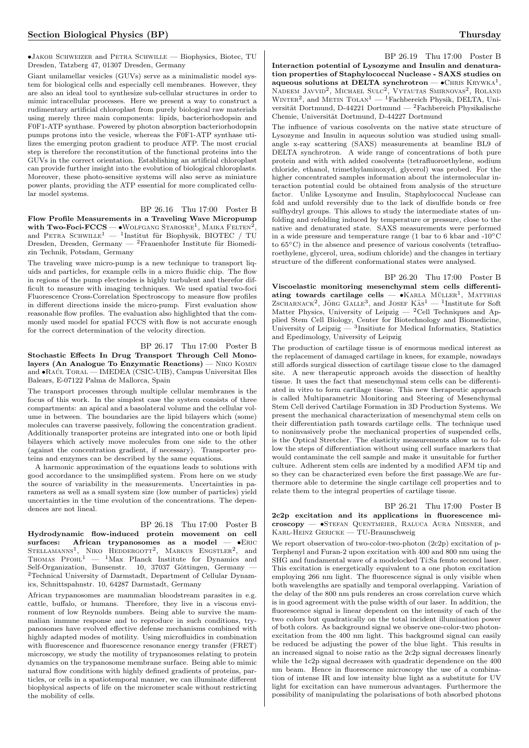•Jakob Schweizer and Petra Schwille — Biophysics, Biotec, TU Dresden, Tatzberg 47, 01307 Dresden, Germany

Giant unilamellar vesicles (GUVs) serve as a minimalistic model system for biological cells and especially cell membranes. However, they are also an ideal tool to synthesize sub-cellular structures in order to mimic intracellular processes. Here we present a way to construct a rudimentary artificial chloroplast from purely biological raw materials using merely three main components: lipids, bacteriorhodopsin and F0F1-ATP synthase. Powered by photon absorption bacteriorhodopsin pumps protons into the vesicle, whereas the F0F1-ATP synthase utilizes the emerging proton gradient to produce ATP. The most crucial step is therefore the reconstitution of the functional proteins into the GUVs in the correct orientation. Establishing an artificial chloroplast can provide further insight into the evolution of biological chloroplasts. Moreover, these photo-sensitive systems will also serve as miniature power plants, providing the ATP essential for more complicated cellular model systems.

BP 26.16 Thu 17:00 Poster B

**Flow Profile Measurements in a Traveling Wave Micropump with Two-Foci-FCCS** — •Wolfgang Staroske[1], Maika Felten[2], and Petra Schwille[1] — [1]Institut für Biophysik, BIOTEC / TU Dresden, Dresden, Germany — [2]Frauenhofer Institute für Biomedizin Technik, Potsdam, Germany

The traveling wave micro-pump is a new technique to transport liquids and particles, for example cells in a micro fluidic chip. The flow in regions of the pump electrodes is highly turbulent and therefor difficult to measure with imaging techniques. We used spatial two-foci Fluorescence Cross-Correlation Spectroscopy to measure flow profiles in different directions inside the micro-pump. First evaluation show reasonable flow profiles. The evaluation also highlighted that the commonly used model for spatial FCCS with flow is not accurate enough for the correct determination of the velocity direction.

BP 26.17 Thu 17:00 Poster B

**Stochastic Effects In Drug Transport Through Cell Monolayers (An Analogue To Enzymatic Reactions)** — Niko Komin and •Raúl Toral — IMEDEA (CSIC-UIB), Campus Universitat Illes Balears, E-07122 Palma de Mallorca, Spain

The transport processes through multiple cellular membranes is the focus of this work. In the simplest case the system consists of three compartments: an apical and a basolateral volume and the cellular volume in between. The boundaries are the lipid bilayers which (some) molecules can traverse passively, following the concentration gradient. Additionally transporter proteins are integrated into one or both lipid bilayers which actively move molecules from one side to the other (against the concentration gradient, if necessary). Transporter proteins and enzymes can be described by the same equations.

A harmonic approximation of the equations leads to solutions with good accordance to the unsimplified system. From here on we study the source of variability in the measurements. Uncertainties in parameters as well as a small system size (low number of particles) yield uncertainties in the time evolution of the concentrations. The dependences are not lineal.

BP 26.18 Thu 17:00 Poster B

**Hydrodynamic flow-induced protein movement on cell surfaces: African trypanosomes as a model** — •Eric Stellamanns[1], Niko Heddergott[2], Markus Engstler[2], and Thomas Pfohl[1] — [1]Max Planck Institute for Dynamics and Self-Organization, Bunsenstr. 10, 37073 Göttingen, Germany — [2]Technical University of Darmstadt, Department of Cellular Dynamics, Schnittspahnstr. 10, 64287 Darmstadt, Germany

African trypanosomes are mammalian bloodstream parasites in e.g. cattle, buffalo, or humans. Therefore, they live in a viscous environment of low Reynolds numbers. Being able to survive the mammalian immune response and to reproduce in such conditions, trypanosomes have evolved effective defense mechanisms combined with highly adapted modes of motility. Using microfluidics in combination with fluorescence and fluorescence resonance energy transfer (FRET) microscopy, we study the motility of trypanosomes relating to protein dynamics on the trypanosome membrane surface. Being able to mimic natural flow conditions with highly defined gradients of proteins, particles, or cells in a spatiotemporal manner, we can illuminate different biophysical aspects of life on the micrometer scale without restricting the mobility of cells.

BP 26.19 Thu 17:00 Poster B

**Interaction potential of Lysozyme and Insulin and denaturation properties of Staphylococcal Nuclease - SAXS studies on aqueous solutions at DELTA synchrotron** — •Chris Krywka[1], Nadeem Javvid[2], Michael Sulc[2], Vytautas Smirnovas[2], Roland Winter[2], and Metin Tolan[1] — [1]Fachbereich Physik, DELTA, Universität Dortmund, D-44221 Dortmund — [2]Fachbereich Physikalische Chemie, Universität Dortmund, D-44227 Dortmund

The influence of various cosolvents on the native state structure of Lysozyme and Insulin in aqueous solution was studied using small-angle x-ray scattering (SAXS) measurements at beamline BL9 of DELTA synchrotron. A wide range of concentrations of both pure protein and with with added cosolvents (tetrafluoroethylene, sodium chloride, ethanol, trimethylaminoxyd, glycerol) was probed. For the higher concentrated samples information about the intermolecular interaction potential could be obtained from analysis of the structure factor. Unlike Lysozyme and Insulin, Staphylococcal Nuclease can fold and unfold reversibly due to the lack of disulfide bonds or free sulfhydryl groups. This allows to study the intermediate states of unfolding and refolding induced by temperature or pressure, close to the native and denaturated state. SAXS measurements were performed in a wide pressure and temperature range (1 bar to 6 kbar and -10°C to 65°C) in the absence and presence of various cosolvents (tetrafluoroethylene, glycerol, urea, sodium chloride) and the changes in tertiary structure of the different conformational states were analysed.

BP 26.20 Thu 17:00 Poster B

**Viscoelastic monitoring mesenchymal stem cells differentiating towards cartilage cells** — •Karla Müller[1], Matthias Zscharnack[2], Jörg Galle[3], and Josef Käs[1] — [1]Institute for Soft Matter Physics, University of Leipzig — [2]Cell Techniques and Applied Stem Cell Biology, Center for Biotechnology and Biomedicine, University of Leipzig — [3]Insitiute for Medical Informatics, Statistics and Epedimology, University of Leipzig

The production of cartilage tissue is of enormous medical interest as the replacement of damaged cartilage in knees, for example, nowadays still affords surgical dissection of cartilage tissue close to the damaged site. A new therapeutic approach avoids the dissection of healthy tissue. It uses the fact that mesenchymal stem cells can be differentiated in vitro to form cartilage tissue. This new therapeutic approach is called Multiparametric Monitoring and Steering of Mesenchymal Stem Cell derived Cartilage Formation in 3D Production Systems. We present the mechanical characterization of mesenchymal stem cells on their differentiation path towards cartilage cells. The technique used to noninvasively probe the mechanical properties of suspended cells, is the Optical Stretcher. The elasticity measurements allow us to follow the steps of differentiation without using cell surface markers that would contaminate the cell sample and make it unsuitable for further culture. Adherent stem cells are indented by a modified AFM tip and so they can be characterized even before the first passage.We are furthermore able to determine the single cartilage cell properties and to relate them to the integral properties of cartilage tissue.

BP 26.21 Thu 17:00 Poster B

**2c2p excitation and its applications in fluorescence microscopy** — •Stefan Quentmeier, Raluca Aura Niesner, and Karl-Heinz Gericke — TU-Braunschweig

We report observation of two-color-two-photon (2c2p) excitation of p-Terphenyl and Furan-2 upon excitation with 400 and 800 nm using the SHG and fundamental wave of a modelocked Ti:Sa femto second laser. This excitation is energetically equivalent to a one photon excitation employing 266 nm light. The fluorescence signal is only visible when both wavelengths are spatially and temporal overlapping. Variation of the delay of the 800 nm puls renderes an cross correlation curve which is in good agreement with the pulse width of our laser. In addition, the fluorescence signal is linear dependent on the intensity of each of the two colors but quadratically on the total incident illumination power of both colors. As background signal we observe one-color-two photon-excitation from the 400 nm light. This background signal can easily be reduced be adjusting the power of the blue light. This results in an increased signal to noise ratio as the 2c2p signal decreases linearly while the 1c2p signal decreases with quadratic dependence on the 400 nm beam. Hence in fluorescence microscopy the use of a combination of intense IR and low intensity blue light as a substitute for UV light for excitation can have numerous advantages. Furthermore the possibility of manipulating the polarisations of both absorbed photons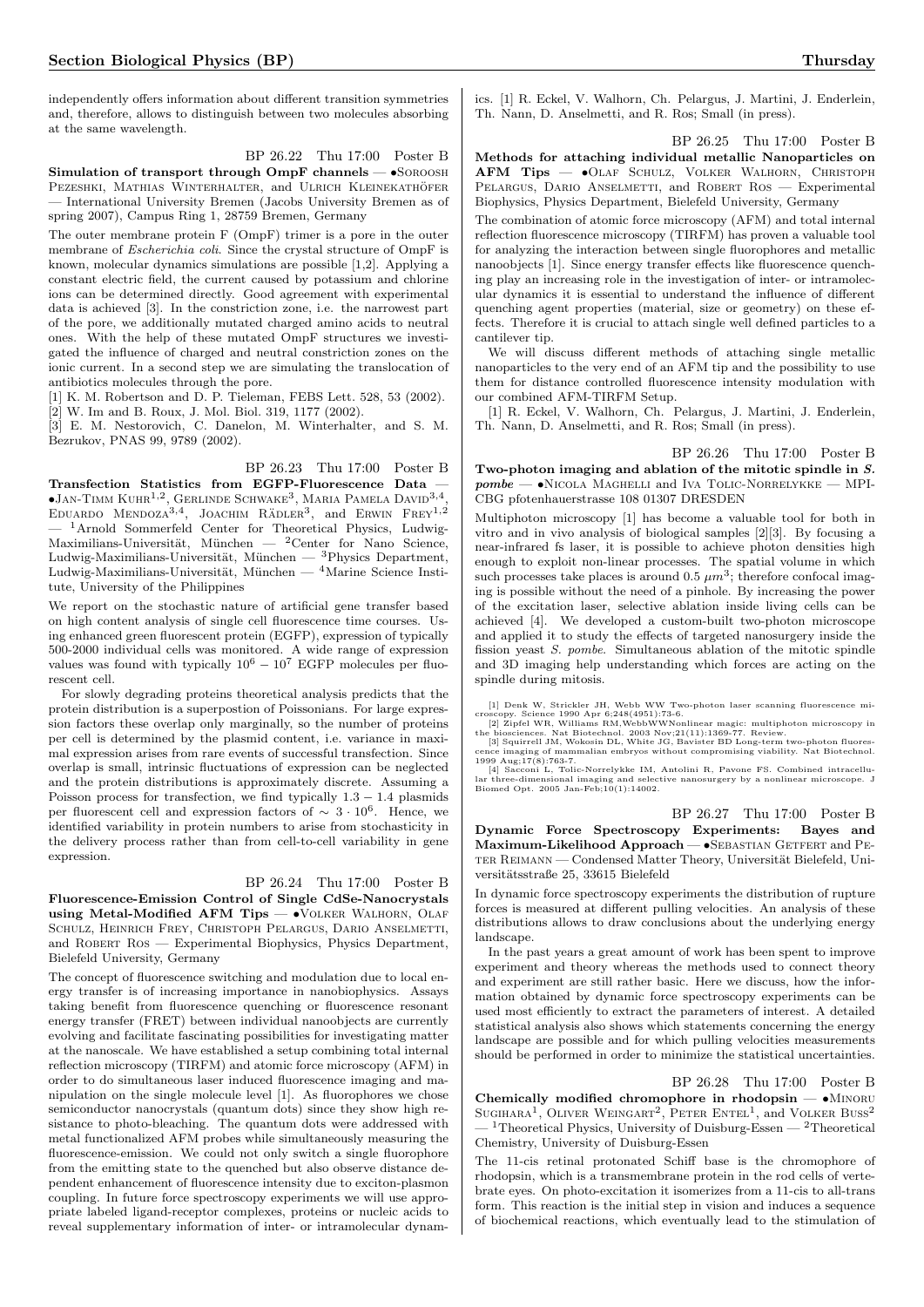independently offers information about different transition symmetries and, therefore, allows to distinguish between two molecules absorbing at the same wavelength.

BP 26.22 Thu 17:00 Poster B

**Simulation of transport through OmpF channels** — •Soroosh Pezeshki, Mathias Winterhalter, and Ulrich Kleinekathöfer — International University Bremen (Jacobs University Bremen as of spring 2007), Campus Ring 1, 28759 Bremen, Germany

The outer membrane protein F (OmpF) trimer is a pore in the outer membrane of *Escherichia coli*. Since the crystal structure of OmpF is known, molecular dynamics simulations are possible [1,2]. Applying a constant electric field, the current caused by potassium and chlorine ions can be determined directly. Good agreement with experimental data is achieved [3]. In the constriction zone, i.e. the narrowest part of the pore, we additionally mutated charged amino acids to neutral ones. With the help of these mutated OmpF structures we investigated the influence of charged and neutral constriction zones on the ionic current. In a second step we are simulating the translocation of antibiotics molecules through the pore.

[1] K. M. Robertson and D. P. Tieleman, FEBS Lett. 528, 53 (2002).
[2] W. Im and B. Roux, J. Mol. Biol. 319, 1177 (2002).
[3] E. M. Nestorovich, C. Danelon, M. Winterhalter, and S. M. Bezrukov, PNAS 99, 9789 (2002).

BP 26.23 Thu 17:00 Poster B

**Transfection Statistics from EGFP-Fluorescence Data** — •Jan-Timm Kuhr[1,2], Gerlinde Schwake[3], Maria Pamela David[3,4], Eduardo Mendoza[3,4], Joachim Rädler[3], and Erwin Frey[1,2] — [1]Arnold Sommerfeld Center for Theoretical Physics, Ludwig-Maximilians-Universität, München — [2]Center for Nano Science, Ludwig-Maximilians-Universität, München — [3]Physics Department, Ludwig-Maximilians-Universität, München — [4]Marine Science Institute, University of the Philippines

We report on the stochastic nature of artificial gene transfer based on high content analysis of single cell fluorescence time courses. Using enhanced green fluorescent protein (EGFP), expression of typically 500-2000 individual cells was monitored. A wide range of expression values was found with typically $10^6 - 10^7$ EGFP molecules per fluorescent cell.

For slowly degrading proteins theoretical analysis predicts that the protein distribution is a superpostion of Poissonians. For large expression factors these overlap only marginally, so the number of proteins per cell is determined by the plasmid content, i.e. variance in maximal expression arises from rare events of successful transfection. Since overlap is small, intrinsic fluctuations of expression can be neglected and the protein distributions is approximately discrete. Assuming a Poisson process for transfection, we find typically $1.3 - 1.4$ plasmids per fluorescent cell and expression factors of $\sim 3 \cdot 10^6$. Hence, we identified variability in protein numbers to arise from stochasticity in the delivery process rather than from cell-to-cell variability in gene expression.

BP 26.24 Thu 17:00 Poster B

**Fluorescence-Emission Control of Single CdSe-Nanocrystals using Metal-Modified AFM Tips** — •Volker Walhorn, Olaf Schulz, Heinrich Frey, Christoph Pelargus, Dario Anselmetti, and Robert Ros — Experimental Biophysics, Physics Department, Bielefeld University, Germany

The concept of fluorescence switching and modulation due to local energy transfer is of increasing importance in nanobiophysics. Assays taking benefit from fluorescence quenching or fluorescence resonant energy transfer (FRET) between individual nanoobjects are currently evolving and facilitate fascinating possibilities for investigating matter at the nanoscale. We have established a setup combining total internal reflection microscopy (TIRFM) and atomic force microscopy (AFM) in order to do simultaneous laser induced fluorescence imaging and manipulation on the single molecule level [1]. As fluorophores we chose semiconductor nanocrystals (quantum dots) since they show high resistance to photo-bleaching. The quantum dots were addressed with metal functionalized AFM probes while simultaneously measuring the fluorescence-emission. We could not only switch a single fluorophore from the emitting state to the quenched but also observe distance dependent enhancement of fluorescence intensity due to exciton-plasmon coupling. In future force spectroscopy experiments we will use appropriate labeled ligand-receptor complexes, proteins or nucleic acids to reveal supplementary information of inter- or intramolecular dynamics. [1] R. Eckel, V. Walhorn, Ch. Pelargus, J. Martini, J. Enderlein, Th. Nann, D. Anselmetti, and R. Ros; Small (in press).

BP 26.25 Thu 17:00 Poster B

**Methods for attaching individual metallic Nanoparticles on AFM Tips** — •Olaf Schulz, Volker Walhorn, Christoph Pelargus, Dario Anselmetti, and Robert Ros — Experimental Biophysics, Physics Department, Bielefeld University, Germany

The combination of atomic force microscopy (AFM) and total internal reflection fluorescence microscopy (TIRFM) has proven a valuable tool for analyzing the interaction between single fluorophores and metallic nanoobjects [1]. Since energy transfer effects like fluorescence quenching play an increasing role in the investigation of inter- or intramolecular dynamics it is essential to understand the influence of different quenching agent properties (material, size or geometry) on these effects. Therefore it is crucial to attach single well defined particles to a cantilever tip.

We will discuss different methods of attaching single metallic nanoparticles to the very end of an AFM tip and the possibility to use them for distance controlled fluorescence intensity modulation with our combined AFM-TIRFM Setup.

[1] R. Eckel, V. Walhorn, Ch. Pelargus, J. Martini, J. Enderlein, Th. Nann, D. Anselmetti, and R. Ros; Small (in press).

BP 26.26 Thu 17:00 Poster B

**Two-photon imaging and ablation of the mitotic spindle in *S. pombe*** — •Nicola Maghelli and Iva Tolic-Norrelykke — MPI-CBG pfotenhauerstrasse 108 01307 DRESDEN

Multiphoton microscopy [1] has become a valuable tool for both in vitro and in vivo analysis of biological samples [2][3]. By focusing a near-infrared fs laser, it is possible to achieve photon densities high enough to exploit non-linear processes. The spatial volume in which such processes take places is around 0.5 $\mu m^3$; therefore confocal imaging is possible without the need of a pinhole. By increasing the power of the excitation laser, selective ablation inside living cells can be achieved [4]. We developed a custom-built two-photon microscope and applied it to study the effects of targeted nanosurgery inside the fission yeast *S. pombe*. Simultaneous ablation of the mitotic spindle and 3D imaging help understanding which forces are acting on the spindle during mitosis.

[1] Denk W, Strickler JH, Webb WW Two-photon laser scanning fluorescence microscopy. Science 1990 Apr 6;248(4951):73-6.
[2] Zipfel WR, Williams RM,WebbWWNonlinear magic: multiphoton microscopy in the biosciences. Nat Biotechnol. 2003 Nov;21(11):1369-77. Review.
[3] Squirrell JM, Wokosin DL, White JG, Bavister BD Long-term two-photon fluorescence imaging of mammalian embryos without compromising viability. Nat Biotechnol. 1999 Aug;17(8):763-7.
[4] Sacconi L, Tolic-Norrelykke IM, Antolini R, Pavone FS. Combined intracellular three-dimensional imaging and selective nanosurgery by a nonlinear microscope. J Biomed Opt. 2005 Jan-Feb;10(1):14002.

BP 26.27 Thu 17:00 Poster B

**Dynamic Force Spectroscopy Experiments: Bayes and Maximum-Likelihood Approach** — •Sebastian Getfert and Peter Reimann — Condensed Matter Theory, Universität Bielefeld, Universitätsstraße 25, 33615 Bielefeld

In dynamic force spectroscopy experiments the distribution of rupture forces is measured at different pulling velocities. An analysis of these distributions allows to draw conclusions about the underlying energy landscape.

In the past years a great amount of work has been spent to improve experiment and theory whereas the methods used to connect theory and experiment are still rather basic. Here we discuss, how the information obtained by dynamic force spectroscopy experiments can be used most efficiently to extract the parameters of interest. A detailed statistical analysis also shows which statements concerning the energy landscape are possible and for which pulling velocities measurements should be performed in order to minimize the statistical uncertainties.

BP 26.28 Thu 17:00 Poster B

**Chemically modified chromophore in rhodopsin** — •Minoru Sugihara[1], Oliver Weingart[2], Peter Entel[1], and Volker Buss[2] — [1]Theoretical Physics, University of Duisburg-Essen — [2]Theoretical Chemistry, University of Duisburg-Essen

The 11-cis retinal protonated Schiff base is the chromophore of rhodopsin, which is a transmembrane protein in the rod cells of vertebrate eyes. On photo-excitation it isomerizes from a 11-cis to all-trans form. This reaction is the initial step in vision and induces a sequence of biochemical reactions, which eventually lead to the stimulation of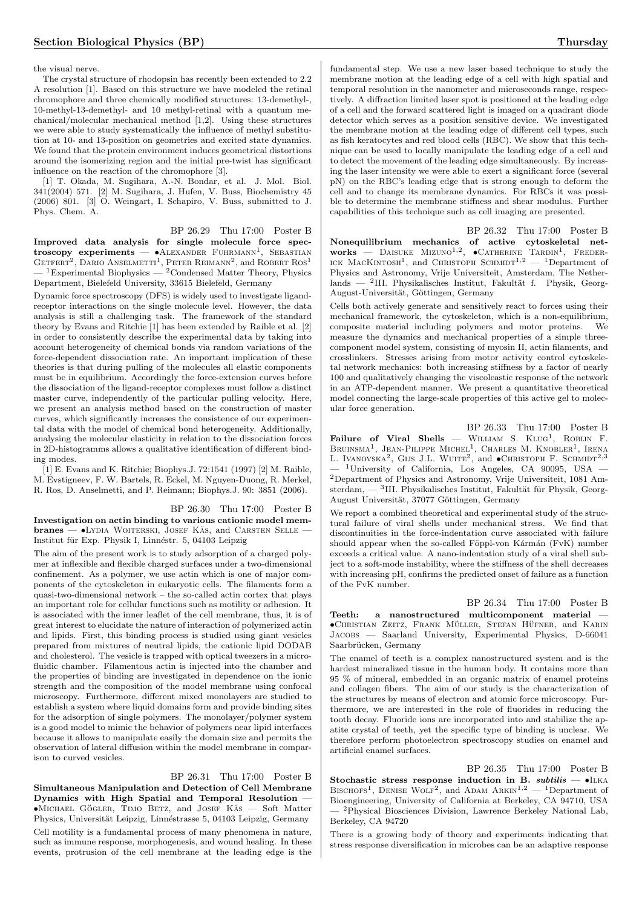the visual nerve.

The crystal structure of rhodopsin has recently been extended to 2.2 A resolution [1]. Based on this structure we have modeled the retinal chromophore and three chemically modified structures: 13-demethyl-, 10-methyl-13-demethyl- and 10 methyl-retinal with a quantum mechanical/molecular mechanical method [1,2]. Using these structures we were able to study systematically the influence of methyl substitution at 10- and 13-position on geometries and excited state dynamics. We found that the protein environment induces geometrical distortions around the isomerizing region and the initial pre-twist has significant influence on the reaction of the chromophore [3].

[1] T. Okada, M. Sugihara, A.-N. Bondar, et al. J. Mol. Biol. 341(2004) 571. [2] M. Sugihara, J. Hufen, V. Buss, Biochemistry 45 (2006) 801. [3] O. Weingart, I. Schapiro, V. Buss, submitted to J. Phys. Chem. A.

BP 26.29 Thu 17:00 Poster B

**Improved data analysis for single molecule force spectroscopy experiments** — •Alexander Fuhrmann[1], Sebastian Getfert[2], Dario Anselmetti[1], Peter Reimann[2], and Robert Ros[1] — [1]Experimental Biophysics — [2]Condensed Matter Theory, Physics Department, Bielefeld University, 33615 Bielefeld, Germany

Dynamic force spectroscopy (DFS) is widely used to investigate ligand-receptor interactions on the single molecule level. However, the data analysis is still a challenging task. The framework of the standard theory by Evans and Ritchie [1] has been extended by Raible et al. [2] in order to consistently describe the experimental data by taking into account heterogeneity of chemical bonds via random variations of the force-dependent dissociation rate. An important implication of these theories is that during pulling of the molecules all elastic components must be in equilibrium. Accordingly the force-extension curves before the dissociation of the ligand-receptor complexes must follow a distinct master curve, independently of the particular pulling velocity. Here, we present an analysis method based on the construction of master curves, which significantly increases the consistence of our experimental data with the model of chemical bond heterogeneity. Additionally, analysing the molecular elasticity in relation to the dissociation forces in 2D-histogramms allows a qualitative identification of different binding modes.

[1] E. Evans and K. Ritchie; Biophys.J. 72:1541 (1997) [2] M. Raible, M. Evstigneev, F. W. Bartels, R. Eckel, M. Nguyen-Duong, R. Merkel, R. Ros, D. Anselmetti, and P. Reimann; Biophys.J. 90: 3851 (2006).

BP 26.30 Thu 17:00 Poster B

**Investigation on actin binding to various cationic model membranes** — •Lydia Woiterski, Josef Käs, and Carsten Selle — Institut für Exp. Physik I, Linnéstr. 5, 04103 Leipzig

The aim of the present work is to study adsorption of a charged polymer at inflexible and flexible charged surfaces under a two-dimensional confinement. As a polymer, we use actin which is one of major components of the cytoskeleton in eukaryotic cells. The filaments form a quasi-two-dimensional network – the so-called actin cortex that plays an important role for cellular functions such as motility or adhesion. It is associated with the inner leaflet of the cell membrane, thus, it is of great interest to elucidate the nature of interaction of polymerized actin and lipids. First, this binding process is studied using giant vesicles prepared from mixtures of neutral lipids, the cationic lipid DODAB and cholesterol. The vesicle is trapped with optical tweezers in a microfluidic chamber. Filamentous actin is injected into the chamber and the properties of binding are investigated in dependence on the ionic strength and the composition of the model membrane using confocal microscopy. Furthermore, different mixed monolayers are studied to establish a system where liquid domains form and provide binding sites for the adsorption of single polymers. The monolayer/polymer system is a good model to mimic the behavior of polymers near lipid interfaces because it allows to manipulate easily the domain size and permits the observation of lateral diffusion within the model membrane in comparison to curved vesicles.

BP 26.31 Thu 17:00 Poster B

**Simultaneous Manipulation and Detection of Cell Membrane Dynamics with High Spatial and Temporal Resolution** — •Michael Gögler, Timo Betz, and Josef Käs — Soft Matter Physics, Universität Leipzig, Linnéstrasse 5, 04103 Leipzig, Germany

Cell motility is a fundamental process of many phenomena in nature, such as immune response, morphogenesis, and wound healing. In these events, protrusion of the cell membrane at the leading edge is the fundamental step. We use a new laser based technique to study the membrane motion at the leading edge of a cell with high spatial and temporal resolution in the nanometer and microseconds range, respectively. A diffraction limited laser spot is positioned at the leading edge of a cell and the forward scattered light is imaged on a quadrant diode detector which serves as a position sensitive device. We investigated the membrane motion at the leading edge of different cell types, such as fish keratocytes and red blood cells (RBC). We show that this technique can be used to locally manipulate the leading edge of a cell and to detect the movement of the leading edge simultaneously. By increasing the laser intensity we were able to exert a significant force (several pN) on the RBC's leading edge that is strong enough to deform the cell and to change its membrane dynamics. For RBCs it was possible to determine the membrane stiffness and shear modulus. Further capabilities of this technique such as cell imaging are presented.

BP 26.32 Thu 17:00 Poster B

**Nonequilibrium mechanics of active cytoskeletal networks** — Daisuke Mizuno[1,2], •Catherine Tardin[1], Frederick MacKintosh[1], and Christoph Schmidt[1,2] — [1]Department of Physics and Astronomy, Vrije Universiteit, Amsterdam, The Netherlands — [2]III. Physikalisches Institut, Fakultät f. Physik, Georg-August-Universität, Göttingen, Germany

Cells both actively generate and sensitively react to forces using their mechanical framework, the cytoskeleton, which is a non-equilibrium, composite material including polymers and motor proteins. We measure the dynamics and mechanical properties of a simple three-component model system, consisting of myosin II, actin filaments, and crosslinkers. Stresses arising from motor activity control cytoskeletal network mechanics: both increasing stiffness by a factor of nearly 100 and qualitatively changing the viscoelastic response of the network in an ATP-dependent manner. We present a quantitative theoretical model connecting the large-scale properties of this active gel to molecular force generation.

BP 26.33 Thu 17:00 Poster B

**Failure of Viral Shells** — William S. Klug[1], Robijn F. Bruinsma[1], Jean-Pilippe Michel[1], Charles M. Knobler[1], Irena L. Ivanovska[2], Gijs J.L. Wuite[2], and •Christoph F. Schmidt[2,3] — [1]University of California, Los Angeles, CA 90095, USA — [2]Department of Physics and Astronomy, Vrije Universiteit, 1081 Amsterdam, — [3]III. Physikalisches Institut, Fakultät für Physik, Georg-August Universität, 37077 Göttingen, Germany

We report a combined theoretical and experimental study of the structural failure of viral shells under mechanical stress. We find that discontinuities in the force-indentation curve associated with failure should appear when the so-called Föppl-von Kármán (FvK) number exceeds a critical value. A nano-indentation study of a viral shell subject to a soft-mode instability, where the stiffness of the shell decreases with increasing pH, confirms the predicted onset of failure as a function of the FvK number.

BP 26.34 Thu 17:00 Poster B

**Teeth: a nanostructured multicomponent material** — •Christian Zeitz, Frank Müller, Stefan Hüfner, and Karin Jacobs — Saarland University, Experimental Physics, D-66041 Saarbrücken, Germany

The enamel of teeth is a complex nanostructured system and is the hardest mineralized tissue in the human body. It contains more than 95 % of mineral, embedded in an organic matrix of enamel proteins and collagen fibers. The aim of our study is the characterization of the structures by means of electron and atomic force microscopy. Furthermore, we are interested in the role of fluorides in reducing the tooth decay. Fluoride ions are incorporated into and stabilize the apatite crystal of teeth, yet the specific type of binding is unclear. We therefore perform photoelectron spectroscopy studies on enamel and artificial enamel surfaces.

BP 26.35 Thu 17:00 Poster B

**Stochastic stress response induction in B. *subtilis*** — •Ilka Bischofs[1], Denise Wolf[2], and Adam Arkin[1,2] — [1]Department of Bioengineering, University of California at Berkeley, CA 94710, USA — [2]Physical Biosciences Division, Lawrence Berkeley National Lab, Berkeley, CA 94720

There is a growing body of theory and experiments indicating that stress response diversification in microbes can be an adaptive response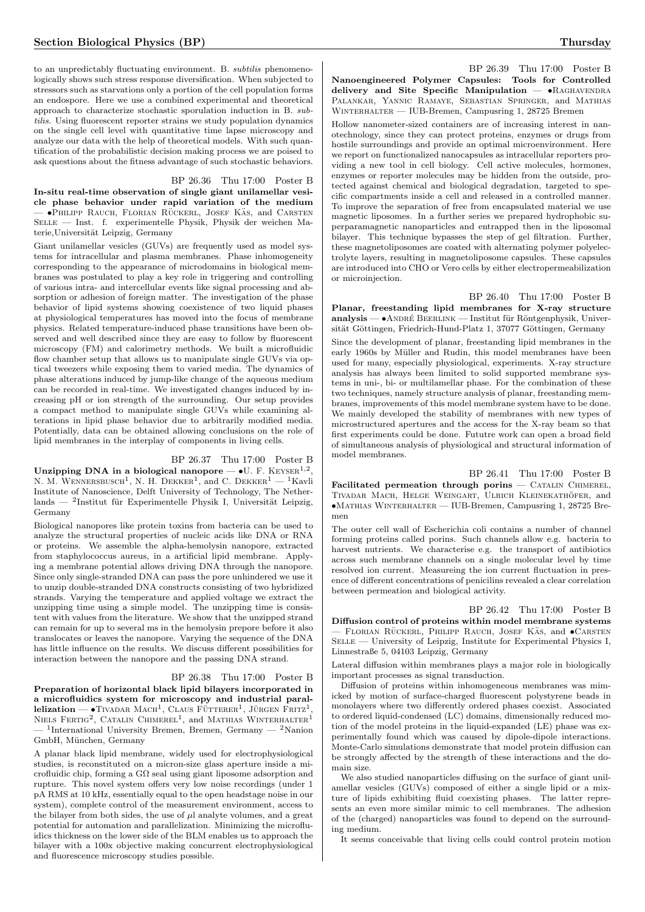to an unpredictably fluctuating environment. B. *subtilis* phenomenologically shows such stress response diversification. When subjected to stressors such as starvations only a portion of the cell population forms an endospore. Here we use a combined experimental and theoretical approach to characterize stochastic sporulation induction in B. *subtilis*. Using fluorescent reporter strains we study population dynamics on the single cell level with quantitative time lapse microscopy and analyze our data with the help of theoretical models. With such quantification of the probabilistic decision making process we are poised to ask questions about the fitness advantage of such stochastic behaviors.

BP 26.36 Thu 17:00 Poster B

**In-situ real-time observation of single giant unilamellar vesicle phase behavior under rapid variation of the medium** — •Philipp Rauch, Florian Rückerl, Josef Käs, and Carsten Selle — Inst. f. experimentelle Physik, Physik der weichen Materie,Universität Leipzig, Germany

Giant unilamellar vesicles (GUVs) are frequently used as model systems for intracellular and plasma membranes. Phase inhomogeneity corresponding to the appearance of microdomains in biological membranes was postulated to play a key role in triggering and controlling of various intra- and intercellular events like signal processing and absorption or adhesion of foreign matter. The investigation of the phase behavior of lipid systems showing coexistence of two liquid phases at physiological temperatures has moved into the focus of membrane physics. Related temperature-induced phase transitions have been observed and well described since they are easy to follow by fluorescent microscopy (FM) and calorimetry methods. We built a microfluidic flow chamber setup that allows us to manipulate single GUVs via optical tweezers while exposing them to varied media. The dynamics of phase alterations induced by jump-like change of the aqueous medium can be recorded in real-time. We investigated changes induced by increasing pH or ion strength of the surrounding. Our setup provides a compact method to manipulate single GUVs while examining alterations in lipid phase behavior due to arbitrarily modified media. Potentially, data can be obtained allowing conclusions on the role of lipid membranes in the interplay of components in living cells.

BP 26.37 Thu 17:00 Poster B

**Unzipping DNA in a biological nanopore** — •U. F. Keyser[1,2], N. M. Wennersbusch[1], N. H. Dekker[1], and C. Dekker[1] — [1]Kavli Institute of Nanoscience, Delft University of Technology, The Netherlands — [2]Institut für Experimentelle Physik I, Universität Leipzig, Germany

Biological nanopores like protein toxins from bacteria can be used to analyze the structural properties of nucleic acids like DNA or RNA or proteins. We assemble the alpha-hemolysin nanopore, extracted from staphylococcus aureus, in a artificial lipid membrane. Applying a membrane potential allows driving DNA through the nanopore. Since only single-stranded DNA can pass the pore unhindered we use it to unzip double-stranded DNA constructs consisting of two hybridized strands. Varying the temperature and applied voltage we extract the unzipping time using a simple model. The unzipping time is consistent with values from the literature. We show that the unzipped strand can remain for up to several ms in the hemolysin prepore before it also translocates or leaves the nanopore. Varying the sequence of the DNA has little influence on the results. We discuss different possibilities for interaction between the nanopore and the passing DNA strand.

BP 26.38 Thu 17:00 Poster B

**Preparation of horizontal black lipid bilayers incorporated in a microfluidics system for microscopy and industrial parallelization** — •Tivadar Mach[1], Claus Fütterer[1], Jürgen Fritz[1], Niels Fertig[2], Catalin Chimerel[1], and Mathias Winterhalter[1] — [1]International University Bremen, Bremen, Germany — [2]Nanion GmbH, München, Germany

A planar black lipid membrane, widely used for electrophysiological studies, is reconstituted on a micron-size glass aperture inside a microfluidic chip, forming a GΩ seal using giant liposome adsorption and rupture. This novel system offers very low noise recordings (under 1 pA RMS at 10 kHz, essentially equal to the open headstage noise in our system), complete control of the measurement environment, access to the bilayer from both sides, the use of $\mu$l analyte volumes, and a great potential for automation and parallelization. Minimizing the microfluidics thickness on the lower side of the BLM enables us to approach the bilayer with a 100x objective making concurrent electrophysiological and fluorescence microscopy studies possible.

BP 26.39 Thu 17:00 Poster B

**Nanoengineered Polymer Capsules: Tools for Controlled delivery and Site Specific Manipulation** — •Raghavendra Palankar, Yannic Ramaye, Sebastian Springer, and Mathias Winterhalter — IUB-Bremen, Campusring 1, 28725 Bremen

Hollow nanometer-sized containers are of increasing interest in nanotechnology, since they can protect proteins, enzymes or drugs from hostile surroundings and provide an optimal microenvironment. Here we report on functionalized nanocapsules as intracellular reporters providing a new tool in cell biology. Cell active molecules, hormones, enzymes or reporter molecules may be hidden from the outside, protected against chemical and biological degradation, targeted to specific compartments inside a cell and released in a controlled manner. To improve the separation of free from encapsulated material we use magnetic liposomes. In a further series we prepared hydrophobic superparamagnetic nanoparticles and entrapped then in the liposomal bilayer. This technique bypasses the step of gel filtration. Further, these magnetoliposomes are coated with alternating polymer polyelectrolyte layers, resulting in magnetoliposome capsules. These capsules are introduced into CHO or Vero cells by either electropermeabilization or microinjection.

BP 26.40 Thu 17:00 Poster B

**Planar, freestanding lipid membranes for X-ray structure analysis** — •André Beerlink — Institut für Röntgenphysik, Universität Göttingen, Friedrich-Hund-Platz 1, 37077 Göttingen, Germany

Since the development of planar, freestanding lipid membranes in the early 1960s by Müller and Rudin, this model membranes have been used for many, especially physiological, experiments. X-ray structure analysis has always been limited to solid supported membrane systems in uni-, bi- or multilamellar phase. For the combination of these two techniques, namely structure analysis of planar, freestanding membranes, improvements of this model membrane system have to be done. We mainly developed the stability of membranes with new types of microstructured apertures and the access for the X-ray beam so that first experiments could be done. Fututre work can open a broad field of simultaneous analysis of physiological and structural information of model membranes.

BP 26.41 Thu 17:00 Poster B

**Facilitated permeation through porins** — Catalin Chimerel, Tivadar Mach, Helge Weingart, Ulrich Kleinekathöfer, and •Mathias Winterhalter — IUB-Bremen, Campusring 1, 28725 Bremen

The outer cell wall of Escherichia coli contains a number of channel forming proteins called porins. Such channels allow e.g. bacteria to harvest nutrients. We characterise e.g. the transport of antibiotics across such membrane channels on a single molecular level by time resolved ion current. Measureing the ion current fluctuation in presence of different concentrations of penicilins revealed a clear correlation between permeation and biological activity.

BP 26.42 Thu 17:00 Poster B

**Diffusion control of proteins within model membrane systems** — Florian Rückerl, Philipp Rauch, Josef Käs, and •Carsten Selle — University of Leipzig, Institute for Experimental Physics I, Linnestraße 5, 04103 Leipzig, Germany

Lateral diffusion within membranes plays a major role in biologically important processes as signal transduction.

Diffusion of proteins within inhomogeneous membranes was mimicked by motion of surface-charged fluorescent polystyrene beads in monolayers where two differently ordered phases coexist. Associated to ordered liquid-condensed (LC) domains, dimensionally reduced motion of the model proteins in the liquid-expanded (LE) phase was experimentally found which was caused by dipole-dipole interactions. Monte-Carlo simulations demonstrate that model protein diffusion can be strongly affected by the strength of these interactions and the domain size.

We also studied nanoparticles diffusing on the surface of giant unilamellar vesicles (GUVs) composed of either a single lipid or a mixture of lipids exhibiting fluid coexisting phases. The latter represents an even more similar mimic to cell membranes. The adhesion of the (charged) nanoparticles was found to depend on the surrounding medium.

It seems conceivable that living cells could control protein motion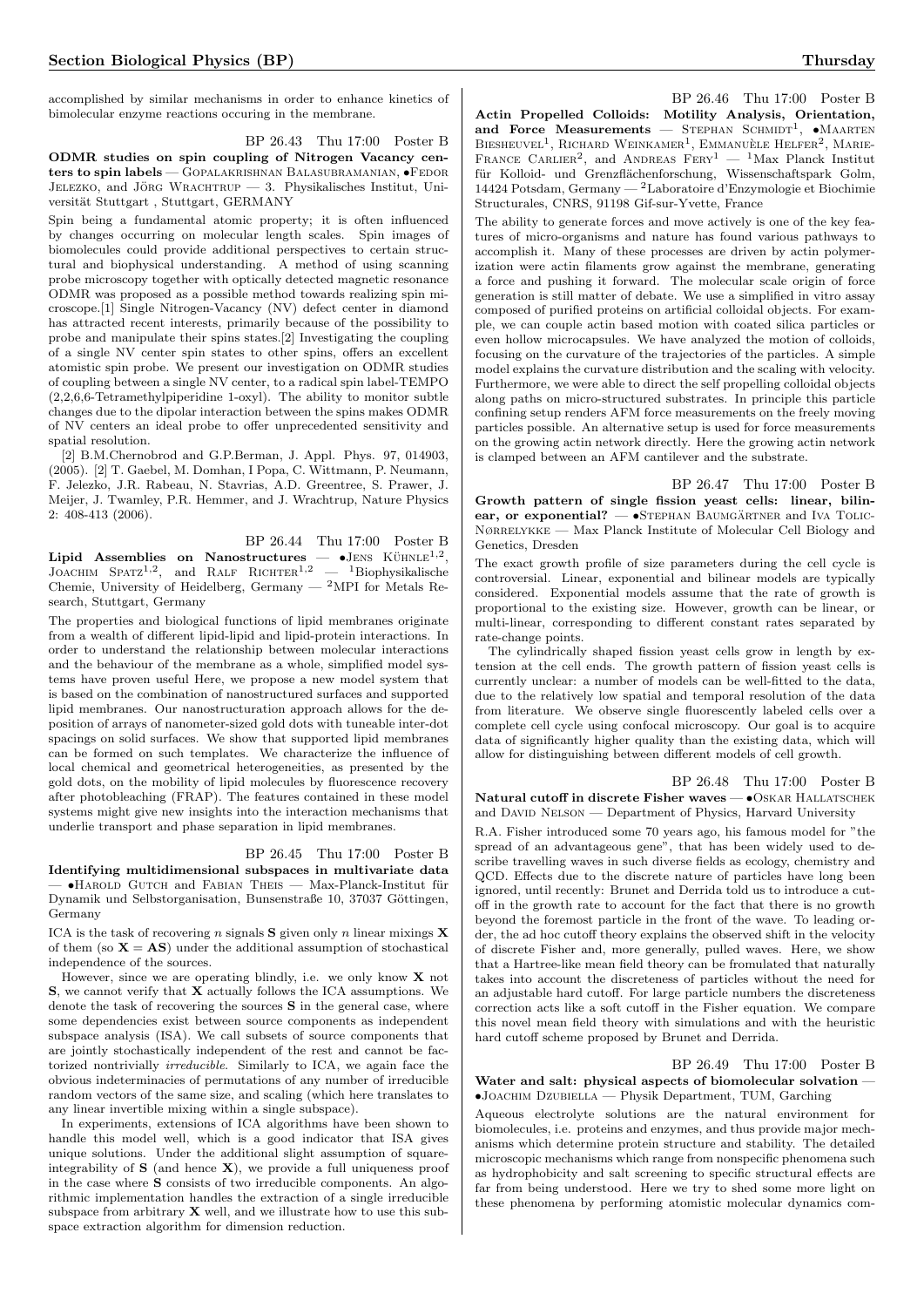accomplished by similar mechanisms in order to enhance kinetics of bimolecular enzyme reactions occuring in the membrane.

BP 26.43 Thu 17:00 Poster B

**ODMR studies on spin coupling of Nitrogen Vacancy centers to spin labels** — Gopalakrishnan Balasubramanian, •Fedor Jelezko, and Jörg Wrachtrup — 3. Physikalisches Institut, Universität Stuttgart , Stuttgart, GERMANY

Spin being a fundamental atomic property; it is often influenced by changes occurring on molecular length scales. Spin images of biomolecules could provide additional perspectives to certain structural and biophysical understanding. A method of using scanning probe microscopy together with optically detected magnetic resonance ODMR was proposed as a possible method towards realizing spin microscope.[1] Single Nitrogen-Vacancy (NV) defect center in diamond has attracted recent interests, primarily because of the possibility to probe and manipulate their spins states.[2] Investigating the coupling of a single NV center spin states to other spins, offers an excellent atomistic spin probe. We present our investigation on ODMR studies of coupling between a single NV center, to a radical spin label-TEMPO (2,2,6,6-Tetramethylpiperidine 1-oxyl). The ability to monitor subtle changes due to the dipolar interaction between the spins makes ODMR of NV centers an ideal probe to offer unprecedented sensitivity and spatial resolution.

[2] B.M.Chernobrod and G.P.Berman, J. Appl. Phys. 97, 014903, (2005). [2] T. Gaebel, M. Domhan, I Popa, C. Wittmann, P. Neumann, F. Jelezko, J.R. Rabeau, N. Stavrias, A.D. Greentree, S. Prawer, J. Meijer, J. Twamley, P.R. Hemmer, and J. Wrachtrup, Nature Physics 2: 408-413 (2006).

BP 26.44 Thu 17:00 Poster B

**Lipid Assemblies on Nanostructures** — •Jens Kühnle[1,2], Joachim Spatz[1,2], and Ralf Richter[1,2] — [1]Biophysikalische Chemie, University of Heidelberg, Germany — [2]MPI for Metals Research, Stuttgart, Germany

The properties and biological functions of lipid membranes originate from a wealth of different lipid-lipid and lipid-protein interactions. In order to understand the relationship between molecular interactions and the behaviour of the membrane as a whole, simplified model systems have proven useful Here, we propose a new model system that is based on the combination of nanostructured surfaces and supported lipid membranes. Our nanostructuration approach allows for the deposition of arrays of nanometer-sized gold dots with tuneable inter-dot spacings on solid surfaces. We show that supported lipid membranes can be formed on such templates. We characterize the influence of local chemical and geometrical heterogeneities, as presented by the gold dots, on the mobility of lipid molecules by fluorescence recovery after photobleaching (FRAP). The features contained in these model systems might give new insights into the interaction mechanisms that underlie transport and phase separation in lipid membranes.

BP 26.45 Thu 17:00 Poster B

**Identifying multidimensional subspaces in multivariate data** — •Harold Gutch and Fabian Theis — Max-Planck-Institut für Dynamik und Selbstorganisation, Bunsenstraße 10, 37037 Göttingen, Germany

ICA is the task of recovering $n$ signals $\mathbf{S}$ given only $n$ linear mixings $\mathbf{X}$ of them (so $\mathbf{X} = \mathbf{AS}$) under the additional assumption of stochastical independence of the sources.

However, since we are operating blindly, i.e. we only know $\mathbf{X}$ not $\mathbf{S}$, we cannot verify that $\mathbf{X}$ actually follows the ICA assumptions. We denote the task of recovering the sources $\mathbf{S}$ in the general case, where some dependencies exist between source components as independent subspace analysis (ISA). We call subsets of source components that are jointly stochastically independent of the rest and cannot be factorized nontrivially *irreducible*. Similarly to ICA, we again face the obvious indeterminacies of permutations of any number of irreducible random vectors of the same size, and scaling (which here translates to any linear invertible mixing within a single subspace).

In experiments, extensions of ICA algorithms have been shown to handle this model well, which is a good indicator that ISA gives unique solutions. Under the additional slight assumption of square-integrability of $\mathbf{S}$ (and hence $\mathbf{X}$), we provide a full uniqueness proof in the case where $\mathbf{S}$ consists of two irreducible components. An algorithmic implementation handles the extraction of a single irreducible subspace from arbitrary $\mathbf{X}$ well, and we illustrate how to use this subspace extraction algorithm for dimension reduction.

BP 26.46 Thu 17:00 Poster B

**Actin Propelled Colloids: Motility Analysis, Orientation, and Force Measurements** — Stephan Schmidt[1], •Maarten Biesheuvel[1], Richard Weinkamer[1], Emmanuèle Helfer[2], Marie-France Carlier[2], and Andreas Fery[1] — [1]Max Planck Institut für Kolloid- und Grenzflächenforschung, Wissenschaftspark Golm, 14424 Potsdam, Germany — [2]Laboratoire d'Enzymologie et Biochimie Structurales, CNRS, 91198 Gif-sur-Yvette, France

The ability to generate forces and move actively is one of the key features of micro-organisms and nature has found various pathways to accomplish it. Many of these processes are driven by actin polymerization were actin filaments grow against the membrane, generating a force and pushing it forward. The molecular scale origin of force generation is still matter of debate. We use a simplified in vitro assay composed of purified proteins on artificial colloidal objects. For example, we can couple actin based motion with coated silica particles or even hollow microcapsules. We have analyzed the motion of colloids, focusing on the curvature of the trajectories of the particles. A simple model explains the curvature distribution and the scaling with velocity. Furthermore, we were able to direct the self propelling colloidal objects along paths on micro-structured substrates. In principle this particle confining setup renders AFM force measurements on the freely moving particles possible. An alternative setup is used for force measurements on the growing actin network directly. Here the growing actin network is clamped between an AFM cantilever and the substrate.

BP 26.47 Thu 17:00 Poster B

**Growth pattern of single fission yeast cells: linear, bilinear, or exponential?** — •Stephan Baumgärtner and Iva Tolic-Nørrelykke — Max Planck Institute of Molecular Cell Biology and Genetics, Dresden

The exact growth profile of size parameters during the cell cycle is controversial. Linear, exponential and bilinear models are typically considered. Exponential models assume that the rate of growth is proportional to the existing size. However, growth can be linear, or multi-linear, corresponding to different constant rates separated by rate-change points.

The cylindrically shaped fission yeast cells grow in length by extension at the cell ends. The growth pattern of fission yeast cells is currently unclear: a number of models can be well-fitted to the data, due to the relatively low spatial and temporal resolution of the data from literature. We observe single fluorescently labeled cells over a complete cell cycle using confocal microscopy. Our goal is to acquire data of significantly higher quality than the existing data, which will allow for distinguishing between different models of cell growth.

BP 26.48 Thu 17:00 Poster B

**Natural cutoff in discrete Fisher waves** — •Oskar Hallatschek and David Nelson — Department of Physics, Harvard University

R.A. Fisher introduced some 70 years ago, his famous model for "the spread of an advantageous gene", that has been widely used to describe travelling waves in such diverse fields as ecology, chemistry and QCD. Effects due to the discrete nature of particles have long been ignored, until recently: Brunet and Derrida told us to introduce a cutoff in the growth rate to account for the fact that there is no growth beyond the foremost particle in the front of the wave. To leading order, the ad hoc cutoff theory explains the observed shift in the velocity of discrete Fisher and, more generally, pulled waves. Here, we show that a Hartree-like mean field theory can be formulated that naturally takes into account the discreteness of particles without the need for an adjustable hard cutoff. For large particle numbers the discreteness correction acts like a soft cutoff in the Fisher equation. We compare this novel mean field theory with simulations and with the heuristic hard cutoff scheme proposed by Brunet and Derrida.

BP 26.49 Thu 17:00 Poster B

**Water and salt: physical aspects of biomolecular solvation** — •Joachim Dzubiella — Physik Department, TUM, Garching

Aqueous electrolyte solutions are the natural environment for biomolecules, i.e. proteins and enzymes, and thus provide major mechanisms which determine protein structure and stability. The detailed microscopic mechanisms which range from nonspecific phenomena such as hydrophobicity and salt screening to specific structural effects are far from being understood. Here we try to shed some more light on these phenomena by performing atomistic molecular dynamics com-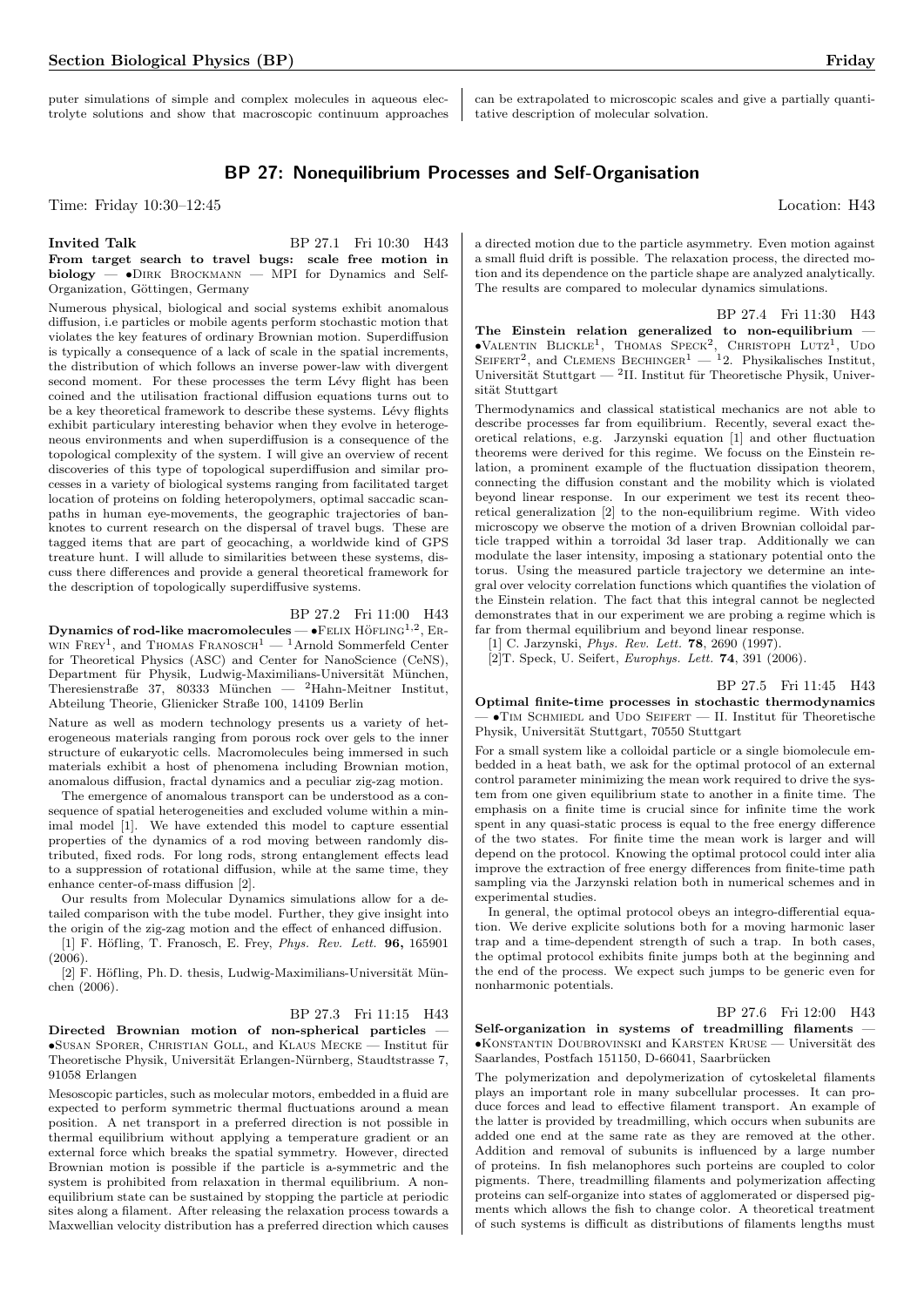puter simulations of simple and complex molecules in aqueous electrolyte solutions and show that macroscopic continuum approaches can be extrapolated to microscopic scales and give a partially quantitative description of molecular solvation.

## BP 27: Nonequilibrium Processes and Self-Organisation

Time: Friday 10:30–12:45 Location: H43

**Invited Talk** BP 27.1 Fri 10:30 H43

**From target search to travel bugs: scale free motion in biology** — •Dirk Brockmann — MPI for Dynamics and Self-Organization, Göttingen, Germany

Numerous physical, biological and social systems exhibit anomalous diffusion, i.e particles or mobile agents perform stochastic motion that violates the key features of ordinary Brownian motion. Superdiffusion is typically a consequence of a lack of scale in the spatial increments, the distribution of which follows an inverse power-law with divergent second moment. For these processes the term Lévy flight has been coined and the utilisation fractional diffusion equations turns out to be a key theoretical framework to describe these systems. Lévy flights exhibit particulary interesting behavior when they evolve in heterogeneous environments and when superdiffusion is a consequence of the topological complexity of the system. I will give an overview of recent discoveries of this type of topological superdiffusion and similar processes in a variety of biological systems ranging from facilitated target location of proteins on folding heteropolymers, optimal saccadic scanpaths in human eye-movements, the geographic trajectories of banknotes to current research on the dispersal of travel bugs. These are tagged items that are part of geocaching, a worldwide kind of GPS treature hunt. I will allude to similarities between these systems, discuss there differences and provide a general theoretical framework for the description of topologically superdiffusive systems.

BP 27.2 Fri 11:00 H43

**Dynamics of rod-like macromolecules** — •Felix Höfling[1,2], Erwin Frey[1], and Thomas Franosch[1] — [1]Arnold Sommerfeld Center for Theoretical Physics (ASC) and Center for NanoScience (CeNS), Department für Physik, Ludwig-Maximilians-Universität München, Theresienstraße 37, 80333 München — [2]Hahn-Meitner Institut, Abteilung Theorie, Glienicker Straße 100, 14109 Berlin

Nature as well as modern technology presents us a variety of heterogeneous materials ranging from porous rock over gels to the inner structure of eukaryotic cells. Macromolecules being immersed in such materials exhibit a host of phenomena including Brownian motion, anomalous diffusion, fractal dynamics and a peculiar zig-zag motion.

The emergence of anomalous transport can be understood as a consequence of spatial heterogeneities and excluded volume within a minimal model [1]. We have extended this model to capture essential properties of the dynamics of a rod moving between randomly distributed, fixed rods. For long rods, strong entanglement effects lead to a suppression of rotational diffusion, while at the same time, they enhance center-of-mass diffusion [2].

Our results from Molecular Dynamics simulations allow for a detailed comparison with the tube model. Further, they give insight into the origin of the zig-zag motion and the effect of enhanced diffusion.

[1] F. Höfling, T. Franosch, E. Frey, *Phys. Rev. Lett.* **96,** 165901 (2006).

[2] F. Höfling, Ph. D. thesis, Ludwig-Maximilians-Universität München (2006).

BP 27.3 Fri 11:15 H43

**Directed Brownian motion of non-spherical particles** — •Susan Sporer, Christian Goll, and Klaus Mecke — Institut für Theoretische Physik, Universität Erlangen-Nürnberg, Staudtstrasse 7, 91058 Erlangen

Mesoscopic particles, such as molecular motors, embedded in a fluid are expected to perform symmetric thermal fluctuations around a mean position. A net transport in a preferred direction is not possible in thermal equilibrium without applying a temperature gradient or an external force which breaks the spatial symmetry. However, directed Brownian motion is possible if the particle is a-symmetric and the system is prohibited from relaxation in thermal equilibrium. A non-equilibrium state can be sustained by stopping the particle at periodic sites along a filament. After releasing the relaxation process towards a Maxwellian velocity distribution has a preferred direction which causes a directed motion due to the particle asymmetry. Even motion against a small fluid drift is possible. The relaxation process, the directed motion and its dependence on the particle shape are analyzed analytically. The results are compared to molecular dynamics simulations.

BP 27.4 Fri 11:30 H43

**The Einstein relation generalized to non-equilibrium** — •Valentin Blickle[1], Thomas Speck[2], Christoph Lutz[1], Udo Seifert[2], and Clemens Bechinger[1] — [1]2. Physikalisches Institut, Universität Stuttgart — [2]II. Institut für Theoretische Physik, Universität Stuttgart

Thermodynamics and classical statistical mechanics are not able to describe processes far from equilibrium. Recently, several exact theoretical relations, e.g. Jarzynski equation [1] and other fluctuation theorems were derived for this regime. We focuss on the Einstein relation, a prominent example of the fluctuation dissipation theorem, connecting the diffusion constant and the mobility which is violated beyond linear response. In our experiment we test its recent theoretical generalization [2] to the non-equilibrium regime. With video microscopy we observe the motion of a driven Brownian colloidal particle trapped within a torroidal 3d laser trap. Additionally we can modulate the laser intensity, imposing a stationary potential onto the torus. Using the measured particle trajectory we determine an integral over velocity correlation functions which quantifies the violation of the Einstein relation. The fact that this integral cannot be neglected demonstrates that in our experiment we are probing a regime which is far from thermal equilibrium and beyond linear response.

[1] C. Jarzynski, *Phys. Rev. Lett.* **78**, 2690 (1997).

[2]T. Speck, U. Seifert, *Europhys. Lett.* **74**, 391 (2006).

BP 27.5 Fri 11:45 H43

**Optimal finite-time processes in stochastic thermodynamics** — •Tim Schmiedl and Udo Seifert — II. Institut für Theoretische Physik, Universität Stuttgart, 70550 Stuttgart

For a small system like a colloidal particle or a single biomolecule embedded in a heat bath, we ask for the optimal protocol of an external control parameter minimizing the mean work required to drive the system from one given equilibrium state to another in a finite time. The emphasis on a finite time is crucial since for infinite time the work spent in any quasi-static process is equal to the free energy difference of the two states. For finite time the mean work is larger and will depend on the protocol. Knowing the optimal protocol could inter alia improve the extraction of free energy differences from finite-time path sampling via the Jarzynski relation both in numerical schemes and in experimental studies.

In general, the optimal protocol obeys an integro-differential equation. We derive explicite solutions both for a moving harmonic laser trap and a time-dependent strength of such a trap. In both cases, the optimal protocol exhibits finite jumps both at the beginning and the end of the process. We expect such jumps to be generic even for nonharmonic potentials.

BP 27.6 Fri 12:00 H43

**Self-organization in systems of treadmilling filaments** — •Konstantin Doubrovinski and Karsten Kruse — Universität des Saarlandes, Postfach 151150, D-66041, Saarbrücken

The polymerization and depolymerization of cytoskeletal filaments plays an important role in many subcellular processes. It can produce forces and lead to effective filament transport. An example of the latter is provided by treadmilling, which occurs when subunits are added one end at the same rate as they are removed at the other. Addition and removal of subunits is influenced by a large number of proteins. In fish melanophores such porteins are coupled to color pigments. There, treadmilling filaments and polymerization affecting proteins can self-organize into states of agglomerated or dispersed pigments which allows the fish to change color. A theoretical treatment of such systems is difficult as distributions of filaments lengths must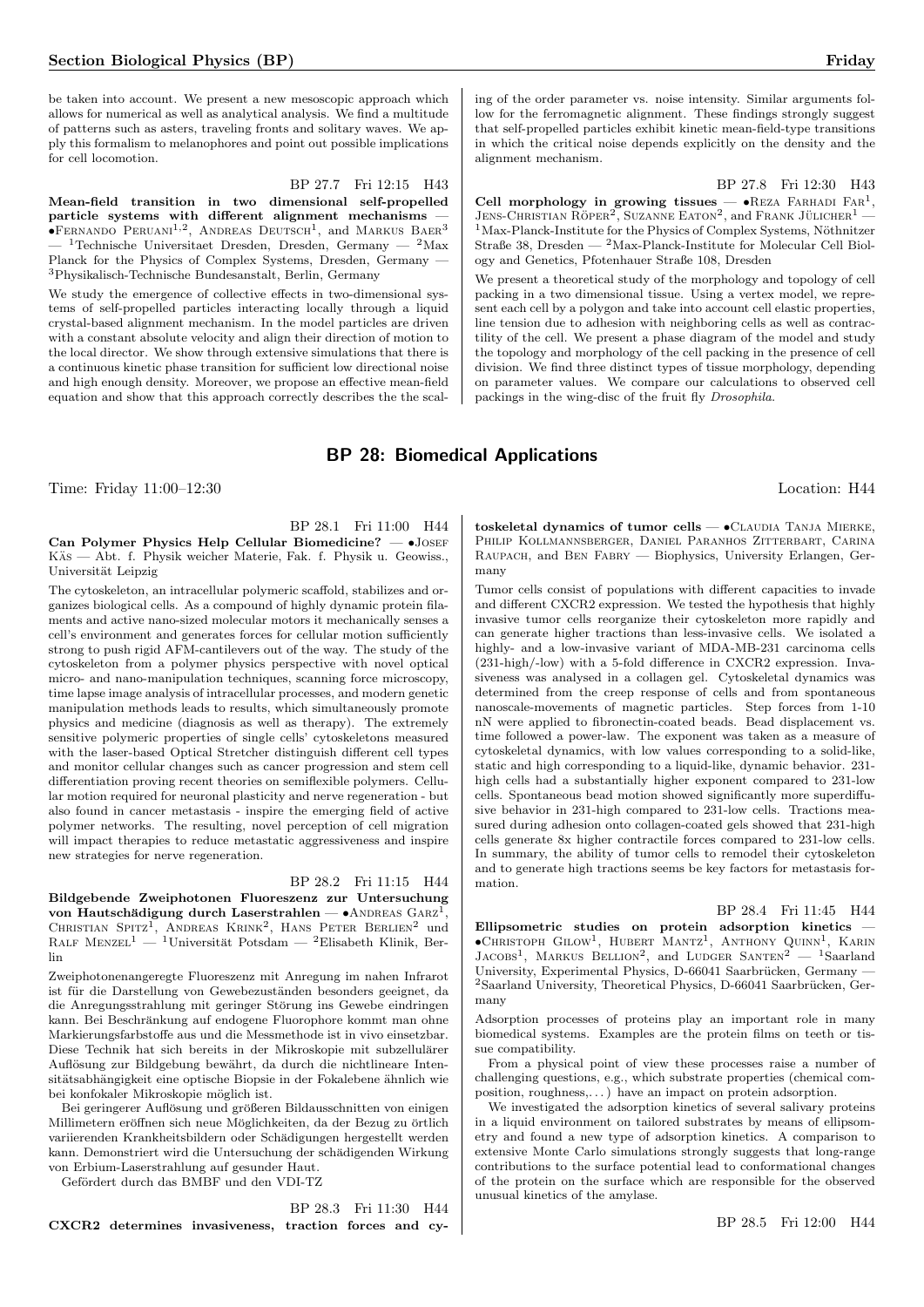be taken into account. We present a new mesoscopic approach which allows for numerical as well as analytical analysis. We find a multitude of patterns such as asters, traveling fronts and solitary waves. We apply this formalism to melanophores and point out possible implications for cell locomotion.

BP 27.7 Fri 12:15 H43

**Mean-field transition in two dimensional self-propelled particle systems with different alignment mechanisms** — •Fernando Peruani[1,2], Andreas Deutsch[1], and Markus Baer[3] — [1]Technische Universitaet Dresden, Dresden, Germany — [2]Max Planck for the Physics of Complex Systems, Dresden, Germany — [3]Physikalisch-Technische Bundesanstalt, Berlin, Germany

We study the emergence of collective effects in two-dimensional systems of self-propelled particles interacting locally through a liquid crystal-based alignment mechanism. In the model particles are driven with a constant absolute velocity and align their direction of motion to the local director. We show through extensive simulations that there is a continuous kinetic phase transition for sufficient low directional noise and high enough density. Moreover, we propose an effective mean-field equation and show that this approach correctly describes the the scaling of the order parameter vs. noise intensity. Similar arguments follow for the ferromagnetic alignment. These findings strongly suggest that self-propelled particles exhibit kinetic mean-field-type transitions in which the critical noise depends explicitly on the density and the alignment mechanism.

BP 27.8 Fri 12:30 H43

**Cell morphology in growing tissues** — •Reza Farhadi Far[1], Jens-Christian Röper[2], Suzanne Eaton[2], and Frank Jülicher[1] — [1]Max-Planck-Institute for the Physics of Complex Systems, Nöthnitzer Straße 38, Dresden — [2]Max-Planck-Institute for Molecular Cell Biology and Genetics, Pfotenhauer Straße 108, Dresden

We present a theoretical study of the morphology and topology of cell packing in a two dimensional tissue. Using a vertex model, we represent each cell by a polygon and take into account cell elastic properties, line tension due to adhesion with neighboring cells as well as contractility of the cell. We present a phase diagram of the model and study the topology and morphology of the cell packing in the presence of cell division. We find three distinct types of tissue morphology, depending on parameter values. We compare our calculations to observed cell packings in the wing-disc of the fruit fly *Drosophila*.

## BP 28: Biomedical Applications

Time: Friday 11:00–12:30 Location: H44

BP 28.1 Fri 11:00 H44

**Can Polymer Physics Help Cellular Biomedicine?** — •Josef Käs — Abt. f. Physik weicher Materie, Fak. f. Physik u. Geowiss., Universität Leipzig

The cytoskeleton, an intracellular polymeric scaffold, stabilizes and organizes biological cells. As a compound of highly dynamic protein filaments and active nano-sized molecular motors it mechanically senses a cell's environment and generates forces for cellular motion sufficiently strong to push rigid AFM-cantilevers out of the way. The study of the cytoskeleton from a polymer physics perspective with novel optical micro- and nano-manipulation techniques, scanning force microscopy, time lapse image analysis of intracellular processes, and modern genetic manipulation methods leads to results, which simultaneously promote physics and medicine (diagnosis as well as therapy). The extremely sensitive polymeric properties of single cells' cytoskeletons measured with the laser-based Optical Stretcher distinguish different cell types and monitor cellular changes such as cancer progression and stem cell differentiation proving recent theories on semiflexible polymers. Cellular motion required for neuronal plasticity and nerve regeneration - but also found in cancer metastasis - inspire the emerging field of active polymer networks. The resulting, novel perception of cell migration will impact therapies to reduce metastatic aggressiveness and inspire new strategies for nerve regeneration.

BP 28.2 Fri 11:15 H44

**Bildgebende Zweiphotonen Fluoreszenz zur Untersuchung von Hautschädigung durch Laserstrahlen** — •Andreas Garz[1], Christian Spitz[1], Andreas Krink[2], Hans Peter Berlien[2] und Ralf Menzel[1] — [1]Universität Potsdam — [2]Elisabeth Klinik, Berlin

Zweiphotonenangeregte Fluoreszenz mit Anregung im nahen Infrarot ist für die Darstellung von Gewebezuständen besonders geeignet, da die Anregungsstrahlung mit geringer Störung ins Gewebe eindringen kann. Bei Beschränkung auf endogene Fluorophore kommt man ohne Markierungsfarbstoffe aus und die Messmethode ist in vivo einsetzbar. Diese Technik hat sich bereits in der Mikroskopie mit subzellulärer Auflösung zur Bildgebung bewährt, da durch die nichtlineare Intensitätsabhängigkeit eine optische Biopsie in der Fokalebene ähnlich wie bei konfokaler Mikroskopie möglich ist.

Bei geringerer Auflösung und größeren Bildausschnitten von einigen Millimetern eröffnen sich neue Möglichkeiten, da der Bezug zu örtlich variierenden Krankheitsbildern oder Schädigungen hergestellt werden kann. Demonstriert wird die Untersuchung der schädigenden Wirkung von Erbium-Laserstrahlung auf gesunder Haut.

Gefördert durch das BMBF und den VDI-TZ

BP 28.3 Fri 11:30 H44

**CXCR2 determines invasiveness, traction forces and cytoskeletal dynamics of tumor cells** — •Claudia Tanja Mierke, Philip Kollmannsberger, Daniel Paranhos Zitterbart, Carina Raupach, and Ben Fabry — Biophysics, University Erlangen, Germany

Tumor cells consist of populations with different capacities to invade and different CXCR2 expression. We tested the hypothesis that highly invasive tumor cells reorganize their cytoskeleton more rapidly and can generate higher tractions than less-invasive cells. We isolated a highly- and a low-invasive variant of MDA-MB-231 carcinoma cells (231-high/-low) with a 5-fold difference in CXCR2 expression. Invasiveness was analysed in a collagen gel. Cytoskeletal dynamics was determined from the creep response of cells and from spontaneous nanoscale-movements of magnetic particles. Step forces from 1-10 nN were applied to fibronectin-coated beads. Bead displacement vs. time followed a power-law. The exponent was taken as a measure of cytoskeletal dynamics, with low values corresponding to a solid-like, static and high corresponding to a liquid-like, dynamic behavior. 231-high cells had a substantially higher exponent compared to 231-low cells. Spontaneous bead motion showed significantly more superdiffusive behavior in 231-high compared to 231-low cells. Tractions measured during adhesion onto collagen-coated gels showed that 231-high cells generate 8x higher contractile forces compared to 231-low cells. In summary, the ability of tumor cells to remodel their cytoskeleton and to generate high tractions seems be key factors for metastasis formation.

BP 28.4 Fri 11:45 H44

**Ellipsometric studies on protein adsorption kinetics** — •Christoph Gilow[1], Hubert Mantz[1], Anthony Quinn[1], Karin Jacobs[1], Markus Bellion[2], and Ludger Santen[2] — [1]Saarland University, Experimental Physics, D-66041 Saarbrücken, Germany — [2]Saarland University, Theoretical Physics, D-66041 Saarbrücken, Germany

Adsorption processes of proteins play an important role in many biomedical systems. Examples are the protein films on teeth or tissue compatibility.

From a physical point of view these processes raise a number of challenging questions, e.g., which substrate properties (chemical composition, roughness,...) have an impact on protein adsorption.

We investigated the adsorption kinetics of several salivary proteins in a liquid environment on tailored substrates by means of ellipsometry and found a new type of adsorption kinetics. A comparison to extensive Monte Carlo simulations strongly suggests that long-range contributions to the surface potential lead to conformational changes of the protein on the surface which are responsible for the observed unusual kinetics of the amylase.

BP 28.5 Fri 12:00 H44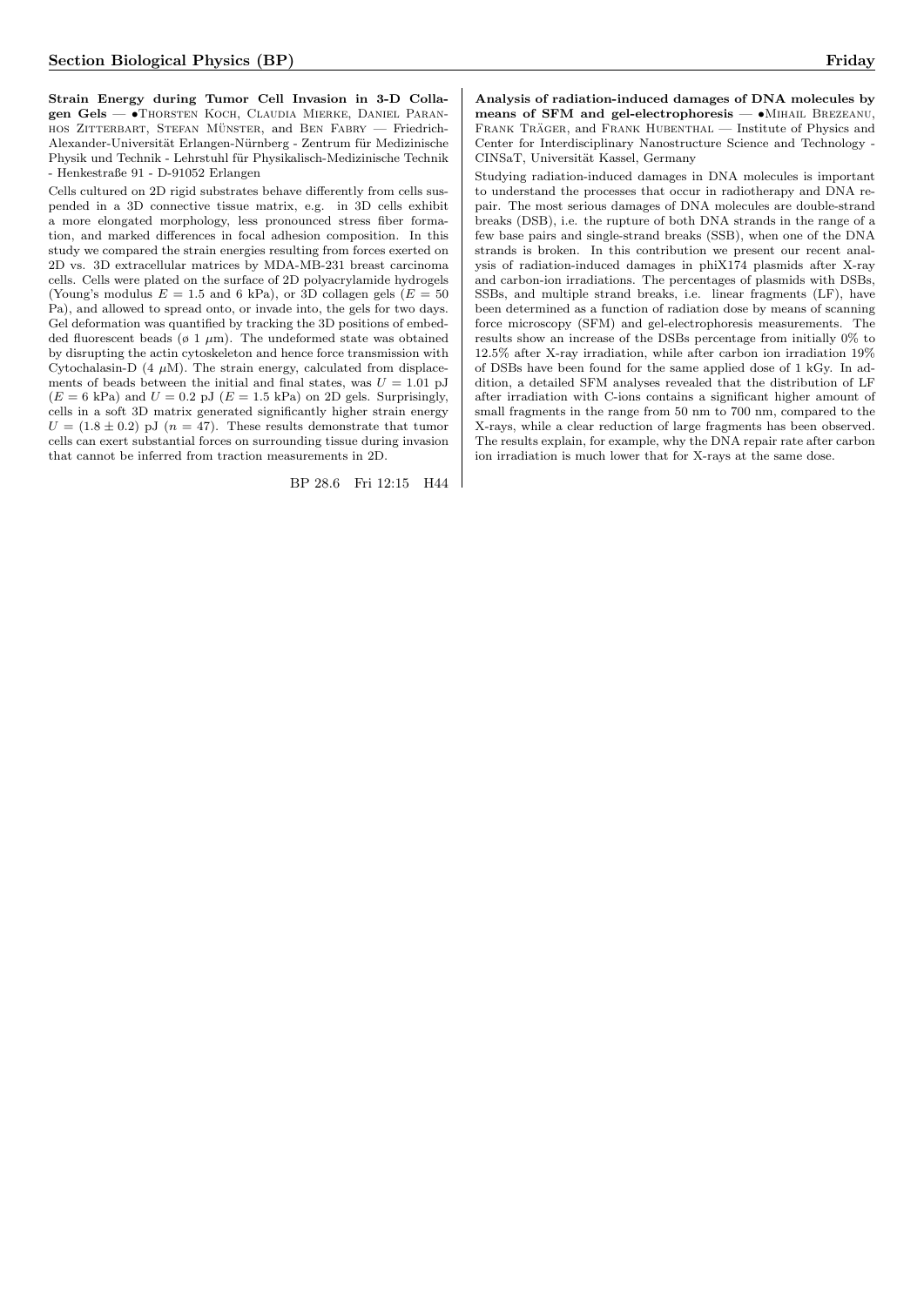**Strain Energy during Tumor Cell Invasion in 3-D Collagen Gels** — •Thorsten Koch, Claudia Mierke, Daniel Paranhos Zitterbart, Stefan Münster, and Ben Fabry — Friedrich-Alexander-Universität Erlangen-Nürnberg - Zentrum für Medizinische Physik und Technik - Lehrstuhl für Physikalisch-Medizinische Technik - Henkestraße 91 - D-91052 Erlangen

Cells cultured on 2D rigid substrates behave differently from cells suspended in a 3D connective tissue matrix, e.g. in 3D cells exhibit a more elongated morphology, less pronounced stress fiber formation, and marked differences in focal adhesion composition. In this study we compared the strain energies resulting from forces exerted on 2D vs. 3D extracellular matrices by MDA-MB-231 breast carcinoma cells. Cells were plated on the surface of 2D polyacrylamide hydrogels (Young's modulus $E = 1.5$ and 6 kPa), or 3D collagen gels ($E = 50$ Pa), and allowed to spread onto, or invade into, the gels for two days. Gel deformation was quantified by tracking the 3D positions of embedded fluorescent beads (ø 1 $\mu$m). The undeformed state was obtained by disrupting the actin cytoskeleton and hence force transmission with Cytochalasin-D (4 $\mu$M). The strain energy, calculated from displacements of beads between the initial and final states, was $U = 1.01$ pJ ($E = 6$ kPa) and $U = 0.2$ pJ ($E = 1.5$ kPa) on 2D gels. Surprisingly, cells in a soft 3D matrix generated significantly higher strain energy $U = (1.8 \pm 0.2)$ pJ ($n = 47$). These results demonstrate that tumor cells can exert substantial forces on surrounding tissue during invasion that cannot be inferred from traction measurements in 2D.

BP 28.6 Fri 12:15 H44

**Analysis of radiation-induced damages of DNA molecules by means of SFM and gel-electrophoresis** — •Mihail Brezeanu, Frank Träger, and Frank Hubenthal — Institute of Physics and Center for Interdisciplinary Nanostructure Science and Technology - CINSaT, Universität Kassel, Germany

Studying radiation-induced damages in DNA molecules is important to understand the processes that occur in radiotherapy and DNA repair. The most serious damages of DNA molecules are double-strand breaks (DSB), i.e. the rupture of both DNA strands in the range of a few base pairs and single-strand breaks (SSB), when one of the DNA strands is broken. In this contribution we present our recent analysis of radiation-induced damages in phiX174 plasmids after X-ray and carbon-ion irradiations. The percentages of plasmids with DSBs, SSBs, and multiple strand breaks, i.e. linear fragments (LF), have been determined as a function of radiation dose by means of scanning force microscopy (SFM) and gel-electrophoresis measurements. The results show an increase of the DSBs percentage from initially 0% to 12.5% after X-ray irradiation, while after carbon ion irradiation 19% of DSBs have been found for the same applied dose of 1 kGy. In addition, a detailed SFM analyses revealed that the distribution of LF after irradiation with C-ions contains a significant higher amount of small fragments in the range from 50 nm to 700 nm, compared to the X-rays, while a clear reduction of large fragments has been observed. The results explain, for example, why the DNA repair rate after carbon ion irradiation is much lower that for X-rays at the same dose.